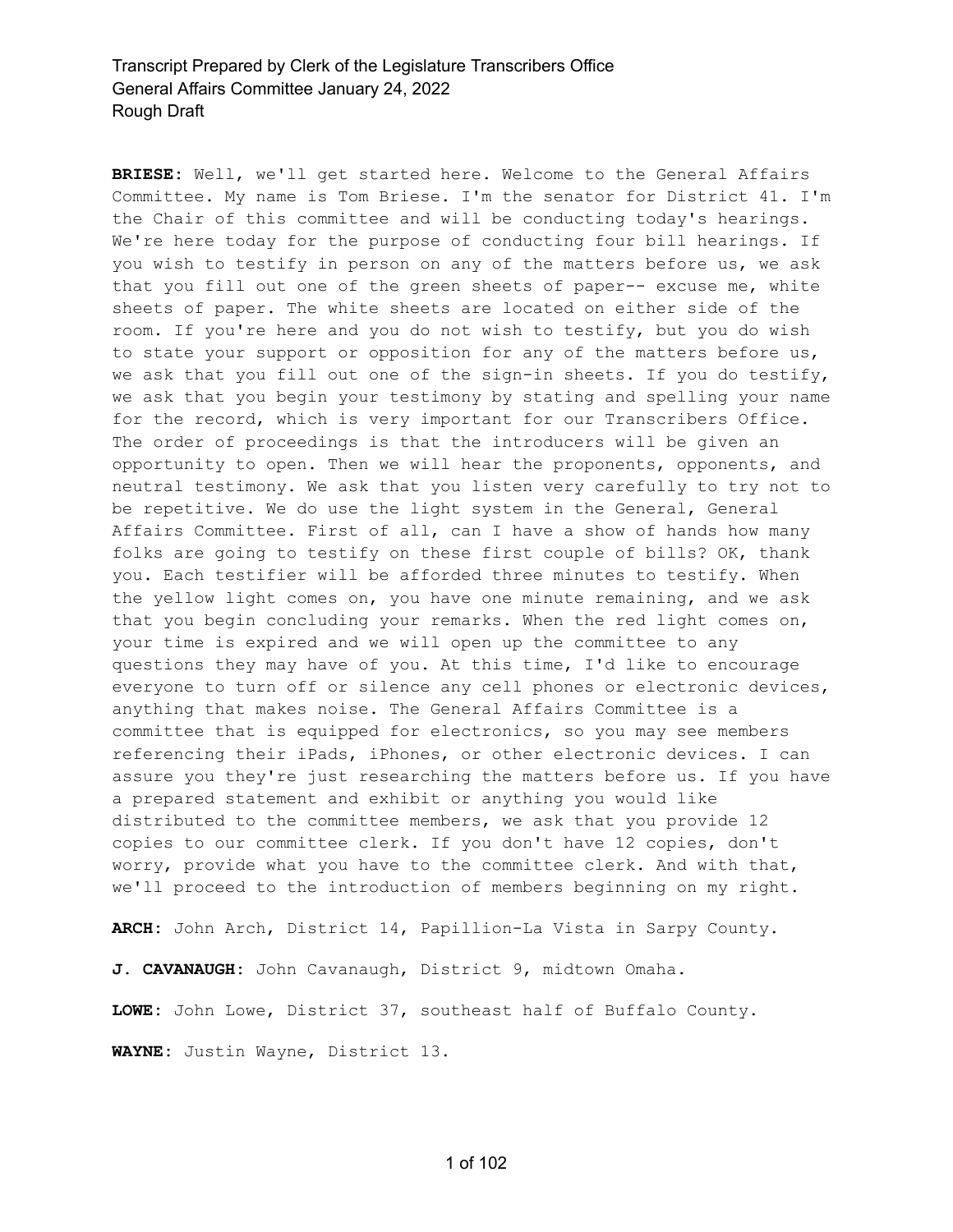**BRIESE:** Well, we'll get started here. Welcome to the General Affairs Committee. My name is Tom Briese. I'm the senator for District 41. I'm the Chair of this committee and will be conducting today's hearings. We're here today for the purpose of conducting four bill hearings. If you wish to testify in person on any of the matters before us, we ask that you fill out one of the green sheets of paper-- excuse me, white sheets of paper. The white sheets are located on either side of the room. If you're here and you do not wish to testify, but you do wish to state your support or opposition for any of the matters before us, we ask that you fill out one of the sign-in sheets. If you do testify, we ask that you begin your testimony by stating and spelling your name for the record, which is very important for our Transcribers Office. The order of proceedings is that the introducers will be given an opportunity to open. Then we will hear the proponents, opponents, and neutral testimony. We ask that you listen very carefully to try not to be repetitive. We do use the light system in the General, General Affairs Committee. First of all, can I have a show of hands how many folks are going to testify on these first couple of bills? OK, thank you. Each testifier will be afforded three minutes to testify. When the yellow light comes on, you have one minute remaining, and we ask that you begin concluding your remarks. When the red light comes on, your time is expired and we will open up the committee to any questions they may have of you. At this time, I'd like to encourage everyone to turn off or silence any cell phones or electronic devices, anything that makes noise. The General Affairs Committee is a committee that is equipped for electronics, so you may see members referencing their iPads, iPhones, or other electronic devices. I can assure you they're just researching the matters before us. If you have a prepared statement and exhibit or anything you would like distributed to the committee members, we ask that you provide 12 copies to our committee clerk. If you don't have 12 copies, don't worry, provide what you have to the committee clerk. And with that, we'll proceed to the introduction of members beginning on my right.

**ARCH:** John Arch, District 14, Papillion-La Vista in Sarpy County.

**J. CAVANAUGH:** John Cavanaugh, District 9, midtown Omaha.

**LOWE:** John Lowe, District 37, southeast half of Buffalo County.

**WAYNE:** Justin Wayne, District 13.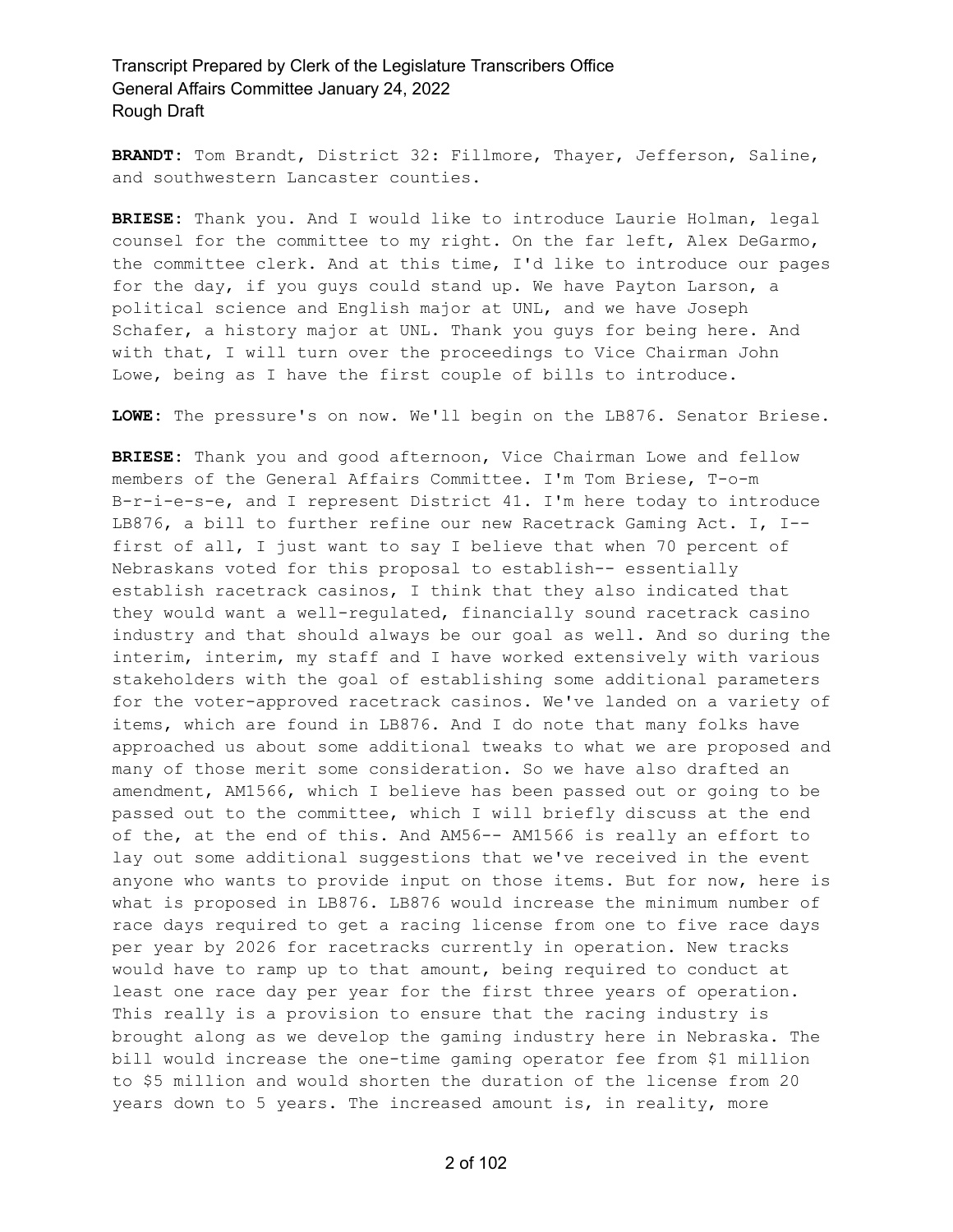**BRANDT:** Tom Brandt, District 32: Fillmore, Thayer, Jefferson, Saline, and southwestern Lancaster counties.

**BRIESE:** Thank you. And I would like to introduce Laurie Holman, legal counsel for the committee to my right. On the far left, Alex DeGarmo, the committee clerk. And at this time, I'd like to introduce our pages for the day, if you guys could stand up. We have Payton Larson, a political science and English major at UNL, and we have Joseph Schafer, a history major at UNL. Thank you guys for being here. And with that, I will turn over the proceedings to Vice Chairman John Lowe, being as I have the first couple of bills to introduce.

**LOWE:** The pressure's on now. We'll begin on the LB876. Senator Briese.

**BRIESE:** Thank you and good afternoon, Vice Chairman Lowe and fellow members of the General Affairs Committee. I'm Tom Briese, T-o-m B-r-i-e-s-e, and I represent District 41. I'm here today to introduce LB876, a bill to further refine our new Racetrack Gaming Act. I, I-- first of all, I just want to say I believe that when 70 percent of Nebraskans voted for this proposal to establish-- essentially establish racetrack casinos, I think that they also indicated that they would want a well-regulated, financially sound racetrack casino industry and that should always be our goal as well. And so during the interim, interim, my staff and I have worked extensively with various stakeholders with the goal of establishing some additional parameters for the voter-approved racetrack casinos. We've landed on a variety of items, which are found in LB876. And I do note that many folks have approached us about some additional tweaks to what we are proposed and many of those merit some consideration. So we have also drafted an amendment, AM1566, which I believe has been passed out or going to be passed out to the committee, which I will briefly discuss at the end of the, at the end of this. And AM56-- AM1566 is really an effort to lay out some additional suggestions that we've received in the event anyone who wants to provide input on those items. But for now, here is what is proposed in LB876. LB876 would increase the minimum number of race days required to get a racing license from one to five race days per year by 2026 for racetracks currently in operation. New tracks would have to ramp up to that amount, being required to conduct at least one race day per year for the first three years of operation. This really is a provision to ensure that the racing industry is brought along as we develop the gaming industry here in Nebraska. The bill would increase the one-time gaming operator fee from $1 million to $5 million and would shorten the duration of the license from 20 years down to 5 years. The increased amount is, in reality, more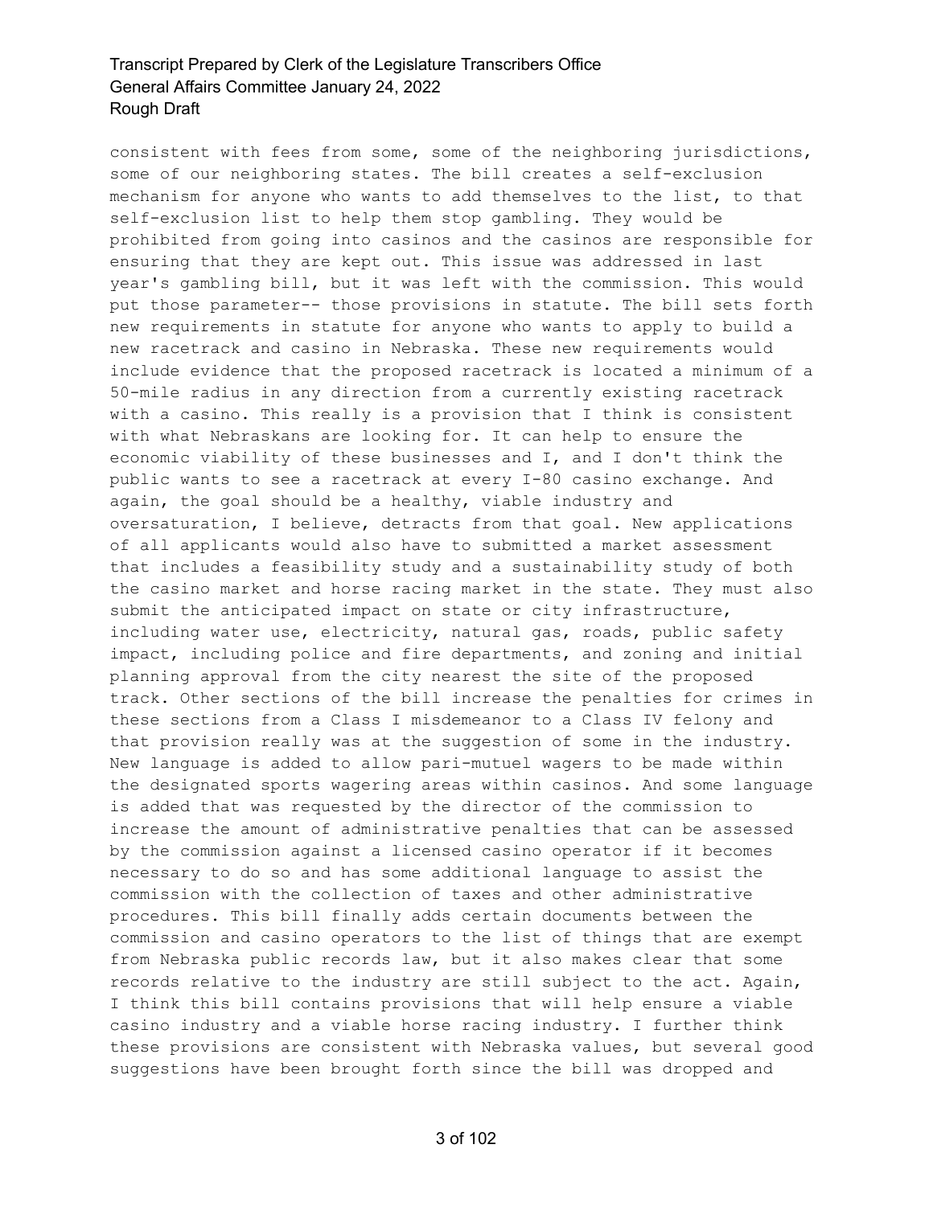consistent with fees from some, some of the neighboring jurisdictions, some of our neighboring states. The bill creates a self-exclusion mechanism for anyone who wants to add themselves to the list, to that self-exclusion list to help them stop gambling. They would be prohibited from going into casinos and the casinos are responsible for ensuring that they are kept out. This issue was addressed in last year's gambling bill, but it was left with the commission. This would put those parameter-- those provisions in statute. The bill sets forth new requirements in statute for anyone who wants to apply to build a new racetrack and casino in Nebraska. These new requirements would include evidence that the proposed racetrack is located a minimum of a 50-mile radius in any direction from a currently existing racetrack with a casino. This really is a provision that I think is consistent with what Nebraskans are looking for. It can help to ensure the economic viability of these businesses and I, and I don't think the public wants to see a racetrack at every I-80 casino exchange. And again, the goal should be a healthy, viable industry and oversaturation, I believe, detracts from that goal. New applications of all applicants would also have to submitted a market assessment that includes a feasibility study and a sustainability study of both the casino market and horse racing market in the state. They must also submit the anticipated impact on state or city infrastructure, including water use, electricity, natural gas, roads, public safety impact, including police and fire departments, and zoning and initial planning approval from the city nearest the site of the proposed track. Other sections of the bill increase the penalties for crimes in these sections from a Class I misdemeanor to a Class IV felony and that provision really was at the suggestion of some in the industry. New language is added to allow pari-mutuel wagers to be made within the designated sports wagering areas within casinos. And some language is added that was requested by the director of the commission to increase the amount of administrative penalties that can be assessed by the commission against a licensed casino operator if it becomes necessary to do so and has some additional language to assist the commission with the collection of taxes and other administrative procedures. This bill finally adds certain documents between the commission and casino operators to the list of things that are exempt from Nebraska public records law, but it also makes clear that some records relative to the industry are still subject to the act. Again, I think this bill contains provisions that will help ensure a viable casino industry and a viable horse racing industry. I further think these provisions are consistent with Nebraska values, but several good suggestions have been brought forth since the bill was dropped and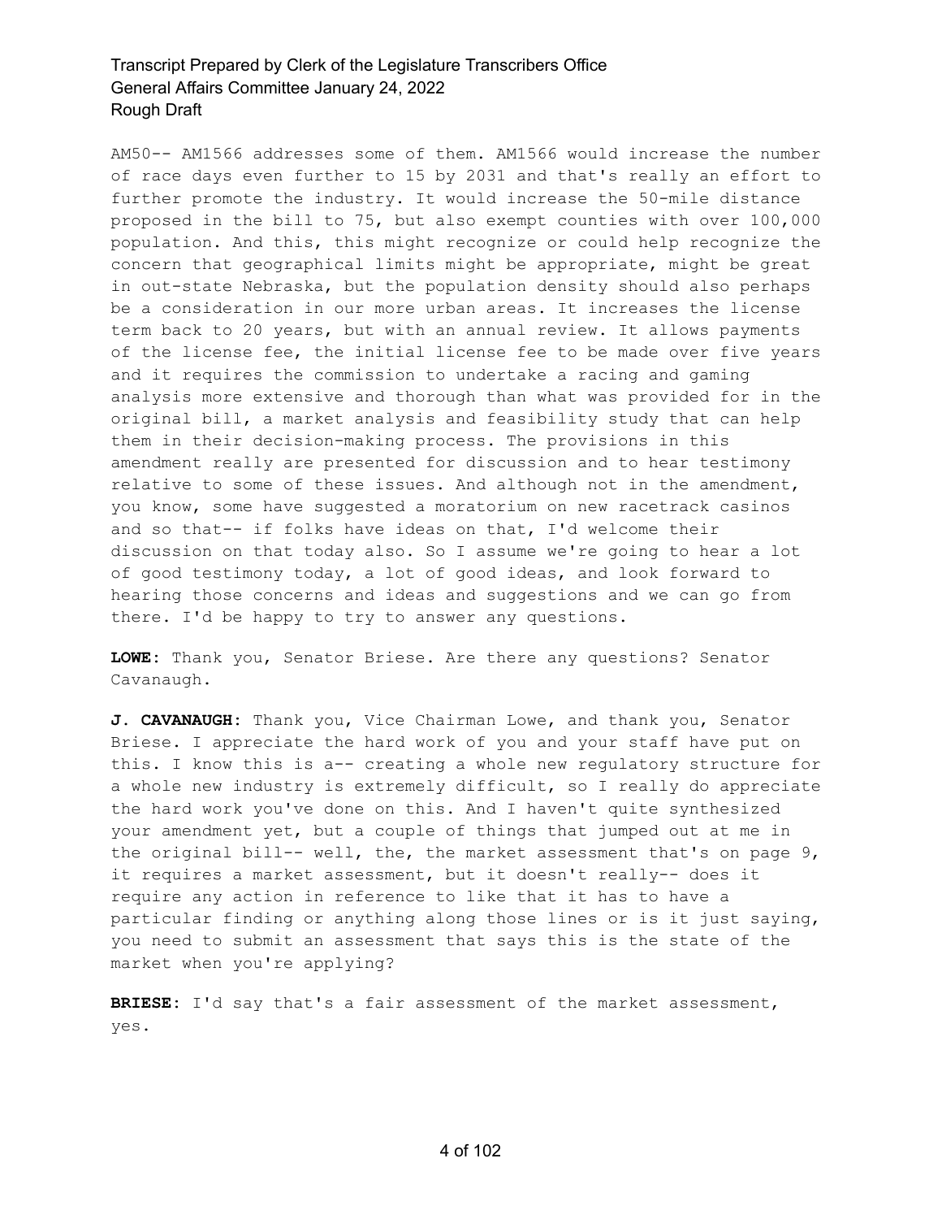AM50-- AM1566 addresses some of them. AM1566 would increase the number of race days even further to 15 by 2031 and that's really an effort to further promote the industry. It would increase the 50-mile distance proposed in the bill to 75, but also exempt counties with over 100,000 population. And this, this might recognize or could help recognize the concern that geographical limits might be appropriate, might be great in out-state Nebraska, but the population density should also perhaps be a consideration in our more urban areas. It increases the license term back to 20 years, but with an annual review. It allows payments of the license fee, the initial license fee to be made over five years and it requires the commission to undertake a racing and gaming analysis more extensive and thorough than what was provided for in the original bill, a market analysis and feasibility study that can help them in their decision-making process. The provisions in this amendment really are presented for discussion and to hear testimony relative to some of these issues. And although not in the amendment, you know, some have suggested a moratorium on new racetrack casinos and so that-- if folks have ideas on that, I'd welcome their discussion on that today also. So I assume we're going to hear a lot of good testimony today, a lot of good ideas, and look forward to hearing those concerns and ideas and suggestions and we can go from there. I'd be happy to try to answer any questions.

**LOWE:** Thank you, Senator Briese. Are there any questions? Senator Cavanaugh.

**J. CAVANAUGH:** Thank you, Vice Chairman Lowe, and thank you, Senator Briese. I appreciate the hard work of you and your staff have put on this. I know this is a-- creating a whole new regulatory structure for a whole new industry is extremely difficult, so I really do appreciate the hard work you've done on this. And I haven't quite synthesized your amendment yet, but a couple of things that jumped out at me in the original bill-- well, the, the market assessment that's on page 9, it requires a market assessment, but it doesn't really-- does it require any action in reference to like that it has to have a particular finding or anything along those lines or is it just saying, you need to submit an assessment that says this is the state of the market when you're applying?

**BRIESE:** I'd say that's a fair assessment of the market assessment, yes.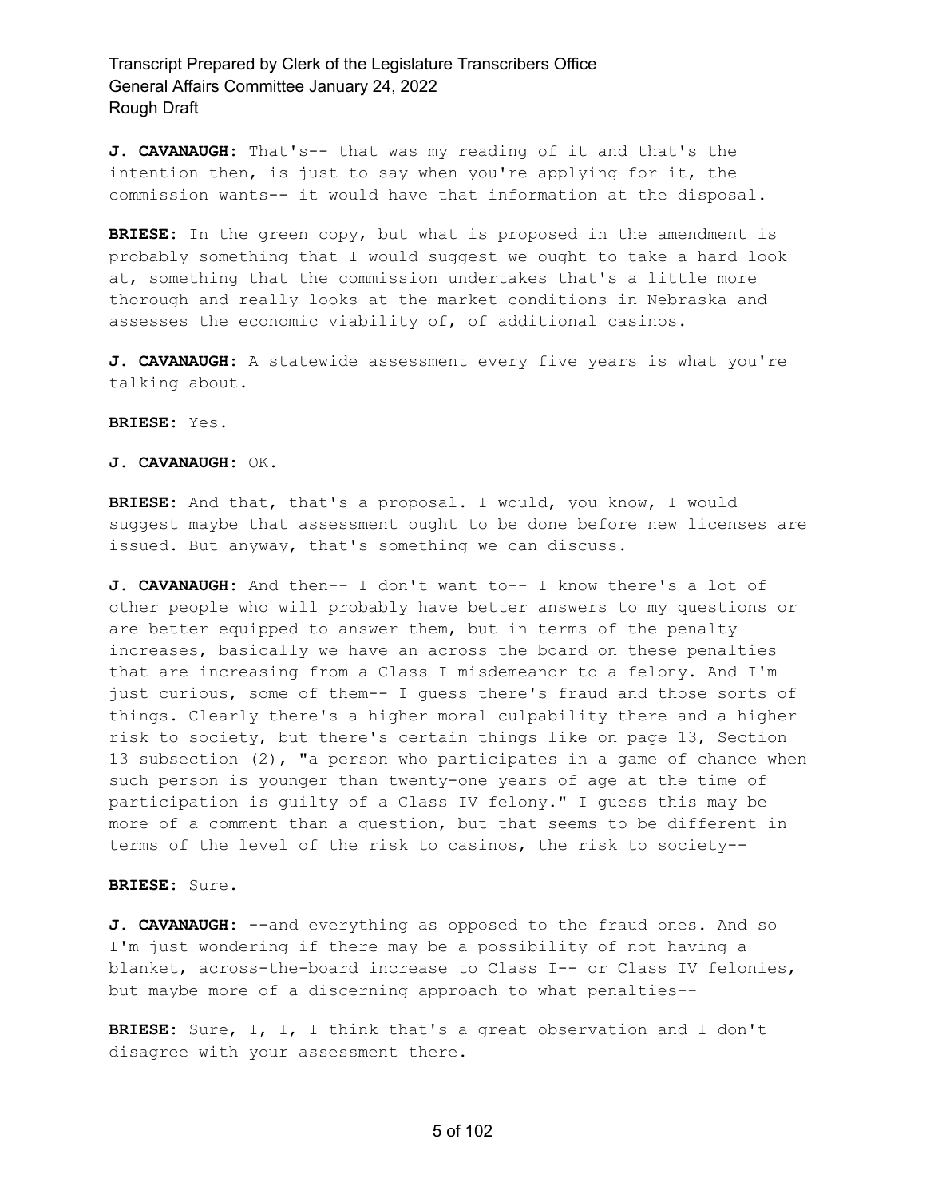**J. CAVANAUGH:** That's-- that was my reading of it and that's the intention then, is just to say when you're applying for it, the commission wants-- it would have that information at the disposal.

**BRIESE:** In the green copy, but what is proposed in the amendment is probably something that I would suggest we ought to take a hard look at, something that the commission undertakes that's a little more thorough and really looks at the market conditions in Nebraska and assesses the economic viability of, of additional casinos.

**J. CAVANAUGH:** A statewide assessment every five years is what you're talking about.

**BRIESE:** Yes.

**J. CAVANAUGH:** OK.

**BRIESE:** And that, that's a proposal. I would, you know, I would suggest maybe that assessment ought to be done before new licenses are issued. But anyway, that's something we can discuss.

**J. CAVANAUGH:** And then-- I don't want to-- I know there's a lot of other people who will probably have better answers to my questions or are better equipped to answer them, but in terms of the penalty increases, basically we have an across the board on these penalties that are increasing from a Class I misdemeanor to a felony. And I'm just curious, some of them-- I guess there's fraud and those sorts of things. Clearly there's a higher moral culpability there and a higher risk to society, but there's certain things like on page 13, Section 13 subsection (2), "a person who participates in a game of chance when such person is younger than twenty-one years of age at the time of participation is guilty of a Class IV felony." I guess this may be more of a comment than a question, but that seems to be different in terms of the level of the risk to casinos, the risk to society--

**BRIESE:** Sure.

**J. CAVANAUGH:** --and everything as opposed to the fraud ones. And so I'm just wondering if there may be a possibility of not having a blanket, across-the-board increase to Class I-- or Class IV felonies, but maybe more of a discerning approach to what penalties--

**BRIESE:** Sure, I, I, I think that's a great observation and I don't disagree with your assessment there.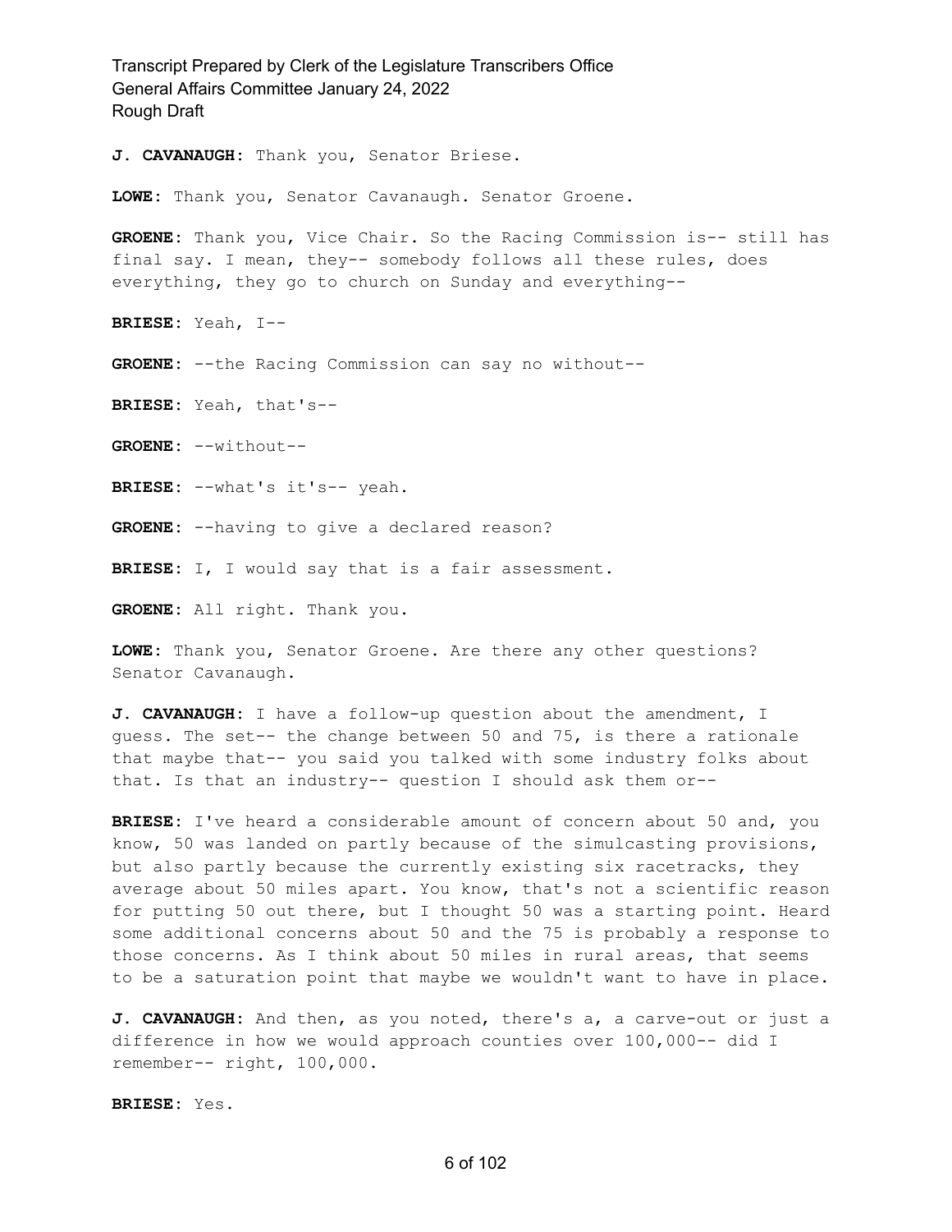**J. CAVANAUGH:** Thank you, Senator Briese.

**LOWE:** Thank you, Senator Cavanaugh. Senator Groene.

**GROENE:** Thank you, Vice Chair. So the Racing Commission is-- still has final say. I mean, they-- somebody follows all these rules, does everything, they go to church on Sunday and everything--

**BRIESE:** Yeah, I--

**GROENE:** --the Racing Commission can say no without--

**BRIESE:** Yeah, that's--

**GROENE:** --without--

**BRIESE:** --what's it's-- yeah.

**GROENE:** --having to give a declared reason?

**BRIESE:** I, I would say that is a fair assessment.

**GROENE:** All right. Thank you.

**LOWE:** Thank you, Senator Groene. Are there any other questions? Senator Cavanaugh.

**J. CAVANAUGH:** I have a follow-up question about the amendment, I guess. The set-- the change between 50 and 75, is there a rationale that maybe that-- you said you talked with some industry folks about that. Is that an industry-- question I should ask them or--

**BRIESE:** I've heard a considerable amount of concern about 50 and, you know, 50 was landed on partly because of the simulcasting provisions, but also partly because the currently existing six racetracks, they average about 50 miles apart. You know, that's not a scientific reason for putting 50 out there, but I thought 50 was a starting point. Heard some additional concerns about 50 and the 75 is probably a response to those concerns. As I think about 50 miles in rural areas, that seems to be a saturation point that maybe we wouldn't want to have in place.

**J. CAVANAUGH:** And then, as you noted, there's a, a carve-out or just a difference in how we would approach counties over 100,000-- did I remember-- right, 100,000.

**BRIESE:** Yes.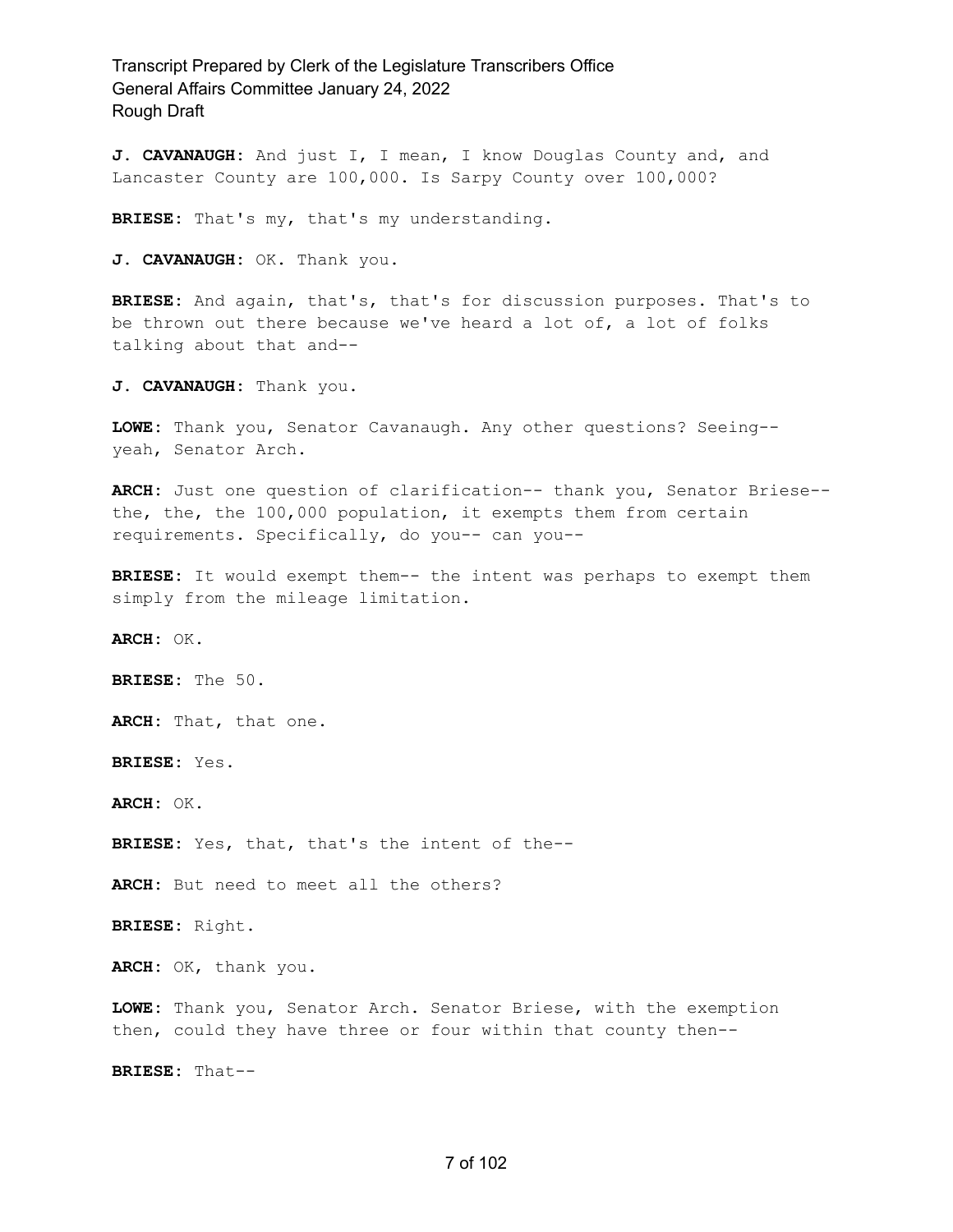**J. CAVANAUGH:** And just I, I mean, I know Douglas County and, and Lancaster County are 100,000. Is Sarpy County over 100,000?

**BRIESE:** That's my, that's my understanding.

**J. CAVANAUGH:** OK. Thank you.

**BRIESE:** And again, that's, that's for discussion purposes. That's to be thrown out there because we've heard a lot of, a lot of folks talking about that and--

**J. CAVANAUGH:** Thank you.

**LOWE:** Thank you, Senator Cavanaugh. Any other questions? Seeing-- yeah, Senator Arch.

**ARCH:** Just one question of clarification-- thank you, Senator Briese-- the, the, the 100,000 population, it exempts them from certain requirements. Specifically, do you-- can you--

**BRIESE:** It would exempt them-- the intent was perhaps to exempt them simply from the mileage limitation.

**ARCH:** OK.

**BRIESE:** The 50.

**ARCH:** That, that one.

**BRIESE:** Yes.

**ARCH:** OK.

**BRIESE:** Yes, that, that's the intent of the--

**ARCH:** But need to meet all the others?

**BRIESE:** Right.

**ARCH:** OK, thank you.

**LOWE:** Thank you, Senator Arch. Senator Briese, with the exemption then, could they have three or four within that county then--

**BRIESE:** That--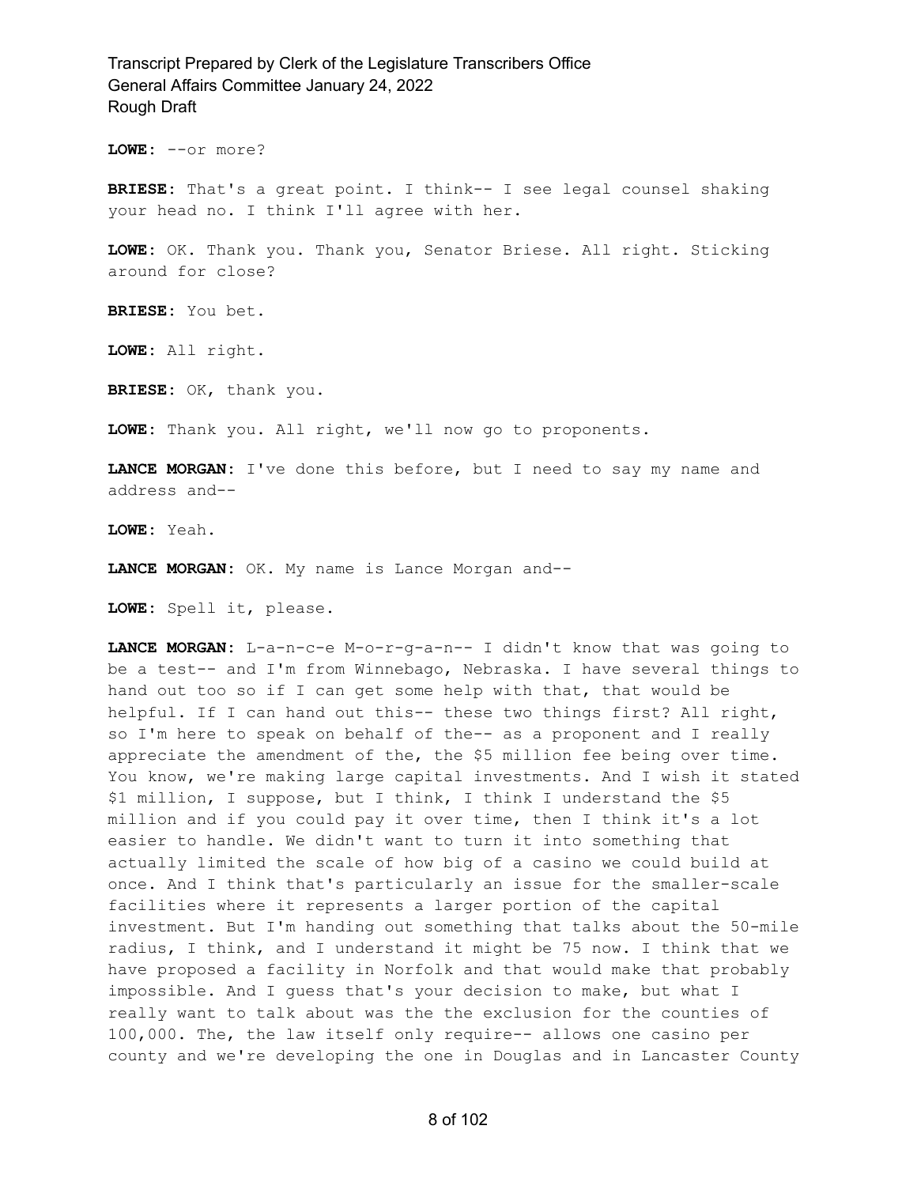**LOWE:** --or more?

**BRIESE:** That's a great point. I think-- I see legal counsel shaking your head no. I think I'll agree with her.

**LOWE:** OK. Thank you. Thank you, Senator Briese. All right. Sticking around for close?

**BRIESE:** You bet.

**LOWE:** All right.

**BRIESE:** OK, thank you.

**LOWE:** Thank you. All right, we'll now go to proponents.

**LANCE MORGAN:** I've done this before, but I need to say my name and address and--

**LOWE:** Yeah.

**LANCE MORGAN:** OK. My name is Lance Morgan and--

**LOWE:** Spell it, please.

**LANCE MORGAN:** L-a-n-c-e M-o-r-g-a-n-- I didn't know that was going to be a test-- and I'm from Winnebago, Nebraska. I have several things to hand out too so if I can get some help with that, that would be helpful. If I can hand out this-- these two things first? All right, so I'm here to speak on behalf of the-- as a proponent and I really appreciate the amendment of the, the $5 million fee being over time. You know, we're making large capital investments. And I wish it stated $1 million, I suppose, but I think, I think I understand the $5 million and if you could pay it over time, then I think it's a lot easier to handle. We didn't want to turn it into something that actually limited the scale of how big of a casino we could build at once. And I think that's particularly an issue for the smaller-scale facilities where it represents a larger portion of the capital investment. But I'm handing out something that talks about the 50-mile radius, I think, and I understand it might be 75 now. I think that we have proposed a facility in Norfolk and that would make that probably impossible. And I guess that's your decision to make, but what I really want to talk about was the the exclusion for the counties of 100,000. The, the law itself only require-- allows one casino per county and we're developing the one in Douglas and in Lancaster County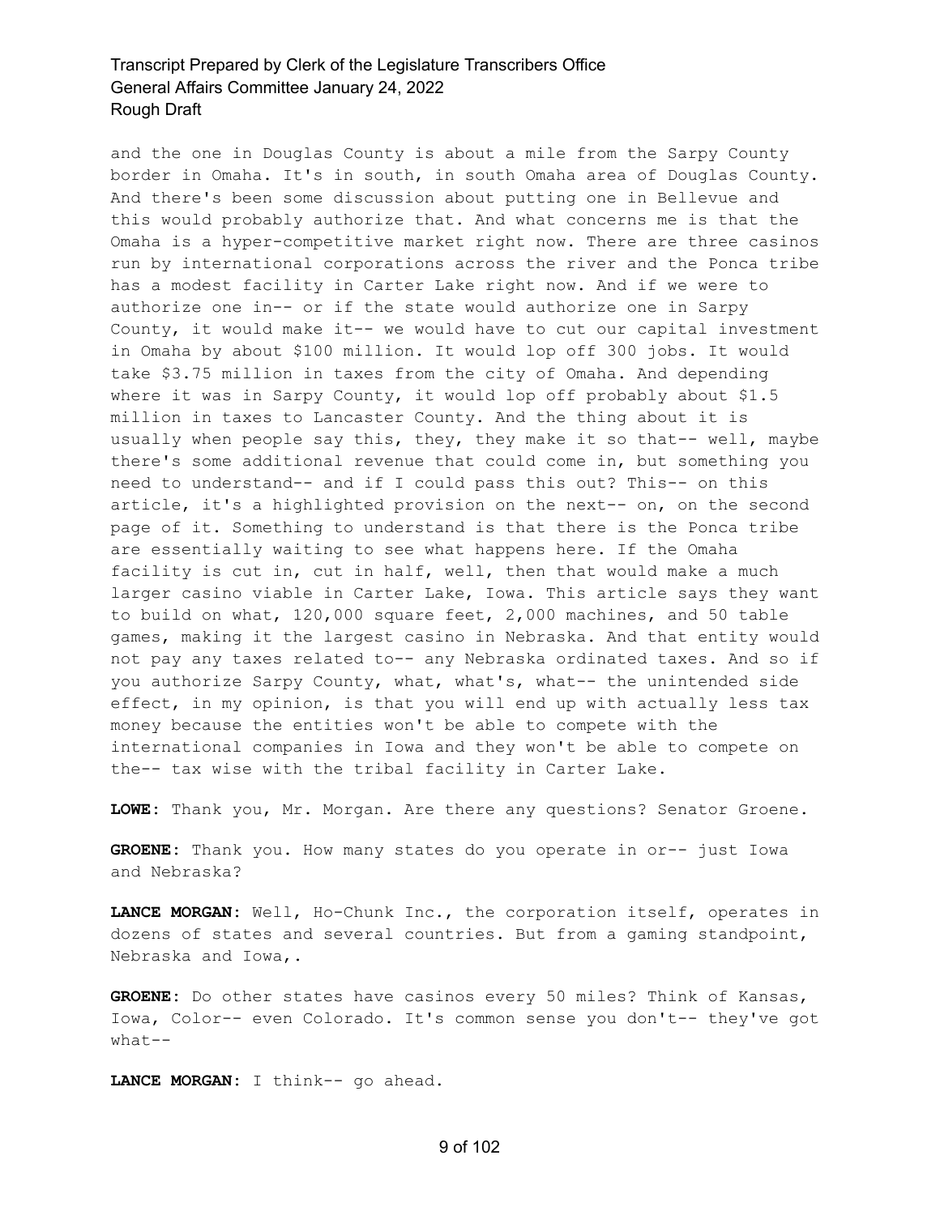and the one in Douglas County is about a mile from the Sarpy County border in Omaha. It's in south, in south Omaha area of Douglas County. And there's been some discussion about putting one in Bellevue and this would probably authorize that. And what concerns me is that the Omaha is a hyper-competitive market right now. There are three casinos run by international corporations across the river and the Ponca tribe has a modest facility in Carter Lake right now. And if we were to authorize one in-- or if the state would authorize one in Sarpy County, it would make it-- we would have to cut our capital investment in Omaha by about $100 million. It would lop off 300 jobs. It would take $3.75 million in taxes from the city of Omaha. And depending where it was in Sarpy County, it would lop off probably about $1.5 million in taxes to Lancaster County. And the thing about it is usually when people say this, they, they make it so that-- well, maybe there's some additional revenue that could come in, but something you need to understand-- and if I could pass this out? This-- on this article, it's a highlighted provision on the next-- on, on the second page of it. Something to understand is that there is the Ponca tribe are essentially waiting to see what happens here. If the Omaha facility is cut in, cut in half, well, then that would make a much larger casino viable in Carter Lake, Iowa. This article says they want to build on what, 120,000 square feet, 2,000 machines, and 50 table games, making it the largest casino in Nebraska. And that entity would not pay any taxes related to-- any Nebraska ordinated taxes. And so if you authorize Sarpy County, what, what's, what-- the unintended side effect, in my opinion, is that you will end up with actually less tax money because the entities won't be able to compete with the international companies in Iowa and they won't be able to compete on the-- tax wise with the tribal facility in Carter Lake.

**LOWE:** Thank you, Mr. Morgan. Are there any questions? Senator Groene.

**GROENE:** Thank you. How many states do you operate in or-- just Iowa and Nebraska?

**LANCE MORGAN:** Well, Ho-Chunk Inc., the corporation itself, operates in dozens of states and several countries. But from a gaming standpoint, Nebraska and Iowa,.

**GROENE:** Do other states have casinos every 50 miles? Think of Kansas, Iowa, Color-- even Colorado. It's common sense you don't-- they've got what--

**LANCE MORGAN:** I think-- go ahead.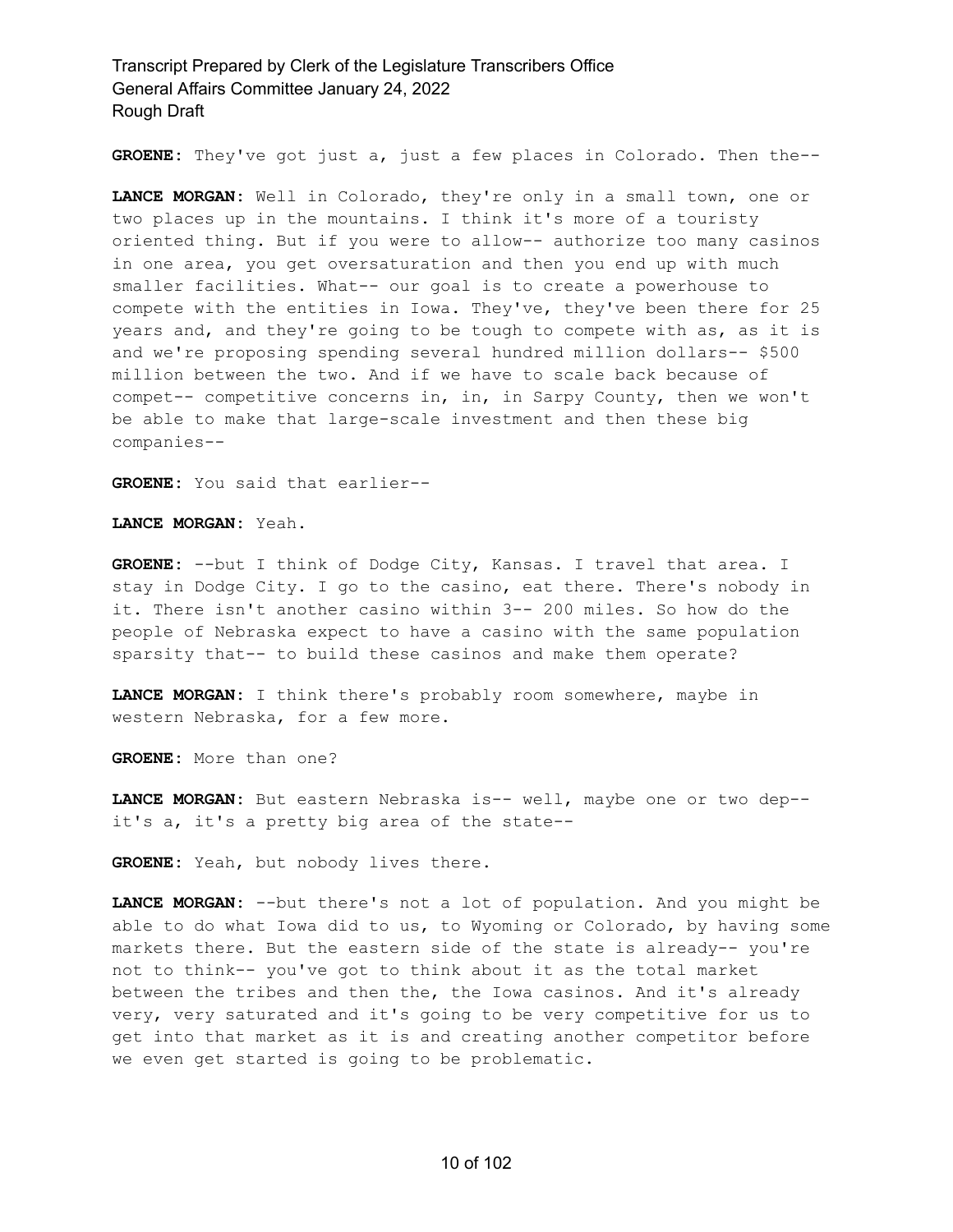**GROENE:** They've got just a, just a few places in Colorado. Then the--

**LANCE MORGAN:** Well in Colorado, they're only in a small town, one or two places up in the mountains. I think it's more of a touristy oriented thing. But if you were to allow-- authorize too many casinos in one area, you get oversaturation and then you end up with much smaller facilities. What-- our goal is to create a powerhouse to compete with the entities in Iowa. They've, they've been there for 25 years and, and they're going to be tough to compete with as, as it is and we're proposing spending several hundred million dollars-- $500 million between the two. And if we have to scale back because of compet-- competitive concerns in, in, in Sarpy County, then we won't be able to make that large-scale investment and then these big companies--

**GROENE:** You said that earlier--

**LANCE MORGAN:** Yeah.

**GROENE:** --but I think of Dodge City, Kansas. I travel that area. I stay in Dodge City. I go to the casino, eat there. There's nobody in it. There isn't another casino within 3-- 200 miles. So how do the people of Nebraska expect to have a casino with the same population sparsity that-- to build these casinos and make them operate?

**LANCE MORGAN:** I think there's probably room somewhere, maybe in western Nebraska, for a few more.

**GROENE:** More than one?

**LANCE MORGAN:** But eastern Nebraska is-- well, maybe one or two dep-- it's a, it's a pretty big area of the state--

**GROENE:** Yeah, but nobody lives there.

**LANCE MORGAN:** --but there's not a lot of population. And you might be able to do what Iowa did to us, to Wyoming or Colorado, by having some markets there. But the eastern side of the state is already-- you're not to think-- you've got to think about it as the total market between the tribes and then the, the Iowa casinos. And it's already very, very saturated and it's going to be very competitive for us to get into that market as it is and creating another competitor before we even get started is going to be problematic.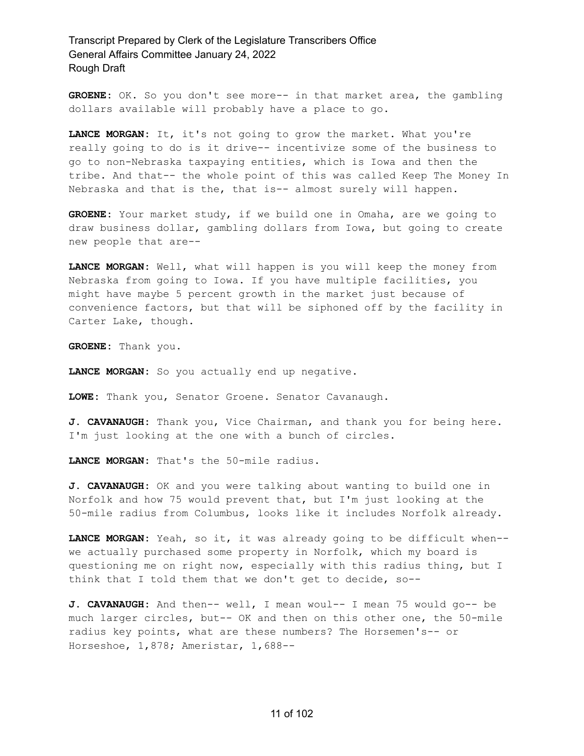**GROENE:** OK. So you don't see more-- in that market area, the gambling dollars available will probably have a place to go.

**LANCE MORGAN:** It, it's not going to grow the market. What you're really going to do is it drive-- incentivize some of the business to go to non-Nebraska taxpaying entities, which is Iowa and then the tribe. And that-- the whole point of this was called Keep The Money In Nebraska and that is the, that is-- almost surely will happen.

**GROENE:** Your market study, if we build one in Omaha, are we going to draw business dollar, gambling dollars from Iowa, but going to create new people that are--

**LANCE MORGAN:** Well, what will happen is you will keep the money from Nebraska from going to Iowa. If you have multiple facilities, you might have maybe 5 percent growth in the market just because of convenience factors, but that will be siphoned off by the facility in Carter Lake, though.

**GROENE:** Thank you.

**LANCE MORGAN:** So you actually end up negative.

**LOWE:** Thank you, Senator Groene. Senator Cavanaugh.

**J. CAVANAUGH:** Thank you, Vice Chairman, and thank you for being here. I'm just looking at the one with a bunch of circles.

**LANCE MORGAN:** That's the 50-mile radius.

**J. CAVANAUGH:** OK and you were talking about wanting to build one in Norfolk and how 75 would prevent that, but I'm just looking at the 50-mile radius from Columbus, looks like it includes Norfolk already.

**LANCE MORGAN:** Yeah, so it, it was already going to be difficult when-- we actually purchased some property in Norfolk, which my board is questioning me on right now, especially with this radius thing, but I think that I told them that we don't get to decide, so--

**J. CAVANAUGH:** And then-- well, I mean woul-- I mean 75 would go-- be much larger circles, but-- OK and then on this other one, the 50-mile radius key points, what are these numbers? The Horsemen's-- or Horseshoe, 1,878; Ameristar, 1,688--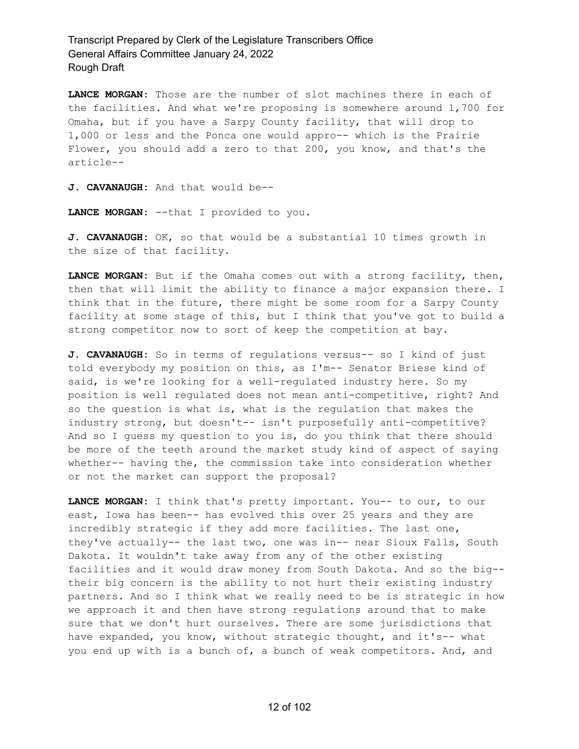**LANCE MORGAN:** Those are the number of slot machines there in each of the facilities. And what we're proposing is somewhere around 1,700 for Omaha, but if you have a Sarpy County facility, that will drop to 1,000 or less and the Ponca one would appro-- which is the Prairie Flower, you should add a zero to that 200, you know, and that's the article--

**J. CAVANAUGH:** And that would be--

**LANCE MORGAN:** --that I provided to you.

**J. CAVANAUGH:** OK, so that would be a substantial 10 times growth in the size of that facility.

**LANCE MORGAN:** But if the Omaha comes out with a strong facility, then, then that will limit the ability to finance a major expansion there. I think that in the future, there might be some room for a Sarpy County facility at some stage of this, but I think that you've got to build a strong competitor now to sort of keep the competition at bay.

**J. CAVANAUGH:** So in terms of regulations versus-- so I kind of just told everybody my position on this, as I'm-- Senator Briese kind of said, is we're looking for a well-regulated industry here. So my position is well regulated does not mean anti-competitive, right? And so the question is what is, what is the regulation that makes the industry strong, but doesn't-- isn't purposefully anti-competitive? And so I guess my question to you is, do you think that there should be more of the teeth around the market study kind of aspect of saying whether-- having the, the commission take into consideration whether or not the market can support the proposal?

**LANCE MORGAN:** I think that's pretty important. You-- to our, to our east, Iowa has been-- has evolved this over 25 years and they are incredibly strategic if they add more facilities. The last one, they've actually-- the last two, one was in-- near Sioux Falls, South Dakota. It wouldn't take away from any of the other existing facilities and it would draw money from South Dakota. And so the big-- their big concern is the ability to not hurt their existing industry partners. And so I think what we really need to be is strategic in how we approach it and then have strong regulations around that to make sure that we don't hurt ourselves. There are some jurisdictions that have expanded, you know, without strategic thought, and it's-- what you end up with is a bunch of, a bunch of weak competitors. And, and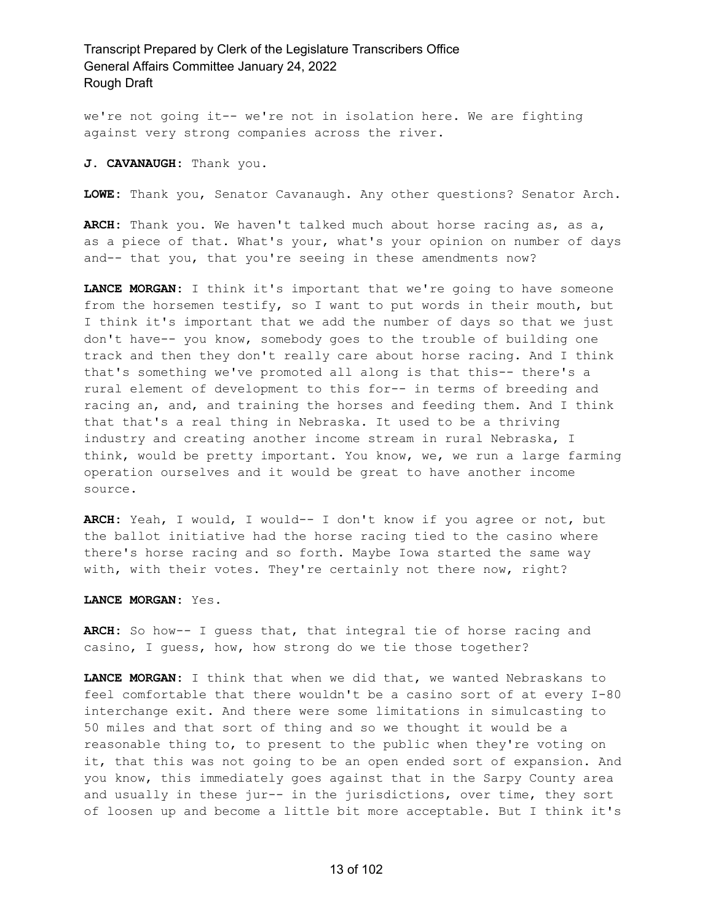we're not going it-- we're not in isolation here. We are fighting against very strong companies across the river.

**J. CAVANAUGH:** Thank you.

**LOWE:** Thank you, Senator Cavanaugh. Any other questions? Senator Arch.

**ARCH:** Thank you. We haven't talked much about horse racing as, as a, as a piece of that. What's your, what's your opinion on number of days and-- that you, that you're seeing in these amendments now?

**LANCE MORGAN:** I think it's important that we're going to have someone from the horsemen testify, so I want to put words in their mouth, but I think it's important that we add the number of days so that we just don't have-- you know, somebody goes to the trouble of building one track and then they don't really care about horse racing. And I think that's something we've promoted all along is that this-- there's a rural element of development to this for-- in terms of breeding and racing an, and, and training the horses and feeding them. And I think that that's a real thing in Nebraska. It used to be a thriving industry and creating another income stream in rural Nebraska, I think, would be pretty important. You know, we, we run a large farming operation ourselves and it would be great to have another income source.

**ARCH:** Yeah, I would, I would-- I don't know if you agree or not, but the ballot initiative had the horse racing tied to the casino where there's horse racing and so forth. Maybe Iowa started the same way with, with their votes. They're certainly not there now, right?

**LANCE MORGAN:** Yes.

**ARCH:** So how-- I guess that, that integral tie of horse racing and casino, I guess, how, how strong do we tie those together?

**LANCE MORGAN:** I think that when we did that, we wanted Nebraskans to feel comfortable that there wouldn't be a casino sort of at every I-80 interchange exit. And there were some limitations in simulcasting to 50 miles and that sort of thing and so we thought it would be a reasonable thing to, to present to the public when they're voting on it, that this was not going to be an open ended sort of expansion. And you know, this immediately goes against that in the Sarpy County area and usually in these jur-- in the jurisdictions, over time, they sort of loosen up and become a little bit more acceptable. But I think it's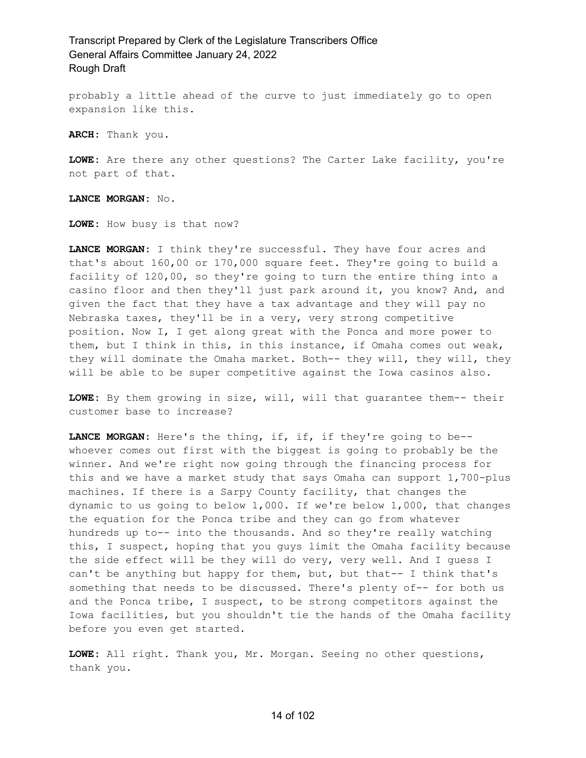probably a little ahead of the curve to just immediately go to open expansion like this.

**ARCH:** Thank you.

**LOWE:** Are there any other questions? The Carter Lake facility, you're not part of that.

**LANCE MORGAN:** No.

**LOWE:** How busy is that now?

**LANCE MORGAN:** I think they're successful. They have four acres and that's about 160,00 or 170,000 square feet. They're going to build a facility of 120,00, so they're going to turn the entire thing into a casino floor and then they'll just park around it, you know? And, and given the fact that they have a tax advantage and they will pay no Nebraska taxes, they'll be in a very, very strong competitive position. Now I, I get along great with the Ponca and more power to them, but I think in this, in this instance, if Omaha comes out weak, they will dominate the Omaha market. Both-- they will, they will, they will be able to be super competitive against the Iowa casinos also.

**LOWE:** By them growing in size, will, will that guarantee them-- their customer base to increase?

**LANCE MORGAN:** Here's the thing, if, if, if they're going to be-- whoever comes out first with the biggest is going to probably be the winner. And we're right now going through the financing process for this and we have a market study that says Omaha can support 1,700-plus machines. If there is a Sarpy County facility, that changes the dynamic to us going to below 1,000. If we're below 1,000, that changes the equation for the Ponca tribe and they can go from whatever hundreds up to-- into the thousands. And so they're really watching this, I suspect, hoping that you guys limit the Omaha facility because the side effect will be they will do very, very well. And I guess I can't be anything but happy for them, but, but that-- I think that's something that needs to be discussed. There's plenty of-- for both us and the Ponca tribe, I suspect, to be strong competitors against the Iowa facilities, but you shouldn't tie the hands of the Omaha facility before you even get started.

**LOWE:** All right. Thank you, Mr. Morgan. Seeing no other questions, thank you.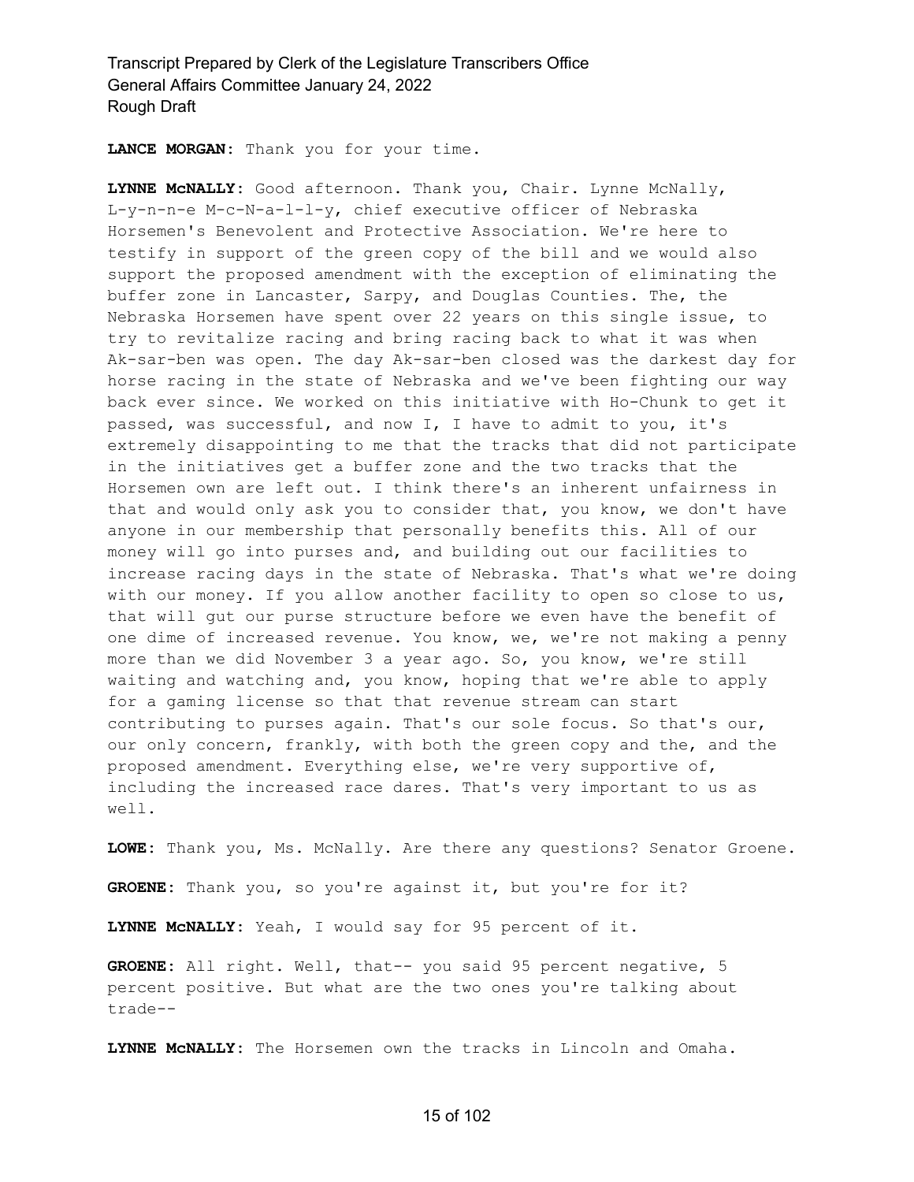**LANCE MORGAN:** Thank you for your time.

**LYNNE McNALLY:** Good afternoon. Thank you, Chair. Lynne McNally, L-y-n-n-e M-c-N-a-l-l-y, chief executive officer of Nebraska Horsemen's Benevolent and Protective Association. We're here to testify in support of the green copy of the bill and we would also support the proposed amendment with the exception of eliminating the buffer zone in Lancaster, Sarpy, and Douglas Counties. The, the Nebraska Horsemen have spent over 22 years on this single issue, to try to revitalize racing and bring racing back to what it was when Ak-sar-ben was open. The day Ak-sar-ben closed was the darkest day for horse racing in the state of Nebraska and we've been fighting our way back ever since. We worked on this initiative with Ho-Chunk to get it passed, was successful, and now I, I have to admit to you, it's extremely disappointing to me that the tracks that did not participate in the initiatives get a buffer zone and the two tracks that the Horsemen own are left out. I think there's an inherent unfairness in that and would only ask you to consider that, you know, we don't have anyone in our membership that personally benefits this. All of our money will go into purses and, and building out our facilities to increase racing days in the state of Nebraska. That's what we're doing with our money. If you allow another facility to open so close to us, that will gut our purse structure before we even have the benefit of one dime of increased revenue. You know, we, we're not making a penny more than we did November 3 a year ago. So, you know, we're still waiting and watching and, you know, hoping that we're able to apply for a gaming license so that that revenue stream can start contributing to purses again. That's our sole focus. So that's our, our only concern, frankly, with both the green copy and the, and the proposed amendment. Everything else, we're very supportive of, including the increased race dares. That's very important to us as well.

**LOWE:** Thank you, Ms. McNally. Are there any questions? Senator Groene.

**GROENE:** Thank you, so you're against it, but you're for it?

**LYNNE McNALLY:** Yeah, I would say for 95 percent of it.

**GROENE:** All right. Well, that-- you said 95 percent negative, 5 percent positive. But what are the two ones you're talking about trade--

**LYNNE McNALLY:** The Horsemen own the tracks in Lincoln and Omaha.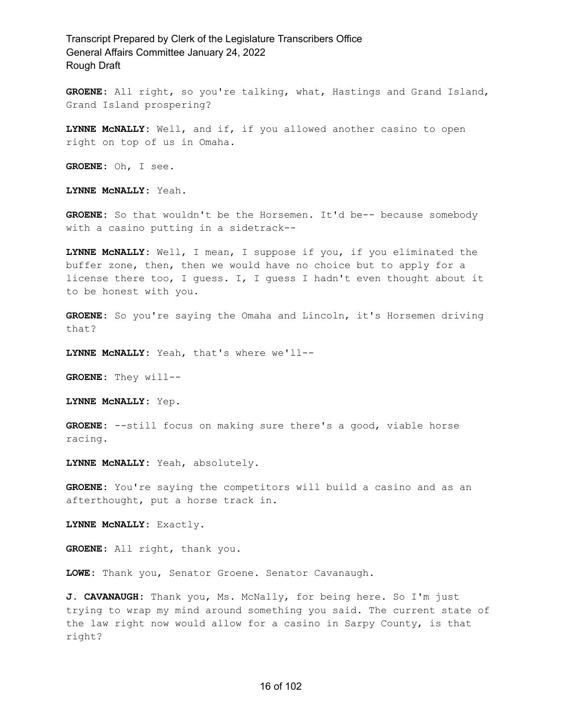**GROENE:** All right, so you're talking, what, Hastings and Grand Island, Grand Island prospering?

**LYNNE McNALLY:** Well, and if, if you allowed another casino to open right on top of us in Omaha.

**GROENE:** Oh, I see.

**LYNNE McNALLY:** Yeah.

**GROENE:** So that wouldn't be the Horsemen. It'd be-- because somebody with a casino putting in a sidetrack--

**LYNNE McNALLY:** Well, I mean, I suppose if you, if you eliminated the buffer zone, then, then we would have no choice but to apply for a license there too, I guess. I, I guess I hadn't even thought about it to be honest with you.

**GROENE:** So you're saying the Omaha and Lincoln, it's Horsemen driving that?

**LYNNE McNALLY:** Yeah, that's where we'll--

**GROENE:** They will--

**LYNNE McNALLY:** Yep.

**GROENE:** --still focus on making sure there's a good, viable horse racing.

**LYNNE McNALLY:** Yeah, absolutely.

**GROENE:** You're saying the competitors will build a casino and as an afterthought, put a horse track in.

**LYNNE McNALLY:** Exactly.

**GROENE:** All right, thank you.

**LOWE:** Thank you, Senator Groene. Senator Cavanaugh.

**J. CAVANAUGH:** Thank you, Ms. McNally, for being here. So I'm just trying to wrap my mind around something you said. The current state of the law right now would allow for a casino in Sarpy County, is that right?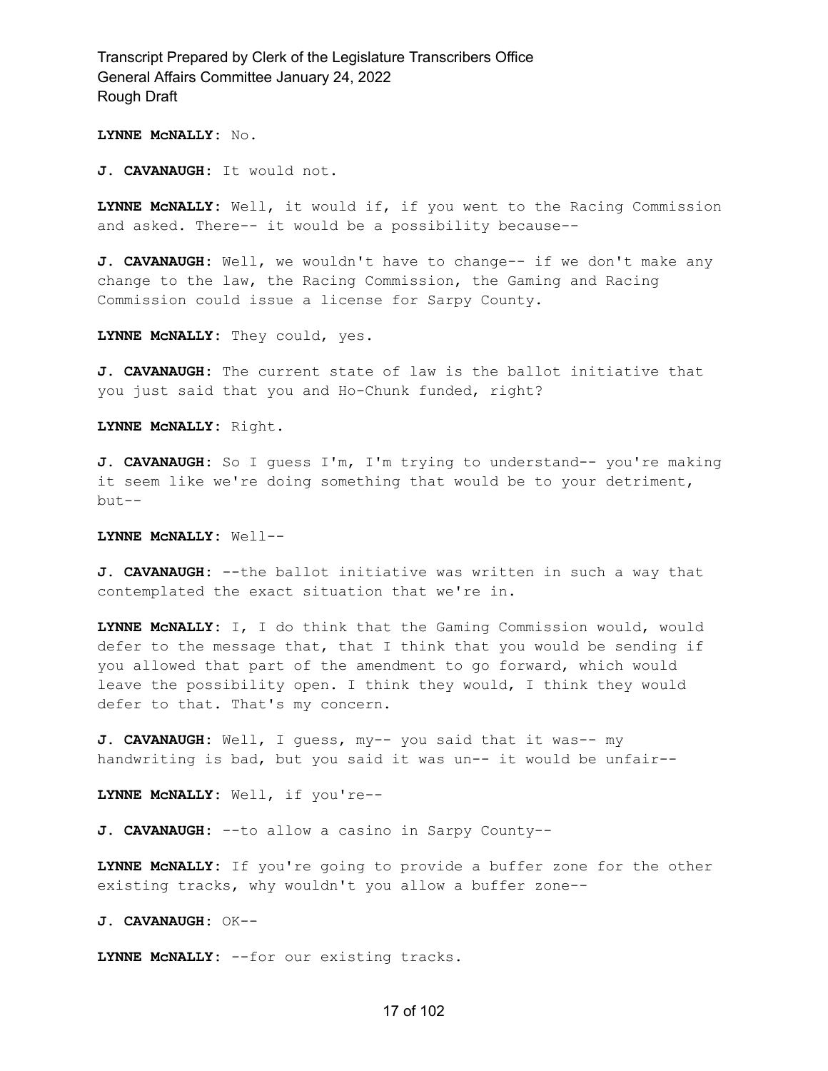**LYNNE McNALLY:** No.

**J. CAVANAUGH:** It would not.

**LYNNE McNALLY:** Well, it would if, if you went to the Racing Commission and asked. There-- it would be a possibility because--

**J. CAVANAUGH:** Well, we wouldn't have to change-- if we don't make any change to the law, the Racing Commission, the Gaming and Racing Commission could issue a license for Sarpy County.

**LYNNE McNALLY:** They could, yes.

**J. CAVANAUGH:** The current state of law is the ballot initiative that you just said that you and Ho-Chunk funded, right?

**LYNNE McNALLY:** Right.

**J. CAVANAUGH:** So I guess I'm, I'm trying to understand-- you're making it seem like we're doing something that would be to your detriment, but--

**LYNNE McNALLY:** Well--

**J. CAVANAUGH:** --the ballot initiative was written in such a way that contemplated the exact situation that we're in.

**LYNNE McNALLY:** I, I do think that the Gaming Commission would, would defer to the message that, that I think that you would be sending if you allowed that part of the amendment to go forward, which would leave the possibility open. I think they would, I think they would defer to that. That's my concern.

**J. CAVANAUGH:** Well, I guess, my-- you said that it was-- my handwriting is bad, but you said it was un-- it would be unfair--

**LYNNE McNALLY:** Well, if you're--

**J. CAVANAUGH:** --to allow a casino in Sarpy County--

**LYNNE McNALLY:** If you're going to provide a buffer zone for the other existing tracks, why wouldn't you allow a buffer zone--

**J. CAVANAUGH:** OK--

**LYNNE McNALLY:** --for our existing tracks.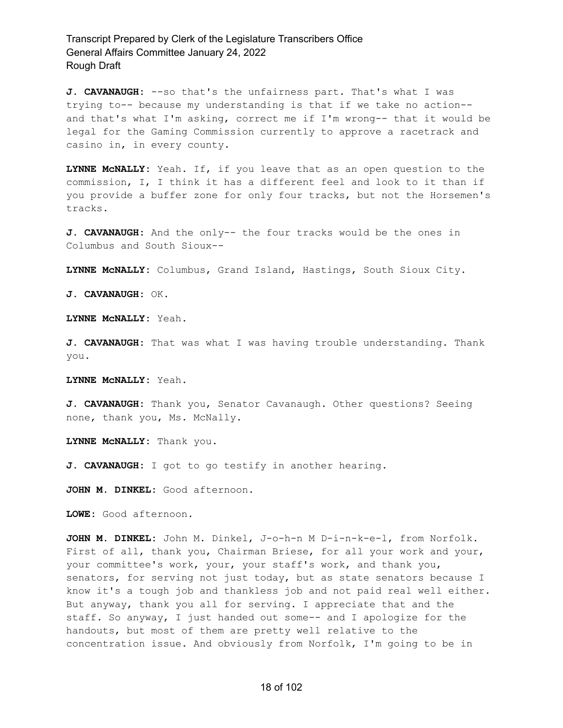**J. CAVANAUGH:** --so that's the unfairness part. That's what I was trying to-- because my understanding is that if we take no action-- and that's what I'm asking, correct me if I'm wrong-- that it would be legal for the Gaming Commission currently to approve a racetrack and casino in, in every county.

**LYNNE McNALLY:** Yeah. If, if you leave that as an open question to the commission, I, I think it has a different feel and look to it than if you provide a buffer zone for only four tracks, but not the Horsemen's tracks.

**J. CAVANAUGH:** And the only-- the four tracks would be the ones in Columbus and South Sioux--

**LYNNE McNALLY:** Columbus, Grand Island, Hastings, South Sioux City.

**J. CAVANAUGH:** OK.

**LYNNE McNALLY:** Yeah.

**J. CAVANAUGH:** That was what I was having trouble understanding. Thank you.

**LYNNE McNALLY:** Yeah.

**J. CAVANAUGH:** Thank you, Senator Cavanaugh. Other questions? Seeing none, thank you, Ms. McNally.

**LYNNE McNALLY:** Thank you.

**J. CAVANAUGH:** I got to go testify in another hearing.

**JOHN M. DINKEL:** Good afternoon.

**LOWE:** Good afternoon.

**JOHN M. DINKEL:** John M. Dinkel, J-o-h-n M D-i-n-k-e-l, from Norfolk. First of all, thank you, Chairman Briese, for all your work and your, your committee's work, your, your staff's work, and thank you, senators, for serving not just today, but as state senators because I know it's a tough job and thankless job and not paid real well either. But anyway, thank you all for serving. I appreciate that and the staff. So anyway, I just handed out some-- and I apologize for the handouts, but most of them are pretty well relative to the concentration issue. And obviously from Norfolk, I'm going to be in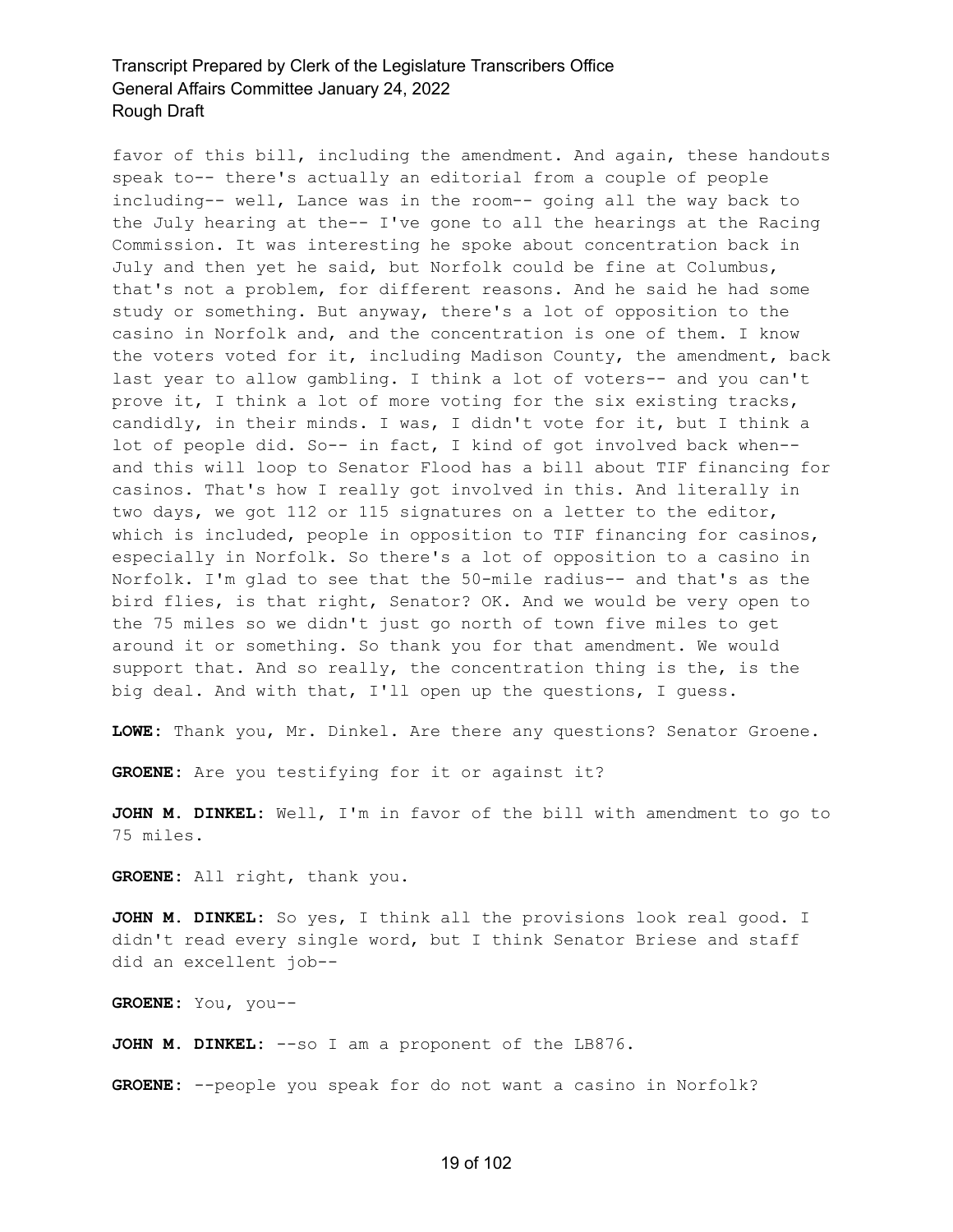favor of this bill, including the amendment. And again, these handouts speak to-- there's actually an editorial from a couple of people including-- well, Lance was in the room-- going all the way back to the July hearing at the-- I've gone to all the hearings at the Racing Commission. It was interesting he spoke about concentration back in July and then yet he said, but Norfolk could be fine at Columbus, that's not a problem, for different reasons. And he said he had some study or something. But anyway, there's a lot of opposition to the casino in Norfolk and, and the concentration is one of them. I know the voters voted for it, including Madison County, the amendment, back last year to allow gambling. I think a lot of voters-- and you can't prove it, I think a lot of more voting for the six existing tracks, candidly, in their minds. I was, I didn't vote for it, but I think a lot of people did. So-- in fact, I kind of got involved back when-- and this will loop to Senator Flood has a bill about TIF financing for casinos. That's how I really got involved in this. And literally in two days, we got 112 or 115 signatures on a letter to the editor, which is included, people in opposition to TIF financing for casinos, especially in Norfolk. So there's a lot of opposition to a casino in Norfolk. I'm glad to see that the 50-mile radius-- and that's as the bird flies, is that right, Senator? OK. And we would be very open to the 75 miles so we didn't just go north of town five miles to get around it or something. So thank you for that amendment. We would support that. And so really, the concentration thing is the, is the big deal. And with that, I'll open up the questions, I guess.

**LOWE:** Thank you, Mr. Dinkel. Are there any questions? Senator Groene.

**GROENE:** Are you testifying for it or against it?

**JOHN M. DINKEL:** Well, I'm in favor of the bill with amendment to go to 75 miles.

**GROENE:** All right, thank you.

**JOHN M. DINKEL:** So yes, I think all the provisions look real good. I didn't read every single word, but I think Senator Briese and staff did an excellent job--

**GROENE:** You, you--

**JOHN M. DINKEL:** --so I am a proponent of the LB876.

**GROENE:** --people you speak for do not want a casino in Norfolk?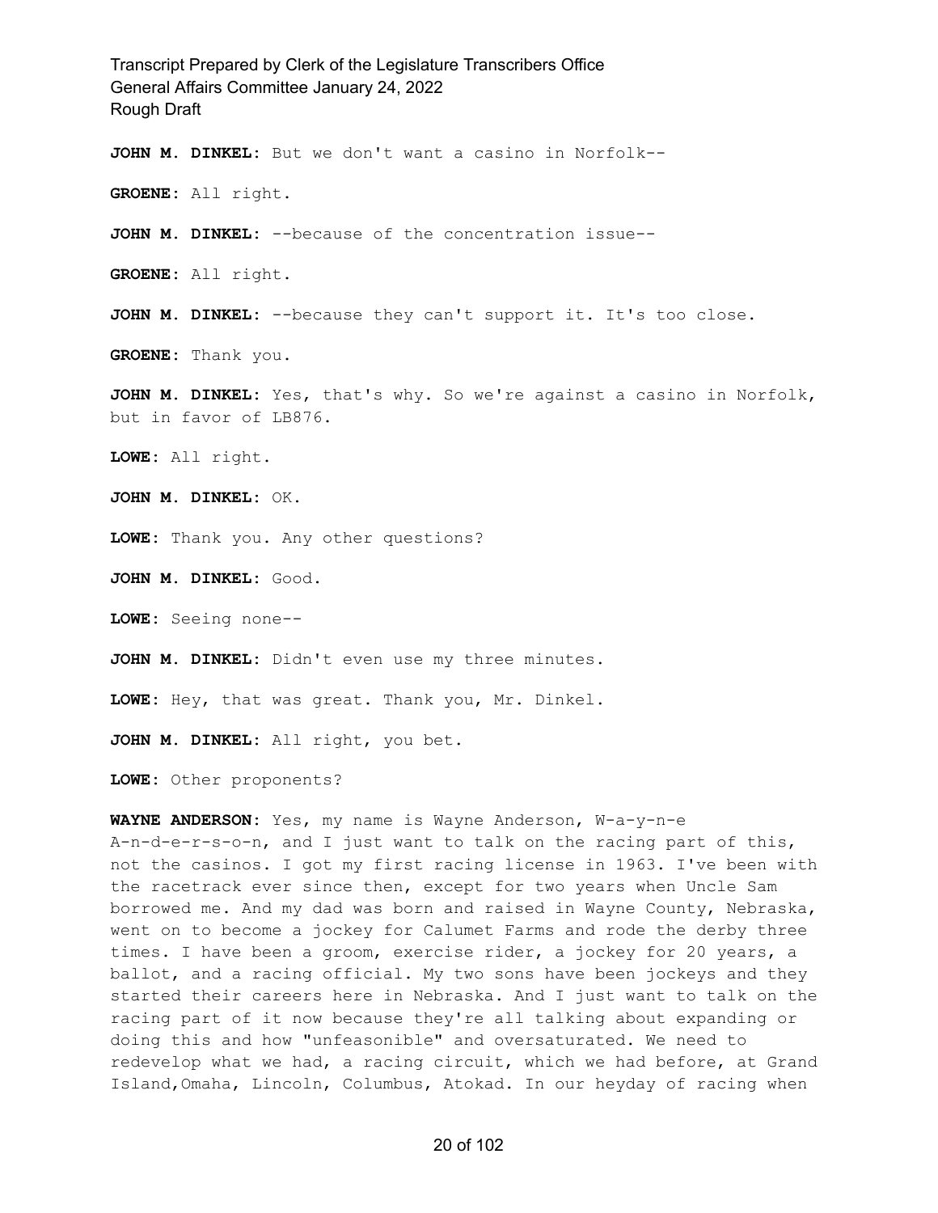**JOHN M. DINKEL:** But we don't want a casino in Norfolk--

**GROENE:** All right.

**JOHN M. DINKEL:** --because of the concentration issue--

**GROENE:** All right.

**JOHN M. DINKEL:** --because they can't support it. It's too close.

**GROENE:** Thank you.

**JOHN M. DINKEL:** Yes, that's why. So we're against a casino in Norfolk, but in favor of LB876.

**LOWE:** All right.

**JOHN M. DINKEL:** OK.

**LOWE:** Thank you. Any other questions?

**JOHN M. DINKEL:** Good.

**LOWE:** Seeing none--

**JOHN M. DINKEL:** Didn't even use my three minutes.

**LOWE:** Hey, that was great. Thank you, Mr. Dinkel.

**JOHN M. DINKEL:** All right, you bet.

**LOWE:** Other proponents?

**WAYNE ANDERSON:** Yes, my name is Wayne Anderson, W-a-y-n-e A-n-d-e-r-s-o-n, and I just want to talk on the racing part of this, not the casinos. I got my first racing license in 1963. I've been with the racetrack ever since then, except for two years when Uncle Sam borrowed me. And my dad was born and raised in Wayne County, Nebraska, went on to become a jockey for Calumet Farms and rode the derby three times. I have been a groom, exercise rider, a jockey for 20 years, a ballot, and a racing official. My two sons have been jockeys and they started their careers here in Nebraska. And I just want to talk on the racing part of it now because they're all talking about expanding or doing this and how "unfeasonible" and oversaturated. We need to redevelop what we had, a racing circuit, which we had before, at Grand Island,Omaha, Lincoln, Columbus, Atokad. In our heyday of racing when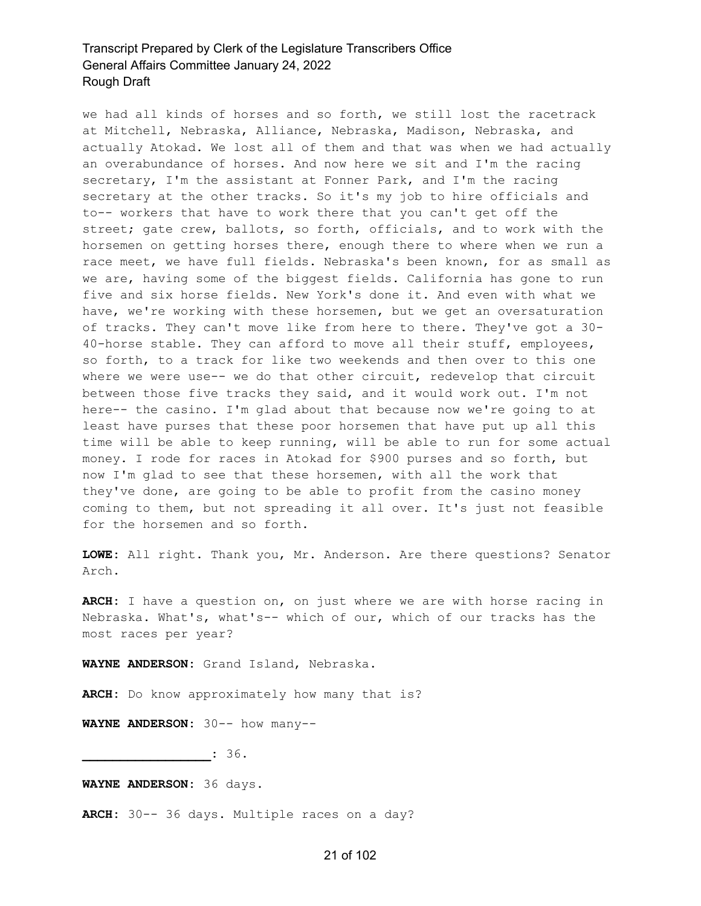we had all kinds of horses and so forth, we still lost the racetrack at Mitchell, Nebraska, Alliance, Nebraska, Madison, Nebraska, and actually Atokad. We lost all of them and that was when we had actually an overabundance of horses. And now here we sit and I'm the racing secretary, I'm the assistant at Fonner Park, and I'm the racing secretary at the other tracks. So it's my job to hire officials and to-- workers that have to work there that you can't get off the street; gate crew, ballots, so forth, officials, and to work with the horsemen on getting horses there, enough there to where when we run a race meet, we have full fields. Nebraska's been known, for as small as we are, having some of the biggest fields. California has gone to run five and six horse fields. New York's done it. And even with what we have, we're working with these horsemen, but we get an oversaturation of tracks. They can't move like from here to there. They've got a 30-40-horse stable. They can afford to move all their stuff, employees, so forth, to a track for like two weekends and then over to this one where we were use-- we do that other circuit, redevelop that circuit between those five tracks they said, and it would work out. I'm not here-- the casino. I'm glad about that because now we're going to at least have purses that these poor horsemen that have put up all this time will be able to keep running, will be able to run for some actual money. I rode for races in Atokad for $900 purses and so forth, but now I'm glad to see that these horsemen, with all the work that they've done, are going to be able to profit from the casino money coming to them, but not spreading it all over. It's just not feasible for the horsemen and so forth.

**LOWE:** All right. Thank you, Mr. Anderson. Are there questions? Senator Arch.

**ARCH:** I have a question on, on just where we are with horse racing in Nebraska. What's, what's-- which of our, which of our tracks has the most races per year?

**WAYNE ANDERSON:** Grand Island, Nebraska.

**ARCH:** Do know approximately how many that is?

**WAYNE ANDERSON:** 30-- how many--

**_________________:** 36.

**WAYNE ANDERSON:** 36 days.

**ARCH:** 30-- 36 days. Multiple races on a day?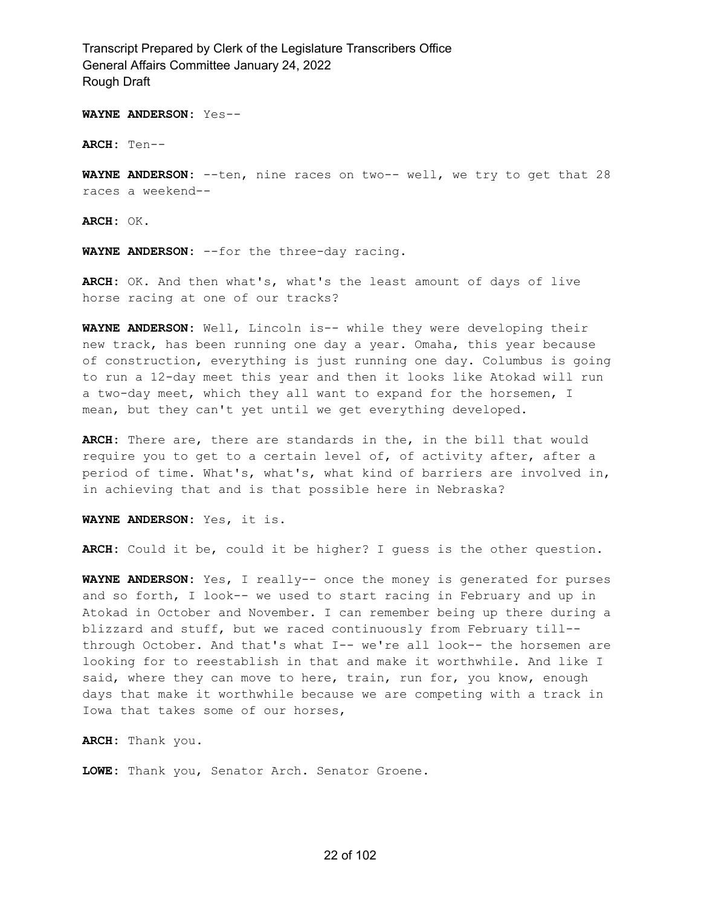**WAYNE ANDERSON:** Yes--

**ARCH:** Ten--

**WAYNE ANDERSON:** --ten, nine races on two-- well, we try to get that 28 races a weekend--

**ARCH:** OK.

**WAYNE ANDERSON:** --for the three-day racing.

**ARCH:** OK. And then what's, what's the least amount of days of live horse racing at one of our tracks?

**WAYNE ANDERSON:** Well, Lincoln is-- while they were developing their new track, has been running one day a year. Omaha, this year because of construction, everything is just running one day. Columbus is going to run a 12-day meet this year and then it looks like Atokad will run a two-day meet, which they all want to expand for the horsemen, I mean, but they can't yet until we get everything developed.

**ARCH:** There are, there are standards in the, in the bill that would require you to get to a certain level of, of activity after, after a period of time. What's, what's, what kind of barriers are involved in, in achieving that and is that possible here in Nebraska?

**WAYNE ANDERSON:** Yes, it is.

**ARCH:** Could it be, could it be higher? I guess is the other question.

**WAYNE ANDERSON:** Yes, I really-- once the money is generated for purses and so forth, I look-- we used to start racing in February and up in Atokad in October and November. I can remember being up there during a blizzard and stuff, but we raced continuously from February till-- through October. And that's what I-- we're all look-- the horsemen are looking for to reestablish in that and make it worthwhile. And like I said, where they can move to here, train, run for, you know, enough days that make it worthwhile because we are competing with a track in Iowa that takes some of our horses,

**ARCH:** Thank you.

**LOWE:** Thank you, Senator Arch. Senator Groene.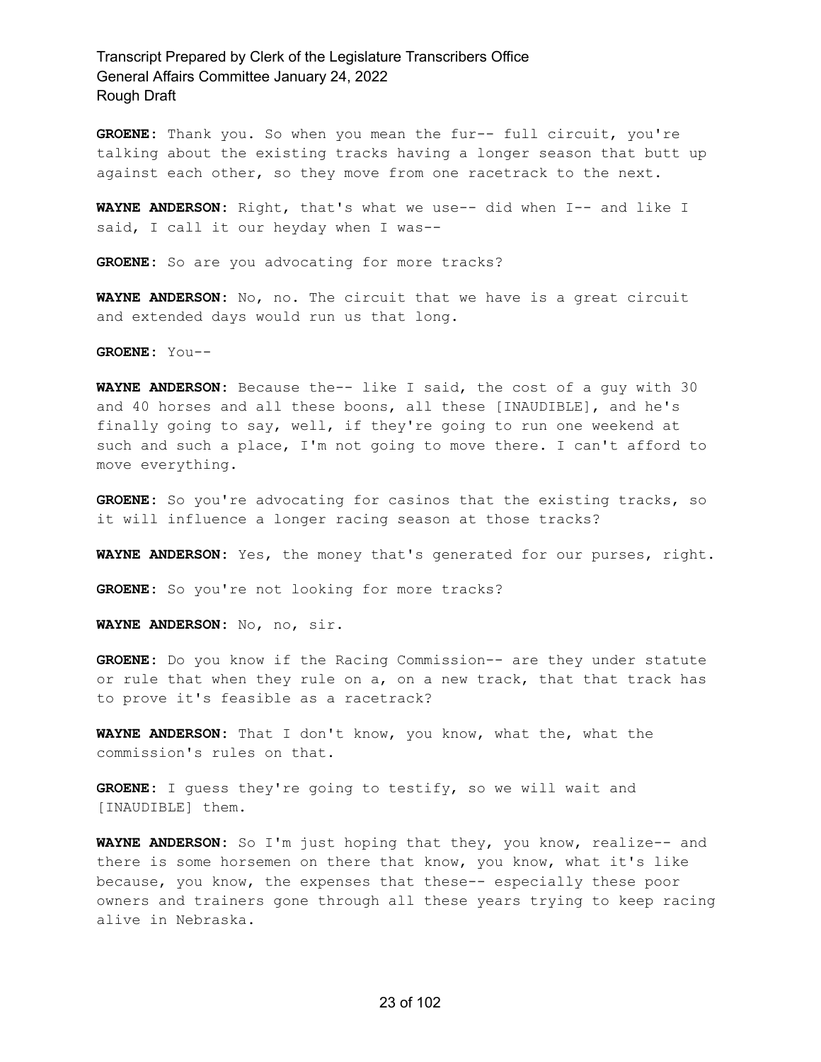**GROENE:** Thank you. So when you mean the fur-- full circuit, you're talking about the existing tracks having a longer season that butt up against each other, so they move from one racetrack to the next.

**WAYNE ANDERSON:** Right, that's what we use-- did when I-- and like I said, I call it our heyday when I was--

**GROENE:** So are you advocating for more tracks?

**WAYNE ANDERSON:** No, no. The circuit that we have is a great circuit and extended days would run us that long.

**GROENE:** You--

**WAYNE ANDERSON:** Because the-- like I said, the cost of a guy with 30 and 40 horses and all these boons, all these [INAUDIBLE], and he's finally going to say, well, if they're going to run one weekend at such and such a place, I'm not going to move there. I can't afford to move everything.

**GROENE:** So you're advocating for casinos that the existing tracks, so it will influence a longer racing season at those tracks?

**WAYNE ANDERSON:** Yes, the money that's generated for our purses, right.

**GROENE:** So you're not looking for more tracks?

**WAYNE ANDERSON:** No, no, sir.

**GROENE:** Do you know if the Racing Commission-- are they under statute or rule that when they rule on a, on a new track, that that track has to prove it's feasible as a racetrack?

**WAYNE ANDERSON:** That I don't know, you know, what the, what the commission's rules on that.

**GROENE:** I guess they're going to testify, so we will wait and [INAUDIBLE] them.

**WAYNE ANDERSON:** So I'm just hoping that they, you know, realize-- and there is some horsemen on there that know, you know, what it's like because, you know, the expenses that these-- especially these poor owners and trainers gone through all these years trying to keep racing alive in Nebraska.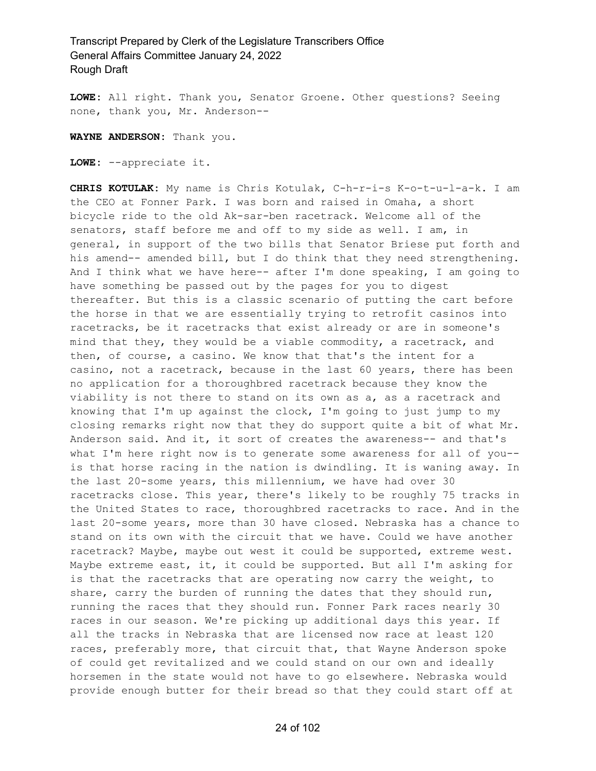**LOWE:** All right. Thank you, Senator Groene. Other questions? Seeing none, thank you, Mr. Anderson--

**WAYNE ANDERSON:** Thank you.

**LOWE:** --appreciate it.

**CHRIS KOTULAK:** My name is Chris Kotulak, C-h-r-i-s K-o-t-u-l-a-k. I am the CEO at Fonner Park. I was born and raised in Omaha, a short bicycle ride to the old Ak-sar-ben racetrack. Welcome all of the senators, staff before me and off to my side as well. I am, in general, in support of the two bills that Senator Briese put forth and his amend-- amended bill, but I do think that they need strengthening. And I think what we have here-- after I'm done speaking, I am going to have something be passed out by the pages for you to digest thereafter. But this is a classic scenario of putting the cart before the horse in that we are essentially trying to retrofit casinos into racetracks, be it racetracks that exist already or are in someone's mind that they, they would be a viable commodity, a racetrack, and then, of course, a casino. We know that that's the intent for a casino, not a racetrack, because in the last 60 years, there has been no application for a thoroughbred racetrack because they know the viability is not there to stand on its own as a, as a racetrack and knowing that I'm up against the clock, I'm going to just jump to my closing remarks right now that they do support quite a bit of what Mr. Anderson said. And it, it sort of creates the awareness-- and that's what I'm here right now is to generate some awareness for all of you-- is that horse racing in the nation is dwindling. It is waning away. In the last 20-some years, this millennium, we have had over 30 racetracks close. This year, there's likely to be roughly 75 tracks in the United States to race, thoroughbred racetracks to race. And in the last 20-some years, more than 30 have closed. Nebraska has a chance to stand on its own with the circuit that we have. Could we have another racetrack? Maybe, maybe out west it could be supported, extreme west. Maybe extreme east, it, it could be supported. But all I'm asking for is that the racetracks that are operating now carry the weight, to share, carry the burden of running the dates that they should run, running the races that they should run. Fonner Park races nearly 30 races in our season. We're picking up additional days this year. If all the tracks in Nebraska that are licensed now race at least 120 races, preferably more, that circuit that, that Wayne Anderson spoke of could get revitalized and we could stand on our own and ideally horsemen in the state would not have to go elsewhere. Nebraska would provide enough butter for their bread so that they could start off at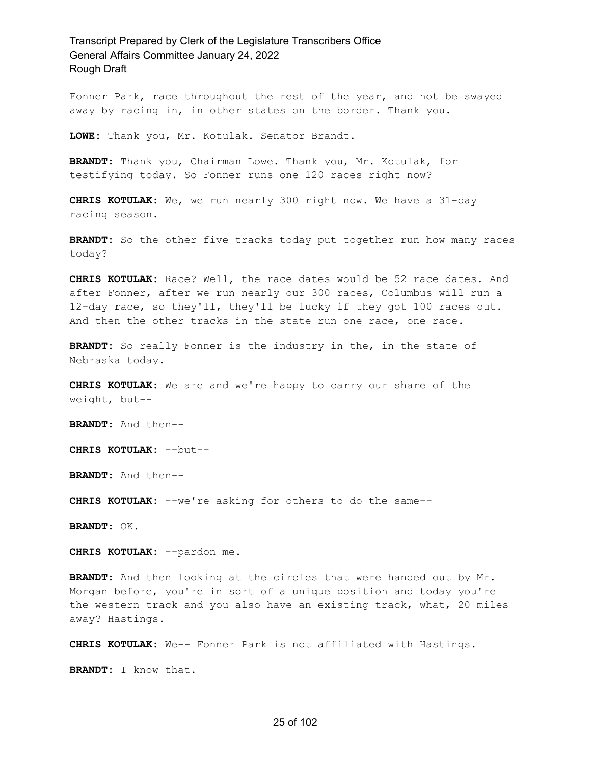Fonner Park, race throughout the rest of the year, and not be swayed away by racing in, in other states on the border. Thank you.

**LOWE:** Thank you, Mr. Kotulak. Senator Brandt.

**BRANDT:** Thank you, Chairman Lowe. Thank you, Mr. Kotulak, for testifying today. So Fonner runs one 120 races right now?

**CHRIS KOTULAK:** We, we run nearly 300 right now. We have a 31-day racing season.

**BRANDT:** So the other five tracks today put together run how many races today?

**CHRIS KOTULAK:** Race? Well, the race dates would be 52 race dates. And after Fonner, after we run nearly our 300 races, Columbus will run a 12-day race, so they'll, they'll be lucky if they got 100 races out. And then the other tracks in the state run one race, one race.

**BRANDT:** So really Fonner is the industry in the, in the state of Nebraska today.

**CHRIS KOTULAK:** We are and we're happy to carry our share of the weight, but--

**BRANDT:** And then--

**CHRIS KOTULAK:** --but--

**BRANDT:** And then--

**CHRIS KOTULAK:** --we're asking for others to do the same--

**BRANDT:** OK.

**CHRIS KOTULAK:** --pardon me.

**BRANDT:** And then looking at the circles that were handed out by Mr. Morgan before, you're in sort of a unique position and today you're the western track and you also have an existing track, what, 20 miles away? Hastings.

**CHRIS KOTULAK:** We-- Fonner Park is not affiliated with Hastings.

**BRANDT:** I know that.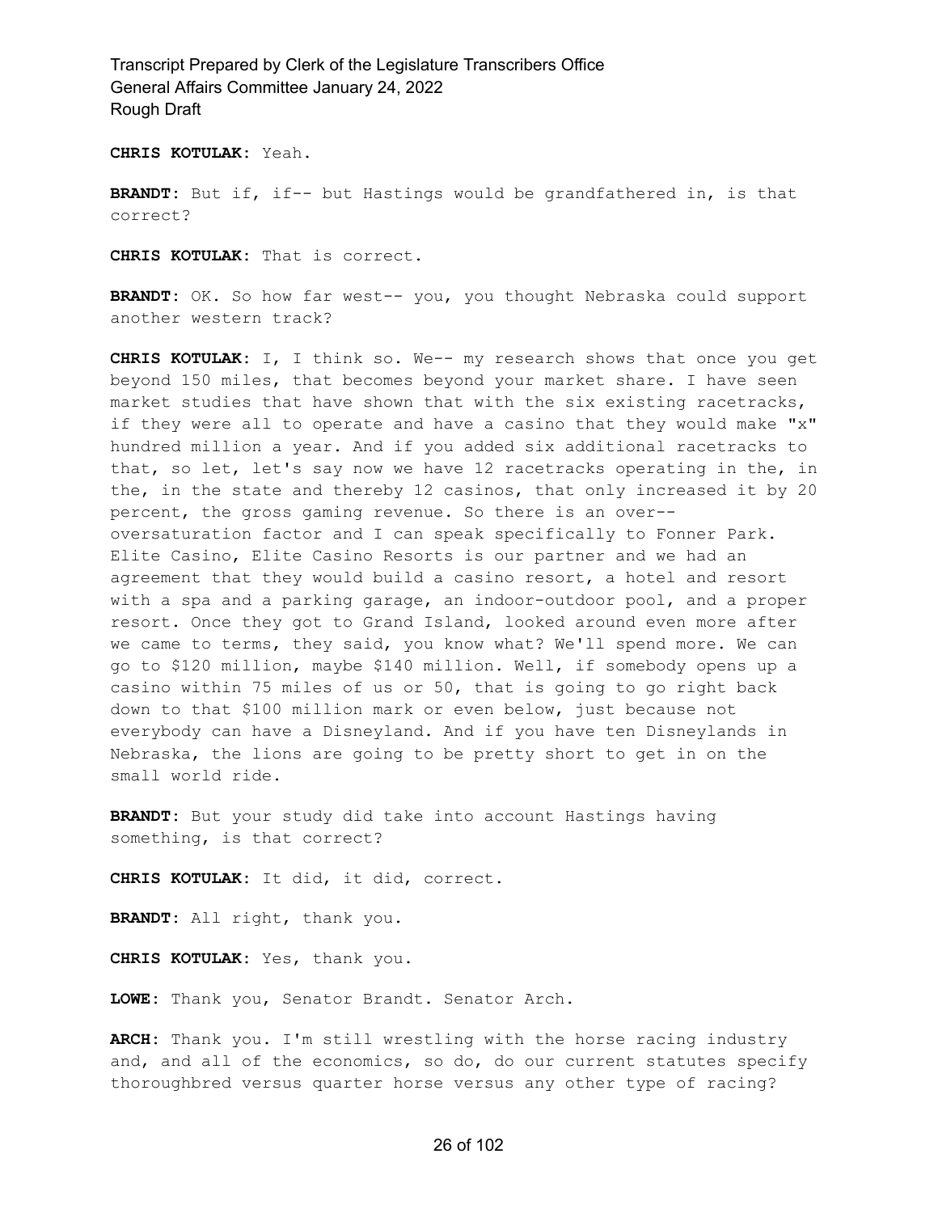**CHRIS KOTULAK:** Yeah.

**BRANDT:** But if, if-- but Hastings would be grandfathered in, is that correct?

**CHRIS KOTULAK:** That is correct.

**BRANDT:** OK. So how far west-- you, you thought Nebraska could support another western track?

**CHRIS KOTULAK:** I, I think so. We-- my research shows that once you get beyond 150 miles, that becomes beyond your market share. I have seen market studies that have shown that with the six existing racetracks, if they were all to operate and have a casino that they would make "x" hundred million a year. And if you added six additional racetracks to that, so let, let's say now we have 12 racetracks operating in the, in the, in the state and thereby 12 casinos, that only increased it by 20 percent, the gross gaming revenue. So there is an over-- oversaturation factor and I can speak specifically to Fonner Park. Elite Casino, Elite Casino Resorts is our partner and we had an agreement that they would build a casino resort, a hotel and resort with a spa and a parking garage, an indoor-outdoor pool, and a proper resort. Once they got to Grand Island, looked around even more after we came to terms, they said, you know what? We'll spend more. We can go to $120 million, maybe $140 million. Well, if somebody opens up a casino within 75 miles of us or 50, that is going to go right back down to that $100 million mark or even below, just because not everybody can have a Disneyland. And if you have ten Disneylands in Nebraska, the lions are going to be pretty short to get in on the small world ride.

**BRANDT:** But your study did take into account Hastings having something, is that correct?

**CHRIS KOTULAK:** It did, it did, correct.

**BRANDT:** All right, thank you.

**CHRIS KOTULAK:** Yes, thank you.

**LOWE:** Thank you, Senator Brandt. Senator Arch.

**ARCH:** Thank you. I'm still wrestling with the horse racing industry and, and all of the economics, so do, do our current statutes specify thoroughbred versus quarter horse versus any other type of racing?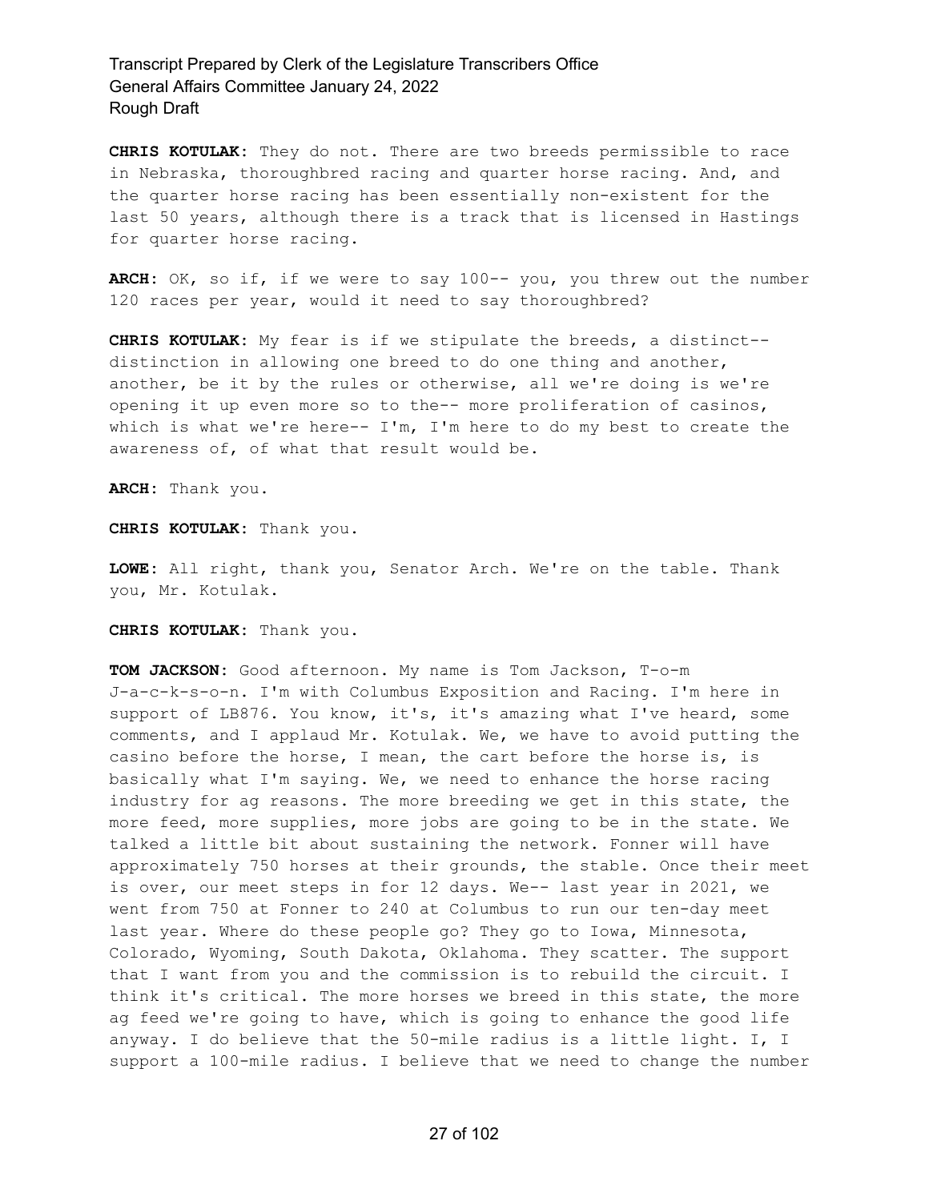**CHRIS KOTULAK:** They do not. There are two breeds permissible to race in Nebraska, thoroughbred racing and quarter horse racing. And, and the quarter horse racing has been essentially non-existent for the last 50 years, although there is a track that is licensed in Hastings for quarter horse racing.

**ARCH:** OK, so if, if we were to say 100-- you, you threw out the number 120 races per year, would it need to say thoroughbred?

**CHRIS KOTULAK:** My fear is if we stipulate the breeds, a distinct-- distinction in allowing one breed to do one thing and another, another, be it by the rules or otherwise, all we're doing is we're opening it up even more so to the-- more proliferation of casinos, which is what we're here-- I'm, I'm here to do my best to create the awareness of, of what that result would be.

**ARCH:** Thank you.

**CHRIS KOTULAK:** Thank you.

**LOWE:** All right, thank you, Senator Arch. We're on the table. Thank you, Mr. Kotulak.

**CHRIS KOTULAK:** Thank you.

**TOM JACKSON:** Good afternoon. My name is Tom Jackson, T-o-m J-a-c-k-s-o-n. I'm with Columbus Exposition and Racing. I'm here in support of LB876. You know, it's, it's amazing what I've heard, some comments, and I applaud Mr. Kotulak. We, we have to avoid putting the casino before the horse, I mean, the cart before the horse is, is basically what I'm saying. We, we need to enhance the horse racing industry for ag reasons. The more breeding we get in this state, the more feed, more supplies, more jobs are going to be in the state. We talked a little bit about sustaining the network. Fonner will have approximately 750 horses at their grounds, the stable. Once their meet is over, our meet steps in for 12 days. We-- last year in 2021, we went from 750 at Fonner to 240 at Columbus to run our ten-day meet last year. Where do these people go? They go to Iowa, Minnesota, Colorado, Wyoming, South Dakota, Oklahoma. They scatter. The support that I want from you and the commission is to rebuild the circuit. I think it's critical. The more horses we breed in this state, the more ag feed we're going to have, which is going to enhance the good life anyway. I do believe that the 50-mile radius is a little light. I, I support a 100-mile radius. I believe that we need to change the number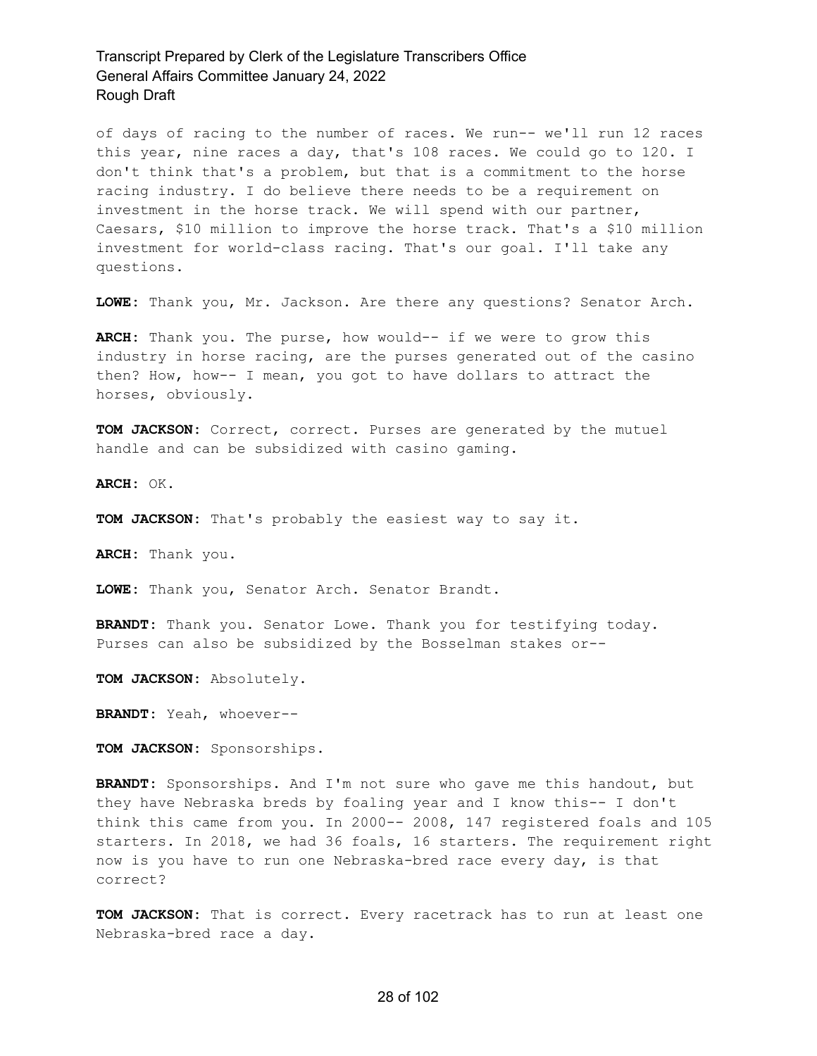of days of racing to the number of races. We run-- we'll run 12 races this year, nine races a day, that's 108 races. We could go to 120. I don't think that's a problem, but that is a commitment to the horse racing industry. I do believe there needs to be a requirement on investment in the horse track. We will spend with our partner, Caesars, $10 million to improve the horse track. That's a $10 million investment for world-class racing. That's our goal. I'll take any questions.

**LOWE:** Thank you, Mr. Jackson. Are there any questions? Senator Arch.

**ARCH:** Thank you. The purse, how would-- if we were to grow this industry in horse racing, are the purses generated out of the casino then? How, how-- I mean, you got to have dollars to attract the horses, obviously.

**TOM JACKSON:** Correct, correct. Purses are generated by the mutuel handle and can be subsidized with casino gaming.

**ARCH:** OK.

**TOM JACKSON:** That's probably the easiest way to say it.

**ARCH:** Thank you.

**LOWE:** Thank you, Senator Arch. Senator Brandt.

**BRANDT:** Thank you. Senator Lowe. Thank you for testifying today. Purses can also be subsidized by the Bosselman stakes or--

**TOM JACKSON:** Absolutely.

**BRANDT:** Yeah, whoever--

**TOM JACKSON:** Sponsorships.

**BRANDT:** Sponsorships. And I'm not sure who gave me this handout, but they have Nebraska breds by foaling year and I know this-- I don't think this came from you. In 2000-- 2008, 147 registered foals and 105 starters. In 2018, we had 36 foals, 16 starters. The requirement right now is you have to run one Nebraska-bred race every day, is that correct?

**TOM JACKSON:** That is correct. Every racetrack has to run at least one Nebraska-bred race a day.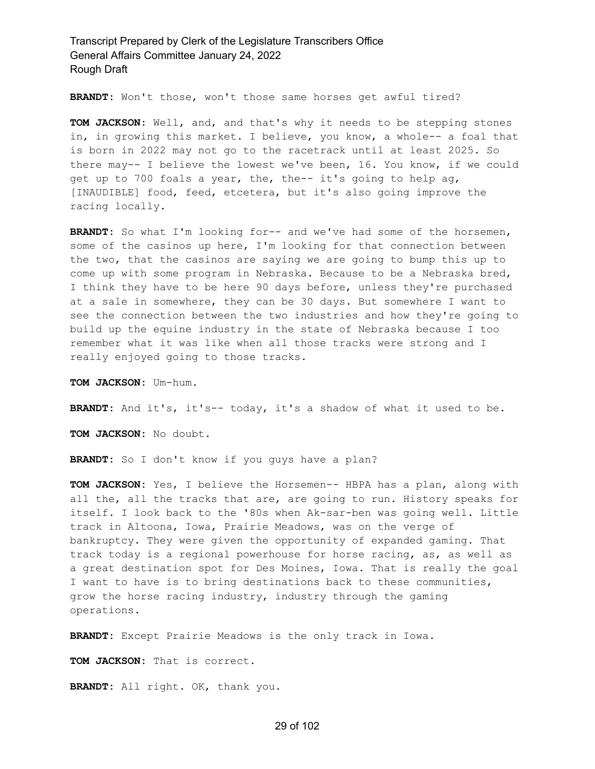**BRANDT:** Won't those, won't those same horses get awful tired?

**TOM JACKSON:** Well, and, and that's why it needs to be stepping stones in, in growing this market. I believe, you know, a whole-- a foal that is born in 2022 may not go to the racetrack until at least 2025. So there may-- I believe the lowest we've been, 16. You know, if we could get up to 700 foals a year, the, the-- it's going to help ag, [INAUDIBLE] food, feed, etcetera, but it's also going improve the racing locally.

**BRANDT:** So what I'm looking for-- and we've had some of the horsemen, some of the casinos up here, I'm looking for that connection between the two, that the casinos are saying we are going to bump this up to come up with some program in Nebraska. Because to be a Nebraska bred, I think they have to be here 90 days before, unless they're purchased at a sale in somewhere, they can be 30 days. But somewhere I want to see the connection between the two industries and how they're going to build up the equine industry in the state of Nebraska because I too remember what it was like when all those tracks were strong and I really enjoyed going to those tracks.

**TOM JACKSON:** Um-hum.

**BRANDT:** And it's, it's-- today, it's a shadow of what it used to be.

**TOM JACKSON:** No doubt.

**BRANDT:** So I don't know if you guys have a plan?

**TOM JACKSON:** Yes, I believe the Horsemen-- HBPA has a plan, along with all the, all the tracks that are, are going to run. History speaks for itself. I look back to the '80s when Ak-sar-ben was going well. Little track in Altoona, Iowa, Prairie Meadows, was on the verge of bankruptcy. They were given the opportunity of expanded gaming. That track today is a regional powerhouse for horse racing, as, as well as a great destination spot for Des Moines, Iowa. That is really the goal I want to have is to bring destinations back to these communities, grow the horse racing industry, industry through the gaming operations.

**BRANDT:** Except Prairie Meadows is the only track in Iowa.

**TOM JACKSON:** That is correct.

**BRANDT:** All right. OK, thank you.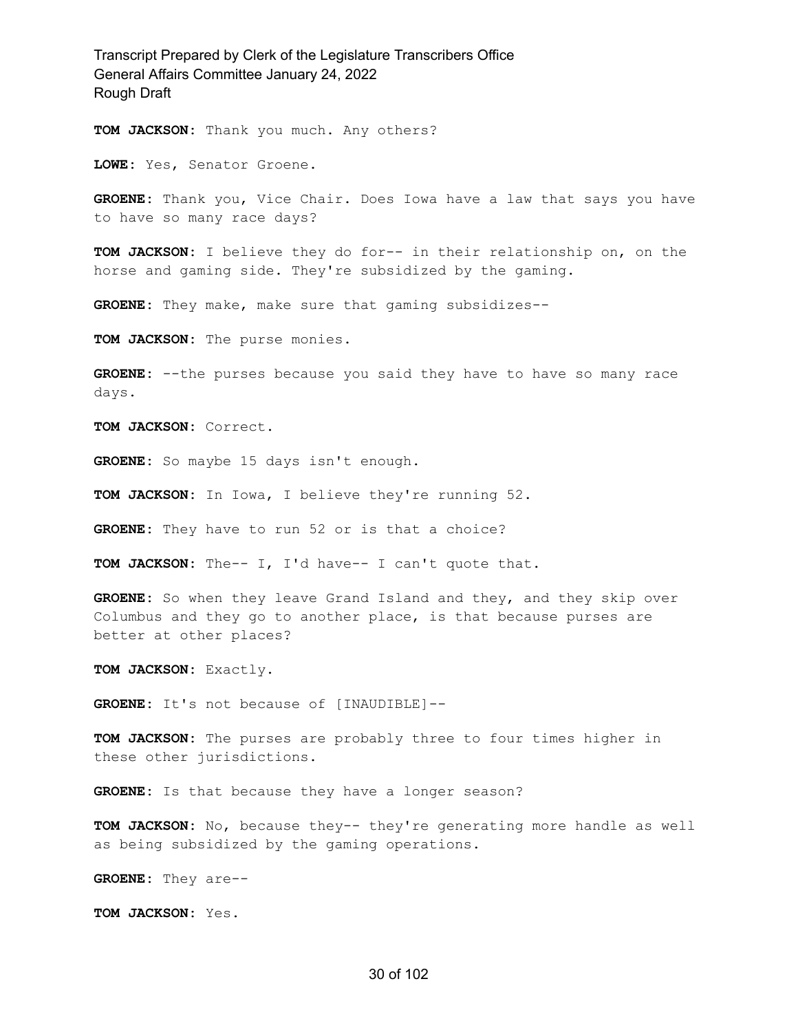**TOM JACKSON:** Thank you much. Any others?

**LOWE:** Yes, Senator Groene.

**GROENE:** Thank you, Vice Chair. Does Iowa have a law that says you have to have so many race days?

**TOM JACKSON:** I believe they do for-- in their relationship on, on the horse and gaming side. They're subsidized by the gaming.

**GROENE:** They make, make sure that gaming subsidizes--

**TOM JACKSON:** The purse monies.

**GROENE:** --the purses because you said they have to have so many race days.

**TOM JACKSON:** Correct.

**GROENE:** So maybe 15 days isn't enough.

**TOM JACKSON:** In Iowa, I believe they're running 52.

**GROENE:** They have to run 52 or is that a choice?

**TOM JACKSON:** The-- I, I'd have-- I can't quote that.

**GROENE:** So when they leave Grand Island and they, and they skip over Columbus and they go to another place, is that because purses are better at other places?

**TOM JACKSON:** Exactly.

**GROENE:** It's not because of [INAUDIBLE]--

**TOM JACKSON:** The purses are probably three to four times higher in these other jurisdictions.

**GROENE:** Is that because they have a longer season?

**TOM JACKSON:** No, because they-- they're generating more handle as well as being subsidized by the gaming operations.

**GROENE:** They are--

**TOM JACKSON:** Yes.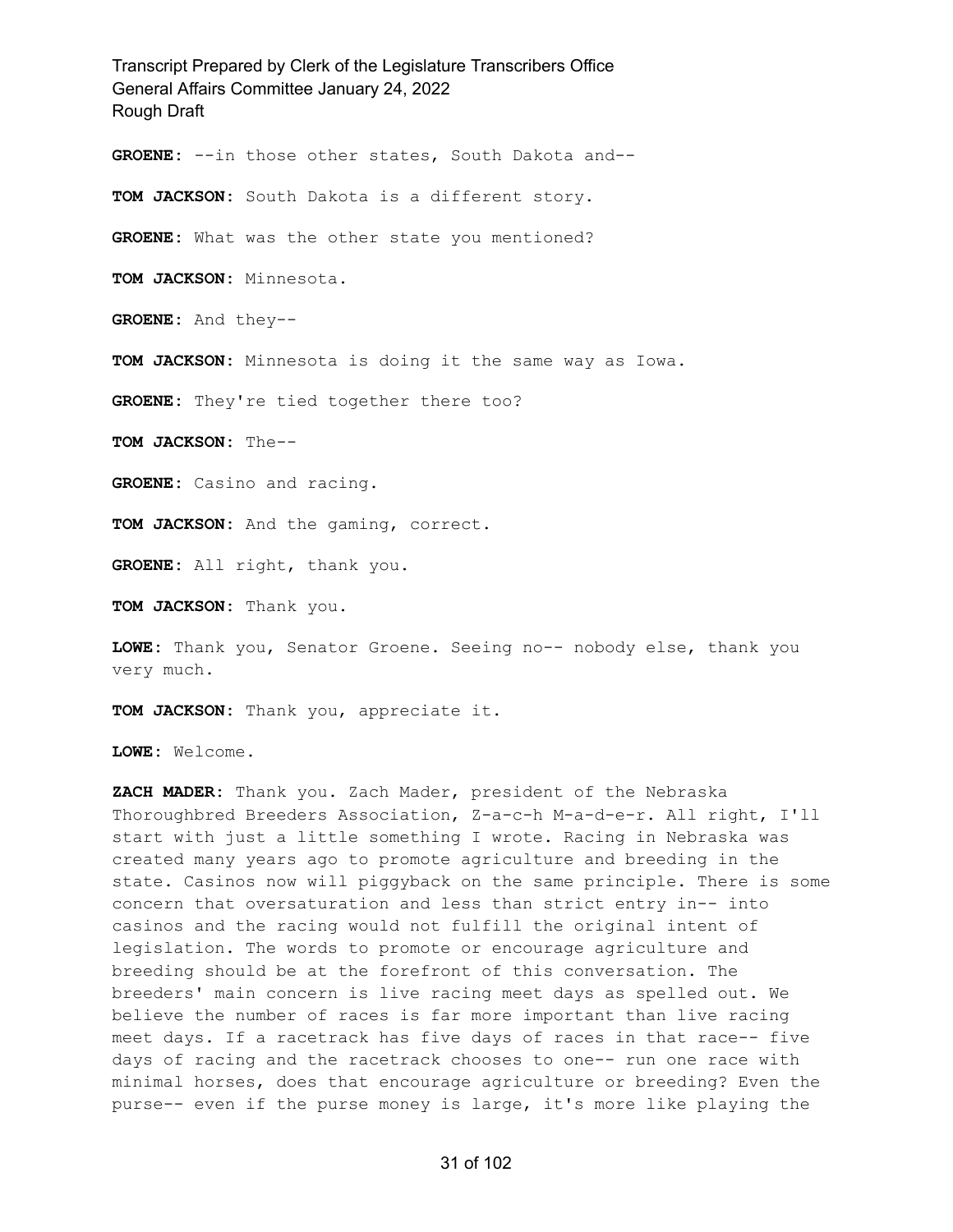**GROENE:** --in those other states, South Dakota and--

**TOM JACKSON:** South Dakota is a different story.

**GROENE:** What was the other state you mentioned?

**TOM JACKSON:** Minnesota.

**GROENE:** And they--

**TOM JACKSON:** Minnesota is doing it the same way as Iowa.

**GROENE:** They're tied together there too?

**TOM JACKSON:** The--

**GROENE:** Casino and racing.

**TOM JACKSON:** And the gaming, correct.

**GROENE:** All right, thank you.

**TOM JACKSON:** Thank you.

**LOWE:** Thank you, Senator Groene. Seeing no-- nobody else, thank you very much.

**TOM JACKSON:** Thank you, appreciate it.

**LOWE:** Welcome.

**ZACH MADER:** Thank you. Zach Mader, president of the Nebraska Thoroughbred Breeders Association, Z-a-c-h M-a-d-e-r. All right, I'll start with just a little something I wrote. Racing in Nebraska was created many years ago to promote agriculture and breeding in the state. Casinos now will piggyback on the same principle. There is some concern that oversaturation and less than strict entry in-- into casinos and the racing would not fulfill the original intent of legislation. The words to promote or encourage agriculture and breeding should be at the forefront of this conversation. The breeders' main concern is live racing meet days as spelled out. We believe the number of races is far more important than live racing meet days. If a racetrack has five days of races in that race-- five days of racing and the racetrack chooses to one-- run one race with minimal horses, does that encourage agriculture or breeding? Even the purse-- even if the purse money is large, it's more like playing the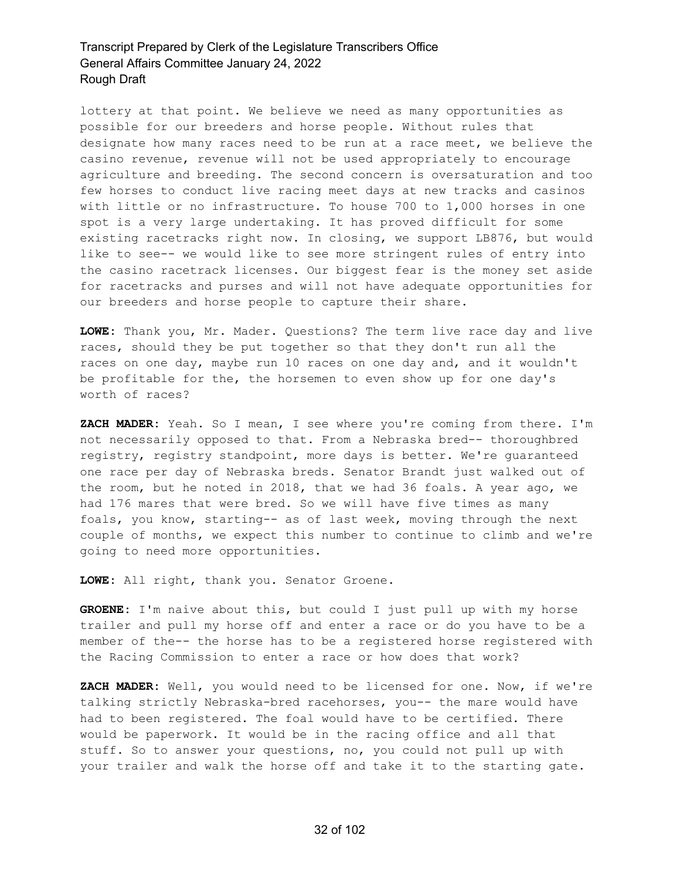lottery at that point. We believe we need as many opportunities as possible for our breeders and horse people. Without rules that designate how many races need to be run at a race meet, we believe the casino revenue, revenue will not be used appropriately to encourage agriculture and breeding. The second concern is oversaturation and too few horses to conduct live racing meet days at new tracks and casinos with little or no infrastructure. To house 700 to 1,000 horses in one spot is a very large undertaking. It has proved difficult for some existing racetracks right now. In closing, we support LB876, but would like to see-- we would like to see more stringent rules of entry into the casino racetrack licenses. Our biggest fear is the money set aside for racetracks and purses and will not have adequate opportunities for our breeders and horse people to capture their share.

**LOWE:** Thank you, Mr. Mader. Questions? The term live race day and live races, should they be put together so that they don't run all the races on one day, maybe run 10 races on one day and, and it wouldn't be profitable for the, the horsemen to even show up for one day's worth of races?

**ZACH MADER:** Yeah. So I mean, I see where you're coming from there. I'm not necessarily opposed to that. From a Nebraska bred-- thoroughbred registry, registry standpoint, more days is better. We're guaranteed one race per day of Nebraska breds. Senator Brandt just walked out of the room, but he noted in 2018, that we had 36 foals. A year ago, we had 176 mares that were bred. So we will have five times as many foals, you know, starting-- as of last week, moving through the next couple of months, we expect this number to continue to climb and we're going to need more opportunities.

**LOWE:** All right, thank you. Senator Groene.

**GROENE:** I'm naive about this, but could I just pull up with my horse trailer and pull my horse off and enter a race or do you have to be a member of the-- the horse has to be a registered horse registered with the Racing Commission to enter a race or how does that work?

**ZACH MADER:** Well, you would need to be licensed for one. Now, if we're talking strictly Nebraska-bred racehorses, you-- the mare would have had to been registered. The foal would have to be certified. There would be paperwork. It would be in the racing office and all that stuff. So to answer your questions, no, you could not pull up with your trailer and walk the horse off and take it to the starting gate.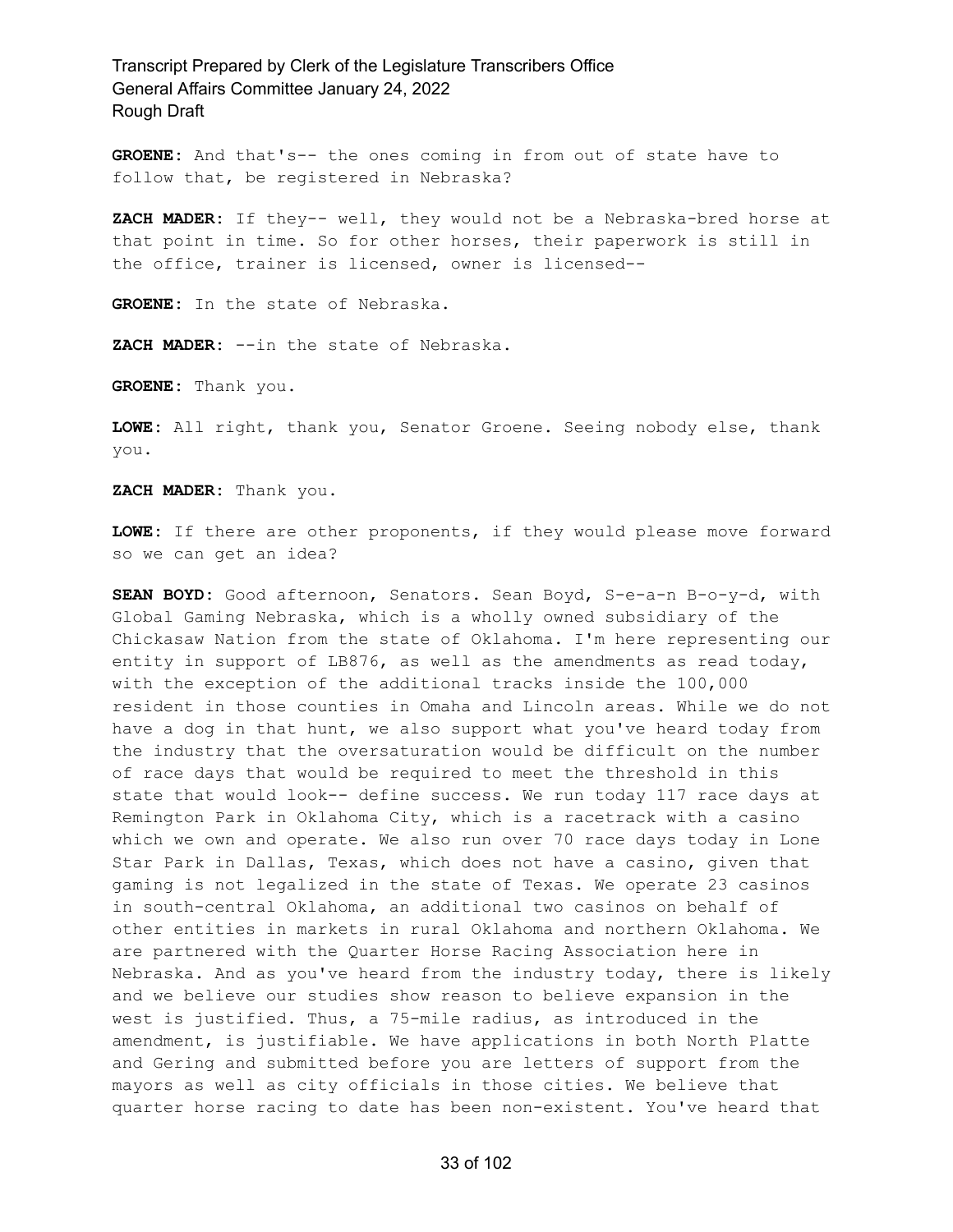**GROENE:** And that's-- the ones coming in from out of state have to follow that, be registered in Nebraska?

**ZACH MADER:** If they-- well, they would not be a Nebraska-bred horse at that point in time. So for other horses, their paperwork is still in the office, trainer is licensed, owner is licensed--

**GROENE:** In the state of Nebraska.

**ZACH MADER:** --in the state of Nebraska.

**GROENE:** Thank you.

**LOWE:** All right, thank you, Senator Groene. Seeing nobody else, thank you.

**ZACH MADER:** Thank you.

**LOWE:** If there are other proponents, if they would please move forward so we can get an idea?

**SEAN BOYD:** Good afternoon, Senators. Sean Boyd, S-e-a-n B-o-y-d, with Global Gaming Nebraska, which is a wholly owned subsidiary of the Chickasaw Nation from the state of Oklahoma. I'm here representing our entity in support of LB876, as well as the amendments as read today, with the exception of the additional tracks inside the 100,000 resident in those counties in Omaha and Lincoln areas. While we do not have a dog in that hunt, we also support what you've heard today from the industry that the oversaturation would be difficult on the number of race days that would be required to meet the threshold in this state that would look-- define success. We run today 117 race days at Remington Park in Oklahoma City, which is a racetrack with a casino which we own and operate. We also run over 70 race days today in Lone Star Park in Dallas, Texas, which does not have a casino, given that gaming is not legalized in the state of Texas. We operate 23 casinos in south-central Oklahoma, an additional two casinos on behalf of other entities in markets in rural Oklahoma and northern Oklahoma. We are partnered with the Quarter Horse Racing Association here in Nebraska. And as you've heard from the industry today, there is likely and we believe our studies show reason to believe expansion in the west is justified. Thus, a 75-mile radius, as introduced in the amendment, is justifiable. We have applications in both North Platte and Gering and submitted before you are letters of support from the mayors as well as city officials in those cities. We believe that quarter horse racing to date has been non-existent. You've heard that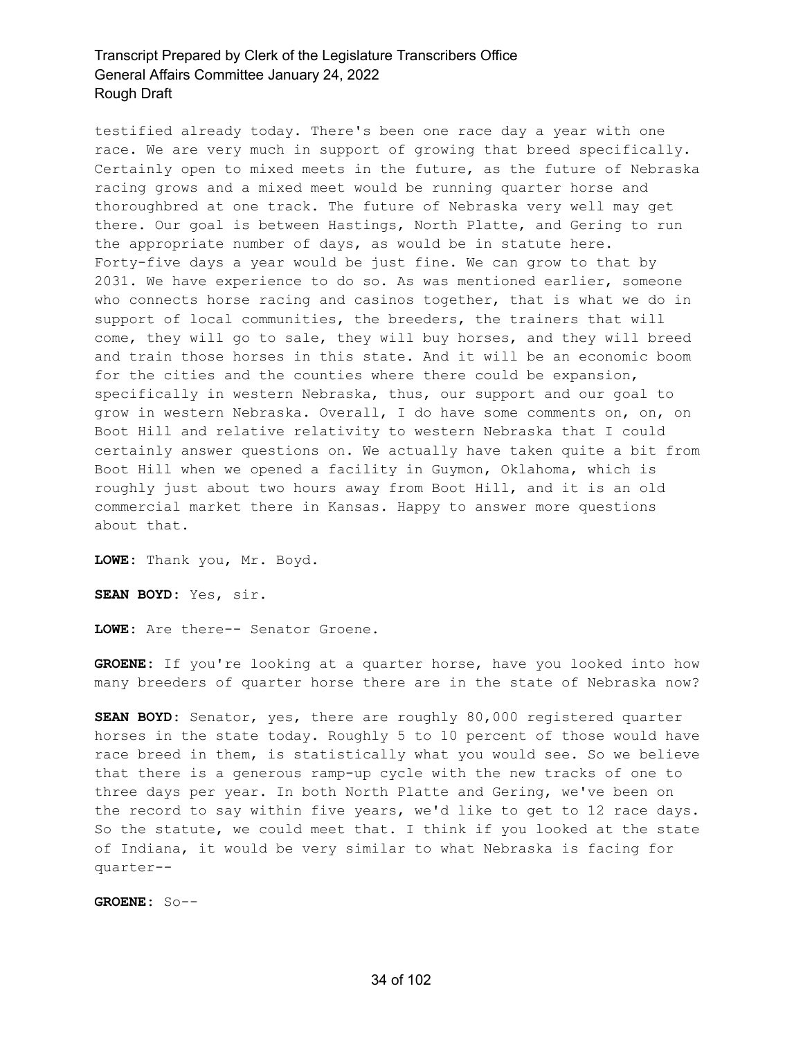testified already today. There's been one race day a year with one race. We are very much in support of growing that breed specifically. Certainly open to mixed meets in the future, as the future of Nebraska racing grows and a mixed meet would be running quarter horse and thoroughbred at one track. The future of Nebraska very well may get there. Our goal is between Hastings, North Platte, and Gering to run the appropriate number of days, as would be in statute here. Forty-five days a year would be just fine. We can grow to that by 2031. We have experience to do so. As was mentioned earlier, someone who connects horse racing and casinos together, that is what we do in support of local communities, the breeders, the trainers that will come, they will go to sale, they will buy horses, and they will breed and train those horses in this state. And it will be an economic boom for the cities and the counties where there could be expansion, specifically in western Nebraska, thus, our support and our goal to grow in western Nebraska. Overall, I do have some comments on, on, on Boot Hill and relative relativity to western Nebraska that I could certainly answer questions on. We actually have taken quite a bit from Boot Hill when we opened a facility in Guymon, Oklahoma, which is roughly just about two hours away from Boot Hill, and it is an old commercial market there in Kansas. Happy to answer more questions about that.

**LOWE:** Thank you, Mr. Boyd.

**SEAN BOYD:** Yes, sir.

**LOWE:** Are there-- Senator Groene.

**GROENE:** If you're looking at a quarter horse, have you looked into how many breeders of quarter horse there are in the state of Nebraska now?

**SEAN BOYD:** Senator, yes, there are roughly 80,000 registered quarter horses in the state today. Roughly 5 to 10 percent of those would have race breed in them, is statistically what you would see. So we believe that there is a generous ramp-up cycle with the new tracks of one to three days per year. In both North Platte and Gering, we've been on the record to say within five years, we'd like to get to 12 race days. So the statute, we could meet that. I think if you looked at the state of Indiana, it would be very similar to what Nebraska is facing for quarter--

**GROENE:** So--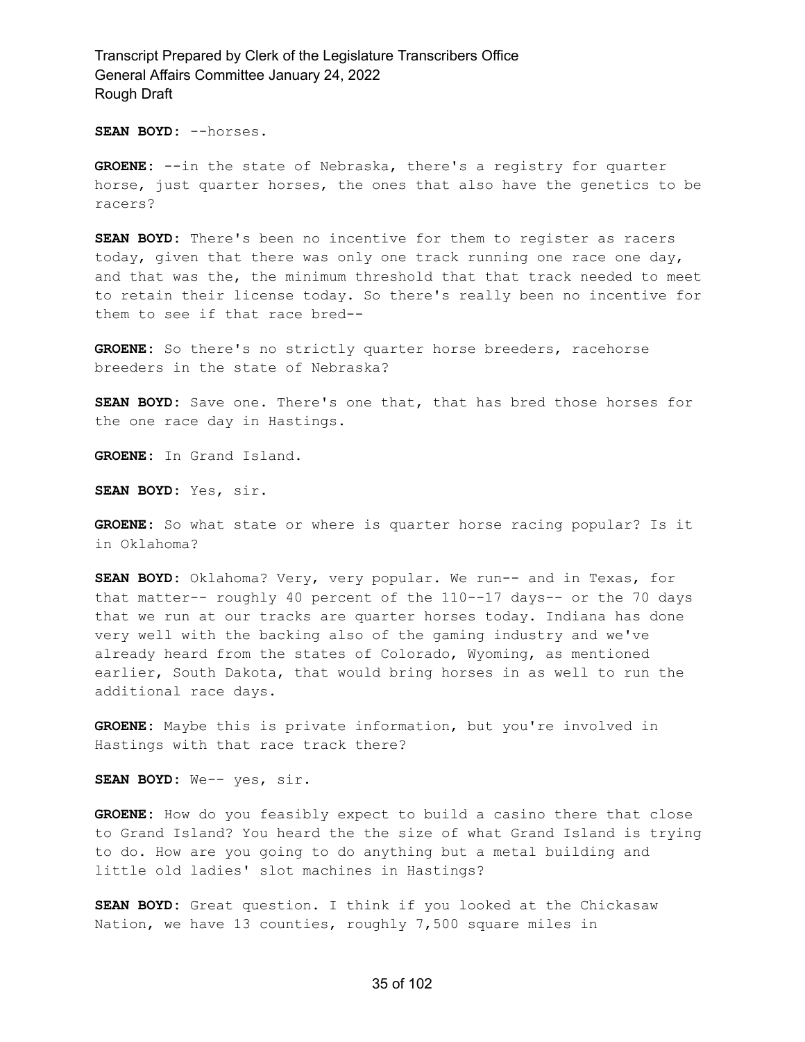**SEAN BOYD:** --horses.

**GROENE:** --in the state of Nebraska, there's a registry for quarter horse, just quarter horses, the ones that also have the genetics to be racers?

**SEAN BOYD:** There's been no incentive for them to register as racers today, given that there was only one track running one race one day, and that was the, the minimum threshold that that track needed to meet to retain their license today. So there's really been no incentive for them to see if that race bred--

**GROENE:** So there's no strictly quarter horse breeders, racehorse breeders in the state of Nebraska?

**SEAN BOYD:** Save one. There's one that, that has bred those horses for the one race day in Hastings.

**GROENE:** In Grand Island.

**SEAN BOYD:** Yes, sir.

**GROENE:** So what state or where is quarter horse racing popular? Is it in Oklahoma?

**SEAN BOYD:** Oklahoma? Very, very popular. We run-- and in Texas, for that matter-- roughly 40 percent of the 110--17 days-- or the 70 days that we run at our tracks are quarter horses today. Indiana has done very well with the backing also of the gaming industry and we've already heard from the states of Colorado, Wyoming, as mentioned earlier, South Dakota, that would bring horses in as well to run the additional race days.

**GROENE:** Maybe this is private information, but you're involved in Hastings with that race track there?

**SEAN BOYD:** We-- yes, sir.

**GROENE:** How do you feasibly expect to build a casino there that close to Grand Island? You heard the the size of what Grand Island is trying to do. How are you going to do anything but a metal building and little old ladies' slot machines in Hastings?

**SEAN BOYD:** Great question. I think if you looked at the Chickasaw Nation, we have 13 counties, roughly 7,500 square miles in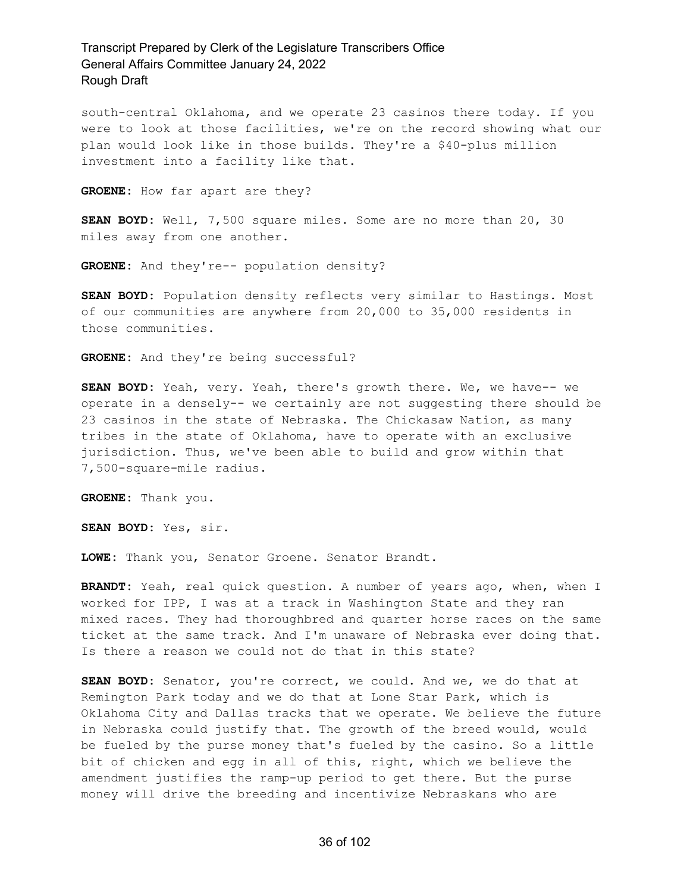south-central Oklahoma, and we operate 23 casinos there today. If you were to look at those facilities, we're on the record showing what our plan would look like in those builds. They're a $40-plus million investment into a facility like that.

**GROENE:** How far apart are they?

**SEAN BOYD:** Well, 7,500 square miles. Some are no more than 20, 30 miles away from one another.

**GROENE:** And they're-- population density?

**SEAN BOYD:** Population density reflects very similar to Hastings. Most of our communities are anywhere from 20,000 to 35,000 residents in those communities.

**GROENE:** And they're being successful?

**SEAN BOYD:** Yeah, very. Yeah, there's growth there. We, we have-- we operate in a densely-- we certainly are not suggesting there should be 23 casinos in the state of Nebraska. The Chickasaw Nation, as many tribes in the state of Oklahoma, have to operate with an exclusive jurisdiction. Thus, we've been able to build and grow within that 7,500-square-mile radius.

**GROENE:** Thank you.

**SEAN BOYD:** Yes, sir.

**LOWE:** Thank you, Senator Groene. Senator Brandt.

**BRANDT:** Yeah, real quick question. A number of years ago, when, when I worked for IPP, I was at a track in Washington State and they ran mixed races. They had thoroughbred and quarter horse races on the same ticket at the same track. And I'm unaware of Nebraska ever doing that. Is there a reason we could not do that in this state?

**SEAN BOYD:** Senator, you're correct, we could. And we, we do that at Remington Park today and we do that at Lone Star Park, which is Oklahoma City and Dallas tracks that we operate. We believe the future in Nebraska could justify that. The growth of the breed would, would be fueled by the purse money that's fueled by the casino. So a little bit of chicken and egg in all of this, right, which we believe the amendment justifies the ramp-up period to get there. But the purse money will drive the breeding and incentivize Nebraskans who are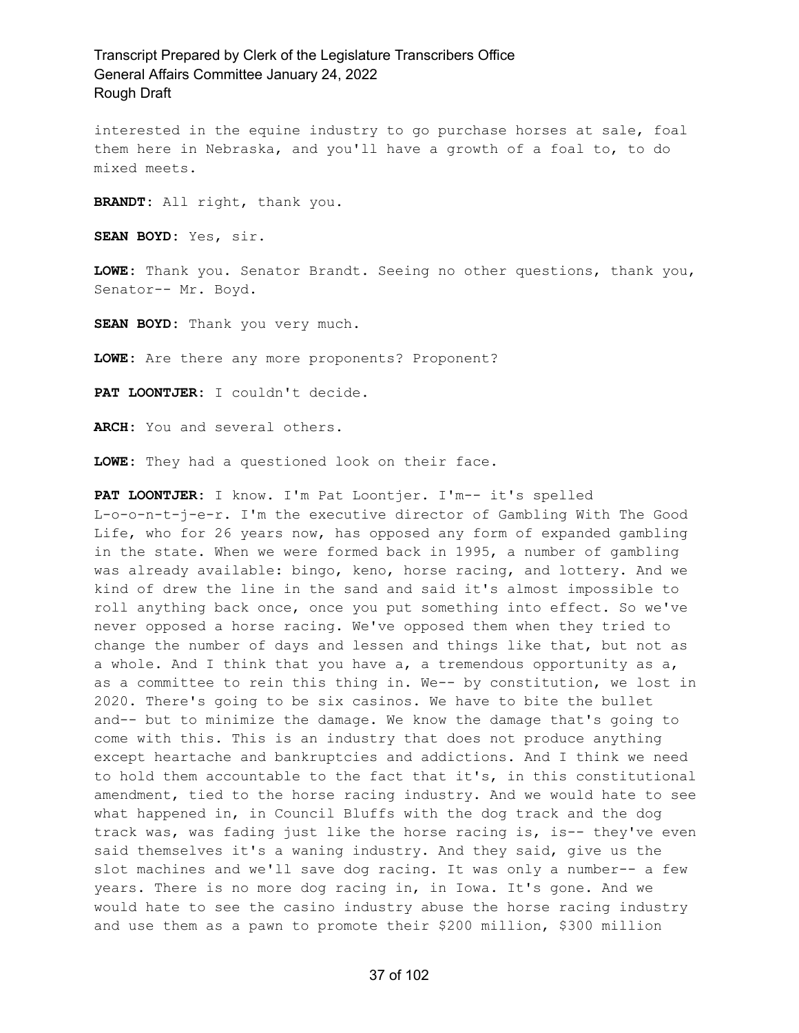interested in the equine industry to go purchase horses at sale, foal them here in Nebraska, and you'll have a growth of a foal to, to do mixed meets.

**BRANDT:** All right, thank you.

**SEAN BOYD:** Yes, sir.

**LOWE:** Thank you. Senator Brandt. Seeing no other questions, thank you, Senator-- Mr. Boyd.

**SEAN BOYD:** Thank you very much.

**LOWE:** Are there any more proponents? Proponent?

**PAT LOONTJER:** I couldn't decide.

**ARCH:** You and several others.

**LOWE:** They had a questioned look on their face.

**PAT LOONTJER:** I know. I'm Pat Loontjer. I'm-- it's spelled L-o-o-n-t-j-e-r. I'm the executive director of Gambling With The Good Life, who for 26 years now, has opposed any form of expanded gambling in the state. When we were formed back in 1995, a number of gambling was already available: bingo, keno, horse racing, and lottery. And we kind of drew the line in the sand and said it's almost impossible to roll anything back once, once you put something into effect. So we've never opposed a horse racing. We've opposed them when they tried to change the number of days and lessen and things like that, but not as a whole. And I think that you have a, a tremendous opportunity as a, as a committee to rein this thing in. We-- by constitution, we lost in 2020. There's going to be six casinos. We have to bite the bullet and-- but to minimize the damage. We know the damage that's going to come with this. This is an industry that does not produce anything except heartache and bankruptcies and addictions. And I think we need to hold them accountable to the fact that it's, in this constitutional amendment, tied to the horse racing industry. And we would hate to see what happened in, in Council Bluffs with the dog track and the dog track was, was fading just like the horse racing is, is-- they've even said themselves it's a waning industry. And they said, give us the slot machines and we'll save dog racing. It was only a number-- a few years. There is no more dog racing in, in Iowa. It's gone. And we would hate to see the casino industry abuse the horse racing industry and use them as a pawn to promote their $200 million, $300 million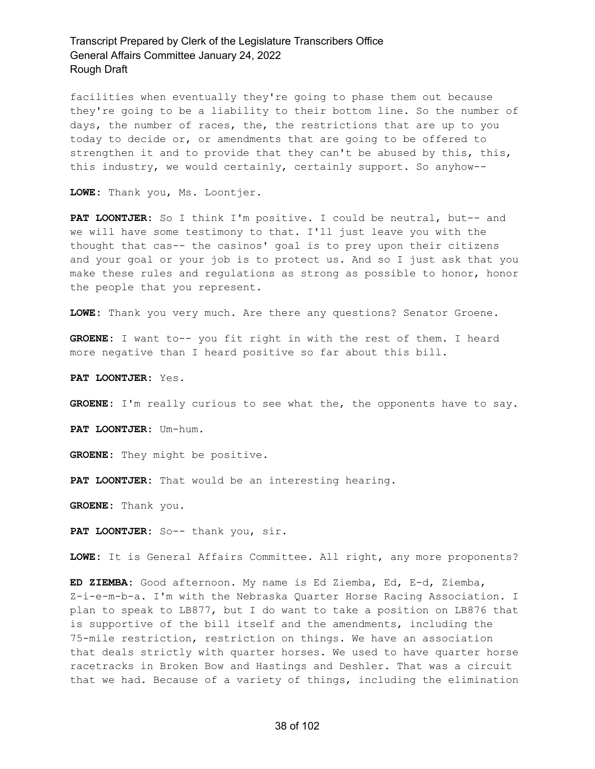facilities when eventually they're going to phase them out because they're going to be a liability to their bottom line. So the number of days, the number of races, the, the restrictions that are up to you today to decide or, or amendments that are going to be offered to strengthen it and to provide that they can't be abused by this, this, this industry, we would certainly, certainly support. So anyhow--

**LOWE:** Thank you, Ms. Loontjer.

**PAT LOONTJER:** So I think I'm positive. I could be neutral, but-- and we will have some testimony to that. I'll just leave you with the thought that cas-- the casinos' goal is to prey upon their citizens and your goal or your job is to protect us. And so I just ask that you make these rules and regulations as strong as possible to honor, honor the people that you represent.

**LOWE:** Thank you very much. Are there any questions? Senator Groene.

**GROENE:** I want to-- you fit right in with the rest of them. I heard more negative than I heard positive so far about this bill.

**PAT LOONTJER:** Yes.

**GROENE:** I'm really curious to see what the, the opponents have to say.

**PAT LOONTJER:** Um-hum.

**GROENE:** They might be positive.

**PAT LOONTJER:** That would be an interesting hearing.

**GROENE:** Thank you.

**PAT LOONTJER:** So-- thank you, sir.

**LOWE:** It is General Affairs Committee. All right, any more proponents?

**ED ZIEMBA:** Good afternoon. My name is Ed Ziemba, Ed, E-d, Ziemba, Z-i-e-m-b-a. I'm with the Nebraska Quarter Horse Racing Association. I plan to speak to LB877, but I do want to take a position on LB876 that is supportive of the bill itself and the amendments, including the 75-mile restriction, restriction on things. We have an association that deals strictly with quarter horses. We used to have quarter horse racetracks in Broken Bow and Hastings and Deshler. That was a circuit that we had. Because of a variety of things, including the elimination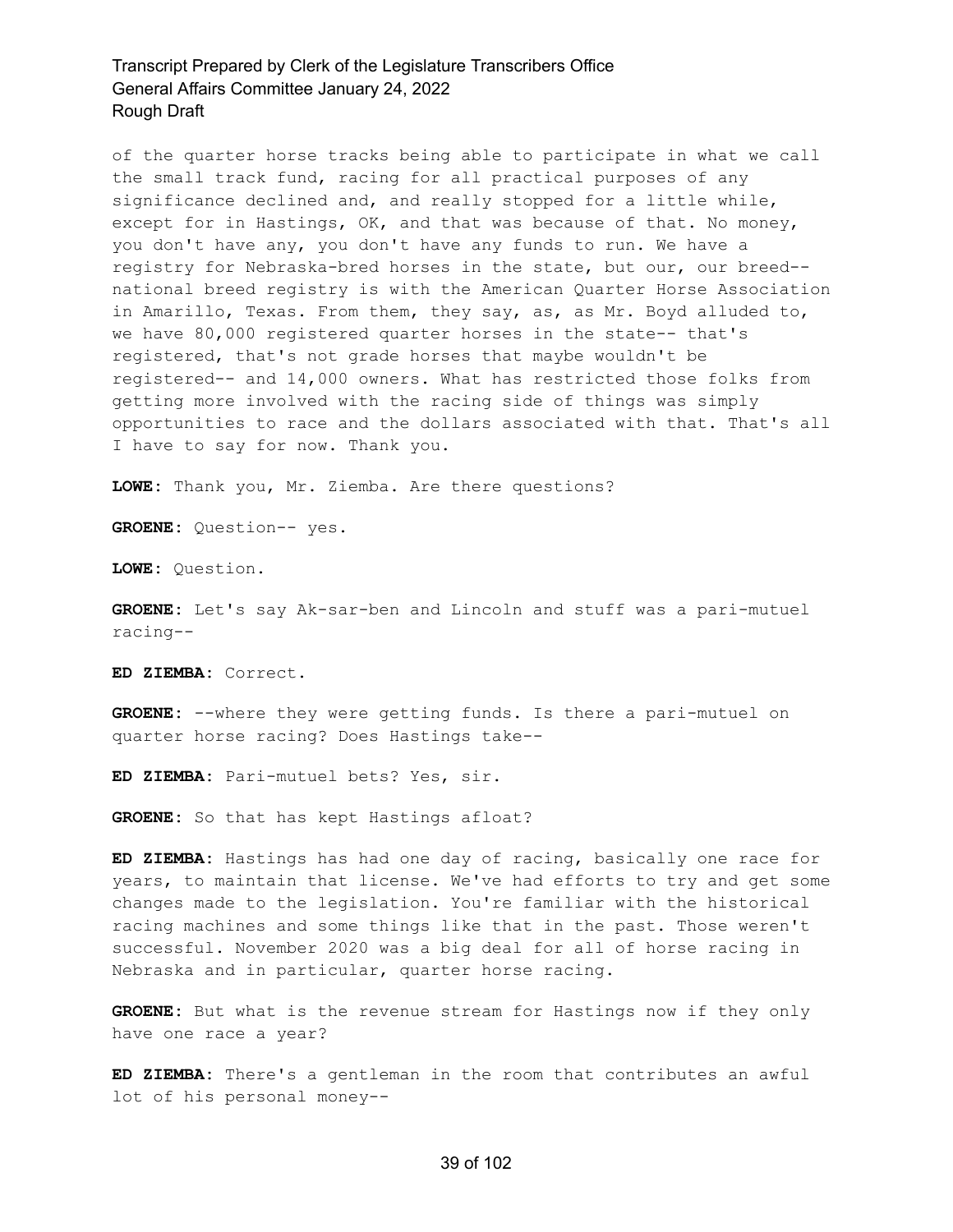of the quarter horse tracks being able to participate in what we call the small track fund, racing for all practical purposes of any significance declined and, and really stopped for a little while, except for in Hastings, OK, and that was because of that. No money, you don't have any, you don't have any funds to run. We have a registry for Nebraska-bred horses in the state, but our, our breed-- national breed registry is with the American Quarter Horse Association in Amarillo, Texas. From them, they say, as, as Mr. Boyd alluded to, we have 80,000 registered quarter horses in the state-- that's registered, that's not grade horses that maybe wouldn't be registered-- and 14,000 owners. What has restricted those folks from getting more involved with the racing side of things was simply opportunities to race and the dollars associated with that. That's all I have to say for now. Thank you.

**LOWE:** Thank you, Mr. Ziemba. Are there questions?

**GROENE:** Question-- yes.

**LOWE:** Question.

**GROENE:** Let's say Ak-sar-ben and Lincoln and stuff was a pari-mutuel racing--

**ED ZIEMBA:** Correct.

**GROENE:** --where they were getting funds. Is there a pari-mutuel on quarter horse racing? Does Hastings take--

**ED ZIEMBA:** Pari-mutuel bets? Yes, sir.

**GROENE:** So that has kept Hastings afloat?

**ED ZIEMBA:** Hastings has had one day of racing, basically one race for years, to maintain that license. We've had efforts to try and get some changes made to the legislation. You're familiar with the historical racing machines and some things like that in the past. Those weren't successful. November 2020 was a big deal for all of horse racing in Nebraska and in particular, quarter horse racing.

**GROENE:** But what is the revenue stream for Hastings now if they only have one race a year?

**ED ZIEMBA:** There's a gentleman in the room that contributes an awful lot of his personal money--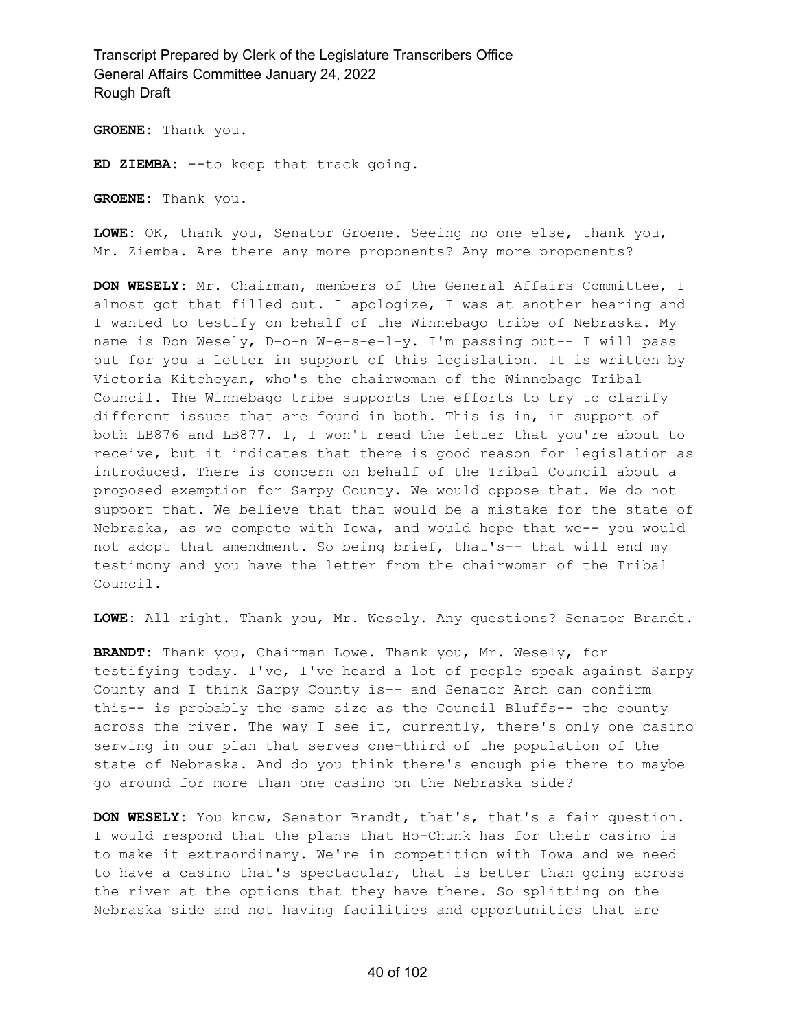**GROENE:** Thank you.

**ED ZIEMBA:** --to keep that track going.

**GROENE:** Thank you.

**LOWE:** OK, thank you, Senator Groene. Seeing no one else, thank you, Mr. Ziemba. Are there any more proponents? Any more proponents?

**DON WESELY:** Mr. Chairman, members of the General Affairs Committee, I almost got that filled out. I apologize, I was at another hearing and I wanted to testify on behalf of the Winnebago tribe of Nebraska. My name is Don Wesely, D-o-n W-e-s-e-l-y. I'm passing out-- I will pass out for you a letter in support of this legislation. It is written by Victoria Kitcheyan, who's the chairwoman of the Winnebago Tribal Council. The Winnebago tribe supports the efforts to try to clarify different issues that are found in both. This is in, in support of both LB876 and LB877. I, I won't read the letter that you're about to receive, but it indicates that there is good reason for legislation as introduced. There is concern on behalf of the Tribal Council about a proposed exemption for Sarpy County. We would oppose that. We do not support that. We believe that that would be a mistake for the state of Nebraska, as we compete with Iowa, and would hope that we-- you would not adopt that amendment. So being brief, that's-- that will end my testimony and you have the letter from the chairwoman of the Tribal Council.

**LOWE:** All right. Thank you, Mr. Wesely. Any questions? Senator Brandt.

**BRANDT:** Thank you, Chairman Lowe. Thank you, Mr. Wesely, for testifying today. I've, I've heard a lot of people speak against Sarpy County and I think Sarpy County is-- and Senator Arch can confirm this-- is probably the same size as the Council Bluffs-- the county across the river. The way I see it, currently, there's only one casino serving in our plan that serves one-third of the population of the state of Nebraska. And do you think there's enough pie there to maybe go around for more than one casino on the Nebraska side?

**DON WESELY:** You know, Senator Brandt, that's, that's a fair question. I would respond that the plans that Ho-Chunk has for their casino is to make it extraordinary. We're in competition with Iowa and we need to have a casino that's spectacular, that is better than going across the river at the options that they have there. So splitting on the Nebraska side and not having facilities and opportunities that are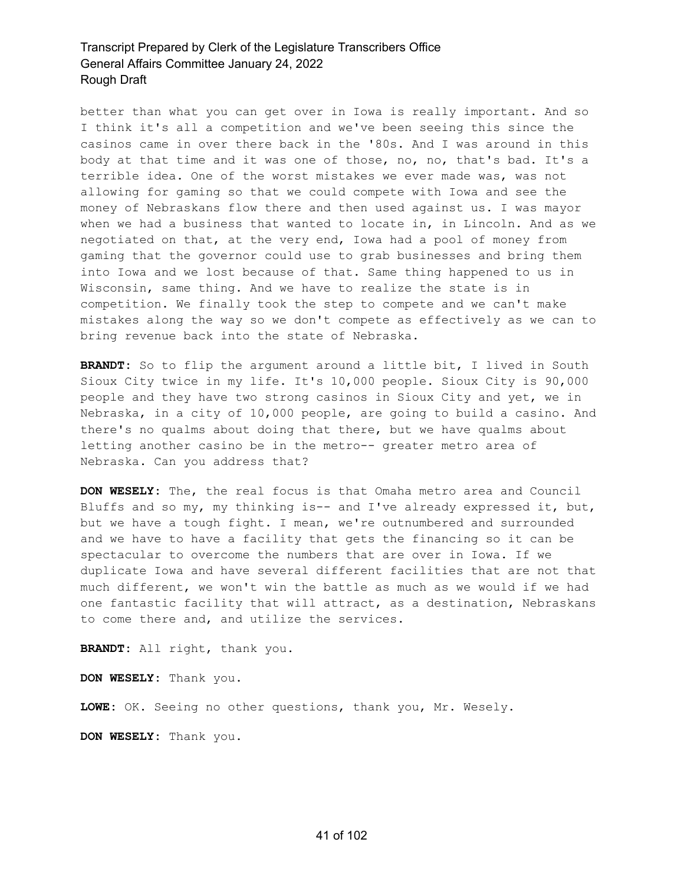better than what you can get over in Iowa is really important. And so I think it's all a competition and we've been seeing this since the casinos came in over there back in the '80s. And I was around in this body at that time and it was one of those, no, no, that's bad. It's a terrible idea. One of the worst mistakes we ever made was, was not allowing for gaming so that we could compete with Iowa and see the money of Nebraskans flow there and then used against us. I was mayor when we had a business that wanted to locate in, in Lincoln. And as we negotiated on that, at the very end, Iowa had a pool of money from gaming that the governor could use to grab businesses and bring them into Iowa and we lost because of that. Same thing happened to us in Wisconsin, same thing. And we have to realize the state is in competition. We finally took the step to compete and we can't make mistakes along the way so we don't compete as effectively as we can to bring revenue back into the state of Nebraska.

**BRANDT:** So to flip the argument around a little bit, I lived in South Sioux City twice in my life. It's 10,000 people. Sioux City is 90,000 people and they have two strong casinos in Sioux City and yet, we in Nebraska, in a city of 10,000 people, are going to build a casino. And there's no qualms about doing that there, but we have qualms about letting another casino be in the metro-- greater metro area of Nebraska. Can you address that?

**DON WESELY:** The, the real focus is that Omaha metro area and Council Bluffs and so my, my thinking is-- and I've already expressed it, but, but we have a tough fight. I mean, we're outnumbered and surrounded and we have to have a facility that gets the financing so it can be spectacular to overcome the numbers that are over in Iowa. If we duplicate Iowa and have several different facilities that are not that much different, we won't win the battle as much as we would if we had one fantastic facility that will attract, as a destination, Nebraskans to come there and, and utilize the services.

**BRANDT:** All right, thank you.

**DON WESELY:** Thank you.

**LOWE:** OK. Seeing no other questions, thank you, Mr. Wesely.

**DON WESELY:** Thank you.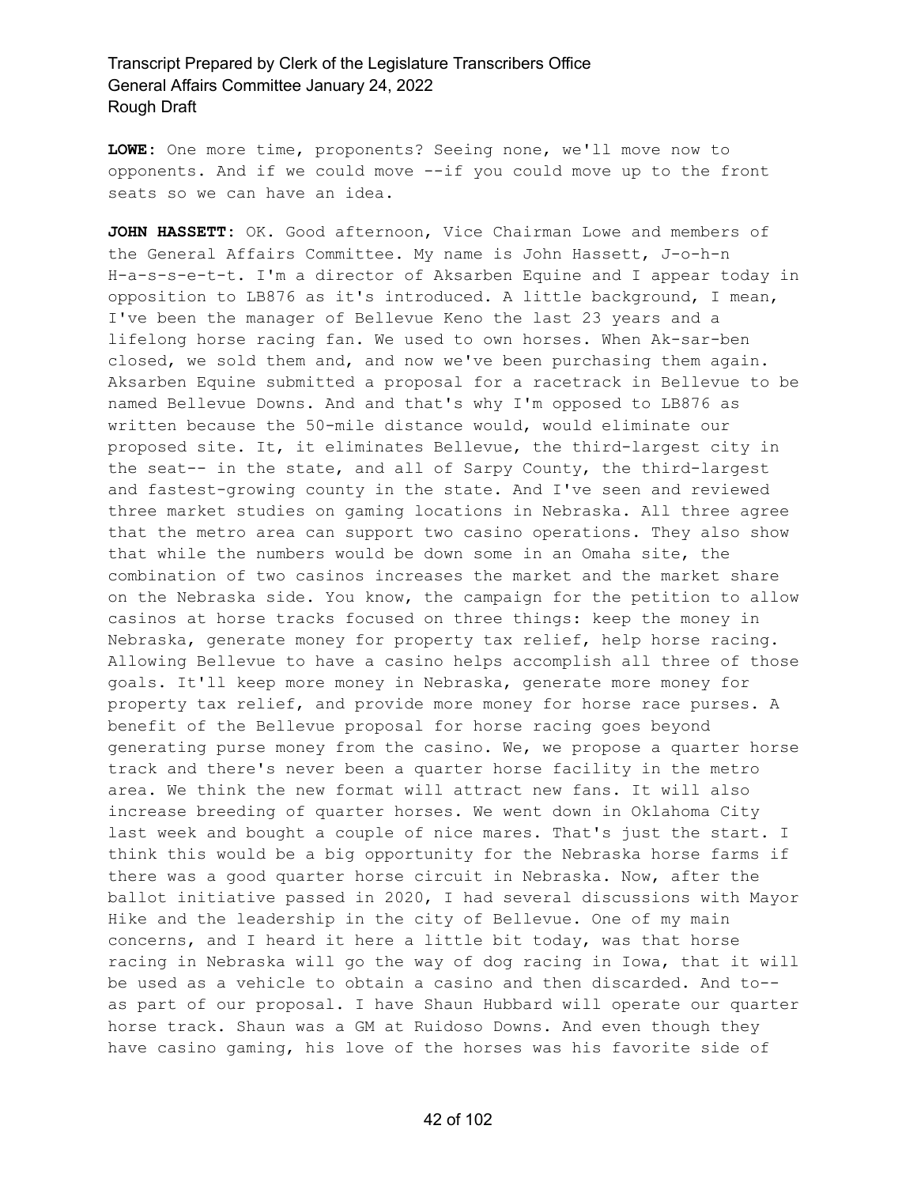**LOWE:** One more time, proponents? Seeing none, we'll move now to opponents. And if we could move --if you could move up to the front seats so we can have an idea.

**JOHN HASSETT:** OK. Good afternoon, Vice Chairman Lowe and members of the General Affairs Committee. My name is John Hassett, J-o-h-n H-a-s-s-e-t-t. I'm a director of Aksarben Equine and I appear today in opposition to LB876 as it's introduced. A little background, I mean, I've been the manager of Bellevue Keno the last 23 years and a lifelong horse racing fan. We used to own horses. When Ak-sar-ben closed, we sold them and, and now we've been purchasing them again. Aksarben Equine submitted a proposal for a racetrack in Bellevue to be named Bellevue Downs. And and that's why I'm opposed to LB876 as written because the 50-mile distance would, would eliminate our proposed site. It, it eliminates Bellevue, the third-largest city in the seat-- in the state, and all of Sarpy County, the third-largest and fastest-growing county in the state. And I've seen and reviewed three market studies on gaming locations in Nebraska. All three agree that the metro area can support two casino operations. They also show that while the numbers would be down some in an Omaha site, the combination of two casinos increases the market and the market share on the Nebraska side. You know, the campaign for the petition to allow casinos at horse tracks focused on three things: keep the money in Nebraska, generate money for property tax relief, help horse racing. Allowing Bellevue to have a casino helps accomplish all three of those goals. It'll keep more money in Nebraska, generate more money for property tax relief, and provide more money for horse race purses. A benefit of the Bellevue proposal for horse racing goes beyond generating purse money from the casino. We, we propose a quarter horse track and there's never been a quarter horse facility in the metro area. We think the new format will attract new fans. It will also increase breeding of quarter horses. We went down in Oklahoma City last week and bought a couple of nice mares. That's just the start. I think this would be a big opportunity for the Nebraska horse farms if there was a good quarter horse circuit in Nebraska. Now, after the ballot initiative passed in 2020, I had several discussions with Mayor Hike and the leadership in the city of Bellevue. One of my main concerns, and I heard it here a little bit today, was that horse racing in Nebraska will go the way of dog racing in Iowa, that it will be used as a vehicle to obtain a casino and then discarded. And to-- as part of our proposal. I have Shaun Hubbard will operate our quarter horse track. Shaun was a GM at Ruidoso Downs. And even though they have casino gaming, his love of the horses was his favorite side of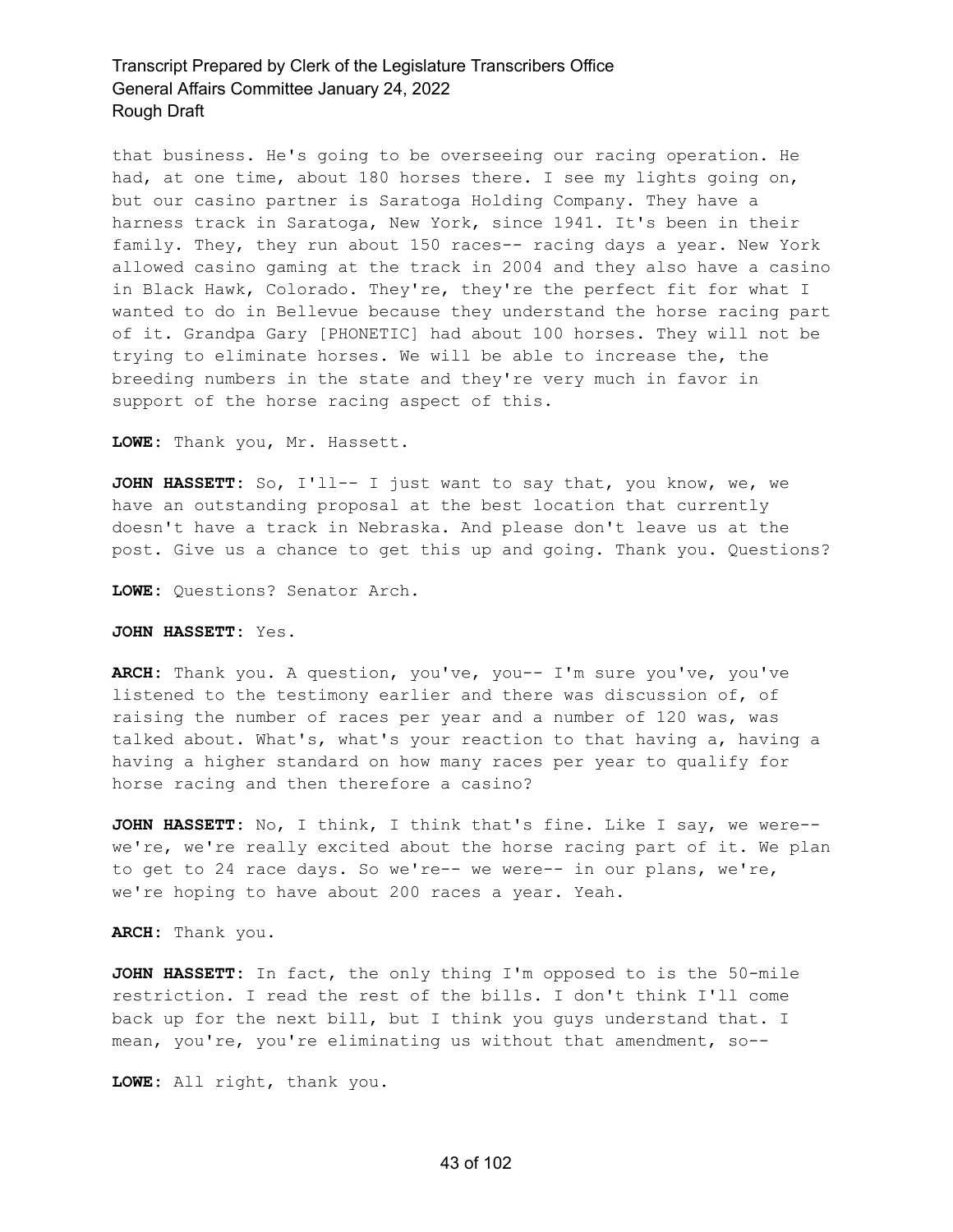that business. He's going to be overseeing our racing operation. He had, at one time, about 180 horses there. I see my lights going on, but our casino partner is Saratoga Holding Company. They have a harness track in Saratoga, New York, since 1941. It's been in their family. They, they run about 150 races-- racing days a year. New York allowed casino gaming at the track in 2004 and they also have a casino in Black Hawk, Colorado. They're, they're the perfect fit for what I wanted to do in Bellevue because they understand the horse racing part of it. Grandpa Gary [PHONETIC] had about 100 horses. They will not be trying to eliminate horses. We will be able to increase the, the breeding numbers in the state and they're very much in favor in support of the horse racing aspect of this.

**LOWE:** Thank you, Mr. Hassett.

**JOHN HASSETT:** So, I'll-- I just want to say that, you know, we, we have an outstanding proposal at the best location that currently doesn't have a track in Nebraska. And please don't leave us at the post. Give us a chance to get this up and going. Thank you. Questions?

**LOWE:** Questions? Senator Arch.

**JOHN HASSETT:** Yes.

**ARCH:** Thank you. A question, you've, you-- I'm sure you've, you've listened to the testimony earlier and there was discussion of, of raising the number of races per year and a number of 120 was, was talked about. What's, what's your reaction to that having a, having a having a higher standard on how many races per year to qualify for horse racing and then therefore a casino?

**JOHN HASSETT:** No, I think, I think that's fine. Like I say, we were-- we're, we're really excited about the horse racing part of it. We plan to get to 24 race days. So we're-- we were-- in our plans, we're, we're hoping to have about 200 races a year. Yeah.

**ARCH:** Thank you.

**JOHN HASSETT:** In fact, the only thing I'm opposed to is the 50-mile restriction. I read the rest of the bills. I don't think I'll come back up for the next bill, but I think you guys understand that. I mean, you're, you're eliminating us without that amendment, so--

**LOWE:** All right, thank you.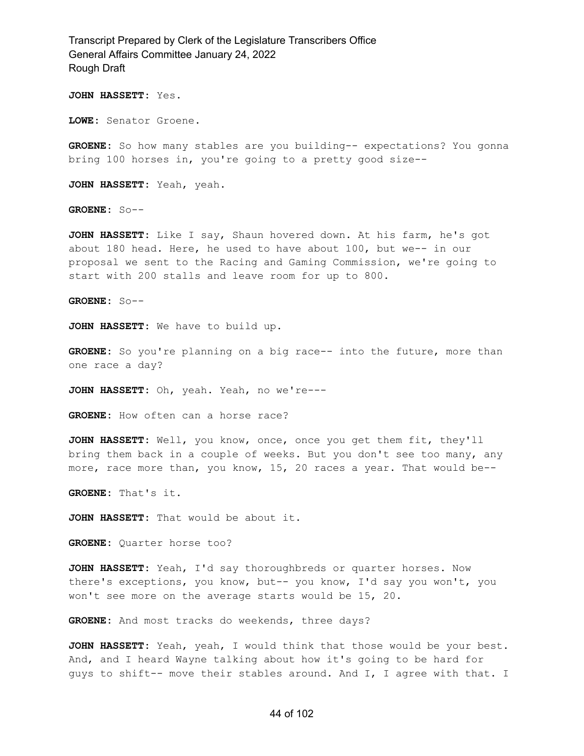**JOHN HASSETT:** Yes.

**LOWE:** Senator Groene.

**GROENE:** So how many stables are you building-- expectations? You gonna bring 100 horses in, you're going to a pretty good size--

**JOHN HASSETT:** Yeah, yeah.

**GROENE:** So--

**JOHN HASSETT:** Like I say, Shaun hovered down. At his farm, he's got about 180 head. Here, he used to have about 100, but we-- in our proposal we sent to the Racing and Gaming Commission, we're going to start with 200 stalls and leave room for up to 800.

**GROENE:** So--

**JOHN HASSETT:** We have to build up.

**GROENE:** So you're planning on a big race-- into the future, more than one race a day?

**JOHN HASSETT:** Oh, yeah. Yeah, no we're---

**GROENE:** How often can a horse race?

**JOHN HASSETT:** Well, you know, once, once you get them fit, they'll bring them back in a couple of weeks. But you don't see too many, any more, race more than, you know, 15, 20 races a year. That would be--

**GROENE:** That's it.

**JOHN HASSETT:** That would be about it.

**GROENE:** Quarter horse too?

**JOHN HASSETT:** Yeah, I'd say thoroughbreds or quarter horses. Now there's exceptions, you know, but-- you know, I'd say you won't, you won't see more on the average starts would be 15, 20.

**GROENE:** And most tracks do weekends, three days?

**JOHN HASSETT:** Yeah, yeah, I would think that those would be your best. And, and I heard Wayne talking about how it's going to be hard for guys to shift-- move their stables around. And I, I agree with that. I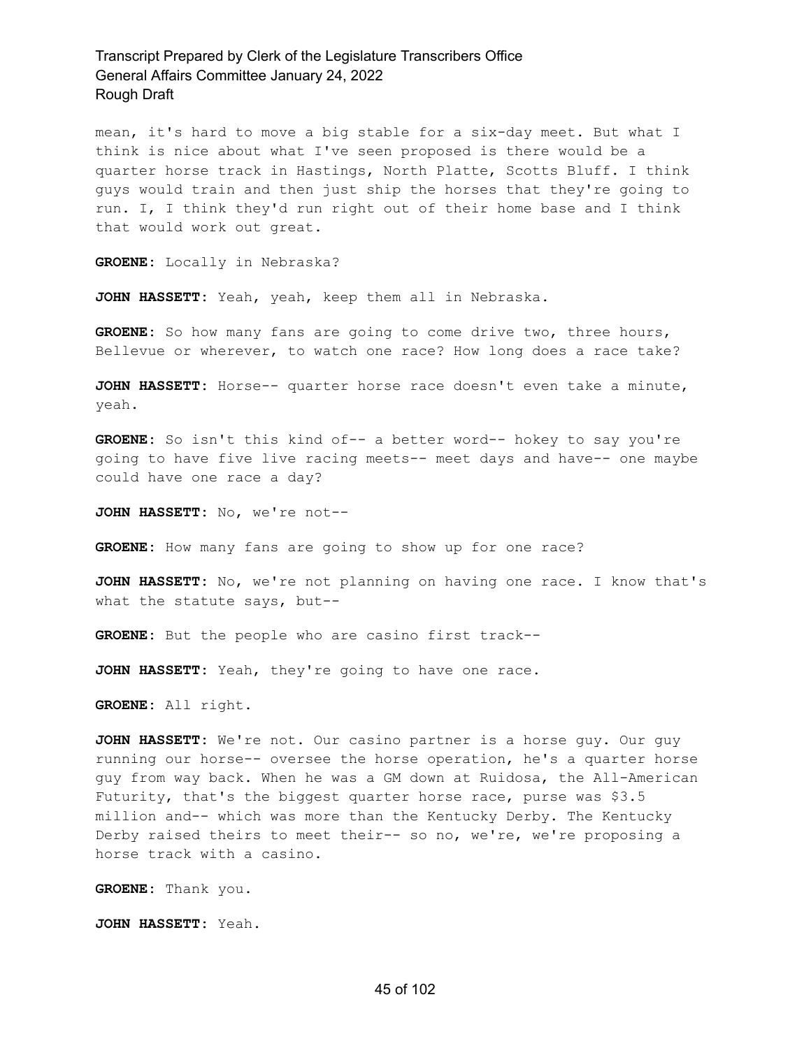mean, it's hard to move a big stable for a six-day meet. But what I think is nice about what I've seen proposed is there would be a quarter horse track in Hastings, North Platte, Scotts Bluff. I think guys would train and then just ship the horses that they're going to run. I, I think they'd run right out of their home base and I think that would work out great.

**GROENE:** Locally in Nebraska?

**JOHN HASSETT:** Yeah, yeah, keep them all in Nebraska.

**GROENE:** So how many fans are going to come drive two, three hours, Bellevue or wherever, to watch one race? How long does a race take?

**JOHN HASSETT:** Horse-- quarter horse race doesn't even take a minute, yeah.

**GROENE:** So isn't this kind of-- a better word-- hokey to say you're going to have five live racing meets-- meet days and have-- one maybe could have one race a day?

**JOHN HASSETT:** No, we're not--

**GROENE:** How many fans are going to show up for one race?

**JOHN HASSETT:** No, we're not planning on having one race. I know that's what the statute says, but--

**GROENE:** But the people who are casino first track--

**JOHN HASSETT:** Yeah, they're going to have one race.

**GROENE:** All right.

**JOHN HASSETT:** We're not. Our casino partner is a horse guy. Our guy running our horse-- oversee the horse operation, he's a quarter horse guy from way back. When he was a GM down at Ruidosa, the All-American Futurity, that's the biggest quarter horse race, purse was $3.5 million and-- which was more than the Kentucky Derby. The Kentucky Derby raised theirs to meet their-- so no, we're, we're proposing a horse track with a casino.

**GROENE:** Thank you.

**JOHN HASSETT:** Yeah.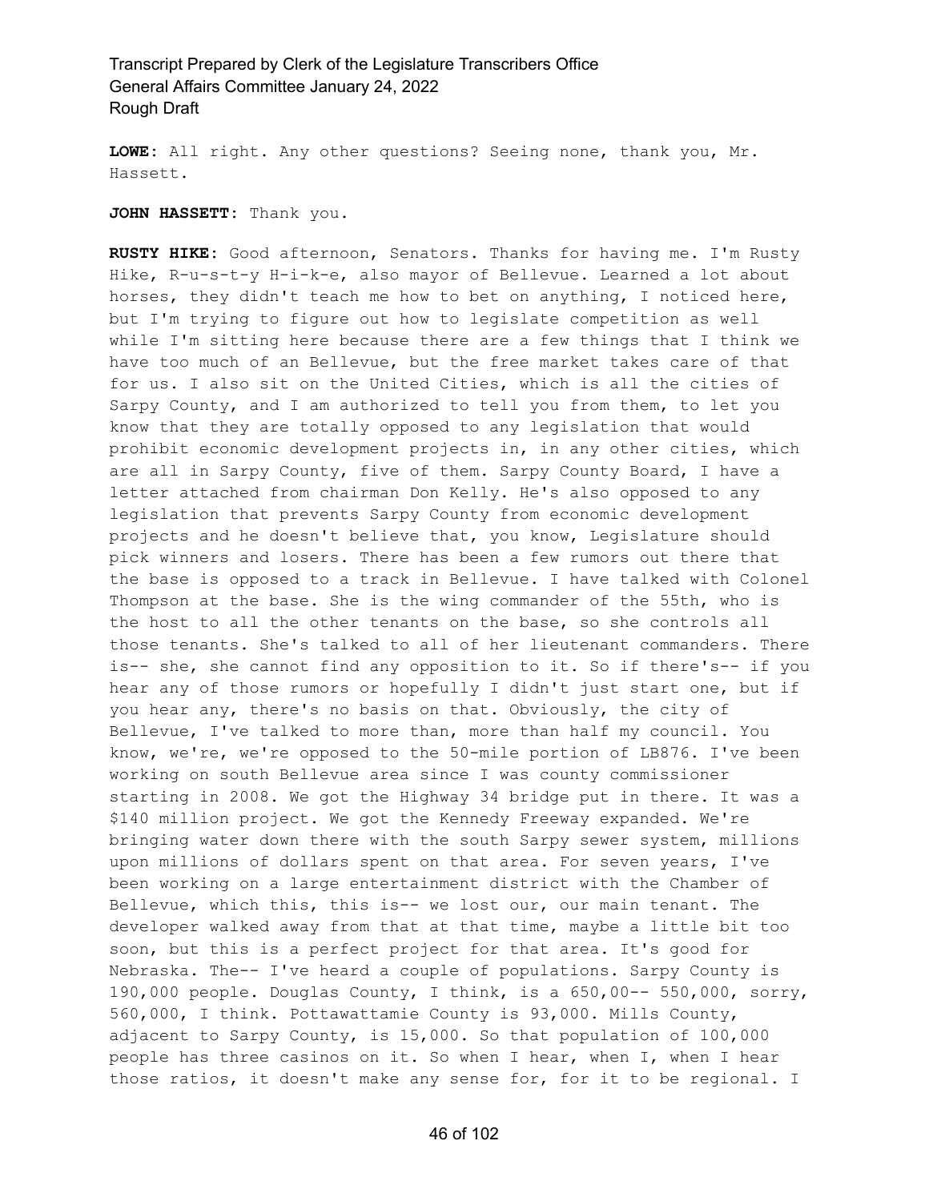**LOWE:** All right. Any other questions? Seeing none, thank you, Mr. Hassett.

**JOHN HASSETT:** Thank you.

**RUSTY HIKE:** Good afternoon, Senators. Thanks for having me. I'm Rusty Hike, R-u-s-t-y H-i-k-e, also mayor of Bellevue. Learned a lot about horses, they didn't teach me how to bet on anything, I noticed here, but I'm trying to figure out how to legislate competition as well while I'm sitting here because there are a few things that I think we have too much of an Bellevue, but the free market takes care of that for us. I also sit on the United Cities, which is all the cities of Sarpy County, and I am authorized to tell you from them, to let you know that they are totally opposed to any legislation that would prohibit economic development projects in, in any other cities, which are all in Sarpy County, five of them. Sarpy County Board, I have a letter attached from chairman Don Kelly. He's also opposed to any legislation that prevents Sarpy County from economic development projects and he doesn't believe that, you know, Legislature should pick winners and losers. There has been a few rumors out there that the base is opposed to a track in Bellevue. I have talked with Colonel Thompson at the base. She is the wing commander of the 55th, who is the host to all the other tenants on the base, so she controls all those tenants. She's talked to all of her lieutenant commanders. There is-- she, she cannot find any opposition to it. So if there's-- if you hear any of those rumors or hopefully I didn't just start one, but if you hear any, there's no basis on that. Obviously, the city of Bellevue, I've talked to more than, more than half my council. You know, we're, we're opposed to the 50-mile portion of LB876. I've been working on south Bellevue area since I was county commissioner starting in 2008. We got the Highway 34 bridge put in there. It was a $140 million project. We got the Kennedy Freeway expanded. We're bringing water down there with the south Sarpy sewer system, millions upon millions of dollars spent on that area. For seven years, I've been working on a large entertainment district with the Chamber of Bellevue, which this, this is-- we lost our, our main tenant. The developer walked away from that at that time, maybe a little bit too soon, but this is a perfect project for that area. It's good for Nebraska. The-- I've heard a couple of populations. Sarpy County is 190,000 people. Douglas County, I think, is a 650,00-- 550,000, sorry, 560,000, I think. Pottawattamie County is 93,000. Mills County, adjacent to Sarpy County, is 15,000. So that population of 100,000 people has three casinos on it. So when I hear, when I, when I hear those ratios, it doesn't make any sense for, for it to be regional. I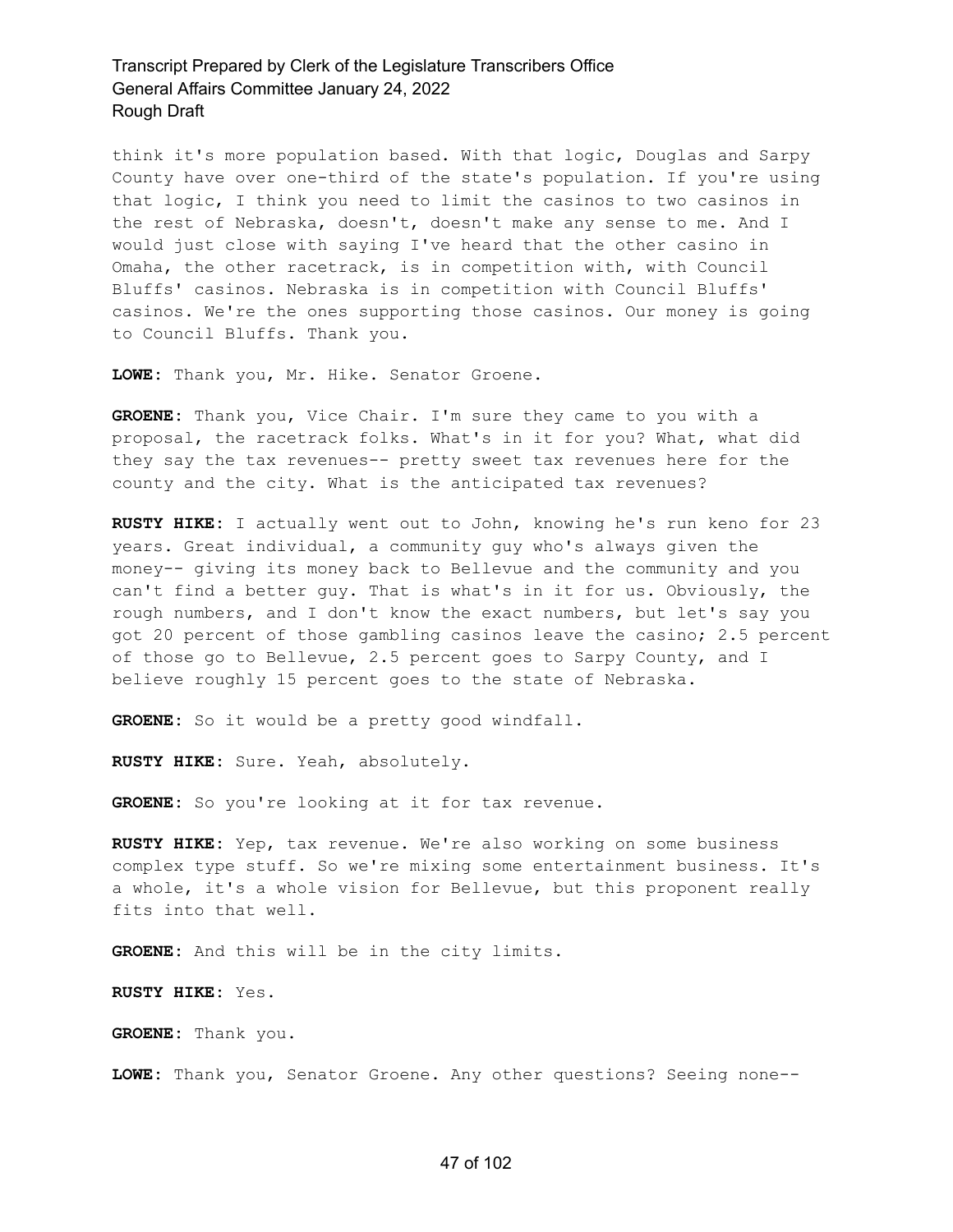think it's more population based. With that logic, Douglas and Sarpy County have over one-third of the state's population. If you're using that logic, I think you need to limit the casinos to two casinos in the rest of Nebraska, doesn't, doesn't make any sense to me. And I would just close with saying I've heard that the other casino in Omaha, the other racetrack, is in competition with, with Council Bluffs' casinos. Nebraska is in competition with Council Bluffs' casinos. We're the ones supporting those casinos. Our money is going to Council Bluffs. Thank you.

**LOWE:** Thank you, Mr. Hike. Senator Groene.

**GROENE:** Thank you, Vice Chair. I'm sure they came to you with a proposal, the racetrack folks. What's in it for you? What, what did they say the tax revenues-- pretty sweet tax revenues here for the county and the city. What is the anticipated tax revenues?

**RUSTY HIKE:** I actually went out to John, knowing he's run keno for 23 years. Great individual, a community guy who's always given the money-- giving its money back to Bellevue and the community and you can't find a better guy. That is what's in it for us. Obviously, the rough numbers, and I don't know the exact numbers, but let's say you got 20 percent of those gambling casinos leave the casino; 2.5 percent of those go to Bellevue, 2.5 percent goes to Sarpy County, and I believe roughly 15 percent goes to the state of Nebraska.

**GROENE:** So it would be a pretty good windfall.

**RUSTY HIKE:** Sure. Yeah, absolutely.

**GROENE:** So you're looking at it for tax revenue.

**RUSTY HIKE:** Yep, tax revenue. We're also working on some business complex type stuff. So we're mixing some entertainment business. It's a whole, it's a whole vision for Bellevue, but this proponent really fits into that well.

**GROENE:** And this will be in the city limits.

**RUSTY HIKE:** Yes.

**GROENE:** Thank you.

**LOWE:** Thank you, Senator Groene. Any other questions? Seeing none--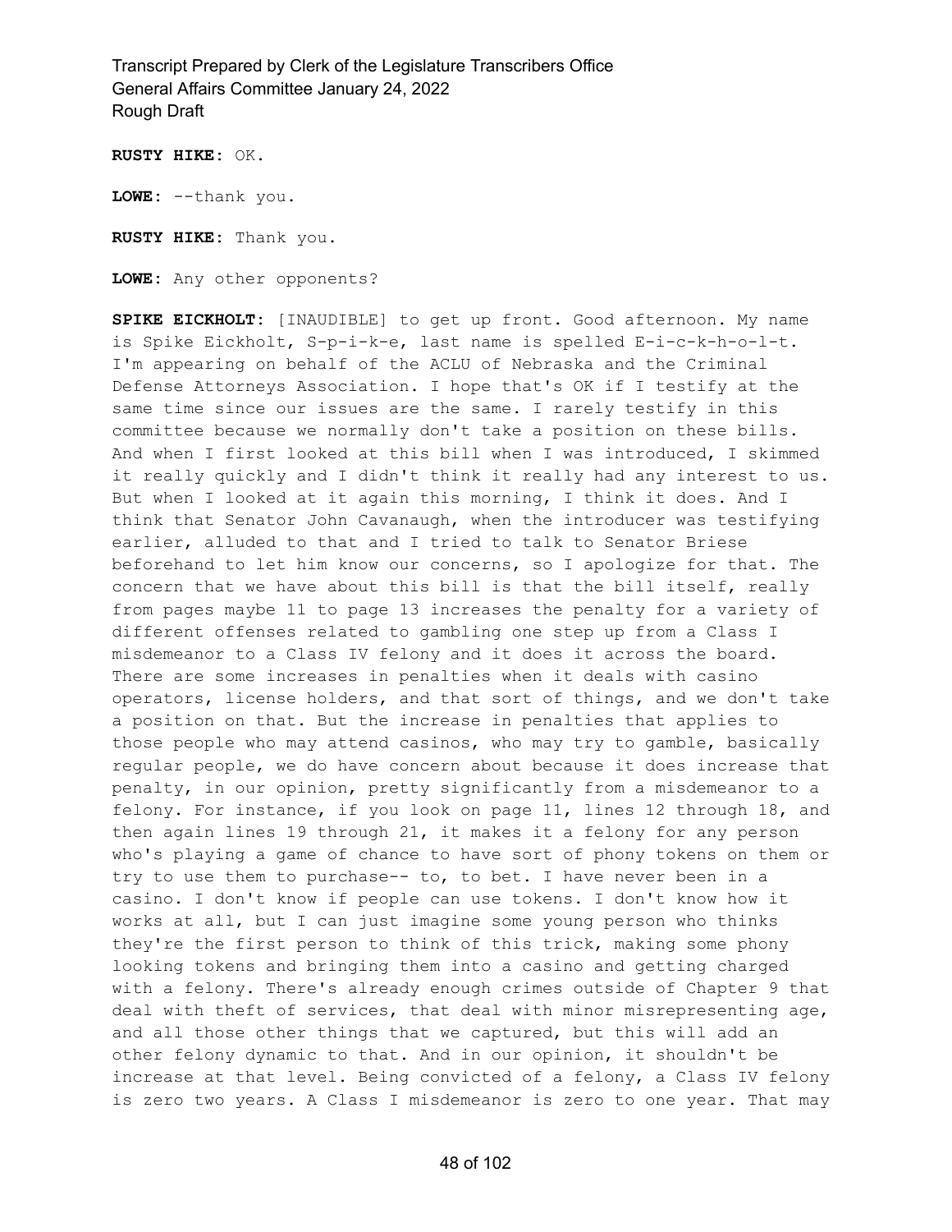**RUSTY HIKE:** OK.

**LOWE:** --thank you.

**RUSTY HIKE:** Thank you.

**LOWE:** Any other opponents?

**SPIKE EICKHOLT:** [INAUDIBLE] to get up front. Good afternoon. My name is Spike Eickholt, S-p-i-k-e, last name is spelled E-i-c-k-h-o-l-t. I'm appearing on behalf of the ACLU of Nebraska and the Criminal Defense Attorneys Association. I hope that's OK if I testify at the same time since our issues are the same. I rarely testify in this committee because we normally don't take a position on these bills. And when I first looked at this bill when I was introduced, I skimmed it really quickly and I didn't think it really had any interest to us. But when I looked at it again this morning, I think it does. And I think that Senator John Cavanaugh, when the introducer was testifying earlier, alluded to that and I tried to talk to Senator Briese beforehand to let him know our concerns, so I apologize for that. The concern that we have about this bill is that the bill itself, really from pages maybe 11 to page 13 increases the penalty for a variety of different offenses related to gambling one step up from a Class I misdemeanor to a Class IV felony and it does it across the board. There are some increases in penalties when it deals with casino operators, license holders, and that sort of things, and we don't take a position on that. But the increase in penalties that applies to those people who may attend casinos, who may try to gamble, basically regular people, we do have concern about because it does increase that penalty, in our opinion, pretty significantly from a misdemeanor to a felony. For instance, if you look on page 11, lines 12 through 18, and then again lines 19 through 21, it makes it a felony for any person who's playing a game of chance to have sort of phony tokens on them or try to use them to purchase-- to, to bet. I have never been in a casino. I don't know if people can use tokens. I don't know how it works at all, but I can just imagine some young person who thinks they're the first person to think of this trick, making some phony looking tokens and bringing them into a casino and getting charged with a felony. There's already enough crimes outside of Chapter 9 that deal with theft of services, that deal with minor misrepresenting age, and all those other things that we captured, but this will add an other felony dynamic to that. And in our opinion, it shouldn't be increase at that level. Being convicted of a felony, a Class IV felony is zero two years. A Class I misdemeanor is zero to one year. That may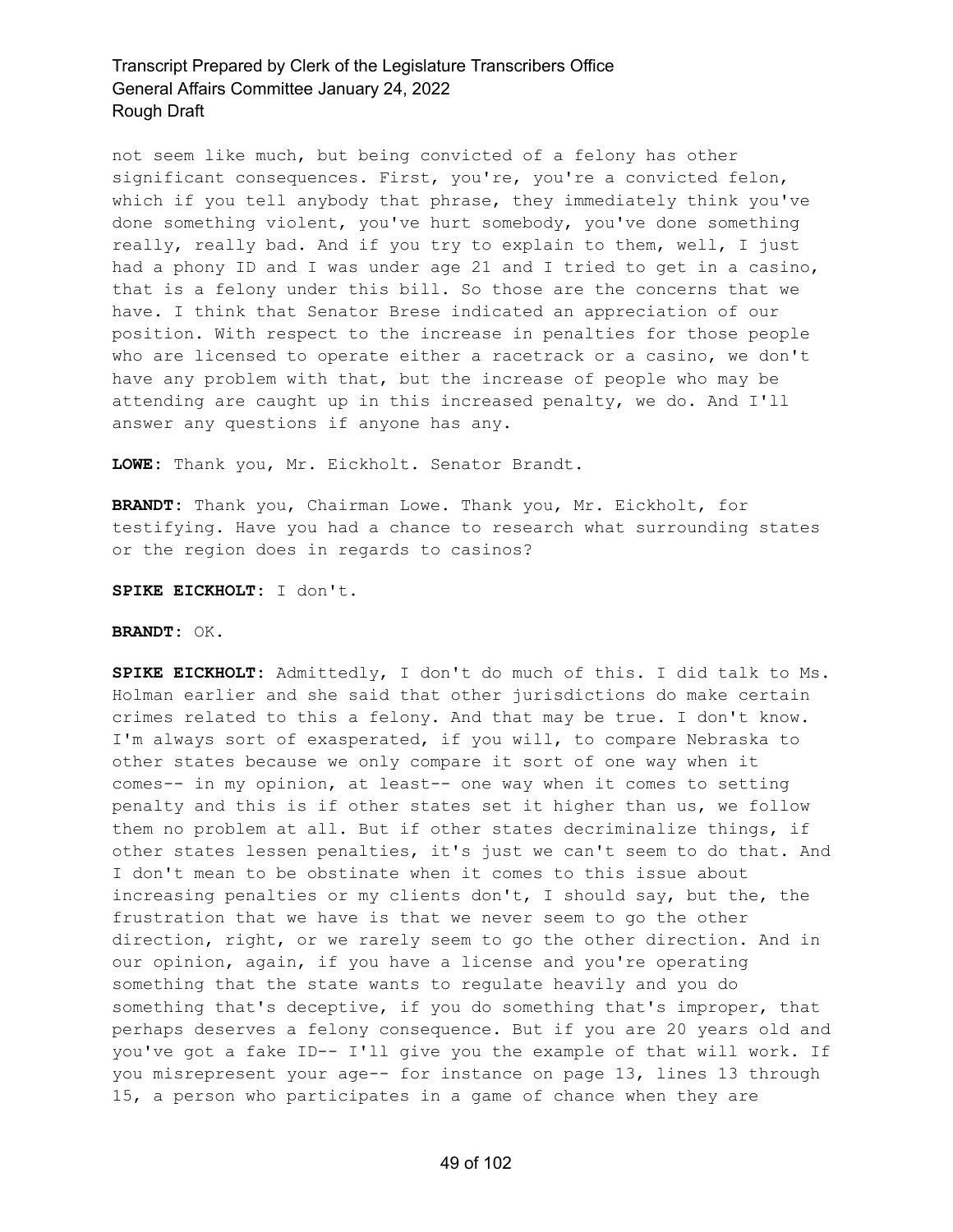not seem like much, but being convicted of a felony has other significant consequences. First, you're, you're a convicted felon, which if you tell anybody that phrase, they immediately think you've done something violent, you've hurt somebody, you've done something really, really bad. And if you try to explain to them, well, I just had a phony ID and I was under age 21 and I tried to get in a casino, that is a felony under this bill. So those are the concerns that we have. I think that Senator Brese indicated an appreciation of our position. With respect to the increase in penalties for those people who are licensed to operate either a racetrack or a casino, we don't have any problem with that, but the increase of people who may be attending are caught up in this increased penalty, we do. And I'll answer any questions if anyone has any.

**LOWE:** Thank you, Mr. Eickholt. Senator Brandt.

**BRANDT:** Thank you, Chairman Lowe. Thank you, Mr. Eickholt, for testifying. Have you had a chance to research what surrounding states or the region does in regards to casinos?

**SPIKE EICKHOLT:** I don't.

**BRANDT:** OK.

**SPIKE EICKHOLT:** Admittedly, I don't do much of this. I did talk to Ms. Holman earlier and she said that other jurisdictions do make certain crimes related to this a felony. And that may be true. I don't know. I'm always sort of exasperated, if you will, to compare Nebraska to other states because we only compare it sort of one way when it comes-- in my opinion, at least-- one way when it comes to setting penalty and this is if other states set it higher than us, we follow them no problem at all. But if other states decriminalize things, if other states lessen penalties, it's just we can't seem to do that. And I don't mean to be obstinate when it comes to this issue about increasing penalties or my clients don't, I should say, but the, the frustration that we have is that we never seem to go the other direction, right, or we rarely seem to go the other direction. And in our opinion, again, if you have a license and you're operating something that the state wants to regulate heavily and you do something that's deceptive, if you do something that's improper, that perhaps deserves a felony consequence. But if you are 20 years old and you've got a fake ID-- I'll give you the example of that will work. If you misrepresent your age-- for instance on page 13, lines 13 through 15, a person who participates in a game of chance when they are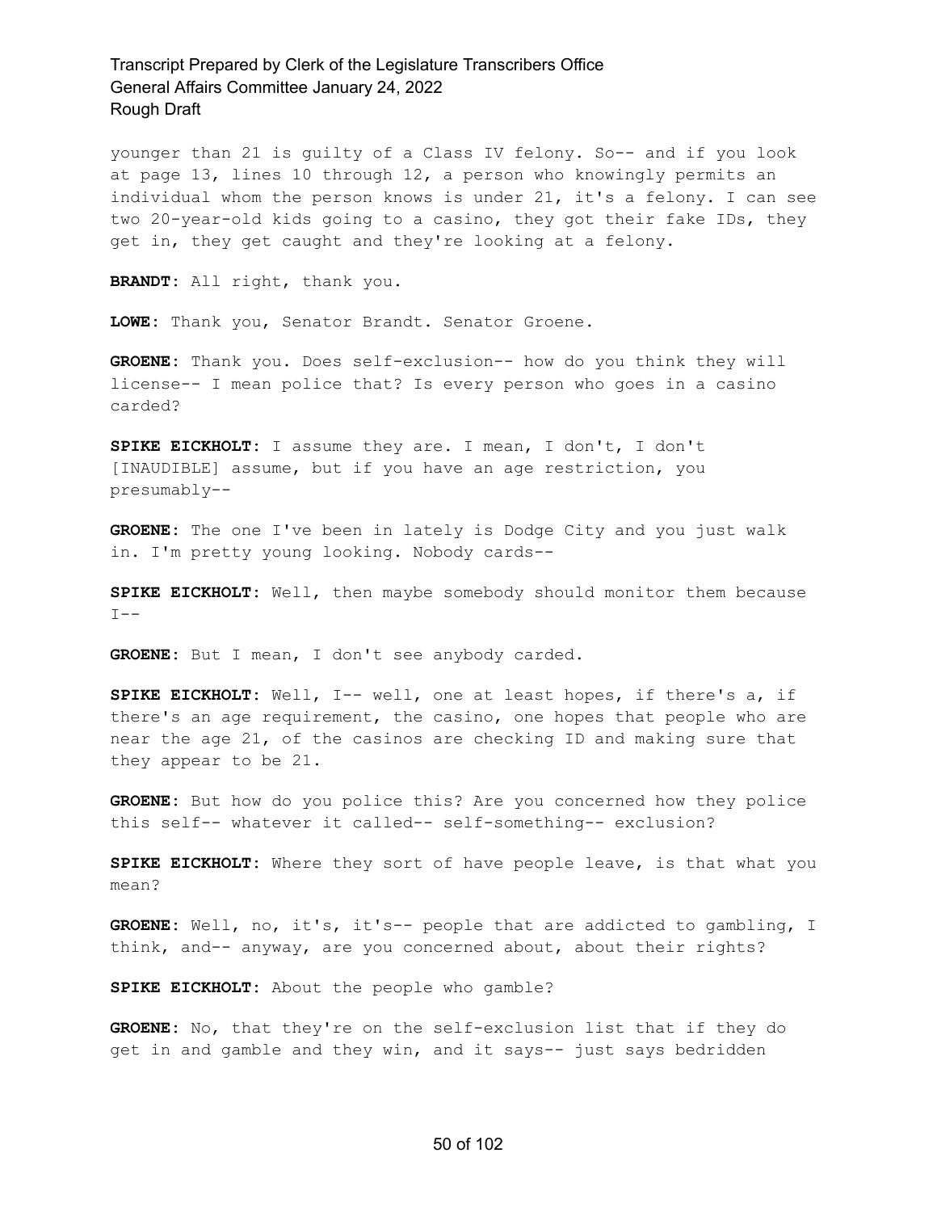younger than 21 is guilty of a Class IV felony. So-- and if you look at page 13, lines 10 through 12, a person who knowingly permits an individual whom the person knows is under 21, it's a felony. I can see two 20-year-old kids going to a casino, they got their fake IDs, they get in, they get caught and they're looking at a felony.

**BRANDT:** All right, thank you.

**LOWE:** Thank you, Senator Brandt. Senator Groene.

**GROENE:** Thank you. Does self-exclusion-- how do you think they will license-- I mean police that? Is every person who goes in a casino carded?

**SPIKE EICKHOLT:** I assume they are. I mean, I don't, I don't [INAUDIBLE] assume, but if you have an age restriction, you presumably--

**GROENE:** The one I've been in lately is Dodge City and you just walk in. I'm pretty young looking. Nobody cards--

**SPIKE EICKHOLT:** Well, then maybe somebody should monitor them because I--

**GROENE:** But I mean, I don't see anybody carded.

**SPIKE EICKHOLT:** Well, I-- well, one at least hopes, if there's a, if there's an age requirement, the casino, one hopes that people who are near the age 21, of the casinos are checking ID and making sure that they appear to be 21.

**GROENE:** But how do you police this? Are you concerned how they police this self-- whatever it called-- self-something-- exclusion?

**SPIKE EICKHOLT:** Where they sort of have people leave, is that what you mean?

**GROENE:** Well, no, it's, it's-- people that are addicted to gambling, I think, and-- anyway, are you concerned about, about their rights?

**SPIKE EICKHOLT:** About the people who gamble?

**GROENE:** No, that they're on the self-exclusion list that if they do get in and gamble and they win, and it says-- just says bedridden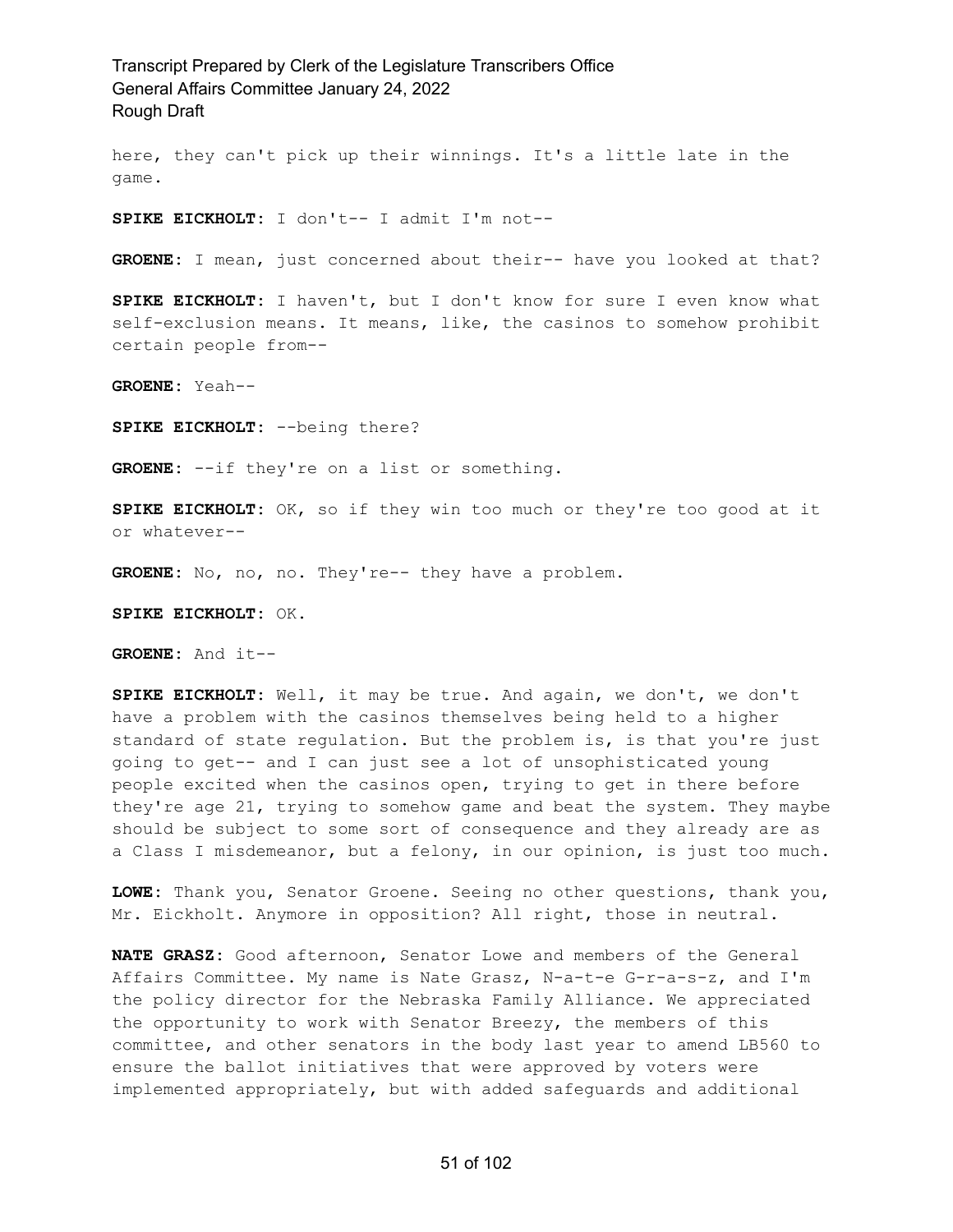here, they can't pick up their winnings. It's a little late in the game.

**SPIKE EICKHOLT:** I don't-- I admit I'm not--

**GROENE:** I mean, just concerned about their-- have you looked at that?

**SPIKE EICKHOLT:** I haven't, but I don't know for sure I even know what self-exclusion means. It means, like, the casinos to somehow prohibit certain people from--

**GROENE:** Yeah--

**SPIKE EICKHOLT:** --being there?

**GROENE:** --if they're on a list or something.

**SPIKE EICKHOLT:** OK, so if they win too much or they're too good at it or whatever--

**GROENE:** No, no, no. They're-- they have a problem.

**SPIKE EICKHOLT:** OK.

**GROENE:** And it--

**SPIKE EICKHOLT:** Well, it may be true. And again, we don't, we don't have a problem with the casinos themselves being held to a higher standard of state regulation. But the problem is, is that you're just going to get-- and I can just see a lot of unsophisticated young people excited when the casinos open, trying to get in there before they're age 21, trying to somehow game and beat the system. They maybe should be subject to some sort of consequence and they already are as a Class I misdemeanor, but a felony, in our opinion, is just too much.

**LOWE:** Thank you, Senator Groene. Seeing no other questions, thank you, Mr. Eickholt. Anymore in opposition? All right, those in neutral.

**NATE GRASZ:** Good afternoon, Senator Lowe and members of the General Affairs Committee. My name is Nate Grasz, N-a-t-e G-r-a-s-z, and I'm the policy director for the Nebraska Family Alliance. We appreciated the opportunity to work with Senator Breezy, the members of this committee, and other senators in the body last year to amend LB560 to ensure the ballot initiatives that were approved by voters were implemented appropriately, but with added safeguards and additional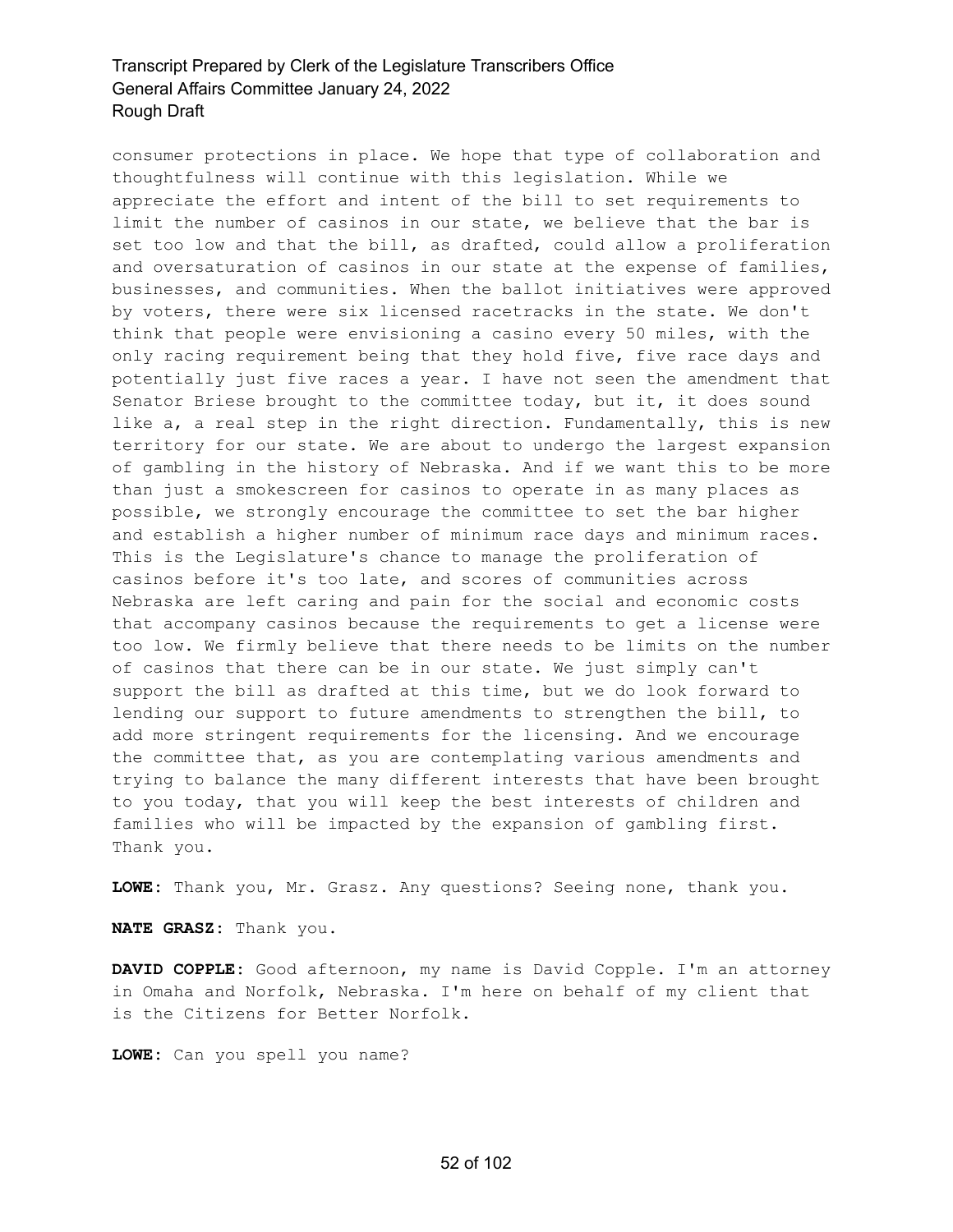consumer protections in place. We hope that type of collaboration and thoughtfulness will continue with this legislation. While we appreciate the effort and intent of the bill to set requirements to limit the number of casinos in our state, we believe that the bar is set too low and that the bill, as drafted, could allow a proliferation and oversaturation of casinos in our state at the expense of families, businesses, and communities. When the ballot initiatives were approved by voters, there were six licensed racetracks in the state. We don't think that people were envisioning a casino every 50 miles, with the only racing requirement being that they hold five, five race days and potentially just five races a year. I have not seen the amendment that Senator Briese brought to the committee today, but it, it does sound like a, a real step in the right direction. Fundamentally, this is new territory for our state. We are about to undergo the largest expansion of gambling in the history of Nebraska. And if we want this to be more than just a smokescreen for casinos to operate in as many places as possible, we strongly encourage the committee to set the bar higher and establish a higher number of minimum race days and minimum races. This is the Legislature's chance to manage the proliferation of casinos before it's too late, and scores of communities across Nebraska are left caring and pain for the social and economic costs that accompany casinos because the requirements to get a license were too low. We firmly believe that there needs to be limits on the number of casinos that there can be in our state. We just simply can't support the bill as drafted at this time, but we do look forward to lending our support to future amendments to strengthen the bill, to add more stringent requirements for the licensing. And we encourage the committee that, as you are contemplating various amendments and trying to balance the many different interests that have been brought to you today, that you will keep the best interests of children and families who will be impacted by the expansion of gambling first. Thank you.

**LOWE:** Thank you, Mr. Grasz. Any questions? Seeing none, thank you.

**NATE GRASZ:** Thank you.

**DAVID COPPLE:** Good afternoon, my name is David Copple. I'm an attorney in Omaha and Norfolk, Nebraska. I'm here on behalf of my client that is the Citizens for Better Norfolk.

**LOWE:** Can you spell you name?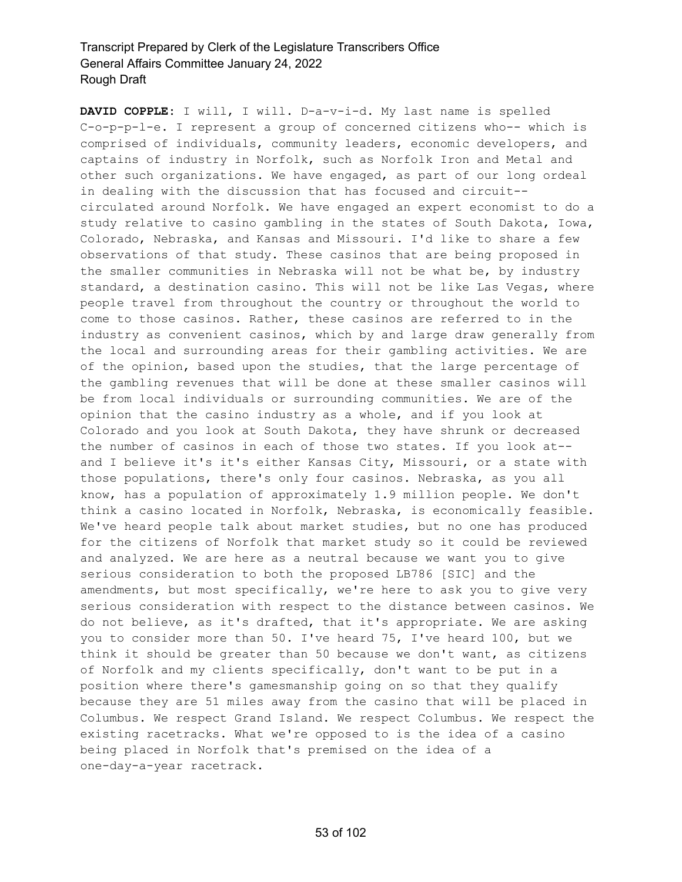**DAVID COPPLE:** I will, I will. D-a-v-i-d. My last name is spelled C-o-p-p-l-e. I represent a group of concerned citizens who-- which is comprised of individuals, community leaders, economic developers, and captains of industry in Norfolk, such as Norfolk Iron and Metal and other such organizations. We have engaged, as part of our long ordeal in dealing with the discussion that has focused and circuit-- circulated around Norfolk. We have engaged an expert economist to do a study relative to casino gambling in the states of South Dakota, Iowa, Colorado, Nebraska, and Kansas and Missouri. I'd like to share a few observations of that study. These casinos that are being proposed in the smaller communities in Nebraska will not be what be, by industry standard, a destination casino. This will not be like Las Vegas, where people travel from throughout the country or throughout the world to come to those casinos. Rather, these casinos are referred to in the industry as convenient casinos, which by and large draw generally from the local and surrounding areas for their gambling activities. We are of the opinion, based upon the studies, that the large percentage of the gambling revenues that will be done at these smaller casinos will be from local individuals or surrounding communities. We are of the opinion that the casino industry as a whole, and if you look at Colorado and you look at South Dakota, they have shrunk or decreased the number of casinos in each of those two states. If you look at-- and I believe it's it's either Kansas City, Missouri, or a state with those populations, there's only four casinos. Nebraska, as you all know, has a population of approximately 1.9 million people. We don't think a casino located in Norfolk, Nebraska, is economically feasible. We've heard people talk about market studies, but no one has produced for the citizens of Norfolk that market study so it could be reviewed and analyzed. We are here as a neutral because we want you to give serious consideration to both the proposed LB786 [SIC] and the amendments, but most specifically, we're here to ask you to give very serious consideration with respect to the distance between casinos. We do not believe, as it's drafted, that it's appropriate. We are asking you to consider more than 50. I've heard 75, I've heard 100, but we think it should be greater than 50 because we don't want, as citizens of Norfolk and my clients specifically, don't want to be put in a position where there's gamesmanship going on so that they qualify because they are 51 miles away from the casino that will be placed in Columbus. We respect Grand Island. We respect Columbus. We respect the existing racetracks. What we're opposed to is the idea of a casino being placed in Norfolk that's premised on the idea of a one-day-a-year racetrack.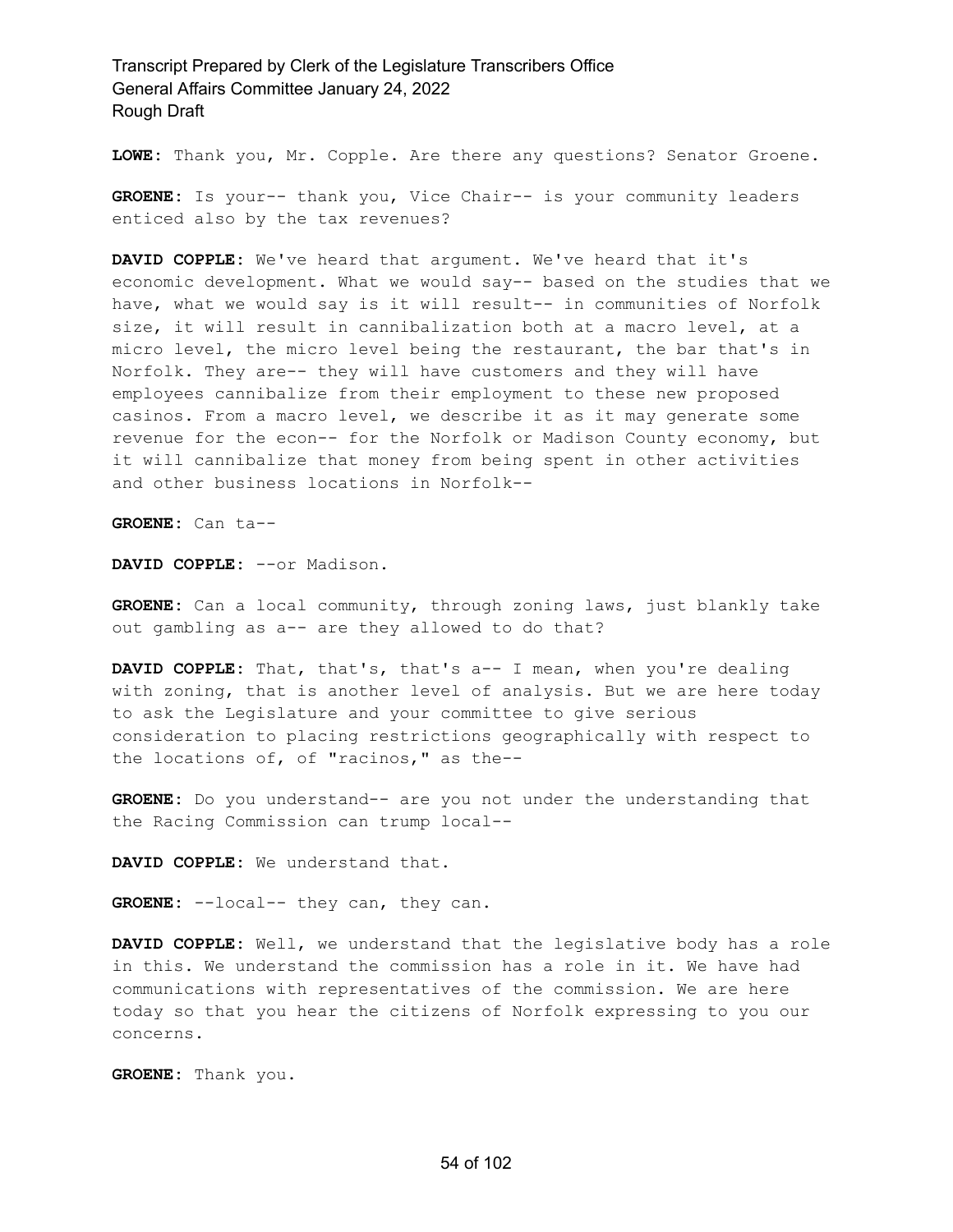**LOWE:** Thank you, Mr. Copple. Are there any questions? Senator Groene.

**GROENE:** Is your-- thank you, Vice Chair-- is your community leaders enticed also by the tax revenues?

**DAVID COPPLE:** We've heard that argument. We've heard that it's economic development. What we would say-- based on the studies that we have, what we would say is it will result-- in communities of Norfolk size, it will result in cannibalization both at a macro level, at a micro level, the micro level being the restaurant, the bar that's in Norfolk. They are-- they will have customers and they will have employees cannibalize from their employment to these new proposed casinos. From a macro level, we describe it as it may generate some revenue for the econ-- for the Norfolk or Madison County economy, but it will cannibalize that money from being spent in other activities and other business locations in Norfolk--

**GROENE:** Can ta--

**DAVID COPPLE:** --or Madison.

**GROENE:** Can a local community, through zoning laws, just blankly take out gambling as a-- are they allowed to do that?

**DAVID COPPLE:** That, that's, that's a-- I mean, when you're dealing with zoning, that is another level of analysis. But we are here today to ask the Legislature and your committee to give serious consideration to placing restrictions geographically with respect to the locations of, of "racinos," as the--

**GROENE:** Do you understand-- are you not under the understanding that the Racing Commission can trump local--

**DAVID COPPLE:** We understand that.

**GROENE:** --local-- they can, they can.

**DAVID COPPLE:** Well, we understand that the legislative body has a role in this. We understand the commission has a role in it. We have had communications with representatives of the commission. We are here today so that you hear the citizens of Norfolk expressing to you our concerns.

**GROENE:** Thank you.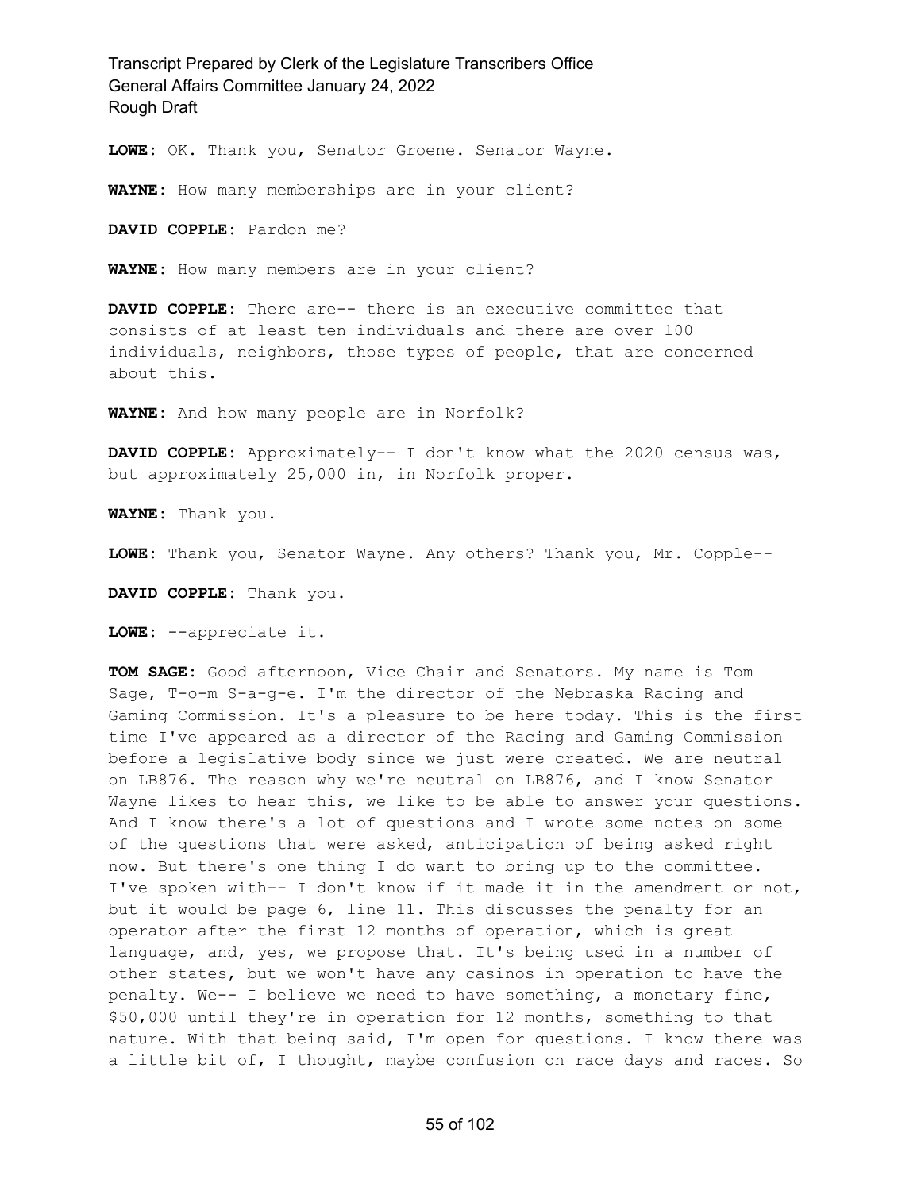**LOWE:** OK. Thank you, Senator Groene. Senator Wayne.

**WAYNE:** How many memberships are in your client?

**DAVID COPPLE:** Pardon me?

**WAYNE:** How many members are in your client?

**DAVID COPPLE:** There are-- there is an executive committee that consists of at least ten individuals and there are over 100 individuals, neighbors, those types of people, that are concerned about this.

**WAYNE:** And how many people are in Norfolk?

**DAVID COPPLE:** Approximately-- I don't know what the 2020 census was, but approximately 25,000 in, in Norfolk proper.

**WAYNE:** Thank you.

**LOWE:** Thank you, Senator Wayne. Any others? Thank you, Mr. Copple--

**DAVID COPPLE:** Thank you.

**LOWE:** --appreciate it.

**TOM SAGE:** Good afternoon, Vice Chair and Senators. My name is Tom Sage, T-o-m S-a-g-e. I'm the director of the Nebraska Racing and Gaming Commission. It's a pleasure to be here today. This is the first time I've appeared as a director of the Racing and Gaming Commission before a legislative body since we just were created. We are neutral on LB876. The reason why we're neutral on LB876, and I know Senator Wayne likes to hear this, we like to be able to answer your questions. And I know there's a lot of questions and I wrote some notes on some of the questions that were asked, anticipation of being asked right now. But there's one thing I do want to bring up to the committee. I've spoken with-- I don't know if it made it in the amendment or not, but it would be page 6, line 11. This discusses the penalty for an operator after the first 12 months of operation, which is great language, and, yes, we propose that. It's being used in a number of other states, but we won't have any casinos in operation to have the penalty. We-- I believe we need to have something, a monetary fine, $50,000 until they're in operation for 12 months, something to that nature. With that being said, I'm open for questions. I know there was a little bit of, I thought, maybe confusion on race days and races. So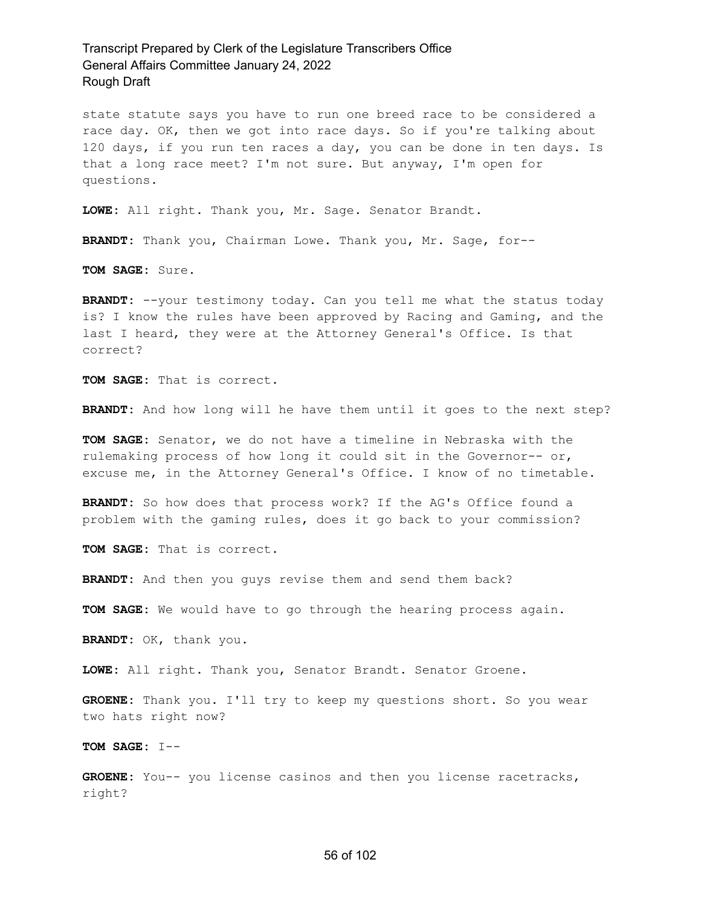state statute says you have to run one breed race to be considered a race day. OK, then we got into race days. So if you're talking about 120 days, if you run ten races a day, you can be done in ten days. Is that a long race meet? I'm not sure. But anyway, I'm open for questions.

**LOWE**: All right. Thank you, Mr. Sage. Senator Brandt.

**BRANDT**: Thank you, Chairman Lowe. Thank you, Mr. Sage, for--

**TOM SAGE**: Sure.

**BRANDT**: --your testimony today. Can you tell me what the status today is? I know the rules have been approved by Racing and Gaming, and the last I heard, they were at the Attorney General's Office. Is that correct?

**TOM SAGE**: That is correct.

**BRANDT**: And how long will he have them until it goes to the next step?

**TOM SAGE**: Senator, we do not have a timeline in Nebraska with the rulemaking process of how long it could sit in the Governor-- or, excuse me, in the Attorney General's Office. I know of no timetable.

**BRANDT**: So how does that process work? If the AG's Office found a problem with the gaming rules, does it go back to your commission?

**TOM SAGE**: That is correct.

**BRANDT**: And then you guys revise them and send them back?

**TOM SAGE**: We would have to go through the hearing process again.

**BRANDT**: OK, thank you.

**LOWE**: All right. Thank you, Senator Brandt. Senator Groene.

**GROENE**: Thank you. I'll try to keep my questions short. So you wear two hats right now?

**TOM SAGE**: I--

**GROENE**: You-- you license casinos and then you license racetracks, right?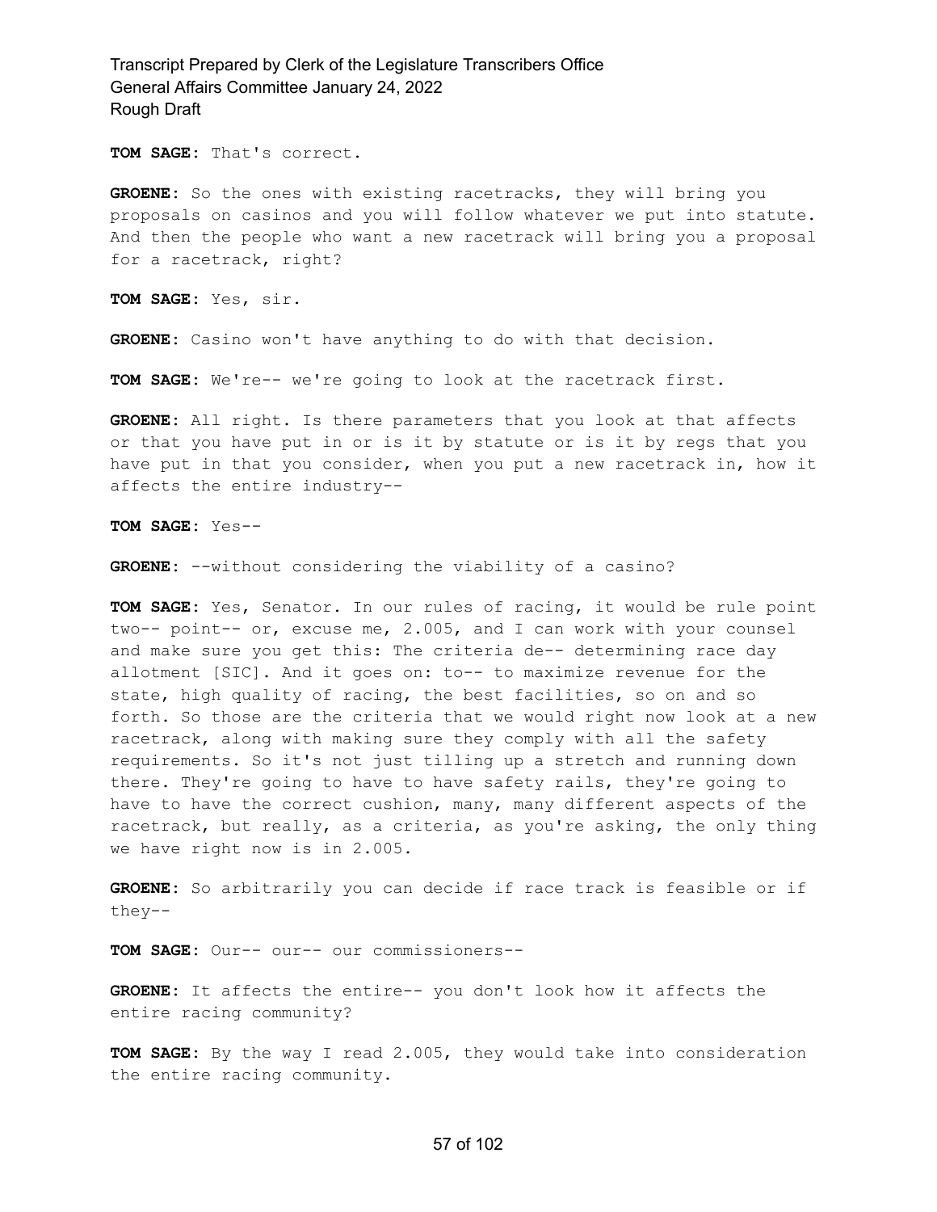**TOM SAGE:** That's correct.

**GROENE:** So the ones with existing racetracks, they will bring you proposals on casinos and you will follow whatever we put into statute. And then the people who want a new racetrack will bring you a proposal for a racetrack, right?

**TOM SAGE:** Yes, sir.

**GROENE:** Casino won't have anything to do with that decision.

**TOM SAGE:** We're-- we're going to look at the racetrack first.

**GROENE:** All right. Is there parameters that you look at that affects or that you have put in or is it by statute or is it by regs that you have put in that you consider, when you put a new racetrack in, how it affects the entire industry--

**TOM SAGE:** Yes--

**GROENE:** --without considering the viability of a casino?

**TOM SAGE:** Yes, Senator. In our rules of racing, it would be rule point two-- point-- or, excuse me, 2.005, and I can work with your counsel and make sure you get this: The criteria de-- determining race day allotment [SIC]. And it goes on: to-- to maximize revenue for the state, high quality of racing, the best facilities, so on and so forth. So those are the criteria that we would right now look at a new racetrack, along with making sure they comply with all the safety requirements. So it's not just tilling up a stretch and running down there. They're going to have to have safety rails, they're going to have to have the correct cushion, many, many different aspects of the racetrack, but really, as a criteria, as you're asking, the only thing we have right now is in 2.005.

**GROENE:** So arbitrarily you can decide if race track is feasible or if they--

**TOM SAGE:** Our-- our-- our commissioners--

**GROENE:** It affects the entire-- you don't look how it affects the entire racing community?

**TOM SAGE:** By the way I read 2.005, they would take into consideration the entire racing community.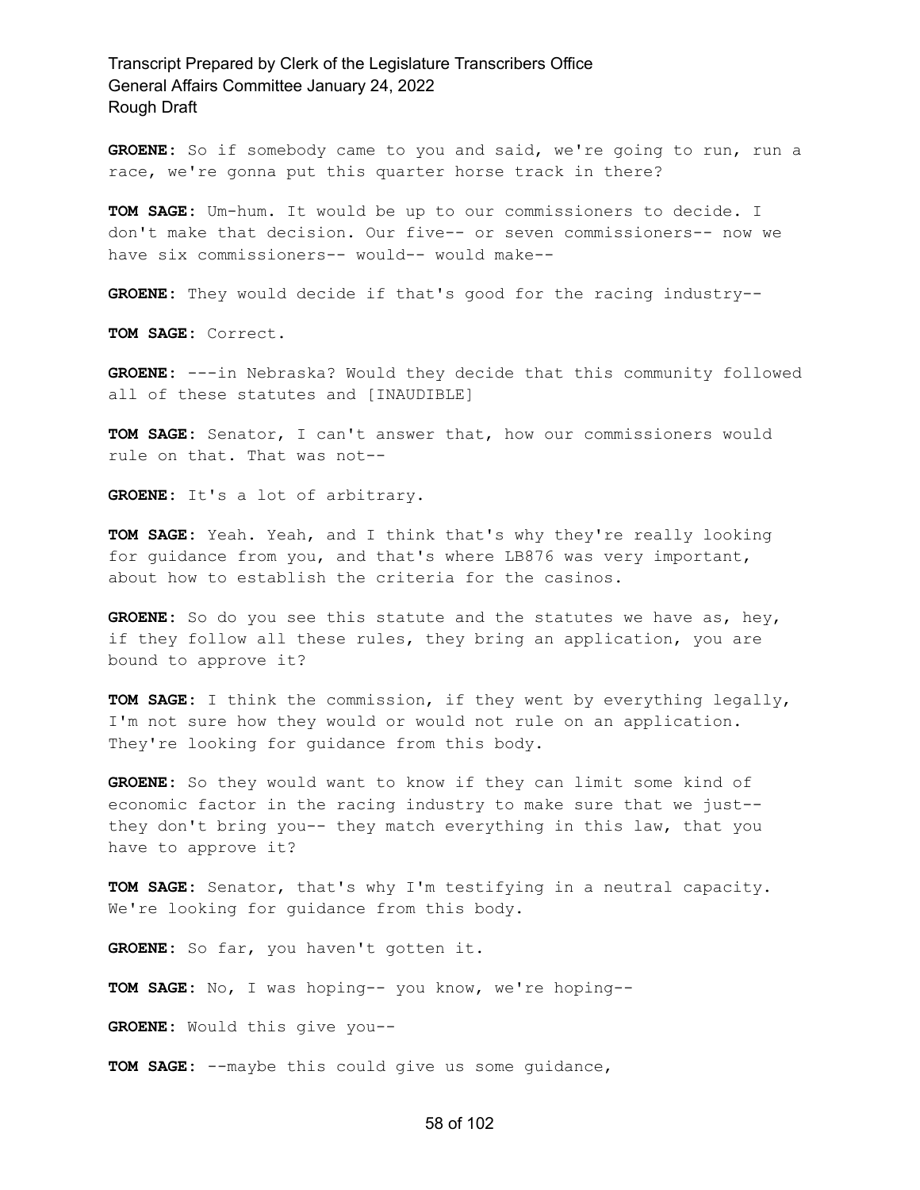**GROENE:** So if somebody came to you and said, we're going to run, run a race, we're gonna put this quarter horse track in there?

**TOM SAGE:** Um-hum. It would be up to our commissioners to decide. I don't make that decision. Our five-- or seven commissioners-- now we have six commissioners-- would-- would make--

**GROENE:** They would decide if that's good for the racing industry--

**TOM SAGE:** Correct.

**GROENE:** ---in Nebraska? Would they decide that this community followed all of these statutes and [INAUDIBLE]

**TOM SAGE:** Senator, I can't answer that, how our commissioners would rule on that. That was not--

**GROENE:** It's a lot of arbitrary.

**TOM SAGE:** Yeah. Yeah, and I think that's why they're really looking for guidance from you, and that's where LB876 was very important, about how to establish the criteria for the casinos.

**GROENE:** So do you see this statute and the statutes we have as, hey, if they follow all these rules, they bring an application, you are bound to approve it?

**TOM SAGE:** I think the commission, if they went by everything legally, I'm not sure how they would or would not rule on an application. They're looking for guidance from this body.

**GROENE:** So they would want to know if they can limit some kind of economic factor in the racing industry to make sure that we just-- they don't bring you-- they match everything in this law, that you have to approve it?

**TOM SAGE:** Senator, that's why I'm testifying in a neutral capacity. We're looking for guidance from this body.

**GROENE:** So far, you haven't gotten it.

**TOM SAGE:** No, I was hoping-- you know, we're hoping--

**GROENE:** Would this give you--

**TOM SAGE:** --maybe this could give us some guidance,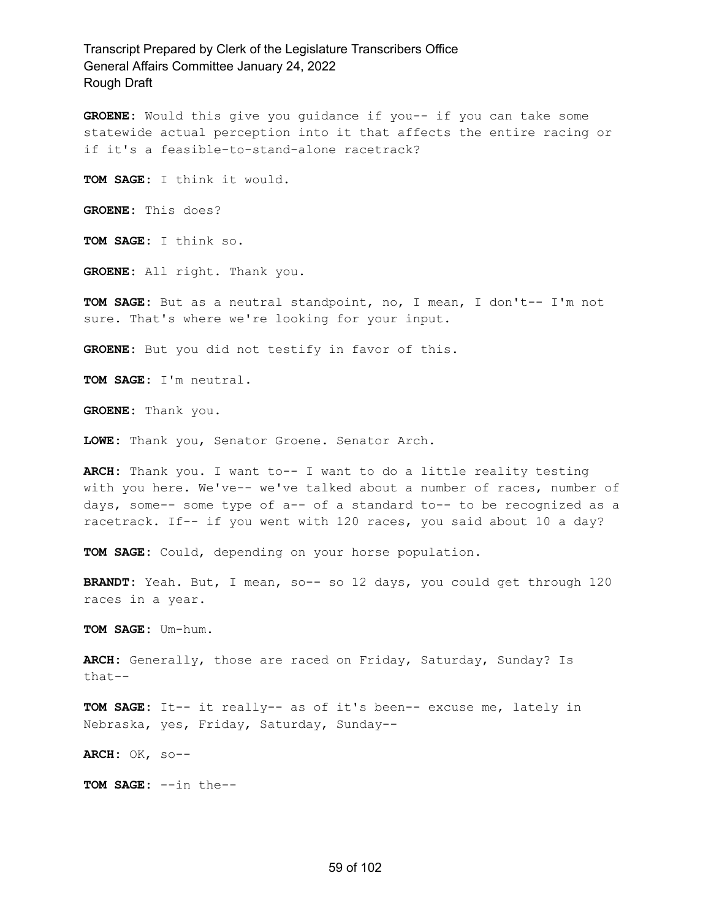**GROENE:** Would this give you guidance if you-- if you can take some statewide actual perception into it that affects the entire racing or if it's a feasible-to-stand-alone racetrack?

**TOM SAGE:** I think it would.

**GROENE:** This does?

**TOM SAGE:** I think so.

**GROENE:** All right. Thank you.

**TOM SAGE:** But as a neutral standpoint, no, I mean, I don't-- I'm not sure. That's where we're looking for your input.

**GROENE:** But you did not testify in favor of this.

**TOM SAGE:** I'm neutral.

**GROENE:** Thank you.

**LOWE:** Thank you, Senator Groene. Senator Arch.

**ARCH:** Thank you. I want to-- I want to do a little reality testing with you here. We've-- we've talked about a number of races, number of days, some-- some type of a-- of a standard to-- to be recognized as a racetrack. If-- if you went with 120 races, you said about 10 a day?

**TOM SAGE:** Could, depending on your horse population.

**BRANDT:** Yeah. But, I mean, so-- so 12 days, you could get through 120 races in a year.

**TOM SAGE:** Um-hum.

**ARCH:** Generally, those are raced on Friday, Saturday, Sunday? Is that--

**TOM SAGE:** It-- it really-- as of it's been-- excuse me, lately in Nebraska, yes, Friday, Saturday, Sunday--

**ARCH:** OK, so--

**TOM SAGE:** --in the--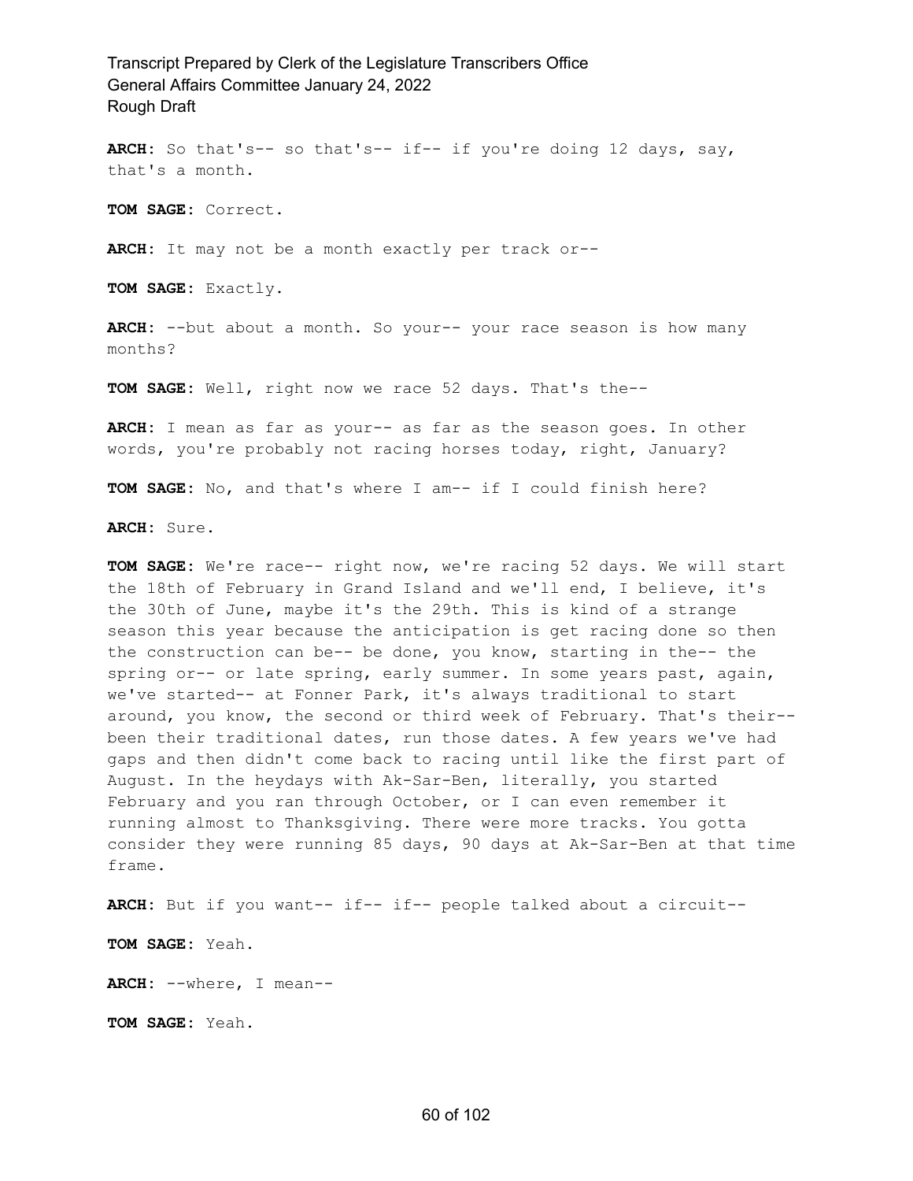**ARCH:** So that's-- so that's-- if-- if you're doing 12 days, say, that's a month.

**TOM SAGE:** Correct.

**ARCH:** It may not be a month exactly per track or--

**TOM SAGE:** Exactly.

**ARCH:** --but about a month. So your-- your race season is how many months?

**TOM SAGE:** Well, right now we race 52 days. That's the--

**ARCH:** I mean as far as your-- as far as the season goes. In other words, you're probably not racing horses today, right, January?

**TOM SAGE:** No, and that's where I am-- if I could finish here?

**ARCH:** Sure.

**TOM SAGE:** We're race-- right now, we're racing 52 days. We will start the 18th of February in Grand Island and we'll end, I believe, it's the 30th of June, maybe it's the 29th. This is kind of a strange season this year because the anticipation is get racing done so then the construction can be-- be done, you know, starting in the-- the spring or-- or late spring, early summer. In some years past, again, we've started-- at Fonner Park, it's always traditional to start around, you know, the second or third week of February. That's their-- been their traditional dates, run those dates. A few years we've had gaps and then didn't come back to racing until like the first part of August. In the heydays with Ak-Sar-Ben, literally, you started February and you ran through October, or I can even remember it running almost to Thanksgiving. There were more tracks. You gotta consider they were running 85 days, 90 days at Ak-Sar-Ben at that time frame.

**ARCH:** But if you want-- if-- if-- people talked about a circuit--

**TOM SAGE:** Yeah.

**ARCH:** --where, I mean--

**TOM SAGE:** Yeah.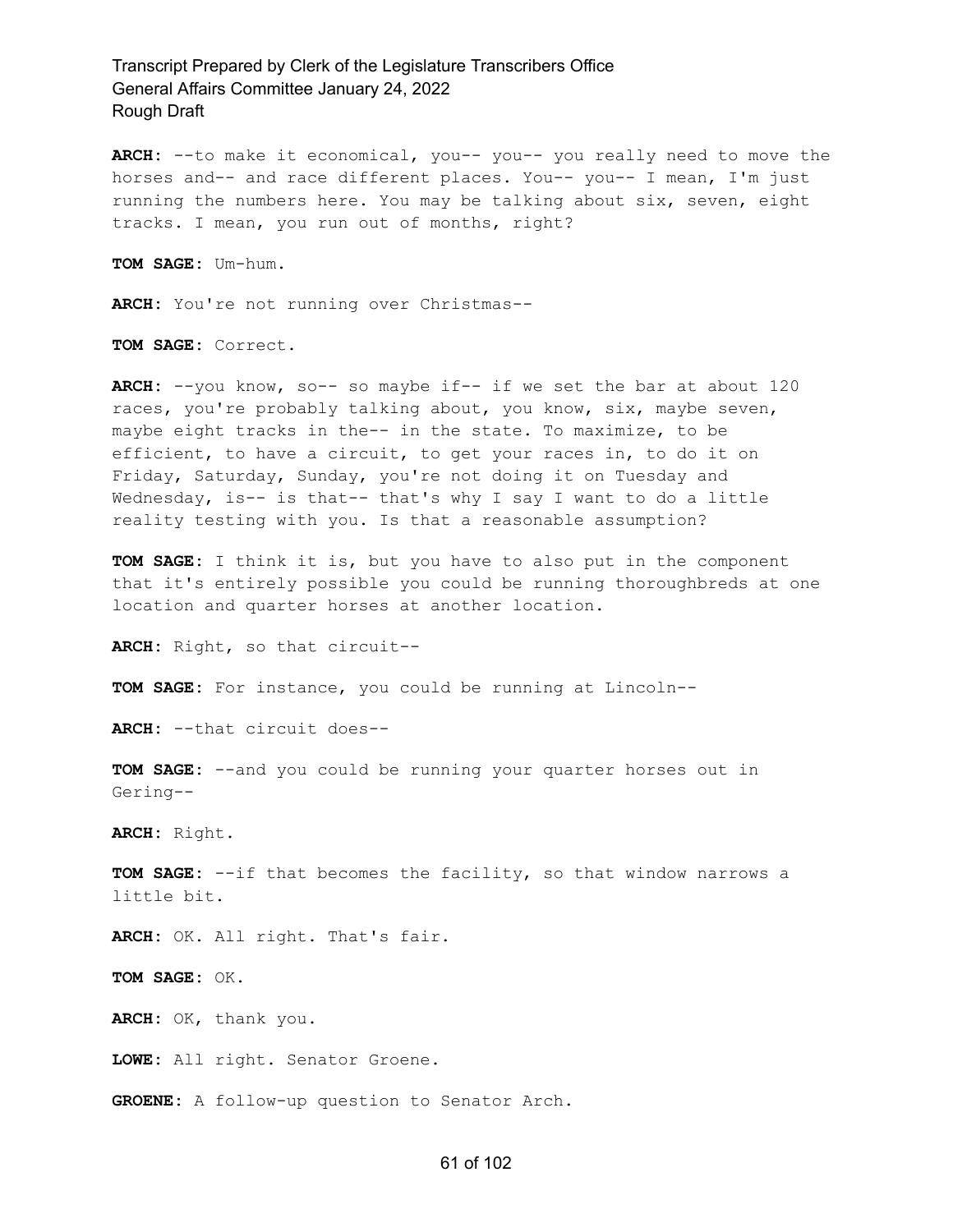**ARCH:** --to make it economical, you-- you-- you really need to move the horses and-- and race different places. You-- you-- I mean, I'm just running the numbers here. You may be talking about six, seven, eight tracks. I mean, you run out of months, right?

**TOM SAGE:** Um-hum.

**ARCH:** You're not running over Christmas--

**TOM SAGE:** Correct.

**ARCH:** --you know, so-- so maybe if-- if we set the bar at about 120 races, you're probably talking about, you know, six, maybe seven, maybe eight tracks in the-- in the state. To maximize, to be efficient, to have a circuit, to get your races in, to do it on Friday, Saturday, Sunday, you're not doing it on Tuesday and Wednesday, is-- is that-- that's why I say I want to do a little reality testing with you. Is that a reasonable assumption?

**TOM SAGE:** I think it is, but you have to also put in the component that it's entirely possible you could be running thoroughbreds at one location and quarter horses at another location.

**ARCH:** Right, so that circuit--

**TOM SAGE:** For instance, you could be running at Lincoln--

**ARCH:** --that circuit does--

**TOM SAGE:** --and you could be running your quarter horses out in Gering--

**ARCH:** Right.

**TOM SAGE:** --if that becomes the facility, so that window narrows a little bit.

**ARCH:** OK. All right. That's fair.

**TOM SAGE:** OK.

**ARCH:** OK, thank you.

**LOWE:** All right. Senator Groene.

**GROENE:** A follow-up question to Senator Arch.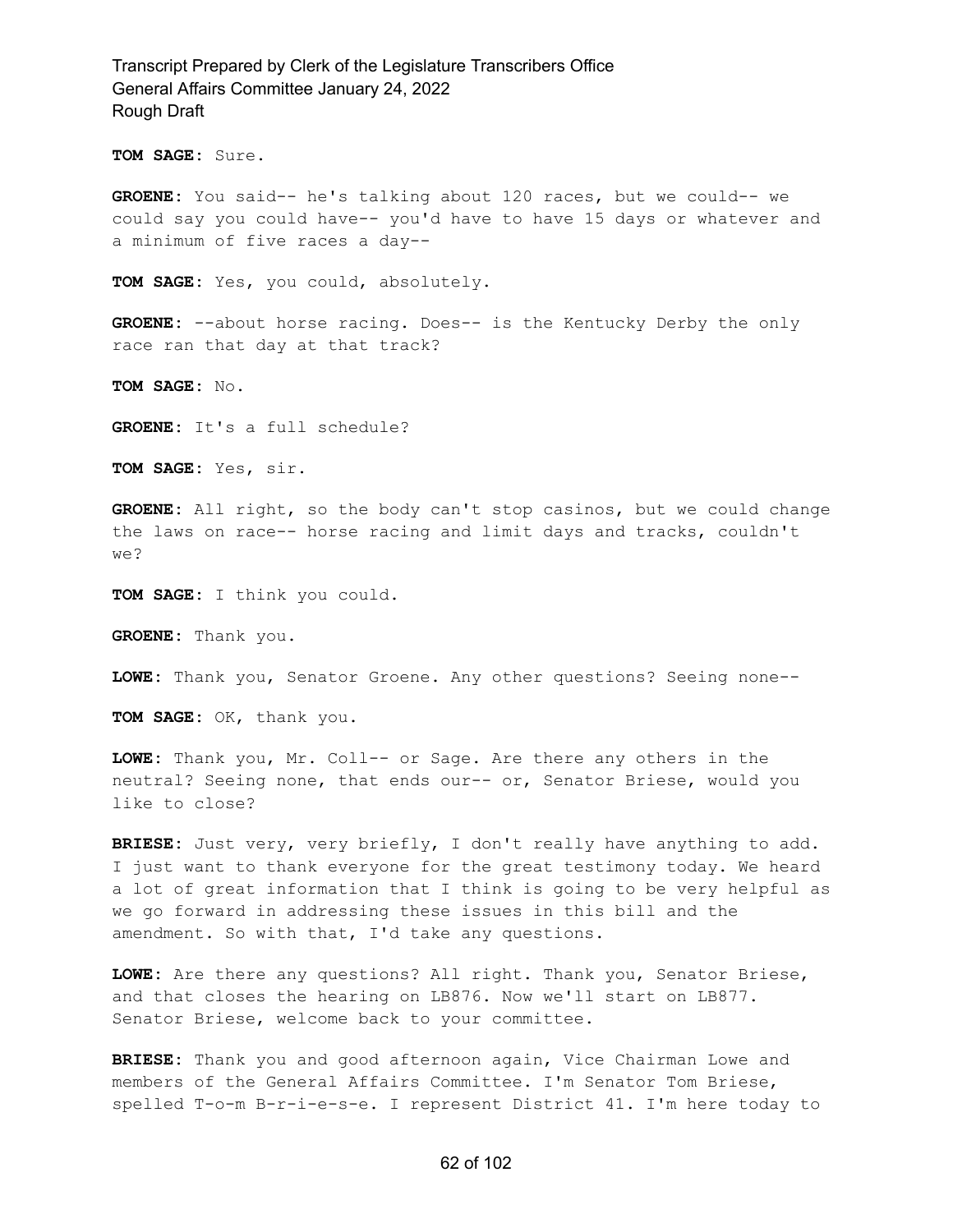**TOM SAGE:** Sure.

**GROENE:** You said-- he's talking about 120 races, but we could-- we could say you could have-- you'd have to have 15 days or whatever and a minimum of five races a day--

**TOM SAGE:** Yes, you could, absolutely.

**GROENE:** --about horse racing. Does-- is the Kentucky Derby the only race ran that day at that track?

**TOM SAGE:** No.

**GROENE:** It's a full schedule?

**TOM SAGE:** Yes, sir.

**GROENE:** All right, so the body can't stop casinos, but we could change the laws on race-- horse racing and limit days and tracks, couldn't we?

**TOM SAGE:** I think you could.

**GROENE:** Thank you.

**LOWE:** Thank you, Senator Groene. Any other questions? Seeing none--

**TOM SAGE:** OK, thank you.

**LOWE:** Thank you, Mr. Coll-- or Sage. Are there any others in the neutral? Seeing none, that ends our-- or, Senator Briese, would you like to close?

**BRIESE:** Just very, very briefly, I don't really have anything to add. I just want to thank everyone for the great testimony today. We heard a lot of great information that I think is going to be very helpful as we go forward in addressing these issues in this bill and the amendment. So with that, I'd take any questions.

**LOWE:** Are there any questions? All right. Thank you, Senator Briese, and that closes the hearing on LB876. Now we'll start on LB877. Senator Briese, welcome back to your committee.

**BRIESE:** Thank you and good afternoon again, Vice Chairman Lowe and members of the General Affairs Committee. I'm Senator Tom Briese, spelled T-o-m B-r-i-e-s-e. I represent District 41. I'm here today to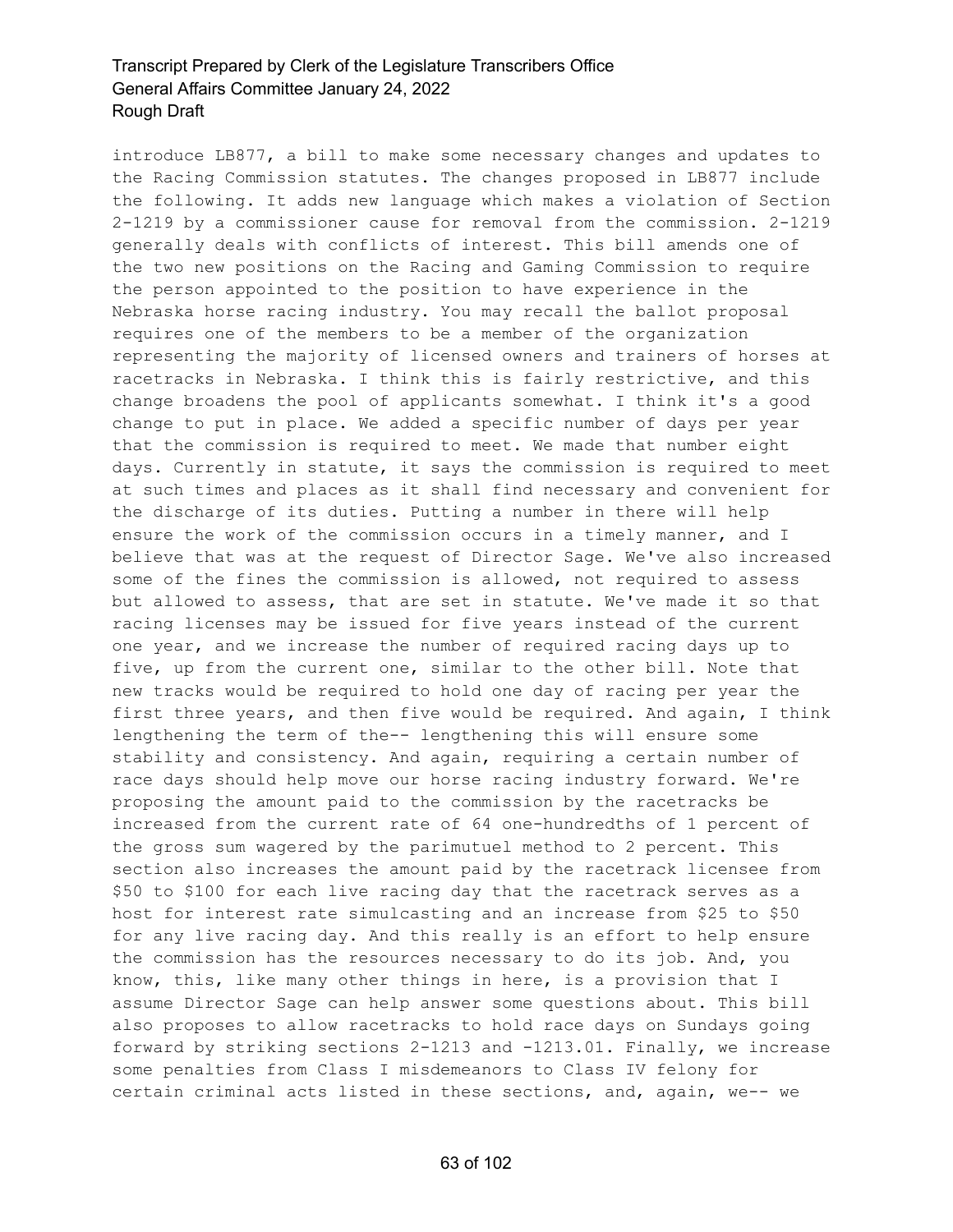introduce LB877, a bill to make some necessary changes and updates to the Racing Commission statutes. The changes proposed in LB877 include the following. It adds new language which makes a violation of Section 2-1219 by a commissioner cause for removal from the commission. 2-1219 generally deals with conflicts of interest. This bill amends one of the two new positions on the Racing and Gaming Commission to require the person appointed to the position to have experience in the Nebraska horse racing industry. You may recall the ballot proposal requires one of the members to be a member of the organization representing the majority of licensed owners and trainers of horses at racetracks in Nebraska. I think this is fairly restrictive, and this change broadens the pool of applicants somewhat. I think it's a good change to put in place. We added a specific number of days per year that the commission is required to meet. We made that number eight days. Currently in statute, it says the commission is required to meet at such times and places as it shall find necessary and convenient for the discharge of its duties. Putting a number in there will help ensure the work of the commission occurs in a timely manner, and I believe that was at the request of Director Sage. We've also increased some of the fines the commission is allowed, not required to assess but allowed to assess, that are set in statute. We've made it so that racing licenses may be issued for five years instead of the current one year, and we increase the number of required racing days up to five, up from the current one, similar to the other bill. Note that new tracks would be required to hold one day of racing per year the first three years, and then five would be required. And again, I think lengthening the term of the-- lengthening this will ensure some stability and consistency. And again, requiring a certain number of race days should help move our horse racing industry forward. We're proposing the amount paid to the commission by the racetracks be increased from the current rate of 64 one-hundredths of 1 percent of the gross sum wagered by the parimutuel method to 2 percent. This section also increases the amount paid by the racetrack licensee from $50 to $100 for each live racing day that the racetrack serves as a host for interest rate simulcasting and an increase from $25 to $50 for any live racing day. And this really is an effort to help ensure the commission has the resources necessary to do its job. And, you know, this, like many other things in here, is a provision that I assume Director Sage can help answer some questions about. This bill also proposes to allow racetracks to hold race days on Sundays going forward by striking sections 2-1213 and -1213.01. Finally, we increase some penalties from Class I misdemeanors to Class IV felony for certain criminal acts listed in these sections, and, again, we-- we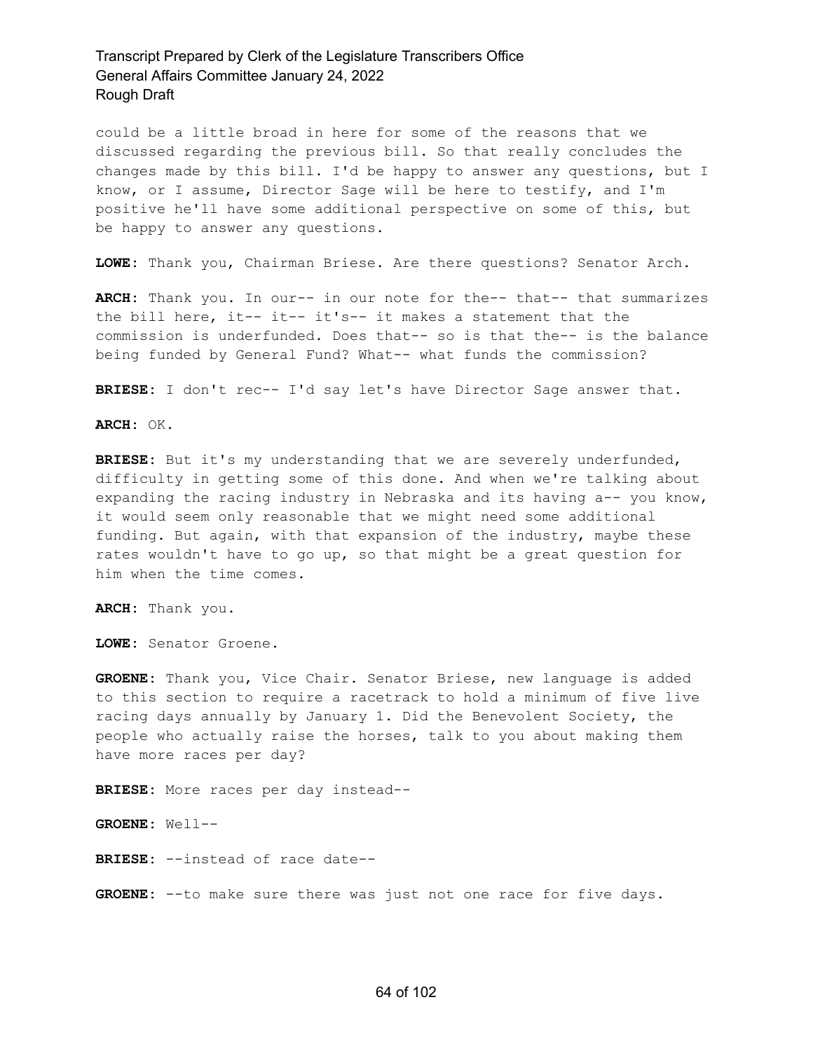could be a little broad in here for some of the reasons that we discussed regarding the previous bill. So that really concludes the changes made by this bill. I'd be happy to answer any questions, but I know, or I assume, Director Sage will be here to testify, and I'm positive he'll have some additional perspective on some of this, but be happy to answer any questions.

**LOWE:** Thank you, Chairman Briese. Are there questions? Senator Arch.

**ARCH:** Thank you. In our-- in our note for the-- that-- that summarizes the bill here, it-- it-- it's-- it makes a statement that the commission is underfunded. Does that-- so is that the-- is the balance being funded by General Fund? What-- what funds the commission?

**BRIESE:** I don't rec-- I'd say let's have Director Sage answer that.

**ARCH:** OK.

**BRIESE:** But it's my understanding that we are severely underfunded, difficulty in getting some of this done. And when we're talking about expanding the racing industry in Nebraska and its having a-- you know, it would seem only reasonable that we might need some additional funding. But again, with that expansion of the industry, maybe these rates wouldn't have to go up, so that might be a great question for him when the time comes.

**ARCH:** Thank you.

**LOWE:** Senator Groene.

**GROENE:** Thank you, Vice Chair. Senator Briese, new language is added to this section to require a racetrack to hold a minimum of five live racing days annually by January 1. Did the Benevolent Society, the people who actually raise the horses, talk to you about making them have more races per day?

**BRIESE:** More races per day instead--

**GROENE:** Well--

**BRIESE:** --instead of race date--

**GROENE:** --to make sure there was just not one race for five days.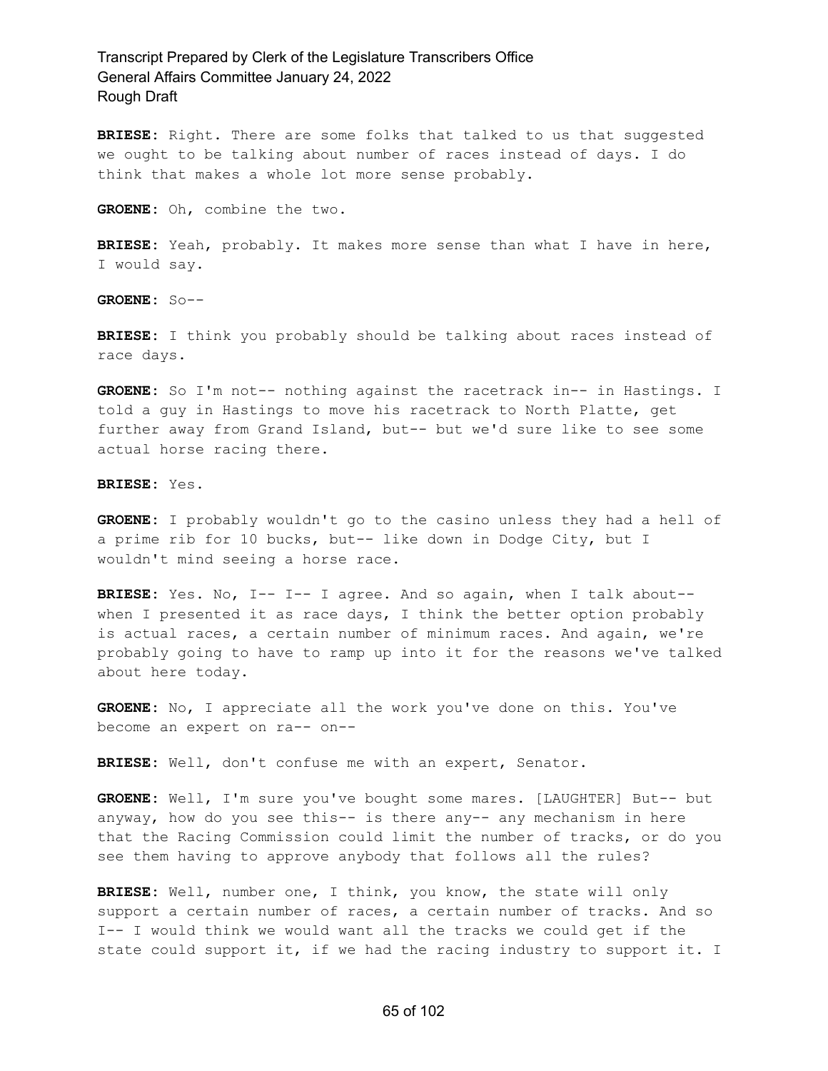**BRIESE:** Right. There are some folks that talked to us that suggested we ought to be talking about number of races instead of days. I do think that makes a whole lot more sense probably.

**GROENE:** Oh, combine the two.

**BRIESE:** Yeah, probably. It makes more sense than what I have in here, I would say.

**GROENE:** So--

**BRIESE:** I think you probably should be talking about races instead of race days.

**GROENE:** So I'm not-- nothing against the racetrack in-- in Hastings. I told a guy in Hastings to move his racetrack to North Platte, get further away from Grand Island, but-- but we'd sure like to see some actual horse racing there.

**BRIESE:** Yes.

**GROENE:** I probably wouldn't go to the casino unless they had a hell of a prime rib for 10 bucks, but-- like down in Dodge City, but I wouldn't mind seeing a horse race.

**BRIESE:** Yes. No, I-- I-- I agree. And so again, when I talk about-- when I presented it as race days, I think the better option probably is actual races, a certain number of minimum races. And again, we're probably going to have to ramp up into it for the reasons we've talked about here today.

**GROENE:** No, I appreciate all the work you've done on this. You've become an expert on ra-- on--

**BRIESE:** Well, don't confuse me with an expert, Senator.

**GROENE:** Well, I'm sure you've bought some mares. [LAUGHTER] But-- but anyway, how do you see this-- is there any-- any mechanism in here that the Racing Commission could limit the number of tracks, or do you see them having to approve anybody that follows all the rules?

**BRIESE:** Well, number one, I think, you know, the state will only support a certain number of races, a certain number of tracks. And so I-- I would think we would want all the tracks we could get if the state could support it, if we had the racing industry to support it. I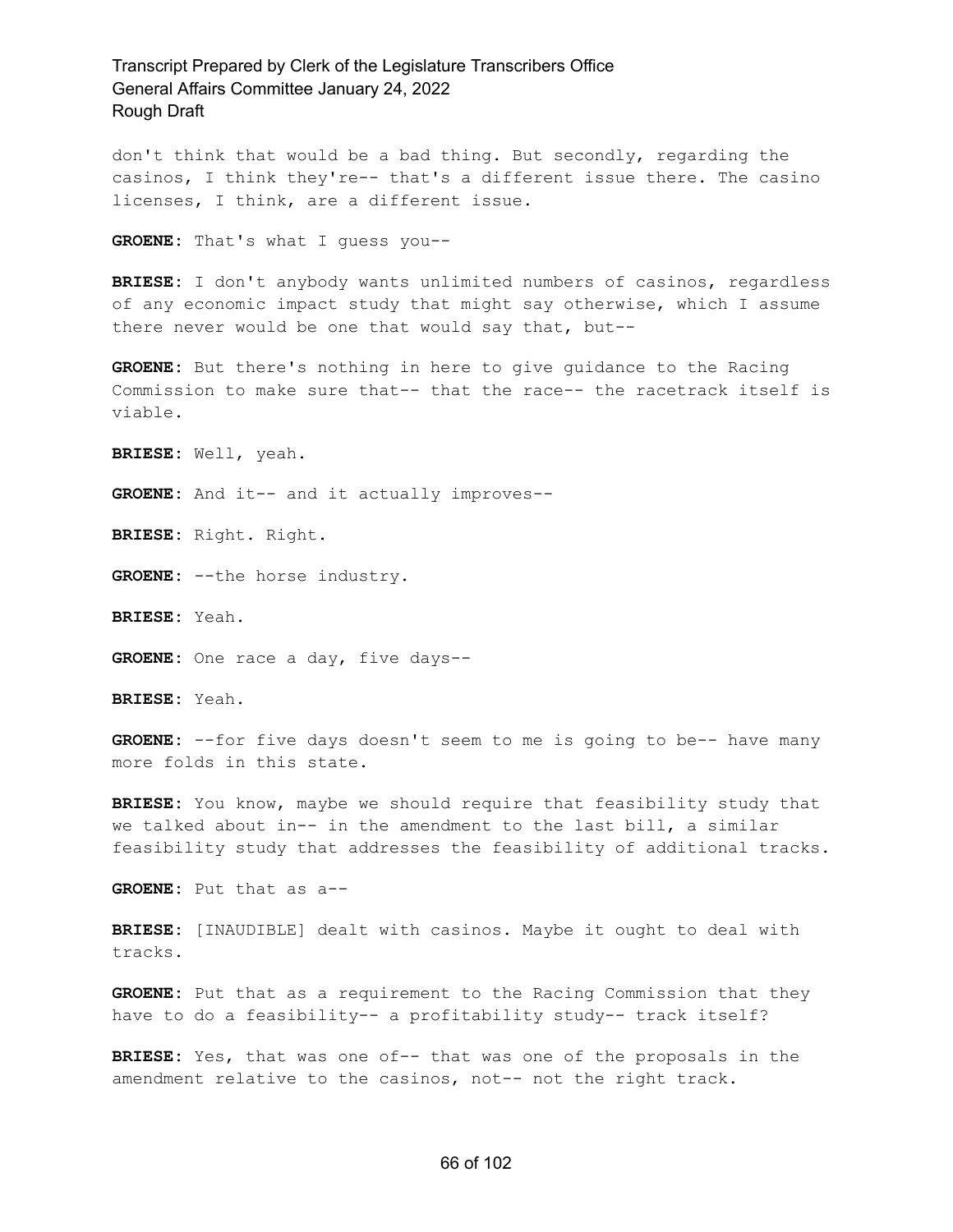don't think that would be a bad thing. But secondly, regarding the casinos, I think they're-- that's a different issue there. The casino licenses, I think, are a different issue.

**GROENE:** That's what I guess you--

**BRIESE:** I don't anybody wants unlimited numbers of casinos, regardless of any economic impact study that might say otherwise, which I assume there never would be one that would say that, but--

**GROENE:** But there's nothing in here to give guidance to the Racing Commission to make sure that-- that the race-- the racetrack itself is viable.

**BRIESE:** Well, yeah.

**GROENE:** And it-- and it actually improves--

**BRIESE:** Right. Right.

**GROENE:** --the horse industry.

**BRIESE:** Yeah.

**GROENE:** One race a day, five days--

**BRIESE:** Yeah.

**GROENE:** --for five days doesn't seem to me is going to be-- have many more folds in this state.

**BRIESE:** You know, maybe we should require that feasibility study that we talked about in-- in the amendment to the last bill, a similar feasibility study that addresses the feasibility of additional tracks.

**GROENE:** Put that as a--

**BRIESE:** [INAUDIBLE] dealt with casinos. Maybe it ought to deal with tracks.

**GROENE:** Put that as a requirement to the Racing Commission that they have to do a feasibility-- a profitability study-- track itself?

**BRIESE:** Yes, that was one of-- that was one of the proposals in the amendment relative to the casinos, not-- not the right track.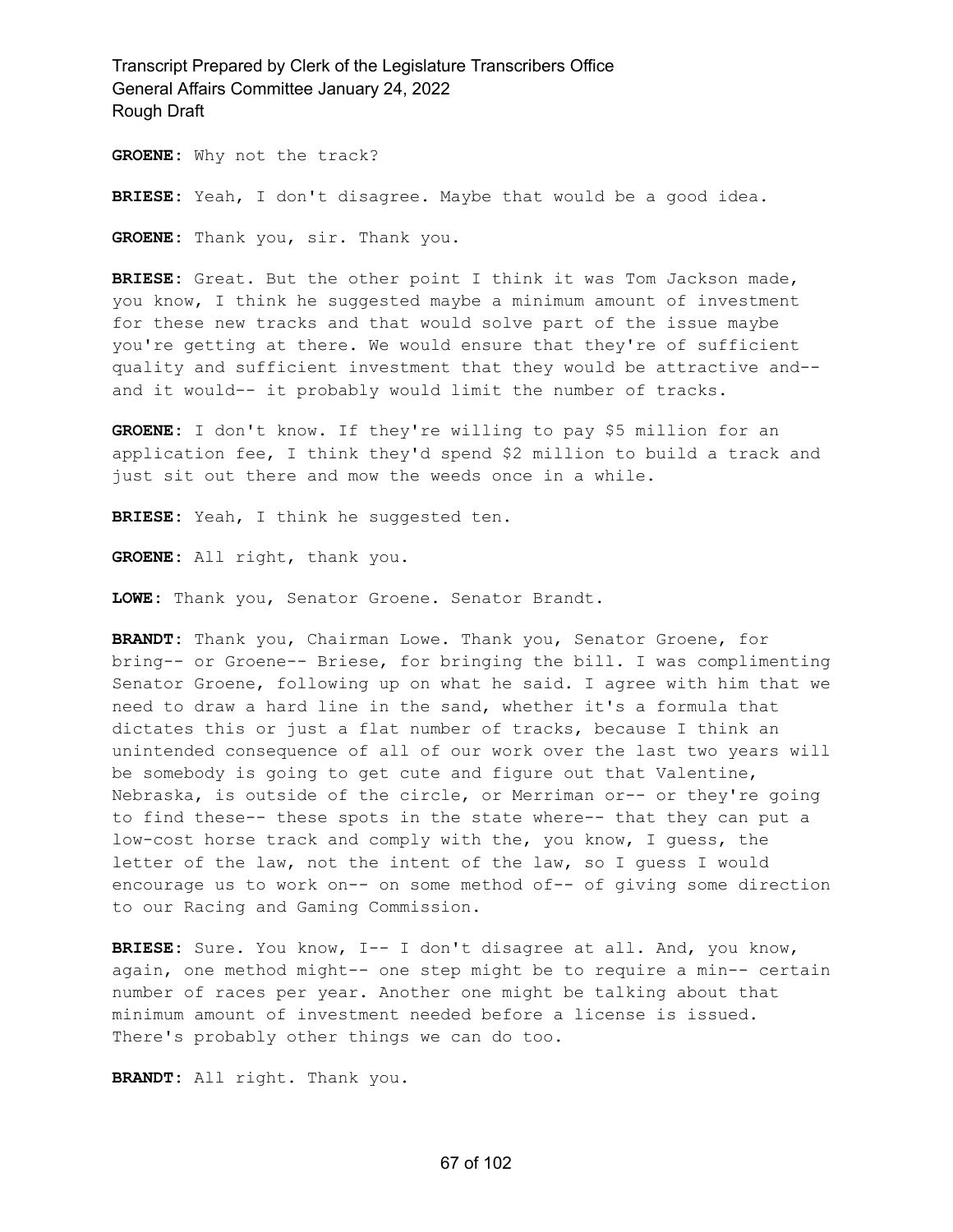**GROENE:** Why not the track?

**BRIESE:** Yeah, I don't disagree. Maybe that would be a good idea.

**GROENE:** Thank you, sir. Thank you.

**BRIESE:** Great. But the other point I think it was Tom Jackson made, you know, I think he suggested maybe a minimum amount of investment for these new tracks and that would solve part of the issue maybe you're getting at there. We would ensure that they're of sufficient quality and sufficient investment that they would be attractive and-- and it would-- it probably would limit the number of tracks.

**GROENE:** I don't know. If they're willing to pay $5 million for an application fee, I think they'd spend $2 million to build a track and just sit out there and mow the weeds once in a while.

**BRIESE:** Yeah, I think he suggested ten.

**GROENE:** All right, thank you.

**LOWE:** Thank you, Senator Groene. Senator Brandt.

**BRANDT:** Thank you, Chairman Lowe. Thank you, Senator Groene, for bring-- or Groene-- Briese, for bringing the bill. I was complimenting Senator Groene, following up on what he said. I agree with him that we need to draw a hard line in the sand, whether it's a formula that dictates this or just a flat number of tracks, because I think an unintended consequence of all of our work over the last two years will be somebody is going to get cute and figure out that Valentine, Nebraska, is outside of the circle, or Merriman or-- or they're going to find these-- these spots in the state where-- that they can put a low-cost horse track and comply with the, you know, I guess, the letter of the law, not the intent of the law, so I guess I would encourage us to work on-- on some method of-- of giving some direction to our Racing and Gaming Commission.

**BRIESE:** Sure. You know, I-- I don't disagree at all. And, you know, again, one method might-- one step might be to require a min-- certain number of races per year. Another one might be talking about that minimum amount of investment needed before a license is issued. There's probably other things we can do too.

**BRANDT:** All right. Thank you.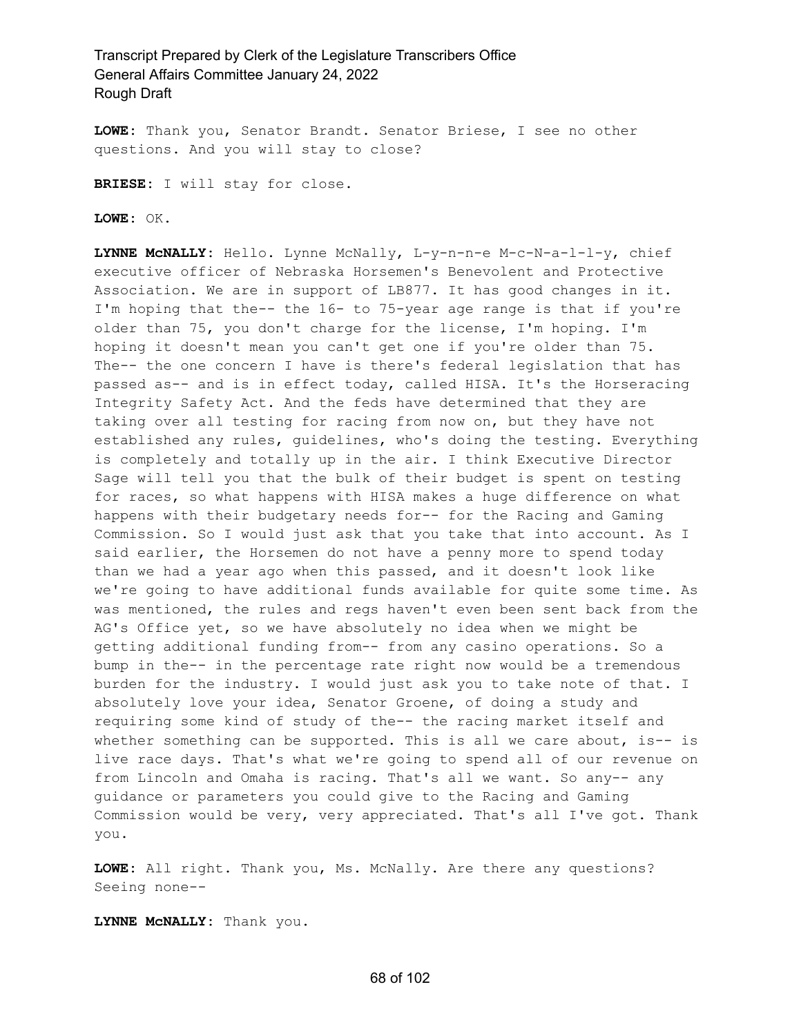**LOWE:** Thank you, Senator Brandt. Senator Briese, I see no other questions. And you will stay to close?

**BRIESE:** I will stay for close.

**LOWE:** OK.

**LYNNE McNALLY:** Hello. Lynne McNally, L-y-n-n-e M-c-N-a-l-l-y, chief executive officer of Nebraska Horsemen's Benevolent and Protective Association. We are in support of LB877. It has good changes in it. I'm hoping that the-- the 16- to 75-year age range is that if you're older than 75, you don't charge for the license, I'm hoping. I'm hoping it doesn't mean you can't get one if you're older than 75. The-- the one concern I have is there's federal legislation that has passed as-- and is in effect today, called HISA. It's the Horseracing Integrity Safety Act. And the feds have determined that they are taking over all testing for racing from now on, but they have not established any rules, guidelines, who's doing the testing. Everything is completely and totally up in the air. I think Executive Director Sage will tell you that the bulk of their budget is spent on testing for races, so what happens with HISA makes a huge difference on what happens with their budgetary needs for-- for the Racing and Gaming Commission. So I would just ask that you take that into account. As I said earlier, the Horsemen do not have a penny more to spend today than we had a year ago when this passed, and it doesn't look like we're going to have additional funds available for quite some time. As was mentioned, the rules and regs haven't even been sent back from the AG's Office yet, so we have absolutely no idea when we might be getting additional funding from-- from any casino operations. So a bump in the-- in the percentage rate right now would be a tremendous burden for the industry. I would just ask you to take note of that. I absolutely love your idea, Senator Groene, of doing a study and requiring some kind of study of the-- the racing market itself and whether something can be supported. This is all we care about, is-- is live race days. That's what we're going to spend all of our revenue on from Lincoln and Omaha is racing. That's all we want. So any-- any guidance or parameters you could give to the Racing and Gaming Commission would be very, very appreciated. That's all I've got. Thank you.

**LOWE:** All right. Thank you, Ms. McNally. Are there any questions? Seeing none--

**LYNNE McNALLY:** Thank you.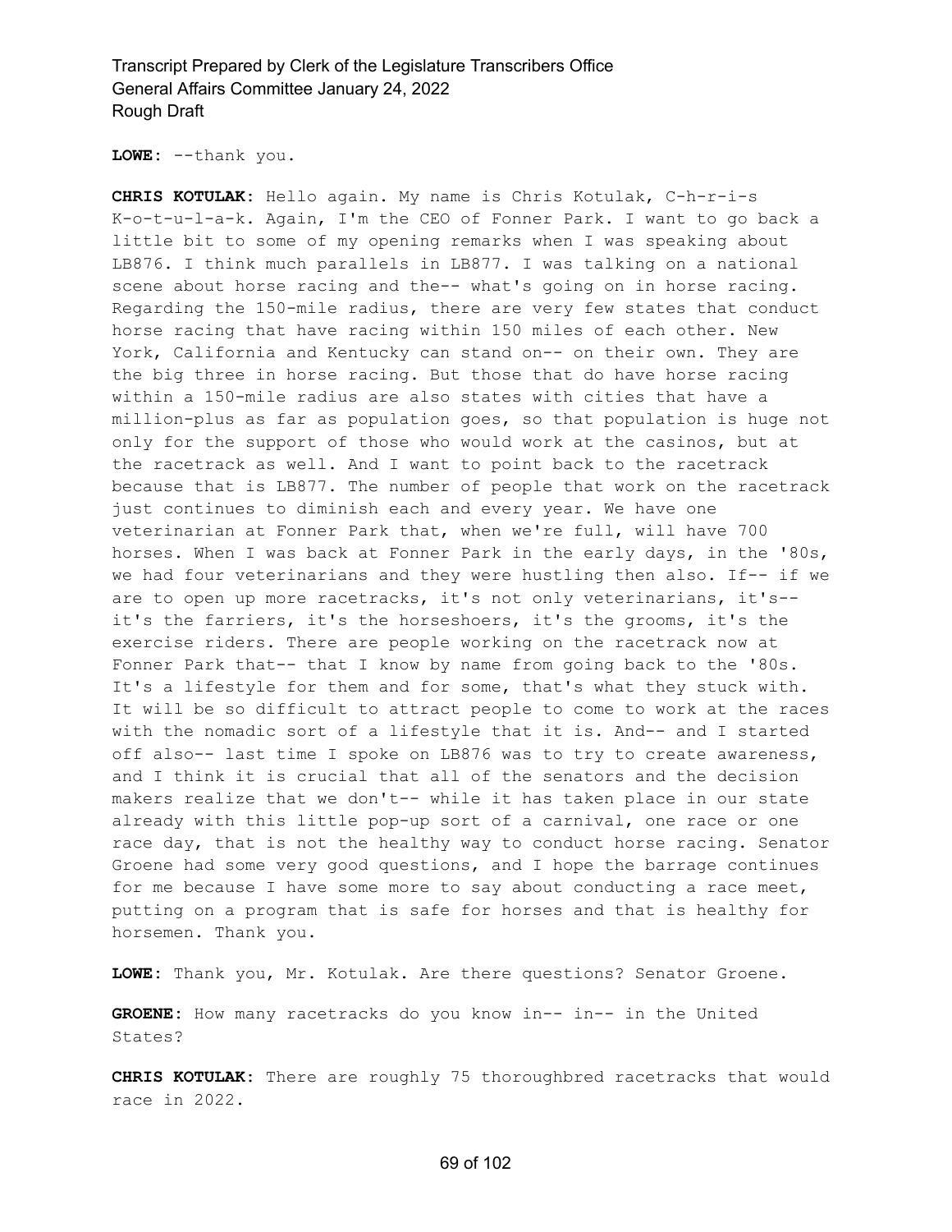**LOWE:** --thank you.

**CHRIS KOTULAK:** Hello again. My name is Chris Kotulak, C-h-r-i-s K-o-t-u-l-a-k. Again, I'm the CEO of Fonner Park. I want to go back a little bit to some of my opening remarks when I was speaking about LB876. I think much parallels in LB877. I was talking on a national scene about horse racing and the-- what's going on in horse racing. Regarding the 150-mile radius, there are very few states that conduct horse racing that have racing within 150 miles of each other. New York, California and Kentucky can stand on-- on their own. They are the big three in horse racing. But those that do have horse racing within a 150-mile radius are also states with cities that have a million-plus as far as population goes, so that population is huge not only for the support of those who would work at the casinos, but at the racetrack as well. And I want to point back to the racetrack because that is LB877. The number of people that work on the racetrack just continues to diminish each and every year. We have one veterinarian at Fonner Park that, when we're full, will have 700 horses. When I was back at Fonner Park in the early days, in the '80s, we had four veterinarians and they were hustling then also. If-- if we are to open up more racetracks, it's not only veterinarians, it's-- it's the farriers, it's the horseshoers, it's the grooms, it's the exercise riders. There are people working on the racetrack now at Fonner Park that-- that I know by name from going back to the '80s. It's a lifestyle for them and for some, that's what they stuck with. It will be so difficult to attract people to come to work at the races with the nomadic sort of a lifestyle that it is. And-- and I started off also-- last time I spoke on LB876 was to try to create awareness, and I think it is crucial that all of the senators and the decision makers realize that we don't-- while it has taken place in our state already with this little pop-up sort of a carnival, one race or one race day, that is not the healthy way to conduct horse racing. Senator Groene had some very good questions, and I hope the barrage continues for me because I have some more to say about conducting a race meet, putting on a program that is safe for horses and that is healthy for horsemen. Thank you.

**LOWE:** Thank you, Mr. Kotulak. Are there questions? Senator Groene.

**GROENE:** How many racetracks do you know in-- in-- in the United States?

**CHRIS KOTULAK:** There are roughly 75 thoroughbred racetracks that would race in 2022.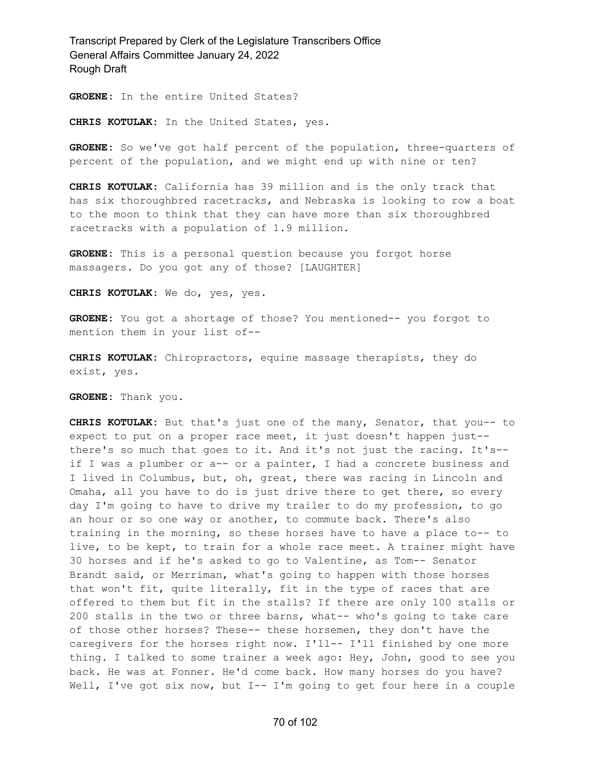**GROENE:** In the entire United States?

**CHRIS KOTULAK:** In the United States, yes.

**GROENE:** So we've got half percent of the population, three-quarters of percent of the population, and we might end up with nine or ten?

**CHRIS KOTULAK:** California has 39 million and is the only track that has six thoroughbred racetracks, and Nebraska is looking to row a boat to the moon to think that they can have more than six thoroughbred racetracks with a population of 1.9 million.

**GROENE:** This is a personal question because you forgot horse massagers. Do you got any of those? [LAUGHTER]

**CHRIS KOTULAK:** We do, yes, yes.

**GROENE:** You got a shortage of those? You mentioned-- you forgot to mention them in your list of--

**CHRIS KOTULAK:** Chiropractors, equine massage therapists, they do exist, yes.

**GROENE:** Thank you.

**CHRIS KOTULAK:** But that's just one of the many, Senator, that you-- to expect to put on a proper race meet, it just doesn't happen just-- there's so much that goes to it. And it's not just the racing. It's-- if I was a plumber or a-- or a painter, I had a concrete business and I lived in Columbus, but, oh, great, there was racing in Lincoln and Omaha, all you have to do is just drive there to get there, so every day I'm going to have to drive my trailer to do my profession, to go an hour or so one way or another, to commute back. There's also training in the morning, so these horses have to have a place to-- to live, to be kept, to train for a whole race meet. A trainer might have 30 horses and if he's asked to go to Valentine, as Tom-- Senator Brandt said, or Merriman, what's going to happen with those horses that won't fit, quite literally, fit in the type of races that are offered to them but fit in the stalls? If there are only 100 stalls or 200 stalls in the two or three barns, what-- who's going to take care of those other horses? These-- these horsemen, they don't have the caregivers for the horses right now. I'll-- I'll finished by one more thing. I talked to some trainer a week ago: Hey, John, good to see you back. He was at Fonner. He'd come back. How many horses do you have? Well, I've got six now, but I-- I'm going to get four here in a couple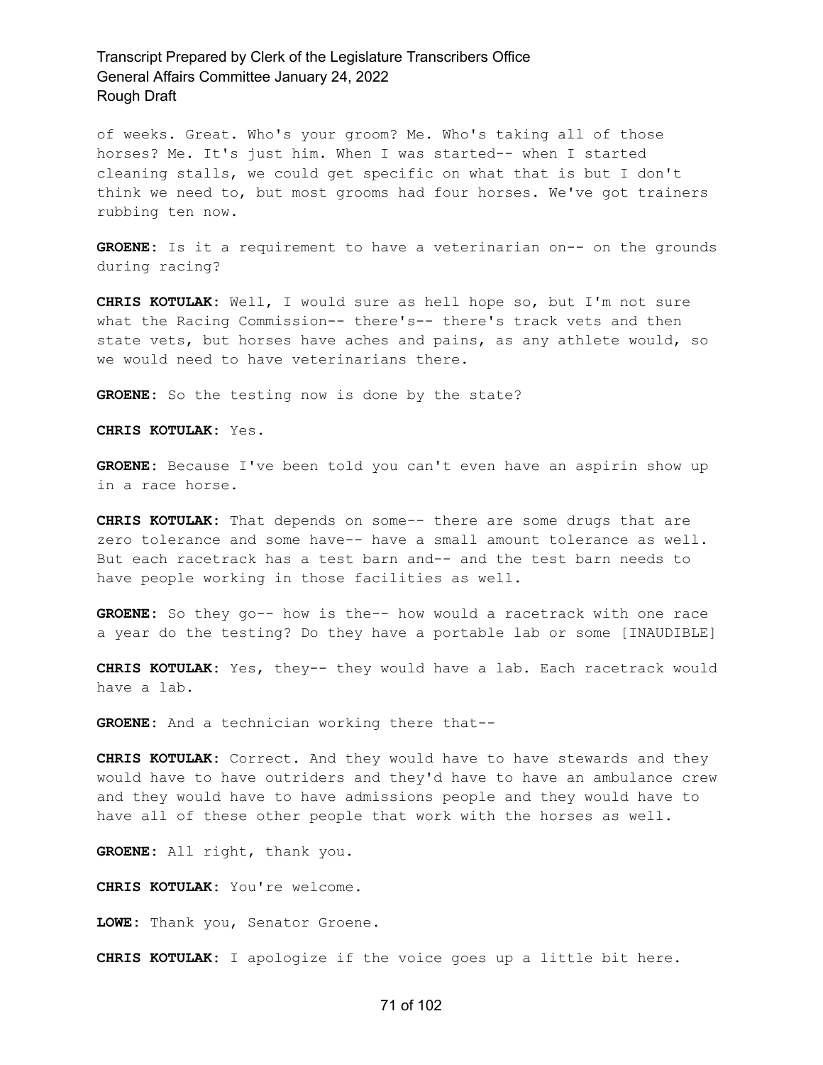of weeks. Great. Who's your groom? Me. Who's taking all of those horses? Me. It's just him. When I was started-- when I started cleaning stalls, we could get specific on what that is but I don't think we need to, but most grooms had four horses. We've got trainers rubbing ten now.

**GROENE:** Is it a requirement to have a veterinarian on-- on the grounds during racing?

**CHRIS KOTULAK:** Well, I would sure as hell hope so, but I'm not sure what the Racing Commission-- there's-- there's track vets and then state vets, but horses have aches and pains, as any athlete would, so we would need to have veterinarians there.

**GROENE:** So the testing now is done by the state?

**CHRIS KOTULAK:** Yes.

**GROENE:** Because I've been told you can't even have an aspirin show up in a race horse.

**CHRIS KOTULAK:** That depends on some-- there are some drugs that are zero tolerance and some have-- have a small amount tolerance as well. But each racetrack has a test barn and-- and the test barn needs to have people working in those facilities as well.

**GROENE:** So they go-- how is the-- how would a racetrack with one race a year do the testing? Do they have a portable lab or some [INAUDIBLE]

**CHRIS KOTULAK:** Yes, they-- they would have a lab. Each racetrack would have a lab.

**GROENE:** And a technician working there that--

**CHRIS KOTULAK:** Correct. And they would have to have stewards and they would have to have outriders and they'd have to have an ambulance crew and they would have to have admissions people and they would have to have all of these other people that work with the horses as well.

**GROENE:** All right, thank you.

**CHRIS KOTULAK:** You're welcome.

**LOWE:** Thank you, Senator Groene.

**CHRIS KOTULAK:** I apologize if the voice goes up a little bit here.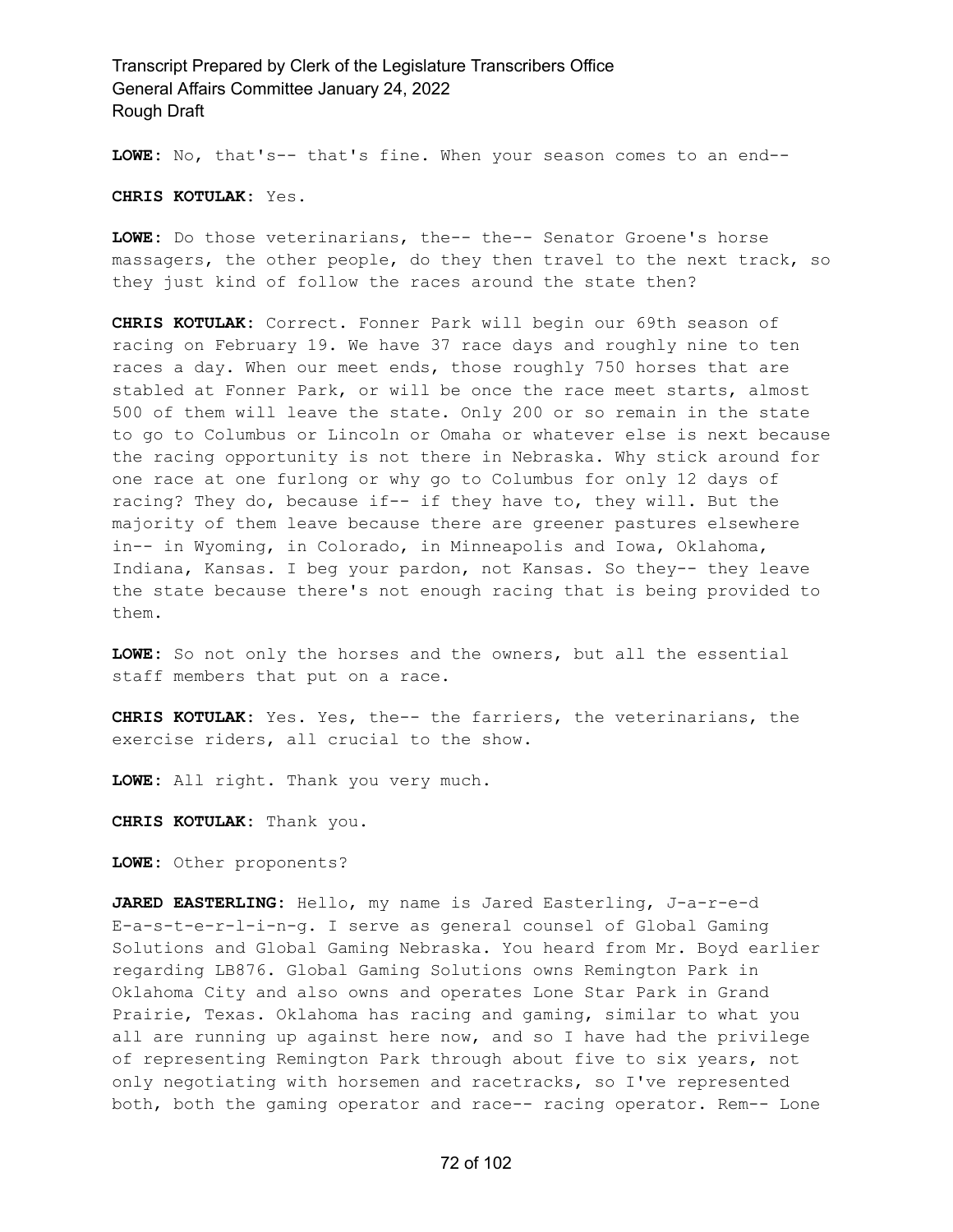**LOWE:** No, that's-- that's fine. When your season comes to an end--

**CHRIS KOTULAK:** Yes.

**LOWE:** Do those veterinarians, the-- the-- Senator Groene's horse massagers, the other people, do they then travel to the next track, so they just kind of follow the races around the state then?

**CHRIS KOTULAK:** Correct. Fonner Park will begin our 69th season of racing on February 19. We have 37 race days and roughly nine to ten races a day. When our meet ends, those roughly 750 horses that are stabled at Fonner Park, or will be once the race meet starts, almost 500 of them will leave the state. Only 200 or so remain in the state to go to Columbus or Lincoln or Omaha or whatever else is next because the racing opportunity is not there in Nebraska. Why stick around for one race at one furlong or why go to Columbus for only 12 days of racing? They do, because if-- if they have to, they will. But the majority of them leave because there are greener pastures elsewhere in-- in Wyoming, in Colorado, in Minneapolis and Iowa, Oklahoma, Indiana, Kansas. I beg your pardon, not Kansas. So they-- they leave the state because there's not enough racing that is being provided to them.

**LOWE:** So not only the horses and the owners, but all the essential staff members that put on a race.

**CHRIS KOTULAK:** Yes. Yes, the-- the farriers, the veterinarians, the exercise riders, all crucial to the show.

**LOWE:** All right. Thank you very much.

**CHRIS KOTULAK:** Thank you.

**LOWE:** Other proponents?

**JARED EASTERLING:** Hello, my name is Jared Easterling, J-a-r-e-d E-a-s-t-e-r-l-i-n-g. I serve as general counsel of Global Gaming Solutions and Global Gaming Nebraska. You heard from Mr. Boyd earlier regarding LB876. Global Gaming Solutions owns Remington Park in Oklahoma City and also owns and operates Lone Star Park in Grand Prairie, Texas. Oklahoma has racing and gaming, similar to what you all are running up against here now, and so I have had the privilege of representing Remington Park through about five to six years, not only negotiating with horsemen and racetracks, so I've represented both, both the gaming operator and race-- racing operator. Rem-- Lone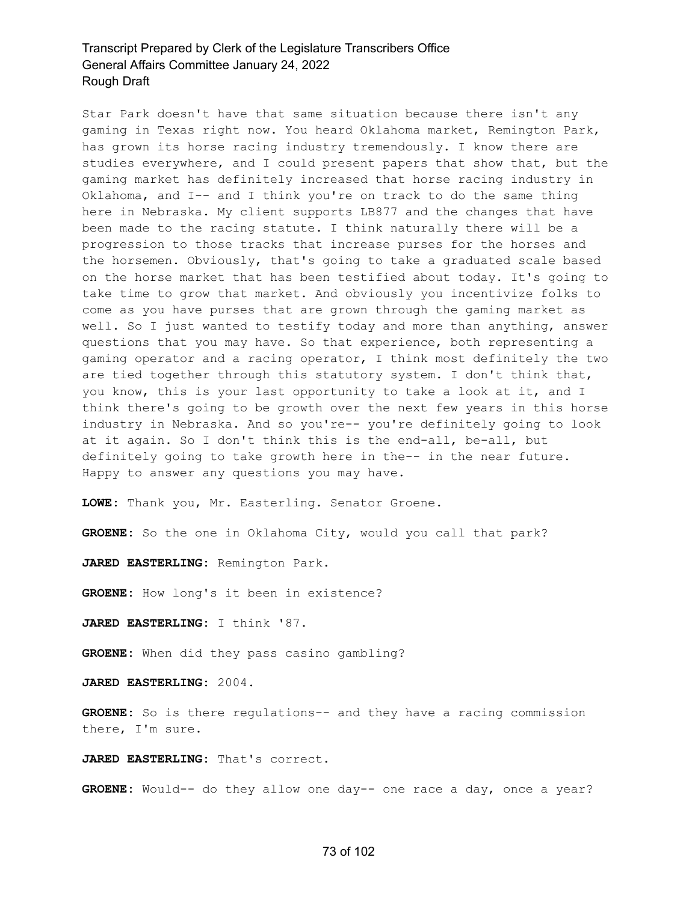Star Park doesn't have that same situation because there isn't any gaming in Texas right now. You heard Oklahoma market, Remington Park, has grown its horse racing industry tremendously. I know there are studies everywhere, and I could present papers that show that, but the gaming market has definitely increased that horse racing industry in Oklahoma, and I-- and I think you're on track to do the same thing here in Nebraska. My client supports LB877 and the changes that have been made to the racing statute. I think naturally there will be a progression to those tracks that increase purses for the horses and the horsemen. Obviously, that's going to take a graduated scale based on the horse market that has been testified about today. It's going to take time to grow that market. And obviously you incentivize folks to come as you have purses that are grown through the gaming market as well. So I just wanted to testify today and more than anything, answer questions that you may have. So that experience, both representing a gaming operator and a racing operator, I think most definitely the two are tied together through this statutory system. I don't think that, you know, this is your last opportunity to take a look at it, and I think there's going to be growth over the next few years in this horse industry in Nebraska. And so you're-- you're definitely going to look at it again. So I don't think this is the end-all, be-all, but definitely going to take growth here in the-- in the near future. Happy to answer any questions you may have.

**LOWE:** Thank you, Mr. Easterling. Senator Groene.

**GROENE:** So the one in Oklahoma City, would you call that park?

**JARED EASTERLING:** Remington Park.

**GROENE:** How long's it been in existence?

**JARED EASTERLING:** I think '87.

**GROENE:** When did they pass casino gambling?

**JARED EASTERLING:** 2004.

**GROENE:** So is there regulations-- and they have a racing commission there, I'm sure.

**JARED EASTERLING:** That's correct.

**GROENE:** Would-- do they allow one day-- one race a day, once a year?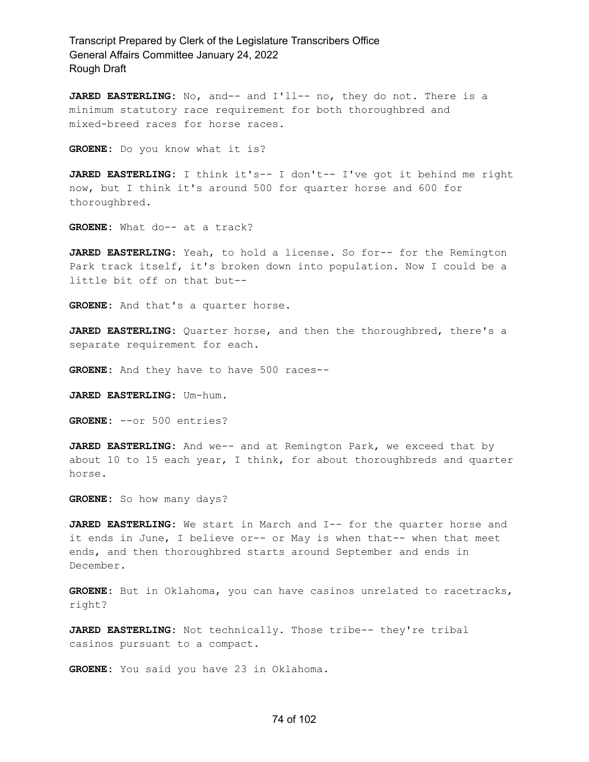**JARED EASTERLING:** No, and-- and I'll-- no, they do not. There is a minimum statutory race requirement for both thoroughbred and mixed-breed races for horse races.

**GROENE:** Do you know what it is?

**JARED EASTERLING:** I think it's-- I don't-- I've got it behind me right now, but I think it's around 500 for quarter horse and 600 for thoroughbred.

**GROENE:** What do-- at a track?

**JARED EASTERLING:** Yeah, to hold a license. So for-- for the Remington Park track itself, it's broken down into population. Now I could be a little bit off on that but--

**GROENE:** And that's a quarter horse.

**JARED EASTERLING:** Quarter horse, and then the thoroughbred, there's a separate requirement for each.

**GROENE:** And they have to have 500 races--

**JARED EASTERLING:** Um-hum.

**GROENE:** --or 500 entries?

**JARED EASTERLING:** And we-- and at Remington Park, we exceed that by about 10 to 15 each year, I think, for about thoroughbreds and quarter horse.

**GROENE:** So how many days?

**JARED EASTERLING:** We start in March and I-- for the quarter horse and it ends in June, I believe or-- or May is when that-- when that meet ends, and then thoroughbred starts around September and ends in December.

**GROENE:** But in Oklahoma, you can have casinos unrelated to racetracks, right?

**JARED EASTERLING:** Not technically. Those tribe-- they're tribal casinos pursuant to a compact.

**GROENE:** You said you have 23 in Oklahoma.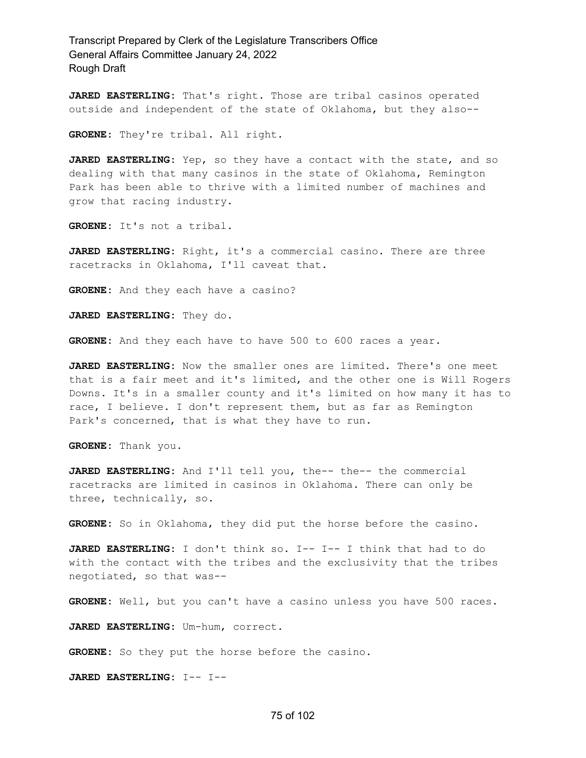**JARED EASTERLING:** That's right. Those are tribal casinos operated outside and independent of the state of Oklahoma, but they also--

**GROENE:** They're tribal. All right.

**JARED EASTERLING:** Yep, so they have a contact with the state, and so dealing with that many casinos in the state of Oklahoma, Remington Park has been able to thrive with a limited number of machines and grow that racing industry.

**GROENE:** It's not a tribal.

**JARED EASTERLING:** Right, it's a commercial casino. There are three racetracks in Oklahoma, I'll caveat that.

**GROENE:** And they each have a casino?

**JARED EASTERLING:** They do.

**GROENE:** And they each have to have 500 to 600 races a year.

**JARED EASTERLING:** Now the smaller ones are limited. There's one meet that is a fair meet and it's limited, and the other one is Will Rogers Downs. It's in a smaller county and it's limited on how many it has to race, I believe. I don't represent them, but as far as Remington Park's concerned, that is what they have to run.

**GROENE:** Thank you.

**JARED EASTERLING:** And I'll tell you, the-- the-- the commercial racetracks are limited in casinos in Oklahoma. There can only be three, technically, so.

**GROENE:** So in Oklahoma, they did put the horse before the casino.

**JARED EASTERLING:** I don't think so. I-- I-- I think that had to do with the contact with the tribes and the exclusivity that the tribes negotiated, so that was--

**GROENE:** Well, but you can't have a casino unless you have 500 races.

**JARED EASTERLING:** Um-hum, correct.

**GROENE:** So they put the horse before the casino.

**JARED EASTERLING:** I-- I--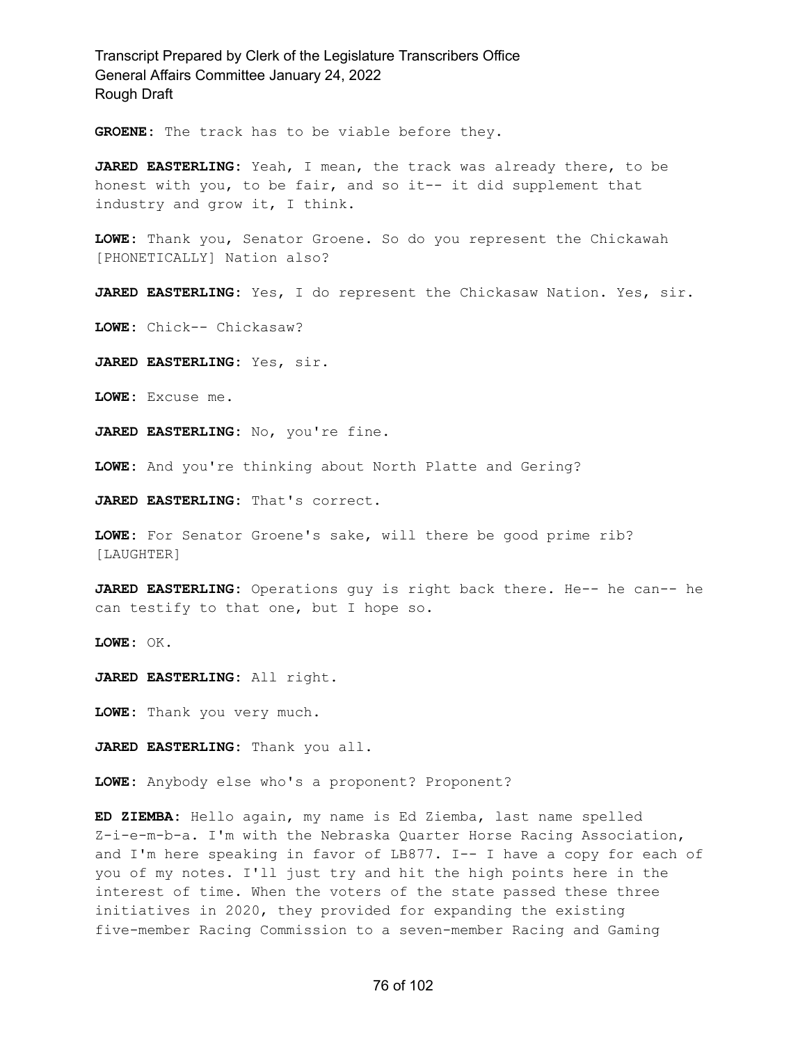**GROENE:** The track has to be viable before they.

**JARED EASTERLING:** Yeah, I mean, the track was already there, to be honest with you, to be fair, and so it-- it did supplement that industry and grow it, I think.

**LOWE:** Thank you, Senator Groene. So do you represent the Chickawah [PHONETICALLY] Nation also?

**JARED EASTERLING:** Yes, I do represent the Chickasaw Nation. Yes, sir.

**LOWE:** Chick-- Chickasaw?

**JARED EASTERLING:** Yes, sir.

**LOWE:** Excuse me.

**JARED EASTERLING:** No, you're fine.

**LOWE:** And you're thinking about North Platte and Gering?

**JARED EASTERLING:** That's correct.

**LOWE:** For Senator Groene's sake, will there be good prime rib? [LAUGHTER]

**JARED EASTERLING:** Operations guy is right back there. He-- he can-- he can testify to that one, but I hope so.

**LOWE:** OK.

**JARED EASTERLING:** All right.

**LOWE:** Thank you very much.

**JARED EASTERLING:** Thank you all.

**LOWE:** Anybody else who's a proponent? Proponent?

**ED ZIEMBA:** Hello again, my name is Ed Ziemba, last name spelled Z-i-e-m-b-a. I'm with the Nebraska Quarter Horse Racing Association, and I'm here speaking in favor of LB877. I-- I have a copy for each of you of my notes. I'll just try and hit the high points here in the interest of time. When the voters of the state passed these three initiatives in 2020, they provided for expanding the existing five-member Racing Commission to a seven-member Racing and Gaming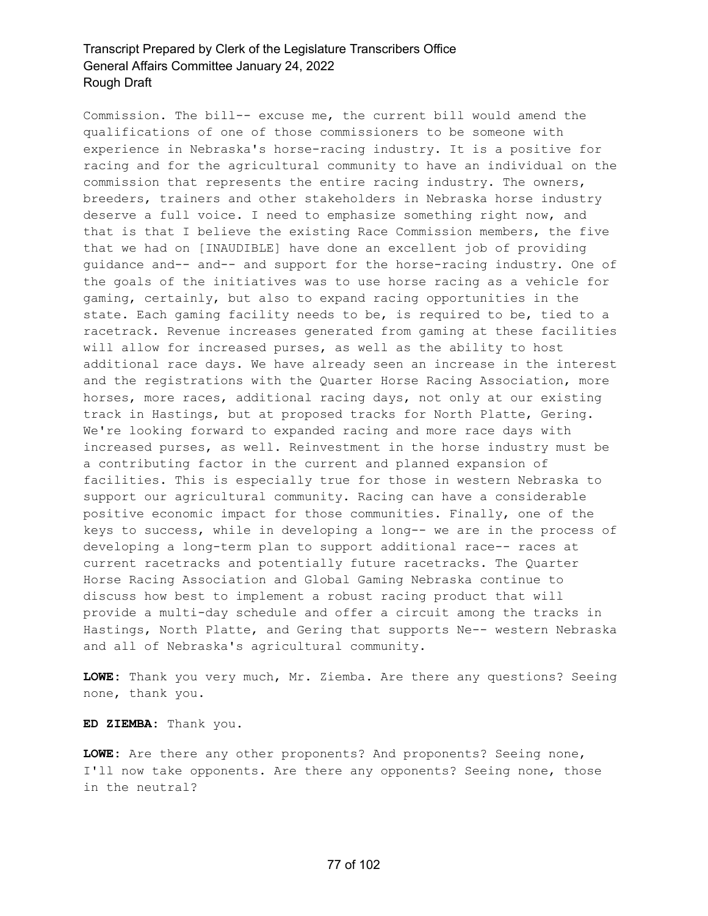Commission. The bill-- excuse me, the current bill would amend the qualifications of one of those commissioners to be someone with experience in Nebraska's horse-racing industry. It is a positive for racing and for the agricultural community to have an individual on the commission that represents the entire racing industry. The owners, breeders, trainers and other stakeholders in Nebraska horse industry deserve a full voice. I need to emphasize something right now, and that is that I believe the existing Race Commission members, the five that we had on [INAUDIBLE] have done an excellent job of providing guidance and-- and-- and support for the horse-racing industry. One of the goals of the initiatives was to use horse racing as a vehicle for gaming, certainly, but also to expand racing opportunities in the state. Each gaming facility needs to be, is required to be, tied to a racetrack. Revenue increases generated from gaming at these facilities will allow for increased purses, as well as the ability to host additional race days. We have already seen an increase in the interest and the registrations with the Quarter Horse Racing Association, more horses, more races, additional racing days, not only at our existing track in Hastings, but at proposed tracks for North Platte, Gering. We're looking forward to expanded racing and more race days with increased purses, as well. Reinvestment in the horse industry must be a contributing factor in the current and planned expansion of facilities. This is especially true for those in western Nebraska to support our agricultural community. Racing can have a considerable positive economic impact for those communities. Finally, one of the keys to success, while in developing a long-- we are in the process of developing a long-term plan to support additional race-- races at current racetracks and potentially future racetracks. The Quarter Horse Racing Association and Global Gaming Nebraska continue to discuss how best to implement a robust racing product that will provide a multi-day schedule and offer a circuit among the tracks in Hastings, North Platte, and Gering that supports Ne-- western Nebraska and all of Nebraska's agricultural community.

**LOWE:** Thank you very much, Mr. Ziemba. Are there any questions? Seeing none, thank you.

**ED ZIEMBA:** Thank you.

**LOWE:** Are there any other proponents? And proponents? Seeing none, I'll now take opponents. Are there any opponents? Seeing none, those in the neutral?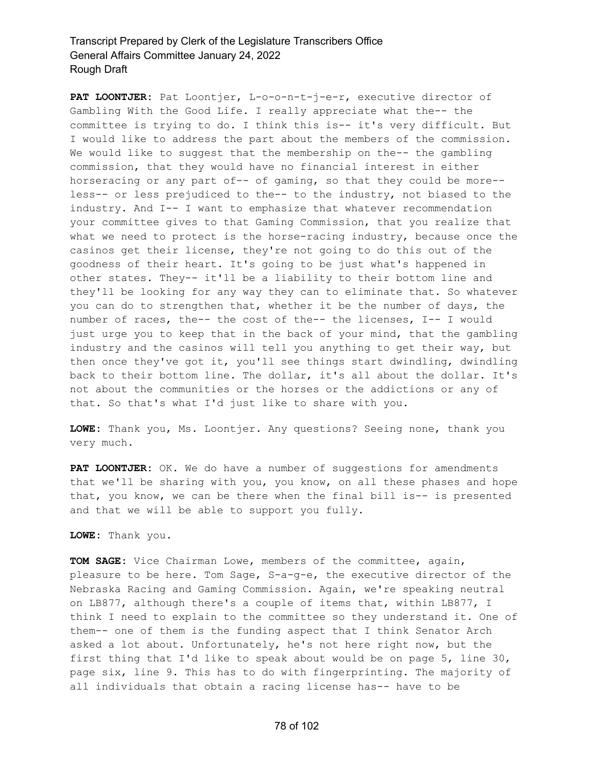**PAT LOONTJER:** Pat Loontjer, L-o-o-n-t-j-e-r, executive director of Gambling With the Good Life. I really appreciate what the-- the committee is trying to do. I think this is-- it's very difficult. But I would like to address the part about the members of the commission. We would like to suggest that the membership on the-- the gambling commission, that they would have no financial interest in either horseracing or any part of-- of gaming, so that they could be more-- less-- or less prejudiced to the-- to the industry, not biased to the industry. And I-- I want to emphasize that whatever recommendation your committee gives to that Gaming Commission, that you realize that what we need to protect is the horse-racing industry, because once the casinos get their license, they're not going to do this out of the goodness of their heart. It's going to be just what's happened in other states. They-- it'll be a liability to their bottom line and they'll be looking for any way they can to eliminate that. So whatever you can do to strengthen that, whether it be the number of days, the number of races, the-- the cost of the-- the licenses, I-- I would just urge you to keep that in the back of your mind, that the gambling industry and the casinos will tell you anything to get their way, but then once they've got it, you'll see things start dwindling, dwindling back to their bottom line. The dollar, it's all about the dollar. It's not about the communities or the horses or the addictions or any of that. So that's what I'd just like to share with you.

**LOWE:** Thank you, Ms. Loontjer. Any questions? Seeing none, thank you very much.

**PAT LOONTJER:** OK. We do have a number of suggestions for amendments that we'll be sharing with you, you know, on all these phases and hope that, you know, we can be there when the final bill is-- is presented and that we will be able to support you fully.

**LOWE:** Thank you.

**TOM SAGE:** Vice Chairman Lowe, members of the committee, again, pleasure to be here. Tom Sage, S-a-g-e, the executive director of the Nebraska Racing and Gaming Commission. Again, we're speaking neutral on LB877, although there's a couple of items that, within LB877, I think I need to explain to the committee so they understand it. One of them-- one of them is the funding aspect that I think Senator Arch asked a lot about. Unfortunately, he's not here right now, but the first thing that I'd like to speak about would be on page 5, line 30, page six, line 9. This has to do with fingerprinting. The majority of all individuals that obtain a racing license has-- have to be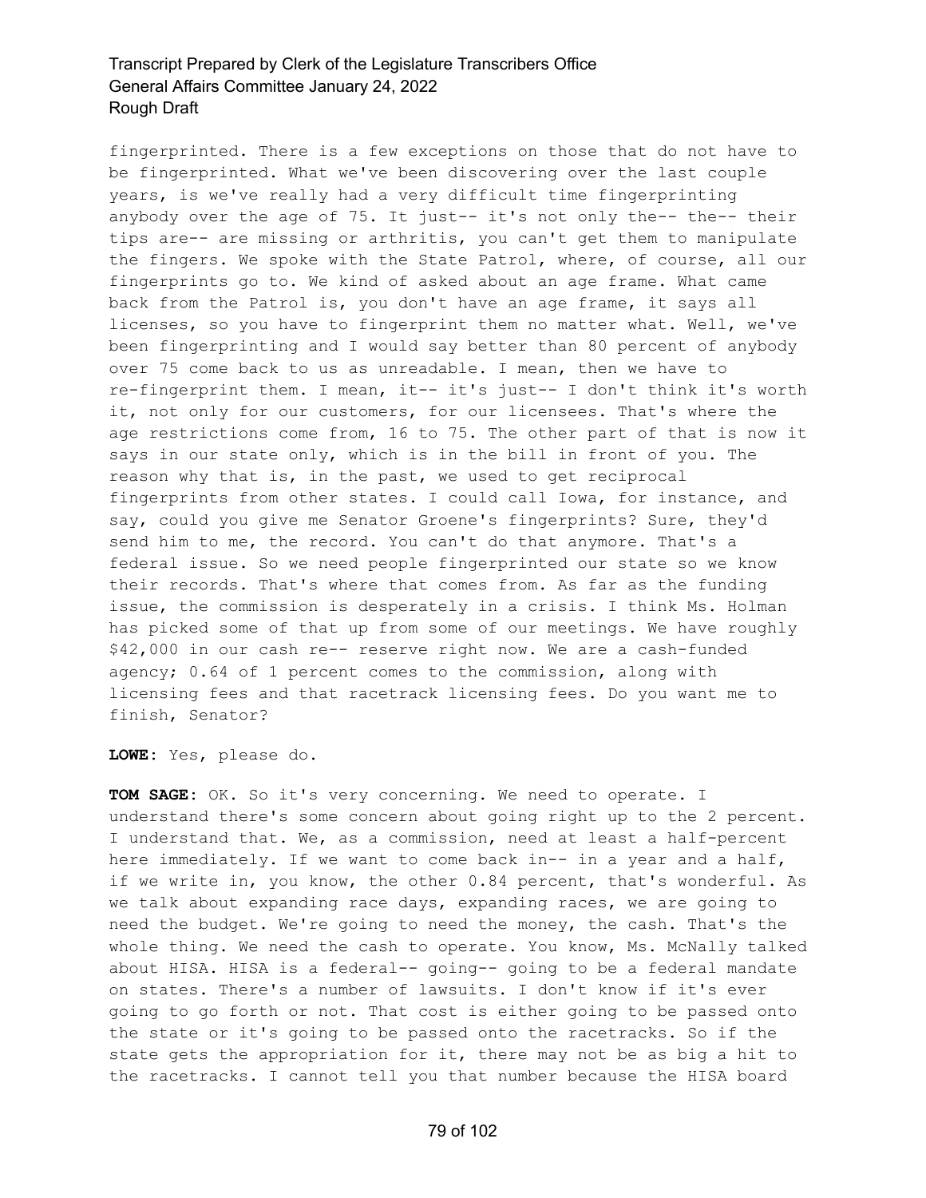fingerprinted. There is a few exceptions on those that do not have to be fingerprinted. What we've been discovering over the last couple years, is we've really had a very difficult time fingerprinting anybody over the age of 75. It just-- it's not only the-- the-- their tips are-- are missing or arthritis, you can't get them to manipulate the fingers. We spoke with the State Patrol, where, of course, all our fingerprints go to. We kind of asked about an age frame. What came back from the Patrol is, you don't have an age frame, it says all licenses, so you have to fingerprint them no matter what. Well, we've been fingerprinting and I would say better than 80 percent of anybody over 75 come back to us as unreadable. I mean, then we have to re-fingerprint them. I mean, it-- it's just-- I don't think it's worth it, not only for our customers, for our licensees. That's where the age restrictions come from, 16 to 75. The other part of that is now it says in our state only, which is in the bill in front of you. The reason why that is, in the past, we used to get reciprocal fingerprints from other states. I could call Iowa, for instance, and say, could you give me Senator Groene's fingerprints? Sure, they'd send him to me, the record. You can't do that anymore. That's a federal issue. So we need people fingerprinted our state so we know their records. That's where that comes from. As far as the funding issue, the commission is desperately in a crisis. I think Ms. Holman has picked some of that up from some of our meetings. We have roughly $42,000 in our cash re-- reserve right now. We are a cash-funded agency; 0.64 of 1 percent comes to the commission, along with licensing fees and that racetrack licensing fees. Do you want me to finish, Senator?

**LOWE:** Yes, please do.

**TOM SAGE:** OK. So it's very concerning. We need to operate. I understand there's some concern about going right up to the 2 percent. I understand that. We, as a commission, need at least a half-percent here immediately. If we want to come back in-- in a year and a half, if we write in, you know, the other 0.84 percent, that's wonderful. As we talk about expanding race days, expanding races, we are going to need the budget. We're going to need the money, the cash. That's the whole thing. We need the cash to operate. You know, Ms. McNally talked about HISA. HISA is a federal-- going-- going to be a federal mandate on states. There's a number of lawsuits. I don't know if it's ever going to go forth or not. That cost is either going to be passed onto the state or it's going to be passed onto the racetracks. So if the state gets the appropriation for it, there may not be as big a hit to the racetracks. I cannot tell you that number because the HISA board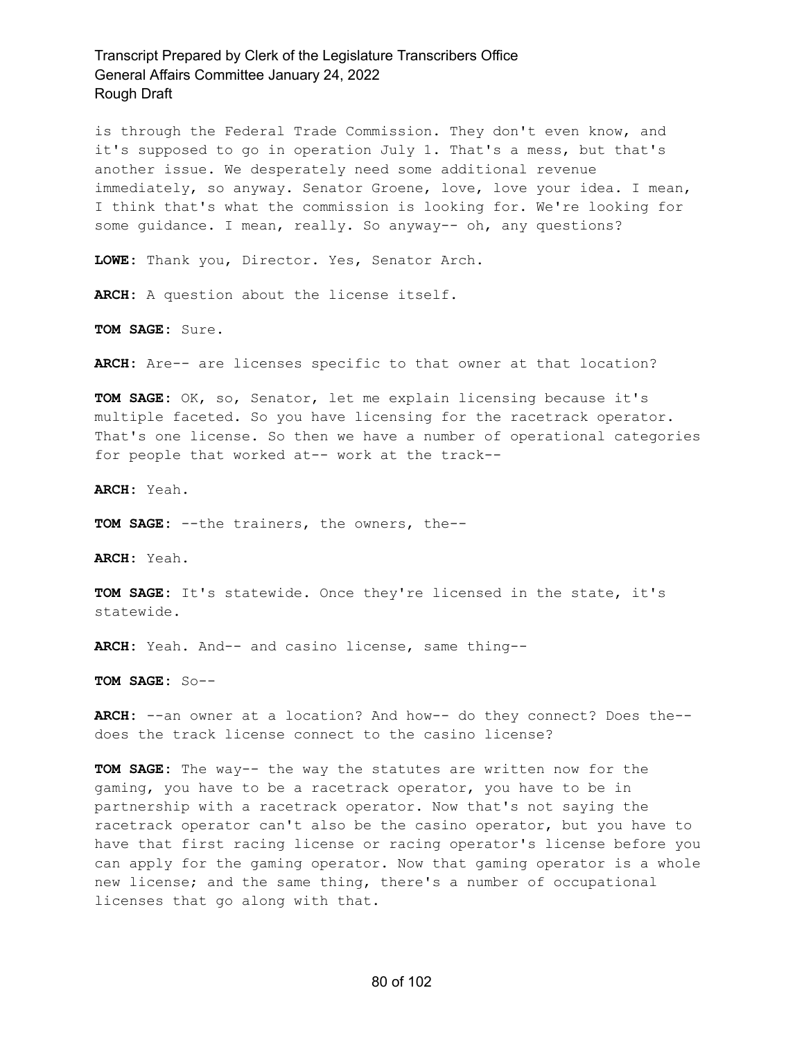is through the Federal Trade Commission. They don't even know, and it's supposed to go in operation July 1. That's a mess, but that's another issue. We desperately need some additional revenue immediately, so anyway. Senator Groene, love, love your idea. I mean, I think that's what the commission is looking for. We're looking for some guidance. I mean, really. So anyway-- oh, any questions?

**LOWE:** Thank you, Director. Yes, Senator Arch.

**ARCH:** A question about the license itself.

**TOM SAGE:** Sure.

**ARCH:** Are-- are licenses specific to that owner at that location?

**TOM SAGE:** OK, so, Senator, let me explain licensing because it's multiple faceted. So you have licensing for the racetrack operator. That's one license. So then we have a number of operational categories for people that worked at-- work at the track--

**ARCH:** Yeah.

**TOM SAGE:** --the trainers, the owners, the--

**ARCH:** Yeah.

**TOM SAGE:** It's statewide. Once they're licensed in the state, it's statewide.

**ARCH:** Yeah. And-- and casino license, same thing--

**TOM SAGE:** So--

**ARCH:** --an owner at a location? And how-- do they connect? Does the-- does the track license connect to the casino license?

**TOM SAGE:** The way-- the way the statutes are written now for the gaming, you have to be a racetrack operator, you have to be in partnership with a racetrack operator. Now that's not saying the racetrack operator can't also be the casino operator, but you have to have that first racing license or racing operator's license before you can apply for the gaming operator. Now that gaming operator is a whole new license; and the same thing, there's a number of occupational licenses that go along with that.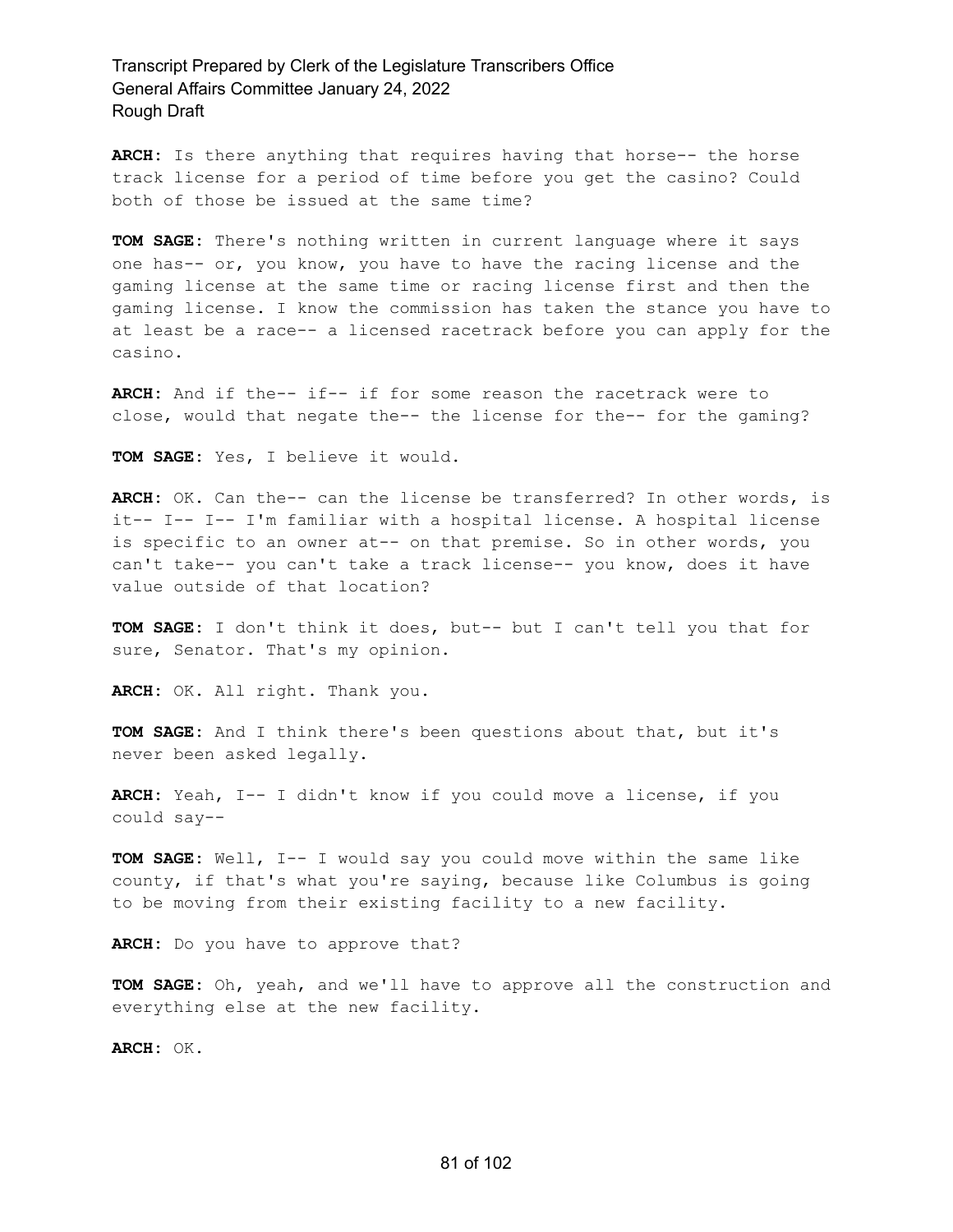**ARCH:** Is there anything that requires having that horse-- the horse track license for a period of time before you get the casino? Could both of those be issued at the same time?

**TOM SAGE:** There's nothing written in current language where it says one has-- or, you know, you have to have the racing license and the gaming license at the same time or racing license first and then the gaming license. I know the commission has taken the stance you have to at least be a race-- a licensed racetrack before you can apply for the casino.

**ARCH:** And if the-- if-- if for some reason the racetrack were to close, would that negate the-- the license for the-- for the gaming?

**TOM SAGE:** Yes, I believe it would.

**ARCH:** OK. Can the-- can the license be transferred? In other words, is it-- I-- I-- I'm familiar with a hospital license. A hospital license is specific to an owner at-- on that premise. So in other words, you can't take-- you can't take a track license-- you know, does it have value outside of that location?

**TOM SAGE:** I don't think it does, but-- but I can't tell you that for sure, Senator. That's my opinion.

**ARCH:** OK. All right. Thank you.

**TOM SAGE:** And I think there's been questions about that, but it's never been asked legally.

**ARCH:** Yeah, I-- I didn't know if you could move a license, if you could say--

**TOM SAGE:** Well, I-- I would say you could move within the same like county, if that's what you're saying, because like Columbus is going to be moving from their existing facility to a new facility.

**ARCH:** Do you have to approve that?

**TOM SAGE:** Oh, yeah, and we'll have to approve all the construction and everything else at the new facility.

**ARCH:** OK.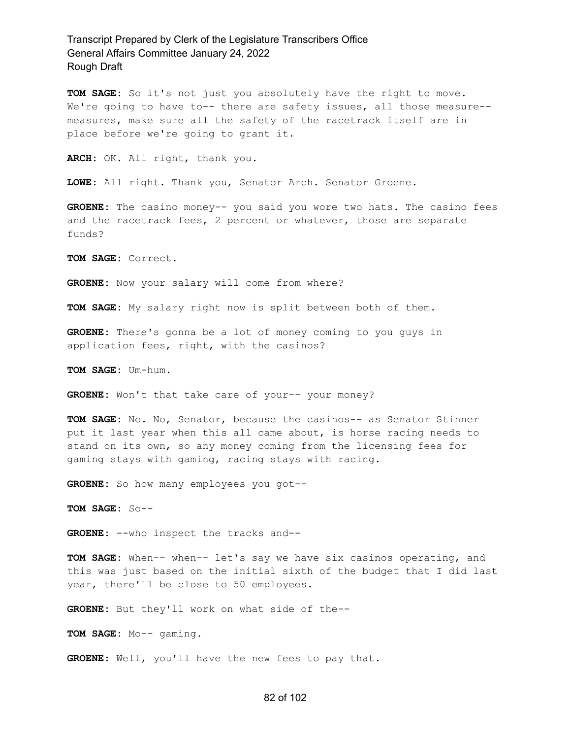**TOM SAGE:** So it's not just you absolutely have the right to move. We're going to have to-- there are safety issues, all those measure-- measures, make sure all the safety of the racetrack itself are in place before we're going to grant it.

**ARCH:** OK. All right, thank you.

**LOWE:** All right. Thank you, Senator Arch. Senator Groene.

**GROENE:** The casino money-- you said you wore two hats. The casino fees and the racetrack fees, 2 percent or whatever, those are separate funds?

**TOM SAGE:** Correct.

**GROENE:** Now your salary will come from where?

**TOM SAGE:** My salary right now is split between both of them.

**GROENE:** There's gonna be a lot of money coming to you guys in application fees, right, with the casinos?

**TOM SAGE:** Um-hum.

**GROENE:** Won't that take care of your-- your money?

**TOM SAGE:** No. No, Senator, because the casinos-- as Senator Stinner put it last year when this all came about, is horse racing needs to stand on its own, so any money coming from the licensing fees for gaming stays with gaming, racing stays with racing.

**GROENE:** So how many employees you got--

**TOM SAGE:** So--

**GROENE:** --who inspect the tracks and--

**TOM SAGE:** When-- when-- let's say we have six casinos operating, and this was just based on the initial sixth of the budget that I did last year, there'll be close to 50 employees.

**GROENE:** But they'll work on what side of the--

**TOM SAGE:** Mo-- gaming.

**GROENE:** Well, you'll have the new fees to pay that.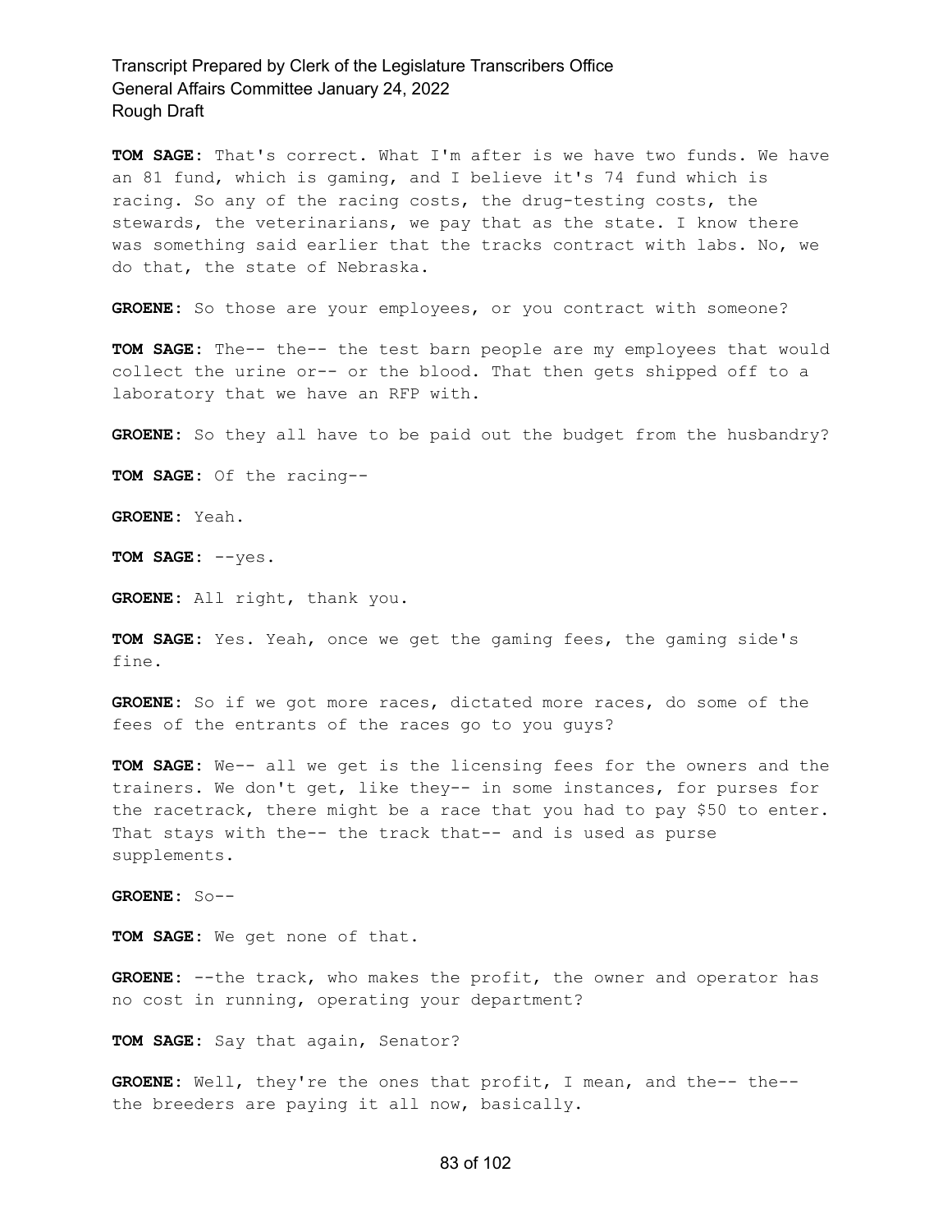**TOM SAGE:** That's correct. What I'm after is we have two funds. We have an 81 fund, which is gaming, and I believe it's 74 fund which is racing. So any of the racing costs, the drug-testing costs, the stewards, the veterinarians, we pay that as the state. I know there was something said earlier that the tracks contract with labs. No, we do that, the state of Nebraska.

**GROENE:** So those are your employees, or you contract with someone?

**TOM SAGE:** The-- the-- the test barn people are my employees that would collect the urine or-- or the blood. That then gets shipped off to a laboratory that we have an RFP with.

**GROENE:** So they all have to be paid out the budget from the husbandry?

**TOM SAGE:** Of the racing--

**GROENE:** Yeah.

**TOM SAGE:** --yes.

**GROENE:** All right, thank you.

**TOM SAGE:** Yes. Yeah, once we get the gaming fees, the gaming side's fine.

**GROENE:** So if we got more races, dictated more races, do some of the fees of the entrants of the races go to you guys?

**TOM SAGE:** We-- all we get is the licensing fees for the owners and the trainers. We don't get, like they-- in some instances, for purses for the racetrack, there might be a race that you had to pay $50 to enter. That stays with the-- the track that-- and is used as purse supplements.

**GROENE:** So--

**TOM SAGE:** We get none of that.

**GROENE:** --the track, who makes the profit, the owner and operator has no cost in running, operating your department?

**TOM SAGE:** Say that again, Senator?

**GROENE:** Well, they're the ones that profit, I mean, and the-- the-- the breeders are paying it all now, basically.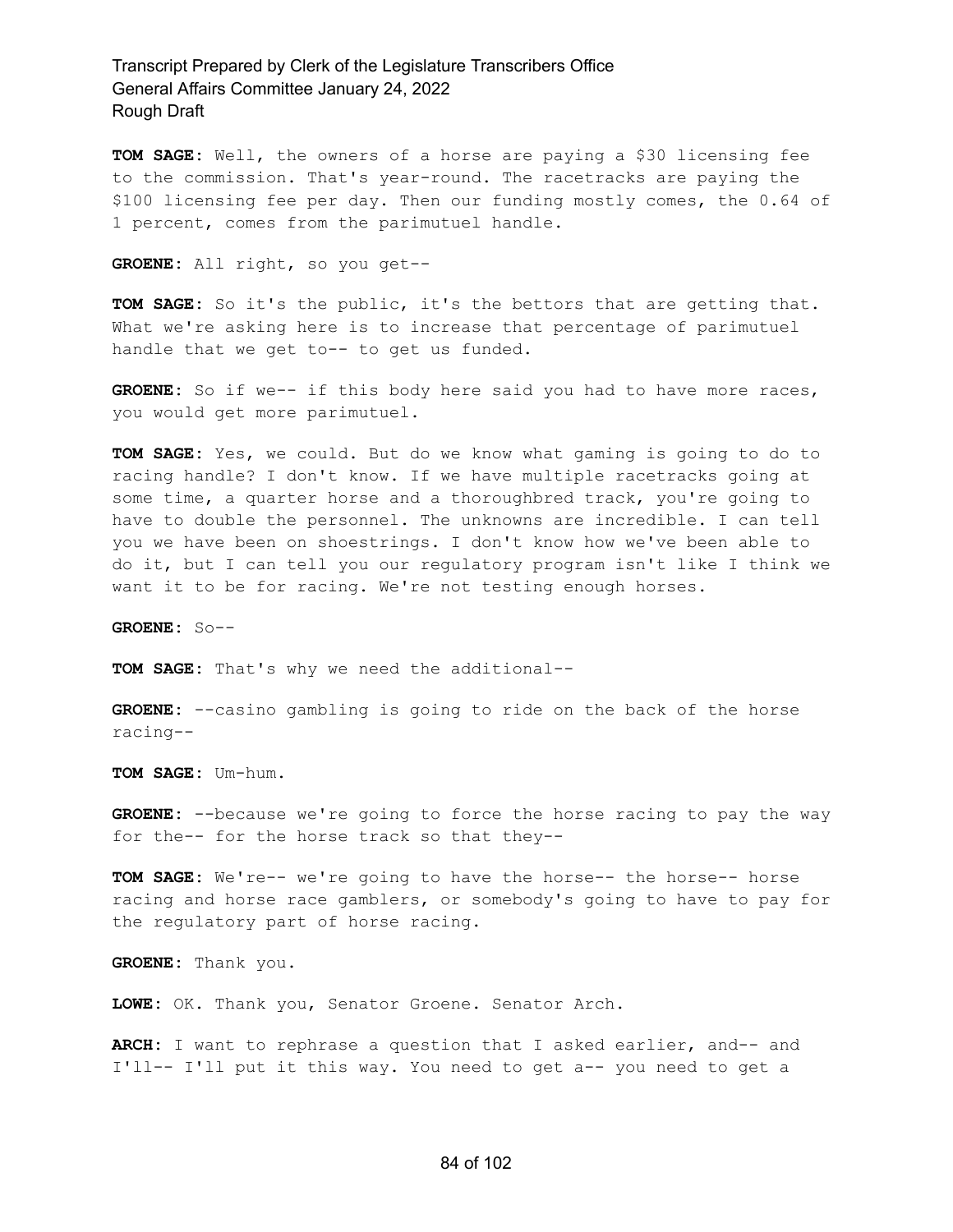**TOM SAGE:** Well, the owners of a horse are paying a $30 licensing fee to the commission. That's year-round. The racetracks are paying the $100 licensing fee per day. Then our funding mostly comes, the 0.64 of 1 percent, comes from the parimutuel handle.

**GROENE:** All right, so you get--

**TOM SAGE:** So it's the public, it's the bettors that are getting that. What we're asking here is to increase that percentage of parimutuel handle that we get to-- to get us funded.

**GROENE:** So if we-- if this body here said you had to have more races, you would get more parimutuel.

**TOM SAGE:** Yes, we could. But do we know what gaming is going to do to racing handle? I don't know. If we have multiple racetracks going at some time, a quarter horse and a thoroughbred track, you're going to have to double the personnel. The unknowns are incredible. I can tell you we have been on shoestrings. I don't know how we've been able to do it, but I can tell you our regulatory program isn't like I think we want it to be for racing. We're not testing enough horses.

**GROENE:** So--

**TOM SAGE:** That's why we need the additional--

**GROENE:** --casino gambling is going to ride on the back of the horse racing--

**TOM SAGE:** Um-hum.

**GROENE:** --because we're going to force the horse racing to pay the way for the-- for the horse track so that they--

**TOM SAGE:** We're-- we're going to have the horse-- the horse-- horse racing and horse race gamblers, or somebody's going to have to pay for the regulatory part of horse racing.

**GROENE:** Thank you.

**LOWE:** OK. Thank you, Senator Groene. Senator Arch.

**ARCH:** I want to rephrase a question that I asked earlier, and-- and I'll-- I'll put it this way. You need to get a-- you need to get a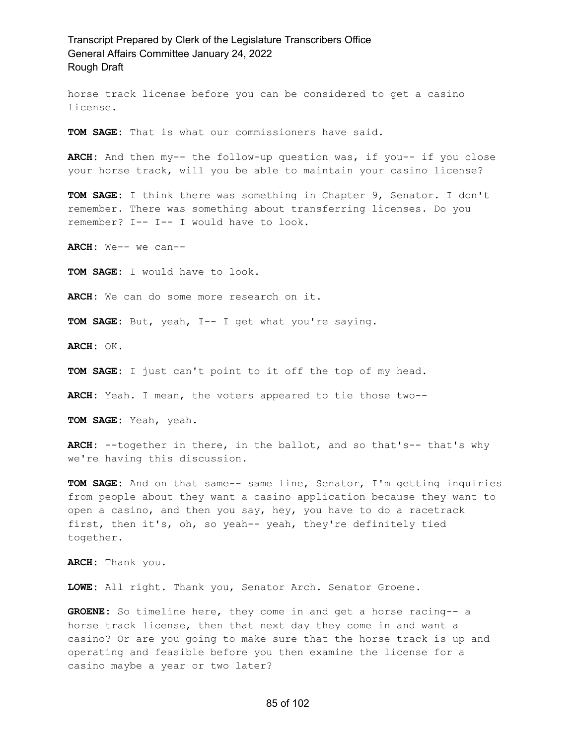horse track license before you can be considered to get a casino license.

**TOM SAGE:** That is what our commissioners have said.

**ARCH:** And then my-- the follow-up question was, if you-- if you close your horse track, will you be able to maintain your casino license?

**TOM SAGE:** I think there was something in Chapter 9, Senator. I don't remember. There was something about transferring licenses. Do you remember? I-- I-- I would have to look.

**ARCH:** We-- we can--

**TOM SAGE:** I would have to look.

**ARCH:** We can do some more research on it.

**TOM SAGE:** But, yeah, I-- I get what you're saying.

**ARCH:** OK.

**TOM SAGE:** I just can't point to it off the top of my head.

**ARCH:** Yeah. I mean, the voters appeared to tie those two--

**TOM SAGE:** Yeah, yeah.

**ARCH:** --together in there, in the ballot, and so that's-- that's why we're having this discussion.

**TOM SAGE:** And on that same-- same line, Senator, I'm getting inquiries from people about they want a casino application because they want to open a casino, and then you say, hey, you have to do a racetrack first, then it's, oh, so yeah-- yeah, they're definitely tied together.

**ARCH:** Thank you.

**LOWE:** All right. Thank you, Senator Arch. Senator Groene.

**GROENE:** So timeline here, they come in and get a horse racing-- a horse track license, then that next day they come in and want a casino? Or are you going to make sure that the horse track is up and operating and feasible before you then examine the license for a casino maybe a year or two later?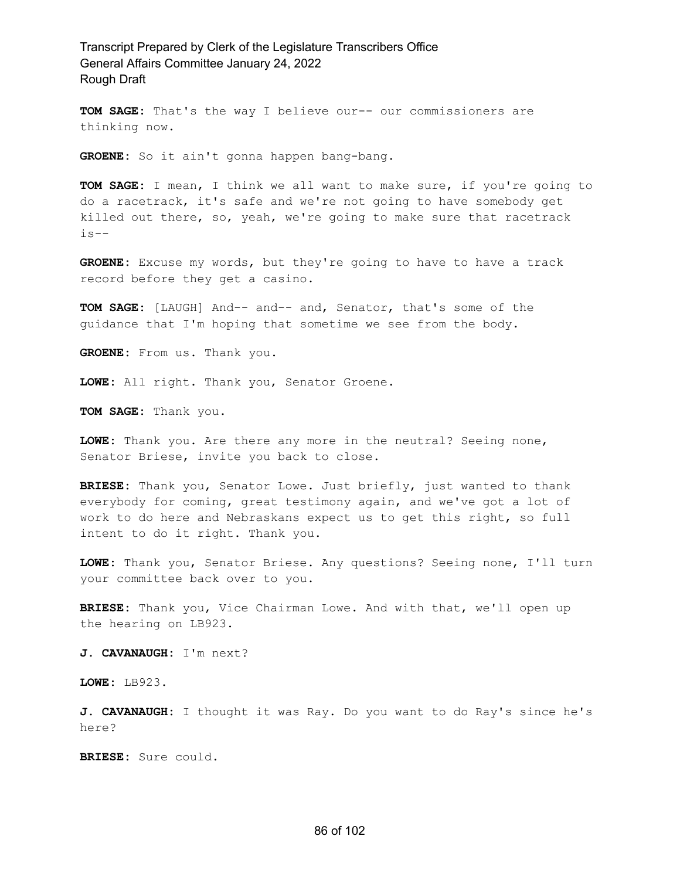**TOM SAGE:** That's the way I believe our-- our commissioners are thinking now.

**GROENE:** So it ain't gonna happen bang-bang.

**TOM SAGE:** I mean, I think we all want to make sure, if you're going to do a racetrack, it's safe and we're not going to have somebody get killed out there, so, yeah, we're going to make sure that racetrack is--

**GROENE:** Excuse my words, but they're going to have to have a track record before they get a casino.

**TOM SAGE:** [LAUGH] And-- and-- and, Senator, that's some of the guidance that I'm hoping that sometime we see from the body.

**GROENE:** From us. Thank you.

**LOWE:** All right. Thank you, Senator Groene.

**TOM SAGE:** Thank you.

**LOWE:** Thank you. Are there any more in the neutral? Seeing none, Senator Briese, invite you back to close.

**BRIESE:** Thank you, Senator Lowe. Just briefly, just wanted to thank everybody for coming, great testimony again, and we've got a lot of work to do here and Nebraskans expect us to get this right, so full intent to do it right. Thank you.

**LOWE:** Thank you, Senator Briese. Any questions? Seeing none, I'll turn your committee back over to you.

**BRIESE:** Thank you, Vice Chairman Lowe. And with that, we'll open up the hearing on LB923.

**J. CAVANAUGH:** I'm next?

**LOWE:** LB923.

**J. CAVANAUGH:** I thought it was Ray. Do you want to do Ray's since he's here?

**BRIESE:** Sure could.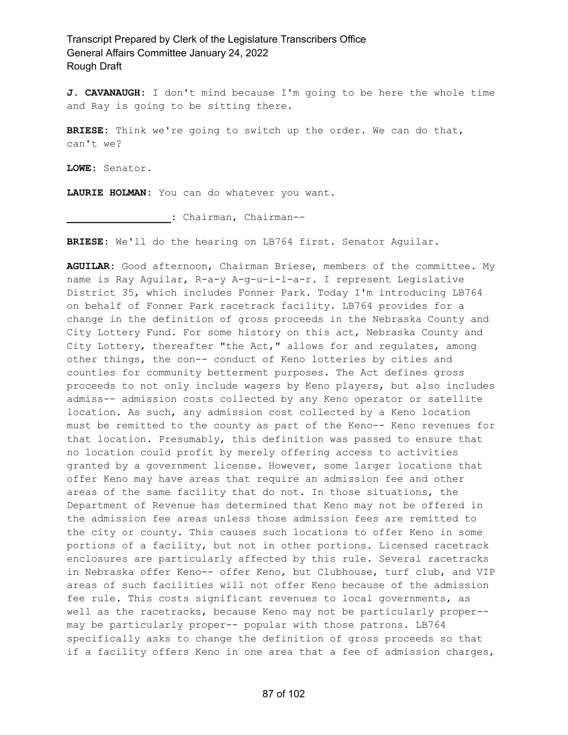**J. CAVANAUGH:** I don't mind because I'm going to be here the whole time and Ray is going to be sitting there.

**BRIESE:** Think we're going to switch up the order. We can do that, can't we?

**LOWE:** Senator.

**LAURIE HOLMAN:** You can do whatever you want.

**_________________:** Chairman, Chairman--

**BRIESE:** We'll do the hearing on LB764 first. Senator Aguilar.

**AGUILAR:** Good afternoon, Chairman Briese, members of the committee. My name is Ray Aguilar, R-a-y A-g-u-i-l-a-r. I represent Legislative District 35, which includes Fonner Park. Today I'm introducing LB764 on behalf of Fonner Park racetrack facility. LB764 provides for a change in the definition of gross proceeds in the Nebraska County and City Lottery Fund. For some history on this act, Nebraska County and City Lottery, thereafter "the Act," allows for and regulates, among other things, the con-- conduct of Keno lotteries by cities and counties for community betterment purposes. The Act defines gross proceeds to not only include wagers by Keno players, but also includes admiss-- admission costs collected by any Keno operator or satellite location. As such, any admission cost collected by a Keno location must be remitted to the county as part of the Keno-- Keno revenues for that location. Presumably, this definition was passed to ensure that no location could profit by merely offering access to activities granted by a government license. However, some larger locations that offer Keno may have areas that require an admission fee and other areas of the same facility that do not. In those situations, the Department of Revenue has determined that Keno may not be offered in the admission fee areas unless those admission fees are remitted to the city or county. This causes such locations to offer Keno in some portions of a facility, but not in other portions. Licensed racetrack enclosures are particularly affected by this rule. Several racetracks in Nebraska offer Keno-- offer Keno, but Clubhouse, turf club, and VIP areas of such facilities will not offer Keno because of the admission fee rule. This costs significant revenues to local governments, as well as the racetracks, because Keno may not be particularly proper-- may be particularly proper-- popular with those patrons. LB764 specifically asks to change the definition of gross proceeds so that if a facility offers Keno in one area that a fee of admission charges,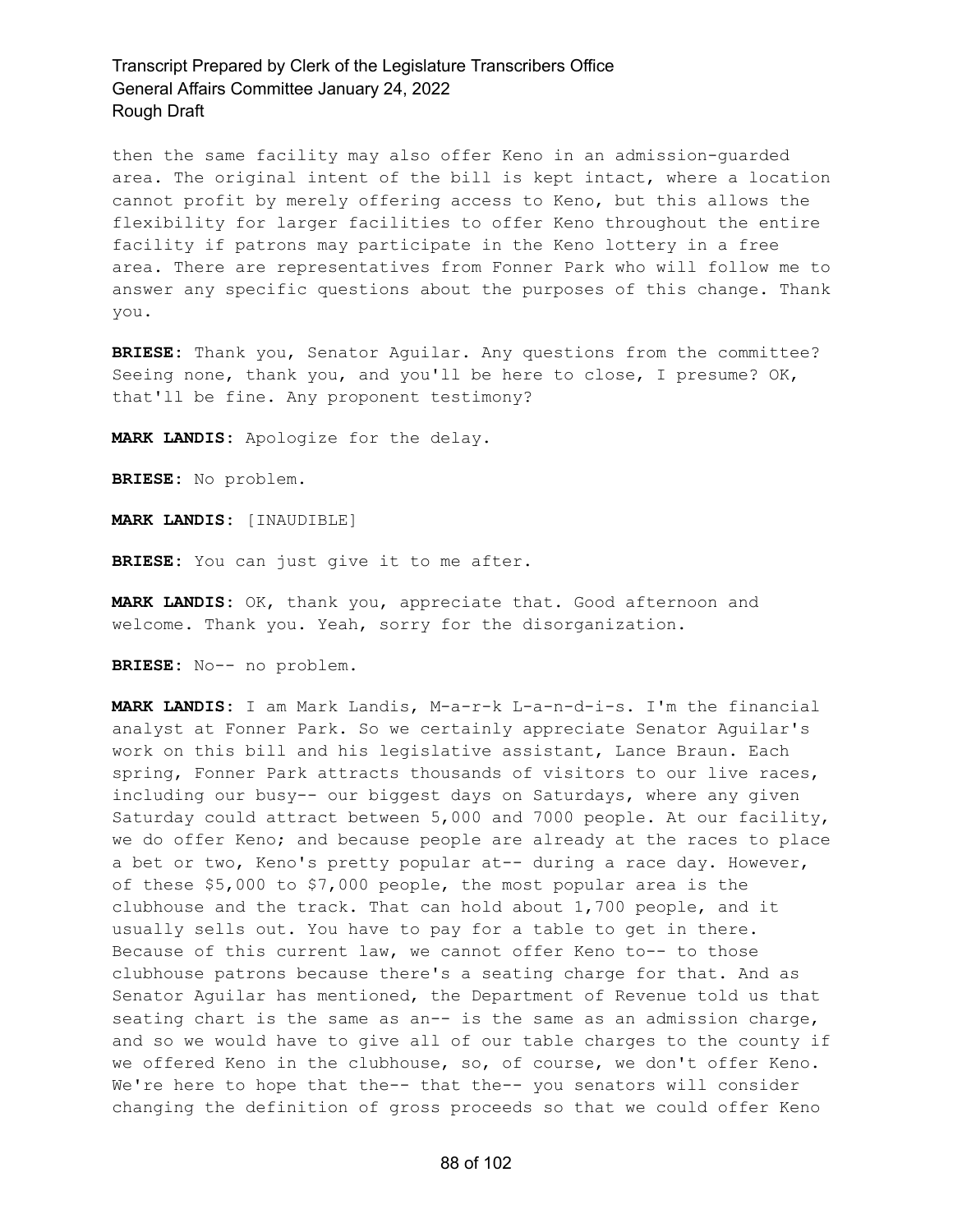then the same facility may also offer Keno in an admission-guarded area. The original intent of the bill is kept intact, where a location cannot profit by merely offering access to Keno, but this allows the flexibility for larger facilities to offer Keno throughout the entire facility if patrons may participate in the Keno lottery in a free area. There are representatives from Fonner Park who will follow me to answer any specific questions about the purposes of this change. Thank you.

**BRIESE:** Thank you, Senator Aguilar. Any questions from the committee? Seeing none, thank you, and you'll be here to close, I presume? OK, that'll be fine. Any proponent testimony?

**MARK LANDIS:** Apologize for the delay.

**BRIESE:** No problem.

**MARK LANDIS:** [INAUDIBLE]

**BRIESE:** You can just give it to me after.

**MARK LANDIS:** OK, thank you, appreciate that. Good afternoon and welcome. Thank you. Yeah, sorry for the disorganization.

**BRIESE:** No-- no problem.

**MARK LANDIS:** I am Mark Landis, M-a-r-k L-a-n-d-i-s. I'm the financial analyst at Fonner Park. So we certainly appreciate Senator Aguilar's work on this bill and his legislative assistant, Lance Braun. Each spring, Fonner Park attracts thousands of visitors to our live races, including our busy-- our biggest days on Saturdays, where any given Saturday could attract between 5,000 and 7000 people. At our facility, we do offer Keno; and because people are already at the races to place a bet or two, Keno's pretty popular at-- during a race day. However, of these $5,000 to $7,000 people, the most popular area is the clubhouse and the track. That can hold about 1,700 people, and it usually sells out. You have to pay for a table to get in there. Because of this current law, we cannot offer Keno to-- to those clubhouse patrons because there's a seating charge for that. And as Senator Aguilar has mentioned, the Department of Revenue told us that seating chart is the same as an-- is the same as an admission charge, and so we would have to give all of our table charges to the county if we offered Keno in the clubhouse, so, of course, we don't offer Keno. We're here to hope that the-- that the-- you senators will consider changing the definition of gross proceeds so that we could offer Keno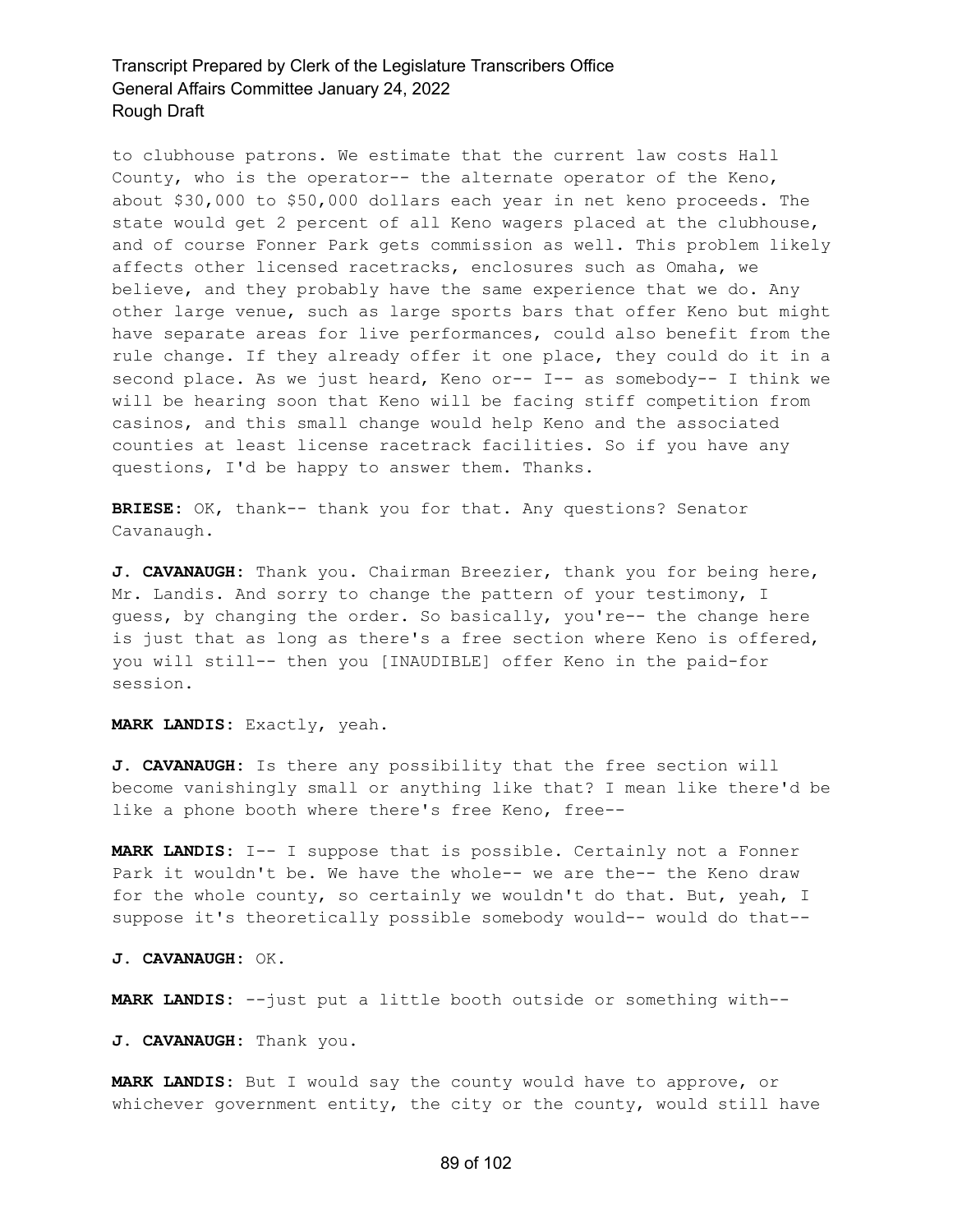to clubhouse patrons. We estimate that the current law costs Hall County, who is the operator-- the alternate operator of the Keno, about $30,000 to $50,000 dollars each year in net keno proceeds. The state would get 2 percent of all Keno wagers placed at the clubhouse, and of course Fonner Park gets commission as well. This problem likely affects other licensed racetracks, enclosures such as Omaha, we believe, and they probably have the same experience that we do. Any other large venue, such as large sports bars that offer Keno but might have separate areas for live performances, could also benefit from the rule change. If they already offer it one place, they could do it in a second place. As we just heard, Keno or-- I-- as somebody-- I think we will be hearing soon that Keno will be facing stiff competition from casinos, and this small change would help Keno and the associated counties at least license racetrack facilities. So if you have any questions, I'd be happy to answer them. Thanks.

**BRIESE:** OK, thank-- thank you for that. Any questions? Senator Cavanaugh.

**J. CAVANAUGH:** Thank you. Chairman Breezier, thank you for being here, Mr. Landis. And sorry to change the pattern of your testimony, I guess, by changing the order. So basically, you're-- the change here is just that as long as there's a free section where Keno is offered, you will still-- then you [INAUDIBLE] offer Keno in the paid-for session.

**MARK LANDIS:** Exactly, yeah.

**J. CAVANAUGH:** Is there any possibility that the free section will become vanishingly small or anything like that? I mean like there'd be like a phone booth where there's free Keno, free--

**MARK LANDIS:** I-- I suppose that is possible. Certainly not a Fonner Park it wouldn't be. We have the whole-- we are the-- the Keno draw for the whole county, so certainly we wouldn't do that. But, yeah, I suppose it's theoretically possible somebody would-- would do that--

**J. CAVANAUGH:** OK.

**MARK LANDIS:** --just put a little booth outside or something with--

**J. CAVANAUGH:** Thank you.

**MARK LANDIS:** But I would say the county would have to approve, or whichever government entity, the city or the county, would still have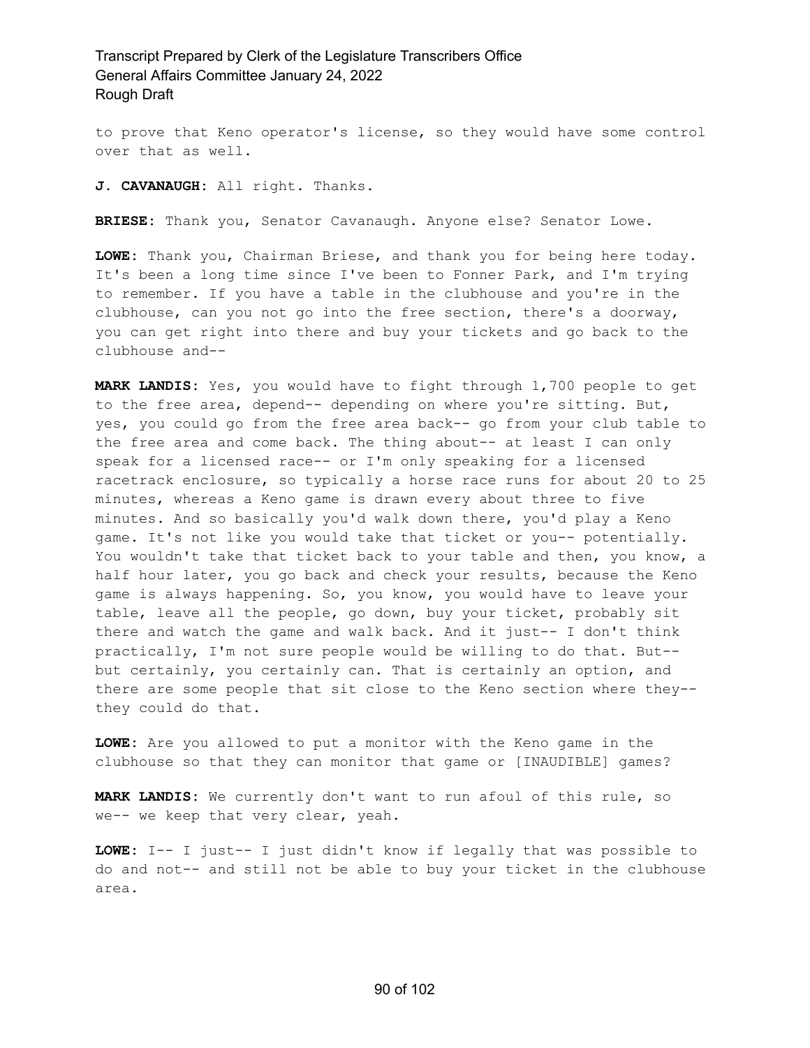to prove that Keno operator's license, so they would have some control over that as well.

**J. CAVANAUGH:** All right. Thanks.

**BRIESE:** Thank you, Senator Cavanaugh. Anyone else? Senator Lowe.

**LOWE:** Thank you, Chairman Briese, and thank you for being here today. It's been a long time since I've been to Fonner Park, and I'm trying to remember. If you have a table in the clubhouse and you're in the clubhouse, can you not go into the free section, there's a doorway, you can get right into there and buy your tickets and go back to the clubhouse and--

**MARK LANDIS:** Yes, you would have to fight through 1,700 people to get to the free area, depend-- depending on where you're sitting. But, yes, you could go from the free area back-- go from your club table to the free area and come back. The thing about-- at least I can only speak for a licensed race-- or I'm only speaking for a licensed racetrack enclosure, so typically a horse race runs for about 20 to 25 minutes, whereas a Keno game is drawn every about three to five minutes. And so basically you'd walk down there, you'd play a Keno game. It's not like you would take that ticket or you-- potentially. You wouldn't take that ticket back to your table and then, you know, a half hour later, you go back and check your results, because the Keno game is always happening. So, you know, you would have to leave your table, leave all the people, go down, buy your ticket, probably sit there and watch the game and walk back. And it just-- I don't think practically, I'm not sure people would be willing to do that. But-- but certainly, you certainly can. That is certainly an option, and there are some people that sit close to the Keno section where they-- they could do that.

**LOWE:** Are you allowed to put a monitor with the Keno game in the clubhouse so that they can monitor that game or [INAUDIBLE] games?

**MARK LANDIS:** We currently don't want to run afoul of this rule, so we-- we keep that very clear, yeah.

**LOWE:** I-- I just-- I just didn't know if legally that was possible to do and not-- and still not be able to buy your ticket in the clubhouse area.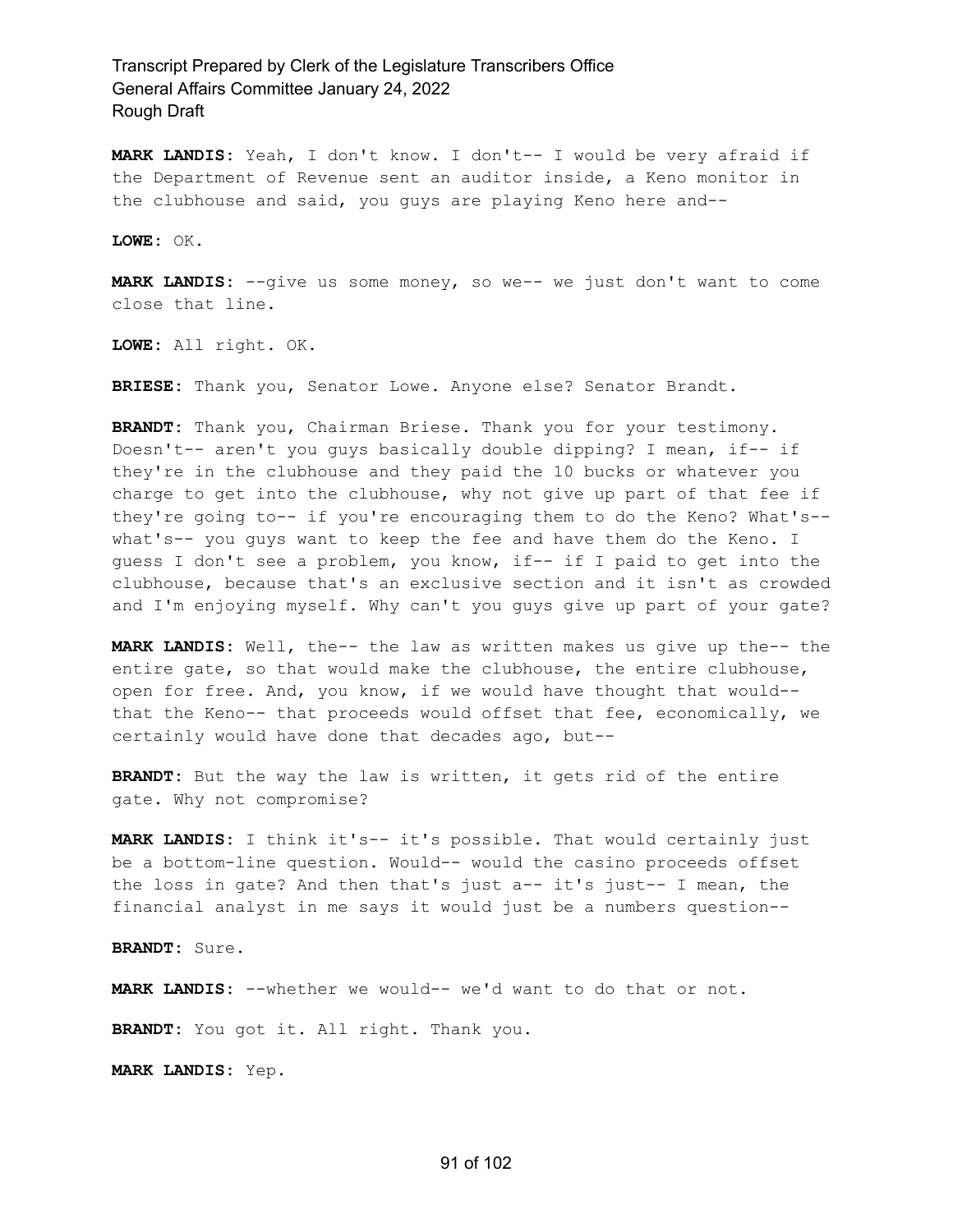**MARK LANDIS:** Yeah, I don't know. I don't-- I would be very afraid if the Department of Revenue sent an auditor inside, a Keno monitor in the clubhouse and said, you guys are playing Keno here and--

**LOWE:** OK.

**MARK LANDIS:** --give us some money, so we-- we just don't want to come close that line.

**LOWE:** All right. OK.

**BRIESE:** Thank you, Senator Lowe. Anyone else? Senator Brandt.

**BRANDT:** Thank you, Chairman Briese. Thank you for your testimony. Doesn't-- aren't you guys basically double dipping? I mean, if-- if they're in the clubhouse and they paid the 10 bucks or whatever you charge to get into the clubhouse, why not give up part of that fee if they're going to-- if you're encouraging them to do the Keno? What's-- what's-- you guys want to keep the fee and have them do the Keno. I guess I don't see a problem, you know, if-- if I paid to get into the clubhouse, because that's an exclusive section and it isn't as crowded and I'm enjoying myself. Why can't you guys give up part of your gate?

**MARK LANDIS:** Well, the-- the law as written makes us give up the-- the entire gate, so that would make the clubhouse, the entire clubhouse, open for free. And, you know, if we would have thought that would-- that the Keno-- that proceeds would offset that fee, economically, we certainly would have done that decades ago, but--

**BRANDT:** But the way the law is written, it gets rid of the entire gate. Why not compromise?

**MARK LANDIS:** I think it's-- it's possible. That would certainly just be a bottom-line question. Would-- would the casino proceeds offset the loss in gate? And then that's just a-- it's just-- I mean, the financial analyst in me says it would just be a numbers question--

**BRANDT:** Sure.

**MARK LANDIS:** --whether we would-- we'd want to do that or not.

**BRANDT:** You got it. All right. Thank you.

**MARK LANDIS:** Yep.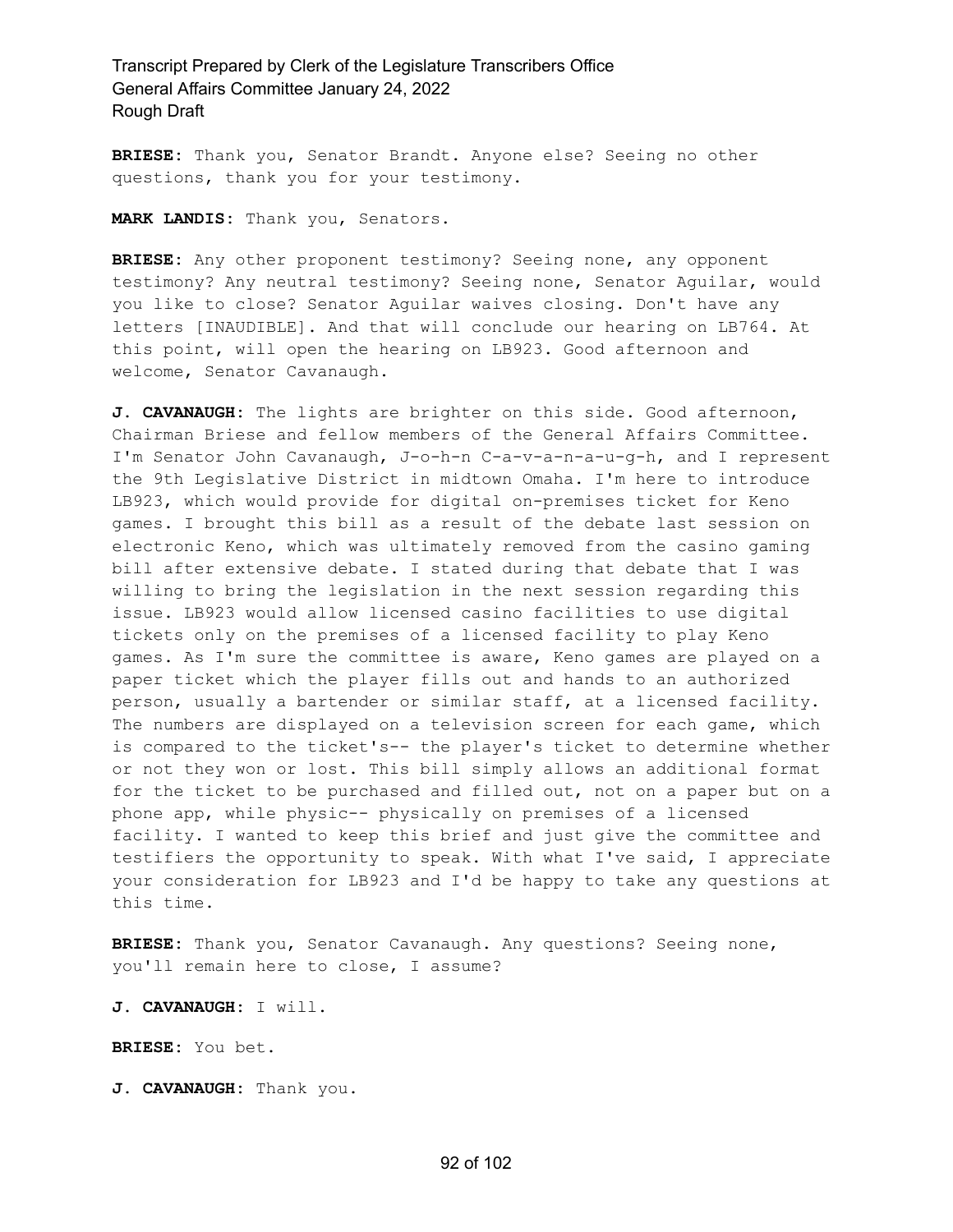**BRIESE:** Thank you, Senator Brandt. Anyone else? Seeing no other questions, thank you for your testimony.

**MARK LANDIS:** Thank you, Senators.

**BRIESE:** Any other proponent testimony? Seeing none, any opponent testimony? Any neutral testimony? Seeing none, Senator Aguilar, would you like to close? Senator Aguilar waives closing. Don't have any letters [INAUDIBLE]. And that will conclude our hearing on LB764. At this point, will open the hearing on LB923. Good afternoon and welcome, Senator Cavanaugh.

**J. CAVANAUGH:** The lights are brighter on this side. Good afternoon, Chairman Briese and fellow members of the General Affairs Committee. I'm Senator John Cavanaugh, J-o-h-n C-a-v-a-n-a-u-g-h, and I represent the 9th Legislative District in midtown Omaha. I'm here to introduce LB923, which would provide for digital on-premises ticket for Keno games. I brought this bill as a result of the debate last session on electronic Keno, which was ultimately removed from the casino gaming bill after extensive debate. I stated during that debate that I was willing to bring the legislation in the next session regarding this issue. LB923 would allow licensed casino facilities to use digital tickets only on the premises of a licensed facility to play Keno games. As I'm sure the committee is aware, Keno games are played on a paper ticket which the player fills out and hands to an authorized person, usually a bartender or similar staff, at a licensed facility. The numbers are displayed on a television screen for each game, which is compared to the ticket's-- the player's ticket to determine whether or not they won or lost. This bill simply allows an additional format for the ticket to be purchased and filled out, not on a paper but on a phone app, while physic-- physically on premises of a licensed facility. I wanted to keep this brief and just give the committee and testifiers the opportunity to speak. With what I've said, I appreciate your consideration for LB923 and I'd be happy to take any questions at this time.

**BRIESE:** Thank you, Senator Cavanaugh. Any questions? Seeing none, you'll remain here to close, I assume?

**J. CAVANAUGH:** I will.

**BRIESE:** You bet.

**J. CAVANAUGH:** Thank you.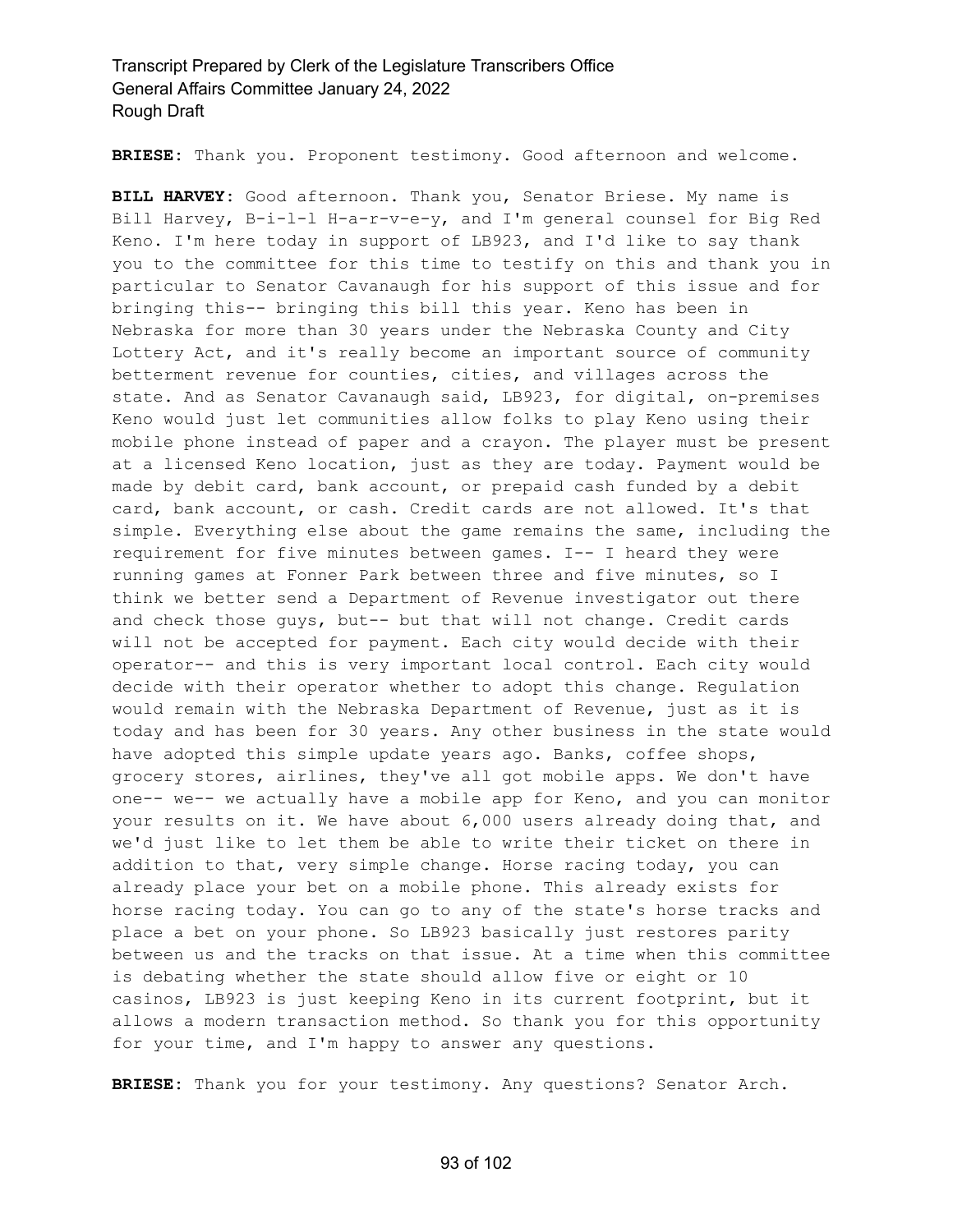**BRIESE:** Thank you. Proponent testimony. Good afternoon and welcome.

**BILL HARVEY:** Good afternoon. Thank you, Senator Briese. My name is Bill Harvey, B-i-l-l H-a-r-v-e-y, and I'm general counsel for Big Red Keno. I'm here today in support of LB923, and I'd like to say thank you to the committee for this time to testify on this and thank you in particular to Senator Cavanaugh for his support of this issue and for bringing this-- bringing this bill this year. Keno has been in Nebraska for more than 30 years under the Nebraska County and City Lottery Act, and it's really become an important source of community betterment revenue for counties, cities, and villages across the state. And as Senator Cavanaugh said, LB923, for digital, on-premises Keno would just let communities allow folks to play Keno using their mobile phone instead of paper and a crayon. The player must be present at a licensed Keno location, just as they are today. Payment would be made by debit card, bank account, or prepaid cash funded by a debit card, bank account, or cash. Credit cards are not allowed. It's that simple. Everything else about the game remains the same, including the requirement for five minutes between games. I-- I heard they were running games at Fonner Park between three and five minutes, so I think we better send a Department of Revenue investigator out there and check those guys, but-- but that will not change. Credit cards will not be accepted for payment. Each city would decide with their operator-- and this is very important local control. Each city would decide with their operator whether to adopt this change. Regulation would remain with the Nebraska Department of Revenue, just as it is today and has been for 30 years. Any other business in the state would have adopted this simple update years ago. Banks, coffee shops, grocery stores, airlines, they've all got mobile apps. We don't have one-- we-- we actually have a mobile app for Keno, and you can monitor your results on it. We have about 6,000 users already doing that, and we'd just like to let them be able to write their ticket on there in addition to that, very simple change. Horse racing today, you can already place your bet on a mobile phone. This already exists for horse racing today. You can go to any of the state's horse tracks and place a bet on your phone. So LB923 basically just restores parity between us and the tracks on that issue. At a time when this committee is debating whether the state should allow five or eight or 10 casinos, LB923 is just keeping Keno in its current footprint, but it allows a modern transaction method. So thank you for this opportunity for your time, and I'm happy to answer any questions.

**BRIESE:** Thank you for your testimony. Any questions? Senator Arch.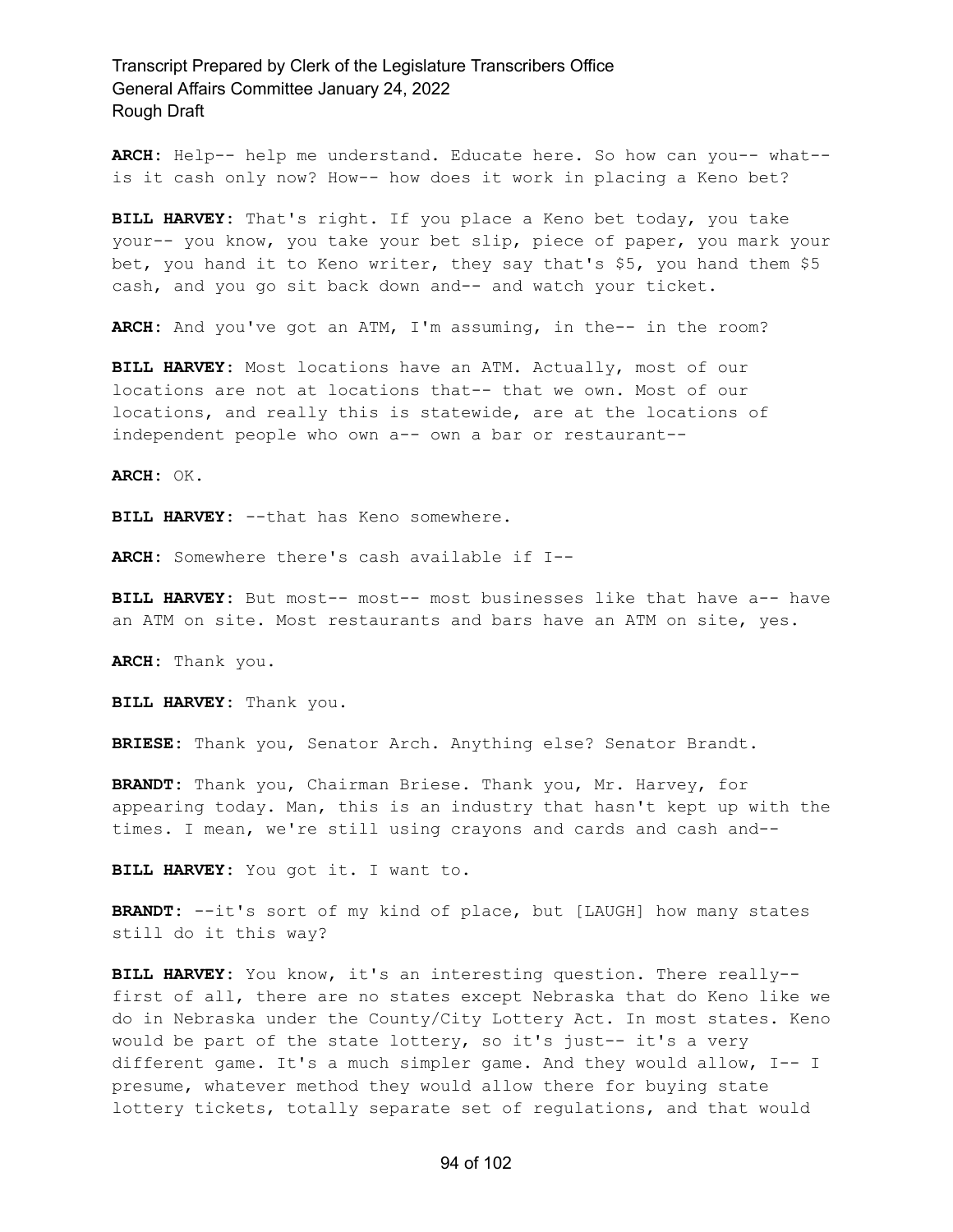**ARCH:** Help-- help me understand. Educate here. So how can you-- what-- is it cash only now? How-- how does it work in placing a Keno bet?

**BILL HARVEY:** That's right. If you place a Keno bet today, you take your-- you know, you take your bet slip, piece of paper, you mark your bet, you hand it to Keno writer, they say that's $5, you hand them $5 cash, and you go sit back down and-- and watch your ticket.

**ARCH:** And you've got an ATM, I'm assuming, in the-- in the room?

**BILL HARVEY:** Most locations have an ATM. Actually, most of our locations are not at locations that-- that we own. Most of our locations, and really this is statewide, are at the locations of independent people who own a-- own a bar or restaurant--

**ARCH:** OK.

**BILL HARVEY:** --that has Keno somewhere.

**ARCH:** Somewhere there's cash available if I--

**BILL HARVEY:** But most-- most-- most businesses like that have a-- have an ATM on site. Most restaurants and bars have an ATM on site, yes.

**ARCH:** Thank you.

**BILL HARVEY:** Thank you.

**BRIESE:** Thank you, Senator Arch. Anything else? Senator Brandt.

**BRANDT:** Thank you, Chairman Briese. Thank you, Mr. Harvey, for appearing today. Man, this is an industry that hasn't kept up with the times. I mean, we're still using crayons and cards and cash and--

**BILL HARVEY:** You got it. I want to.

**BRANDT:** --it's sort of my kind of place, but [LAUGH] how many states still do it this way?

**BILL HARVEY:** You know, it's an interesting question. There really-- first of all, there are no states except Nebraska that do Keno like we do in Nebraska under the County/City Lottery Act. In most states. Keno would be part of the state lottery, so it's just-- it's a very different game. It's a much simpler game. And they would allow, I-- I presume, whatever method they would allow there for buying state lottery tickets, totally separate set of regulations, and that would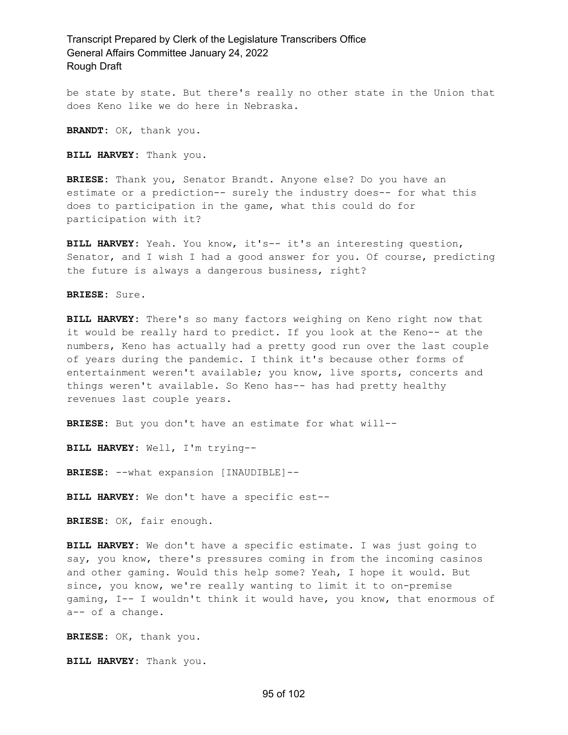be state by state. But there's really no other state in the Union that does Keno like we do here in Nebraska.

**BRANDT:** OK, thank you.

**BILL HARVEY:** Thank you.

**BRIESE:** Thank you, Senator Brandt. Anyone else? Do you have an estimate or a prediction-- surely the industry does-- for what this does to participation in the game, what this could do for participation with it?

**BILL HARVEY:** Yeah. You know, it's-- it's an interesting question, Senator, and I wish I had a good answer for you. Of course, predicting the future is always a dangerous business, right?

**BRIESE:** Sure.

**BILL HARVEY:** There's so many factors weighing on Keno right now that it would be really hard to predict. If you look at the Keno-- at the numbers, Keno has actually had a pretty good run over the last couple of years during the pandemic. I think it's because other forms of entertainment weren't available; you know, live sports, concerts and things weren't available. So Keno has-- has had pretty healthy revenues last couple years.

**BRIESE:** But you don't have an estimate for what will--

**BILL HARVEY:** Well, I'm trying--

**BRIESE:** --what expansion [INAUDIBLE]--

**BILL HARVEY:** We don't have a specific est--

**BRIESE:** OK, fair enough.

**BILL HARVEY:** We don't have a specific estimate. I was just going to say, you know, there's pressures coming in from the incoming casinos and other gaming. Would this help some? Yeah, I hope it would. But since, you know, we're really wanting to limit it to on-premise gaming, I-- I wouldn't think it would have, you know, that enormous of a-- of a change.

**BRIESE:** OK, thank you.

**BILL HARVEY:** Thank you.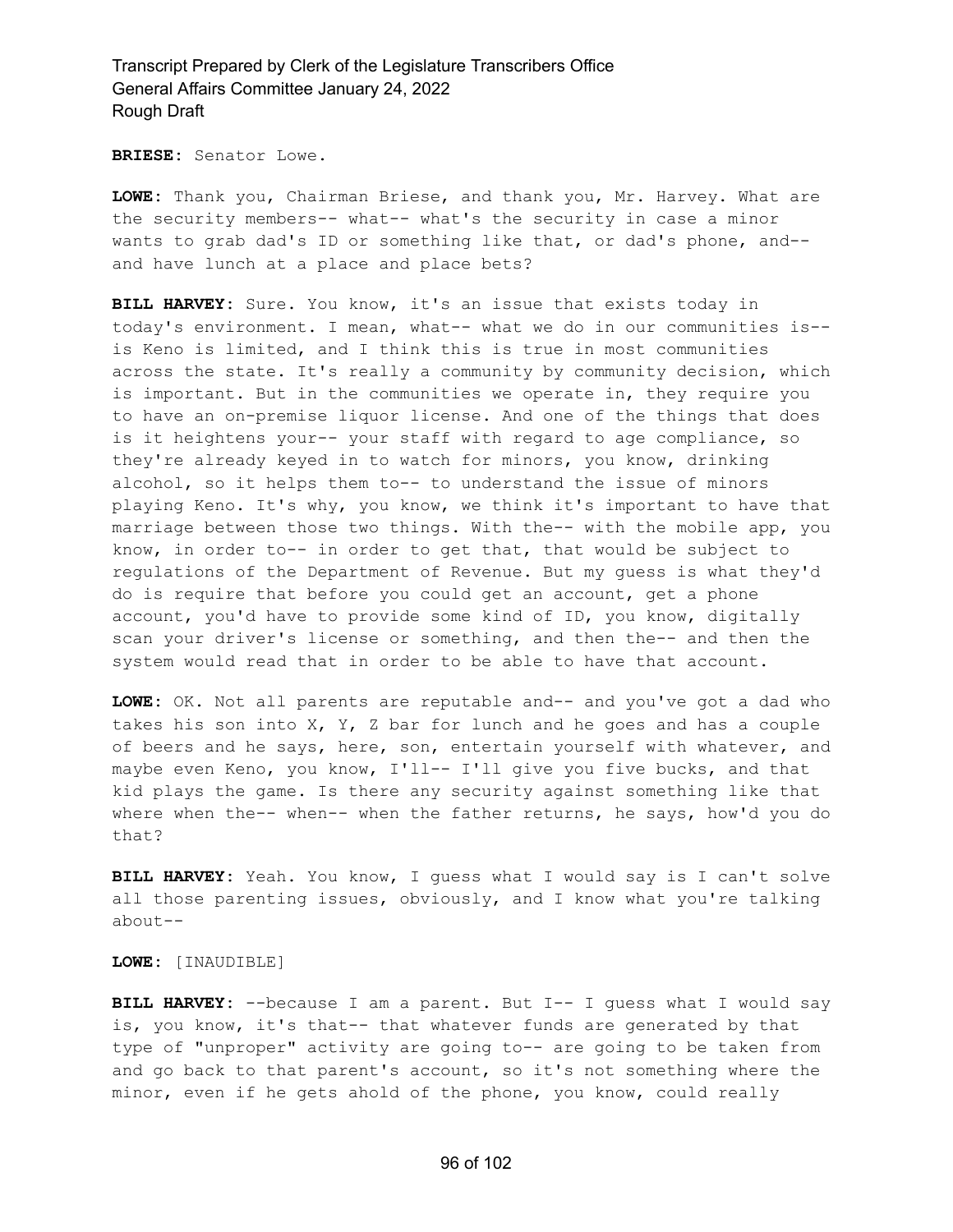**BRIESE:** Senator Lowe.

**LOWE:** Thank you, Chairman Briese, and thank you, Mr. Harvey. What are the security members-- what-- what's the security in case a minor wants to grab dad's ID or something like that, or dad's phone, and-- and have lunch at a place and place bets?

**BILL HARVEY:** Sure. You know, it's an issue that exists today in today's environment. I mean, what-- what we do in our communities is-- is Keno is limited, and I think this is true in most communities across the state. It's really a community by community decision, which is important. But in the communities we operate in, they require you to have an on-premise liquor license. And one of the things that does is it heightens your-- your staff with regard to age compliance, so they're already keyed in to watch for minors, you know, drinking alcohol, so it helps them to-- to understand the issue of minors playing Keno. It's why, you know, we think it's important to have that marriage between those two things. With the-- with the mobile app, you know, in order to-- in order to get that, that would be subject to regulations of the Department of Revenue. But my guess is what they'd do is require that before you could get an account, get a phone account, you'd have to provide some kind of ID, you know, digitally scan your driver's license or something, and then the-- and then the system would read that in order to be able to have that account.

**LOWE:** OK. Not all parents are reputable and-- and you've got a dad who takes his son into X, Y, Z bar for lunch and he goes and has a couple of beers and he says, here, son, entertain yourself with whatever, and maybe even Keno, you know, I'll-- I'll give you five bucks, and that kid plays the game. Is there any security against something like that where when the-- when-- when the father returns, he says, how'd you do that?

**BILL HARVEY:** Yeah. You know, I guess what I would say is I can't solve all those parenting issues, obviously, and I know what you're talking about--

**LOWE:** [INAUDIBLE]

**BILL HARVEY:** --because I am a parent. But I-- I guess what I would say is, you know, it's that-- that whatever funds are generated by that type of "unproper" activity are going to-- are going to be taken from and go back to that parent's account, so it's not something where the minor, even if he gets ahold of the phone, you know, could really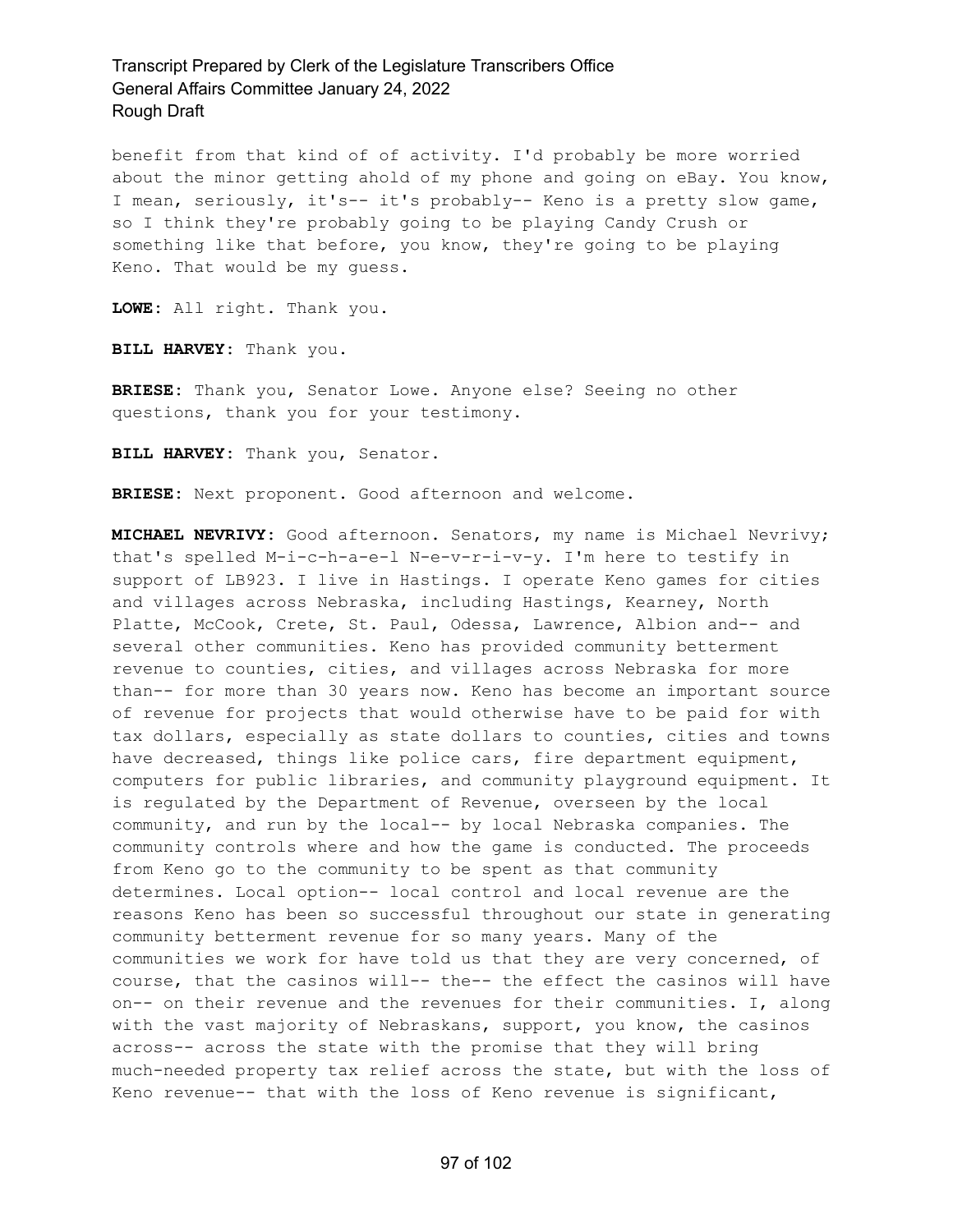benefit from that kind of of activity. I'd probably be more worried about the minor getting ahold of my phone and going on eBay. You know, I mean, seriously, it's-- it's probably-- Keno is a pretty slow game, so I think they're probably going to be playing Candy Crush or something like that before, you know, they're going to be playing Keno. That would be my guess.

**LOWE:** All right. Thank you.

**BILL HARVEY:** Thank you.

**BRIESE:** Thank you, Senator Lowe. Anyone else? Seeing no other questions, thank you for your testimony.

**BILL HARVEY:** Thank you, Senator.

**BRIESE:** Next proponent. Good afternoon and welcome.

**MICHAEL NEVRIVY:** Good afternoon. Senators, my name is Michael Nevrivy; that's spelled M-i-c-h-a-e-l N-e-v-r-i-v-y. I'm here to testify in support of LB923. I live in Hastings. I operate Keno games for cities and villages across Nebraska, including Hastings, Kearney, North Platte, McCook, Crete, St. Paul, Odessa, Lawrence, Albion and-- and several other communities. Keno has provided community betterment revenue to counties, cities, and villages across Nebraska for more than-- for more than 30 years now. Keno has become an important source of revenue for projects that would otherwise have to be paid for with tax dollars, especially as state dollars to counties, cities and towns have decreased, things like police cars, fire department equipment, computers for public libraries, and community playground equipment. It is regulated by the Department of Revenue, overseen by the local community, and run by the local-- by local Nebraska companies. The community controls where and how the game is conducted. The proceeds from Keno go to the community to be spent as that community determines. Local option-- local control and local revenue are the reasons Keno has been so successful throughout our state in generating community betterment revenue for so many years. Many of the communities we work for have told us that they are very concerned, of course, that the casinos will-- the-- the effect the casinos will have on-- on their revenue and the revenues for their communities. I, along with the vast majority of Nebraskans, support, you know, the casinos across-- across the state with the promise that they will bring much-needed property tax relief across the state, but with the loss of Keno revenue-- that with the loss of Keno revenue is significant,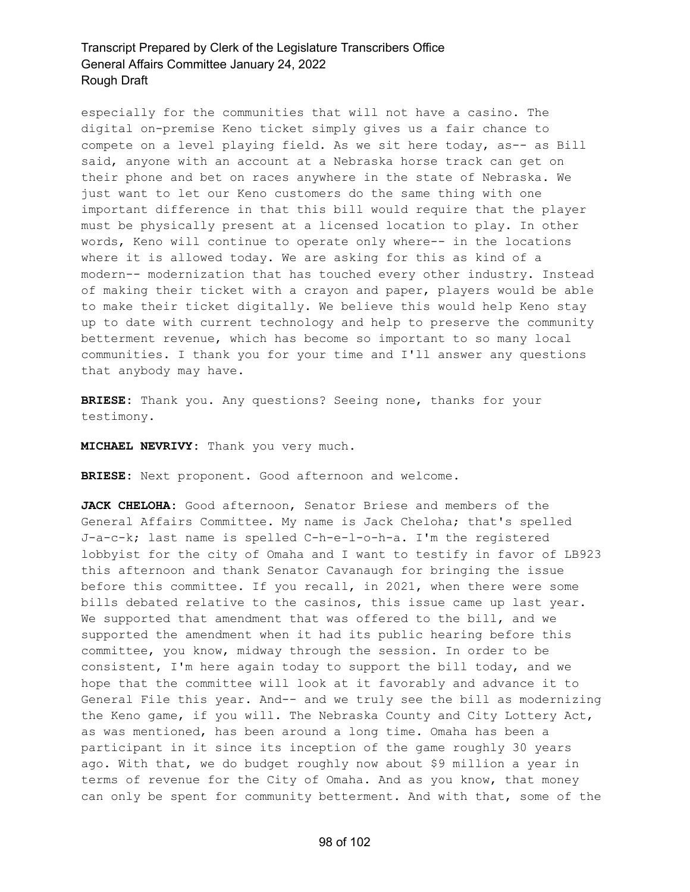especially for the communities that will not have a casino. The digital on-premise Keno ticket simply gives us a fair chance to compete on a level playing field. As we sit here today, as-- as Bill said, anyone with an account at a Nebraska horse track can get on their phone and bet on races anywhere in the state of Nebraska. We just want to let our Keno customers do the same thing with one important difference in that this bill would require that the player must be physically present at a licensed location to play. In other words, Keno will continue to operate only where-- in the locations where it is allowed today. We are asking for this as kind of a modern-- modernization that has touched every other industry. Instead of making their ticket with a crayon and paper, players would be able to make their ticket digitally. We believe this would help Keno stay up to date with current technology and help to preserve the community betterment revenue, which has become so important to so many local communities. I thank you for your time and I'll answer any questions that anybody may have.

**BRIESE:** Thank you. Any questions? Seeing none, thanks for your testimony.

**MICHAEL NEVRIVY:** Thank you very much.

**BRIESE:** Next proponent. Good afternoon and welcome.

**JACK CHELOHA:** Good afternoon, Senator Briese and members of the General Affairs Committee. My name is Jack Cheloha; that's spelled J-a-c-k; last name is spelled C-h-e-l-o-h-a. I'm the registered lobbyist for the city of Omaha and I want to testify in favor of LB923 this afternoon and thank Senator Cavanaugh for bringing the issue before this committee. If you recall, in 2021, when there were some bills debated relative to the casinos, this issue came up last year. We supported that amendment that was offered to the bill, and we supported the amendment when it had its public hearing before this committee, you know, midway through the session. In order to be consistent, I'm here again today to support the bill today, and we hope that the committee will look at it favorably and advance it to General File this year. And-- and we truly see the bill as modernizing the Keno game, if you will. The Nebraska County and City Lottery Act, as was mentioned, has been around a long time. Omaha has been a participant in it since its inception of the game roughly 30 years ago. With that, we do budget roughly now about $9 million a year in terms of revenue for the City of Omaha. And as you know, that money can only be spent for community betterment. And with that, some of the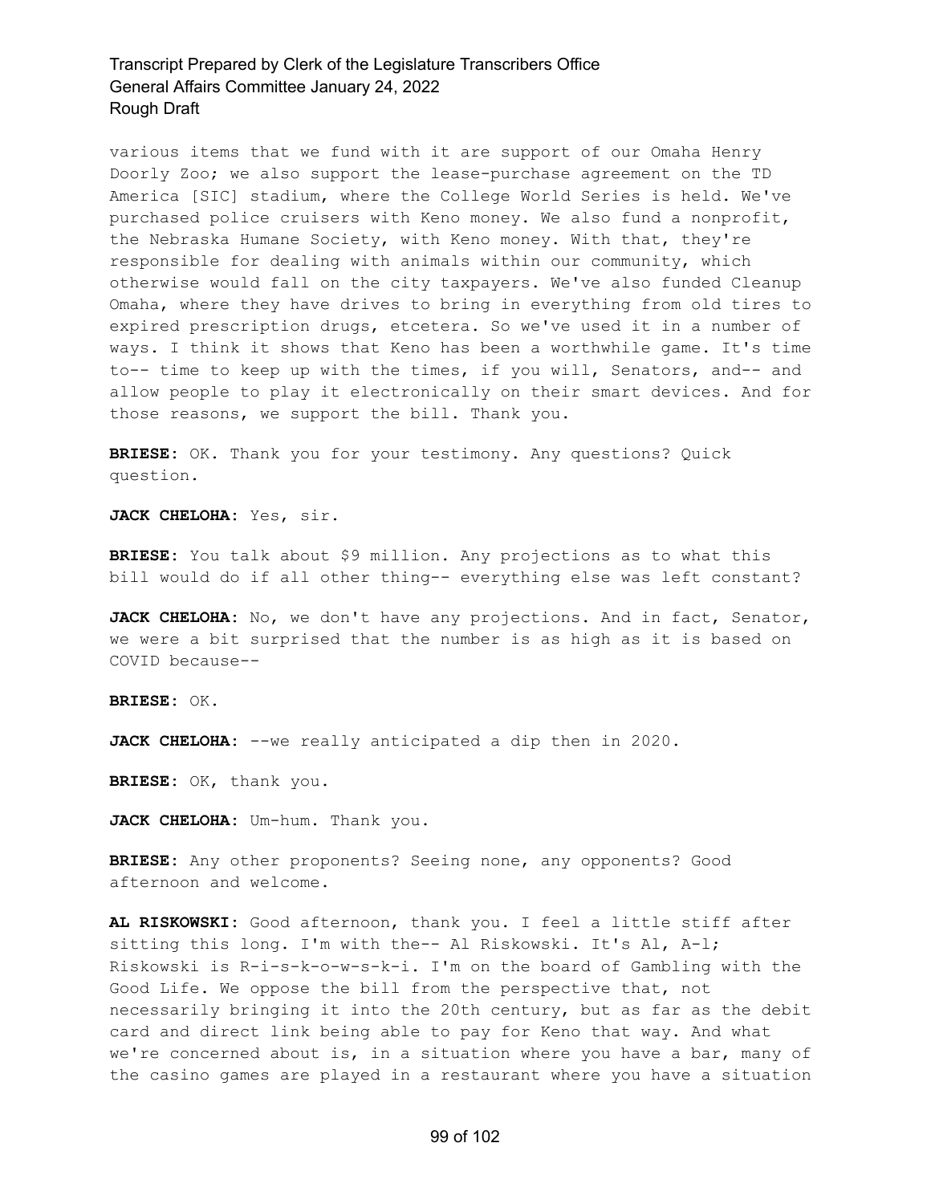various items that we fund with it are support of our Omaha Henry Doorly Zoo; we also support the lease-purchase agreement on the TD America [SIC] stadium, where the College World Series is held. We've purchased police cruisers with Keno money. We also fund a nonprofit, the Nebraska Humane Society, with Keno money. With that, they're responsible for dealing with animals within our community, which otherwise would fall on the city taxpayers. We've also funded Cleanup Omaha, where they have drives to bring in everything from old tires to expired prescription drugs, etcetera. So we've used it in a number of ways. I think it shows that Keno has been a worthwhile game. It's time to-- time to keep up with the times, if you will, Senators, and-- and allow people to play it electronically on their smart devices. And for those reasons, we support the bill. Thank you.

**BRIESE:** OK. Thank you for your testimony. Any questions? Quick question.

**JACK CHELOHA:** Yes, sir.

**BRIESE:** You talk about $9 million. Any projections as to what this bill would do if all other thing-- everything else was left constant?

**JACK CHELOHA:** No, we don't have any projections. And in fact, Senator, we were a bit surprised that the number is as high as it is based on COVID because--

**BRIESE:** OK.

**JACK CHELOHA:** --we really anticipated a dip then in 2020.

**BRIESE:** OK, thank you.

**JACK CHELOHA:** Um-hum. Thank you.

**BRIESE:** Any other proponents? Seeing none, any opponents? Good afternoon and welcome.

**AL RISKOWSKI:** Good afternoon, thank you. I feel a little stiff after sitting this long. I'm with the-- Al Riskowski. It's Al, A-l; Riskowski is R-i-s-k-o-w-s-k-i. I'm on the board of Gambling with the Good Life. We oppose the bill from the perspective that, not necessarily bringing it into the 20th century, but as far as the debit card and direct link being able to pay for Keno that way. And what we're concerned about is, in a situation where you have a bar, many of the casino games are played in a restaurant where you have a situation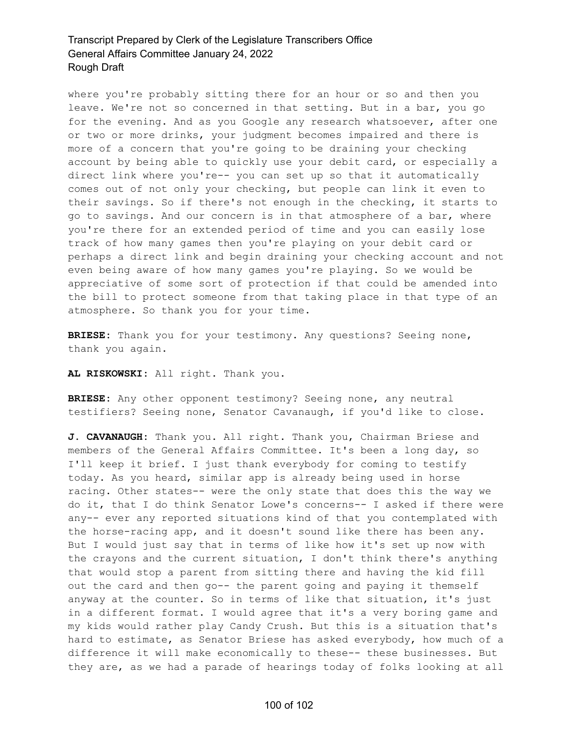where you're probably sitting there for an hour or so and then you leave. We're not so concerned in that setting. But in a bar, you go for the evening. And as you Google any research whatsoever, after one or two or more drinks, your judgment becomes impaired and there is more of a concern that you're going to be draining your checking account by being able to quickly use your debit card, or especially a direct link where you're-- you can set up so that it automatically comes out of not only your checking, but people can link it even to their savings. So if there's not enough in the checking, it starts to go to savings. And our concern is in that atmosphere of a bar, where you're there for an extended period of time and you can easily lose track of how many games then you're playing on your debit card or perhaps a direct link and begin draining your checking account and not even being aware of how many games you're playing. So we would be appreciative of some sort of protection if that could be amended into the bill to protect someone from that taking place in that type of an atmosphere. So thank you for your time.

**BRIESE:** Thank you for your testimony. Any questions? Seeing none, thank you again.

**AL RISKOWSKI:** All right. Thank you.

**BRIESE:** Any other opponent testimony? Seeing none, any neutral testifiers? Seeing none, Senator Cavanaugh, if you'd like to close.

**J. CAVANAUGH:** Thank you. All right. Thank you, Chairman Briese and members of the General Affairs Committee. It's been a long day, so I'll keep it brief. I just thank everybody for coming to testify today. As you heard, similar app is already being used in horse racing. Other states-- were the only state that does this the way we do it, that I do think Senator Lowe's concerns-- I asked if there were any-- ever any reported situations kind of that you contemplated with the horse-racing app, and it doesn't sound like there has been any. But I would just say that in terms of like how it's set up now with the crayons and the current situation, I don't think there's anything that would stop a parent from sitting there and having the kid fill out the card and then go-- the parent going and paying it themself anyway at the counter. So in terms of like that situation, it's just in a different format. I would agree that it's a very boring game and my kids would rather play Candy Crush. But this is a situation that's hard to estimate, as Senator Briese has asked everybody, how much of a difference it will make economically to these-- these businesses. But they are, as we had a parade of hearings today of folks looking at all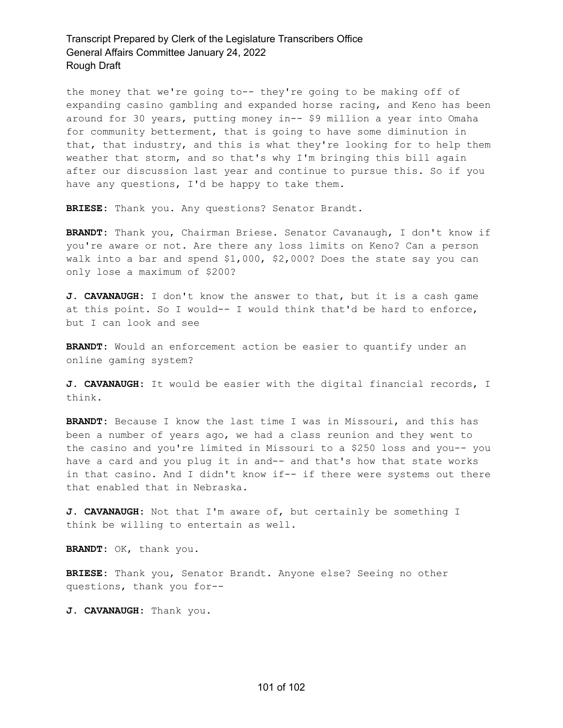the money that we're going to-- they're going to be making off of expanding casino gambling and expanded horse racing, and Keno has been around for 30 years, putting money in-- $9 million a year into Omaha for community betterment, that is going to have some diminution in that, that industry, and this is what they're looking for to help them weather that storm, and so that's why I'm bringing this bill again after our discussion last year and continue to pursue this. So if you have any questions, I'd be happy to take them.

**BRIESE:** Thank you. Any questions? Senator Brandt.

**BRANDT:** Thank you, Chairman Briese. Senator Cavanaugh, I don't know if you're aware or not. Are there any loss limits on Keno? Can a person walk into a bar and spend $1,000, $2,000? Does the state say you can only lose a maximum of $200?

**J. CAVANAUGH:** I don't know the answer to that, but it is a cash game at this point. So I would-- I would think that'd be hard to enforce, but I can look and see

**BRANDT:** Would an enforcement action be easier to quantify under an online gaming system?

**J. CAVANAUGH:** It would be easier with the digital financial records, I think.

**BRANDT:** Because I know the last time I was in Missouri, and this has been a number of years ago, we had a class reunion and they went to the casino and you're limited in Missouri to a $250 loss and you-- you have a card and you plug it in and-- and that's how that state works in that casino. And I didn't know if-- if there were systems out there that enabled that in Nebraska.

**J. CAVANAUGH:** Not that I'm aware of, but certainly be something I think be willing to entertain as well.

**BRANDT:** OK, thank you.

**BRIESE:** Thank you, Senator Brandt. Anyone else? Seeing no other questions, thank you for--

**J. CAVANAUGH:** Thank you.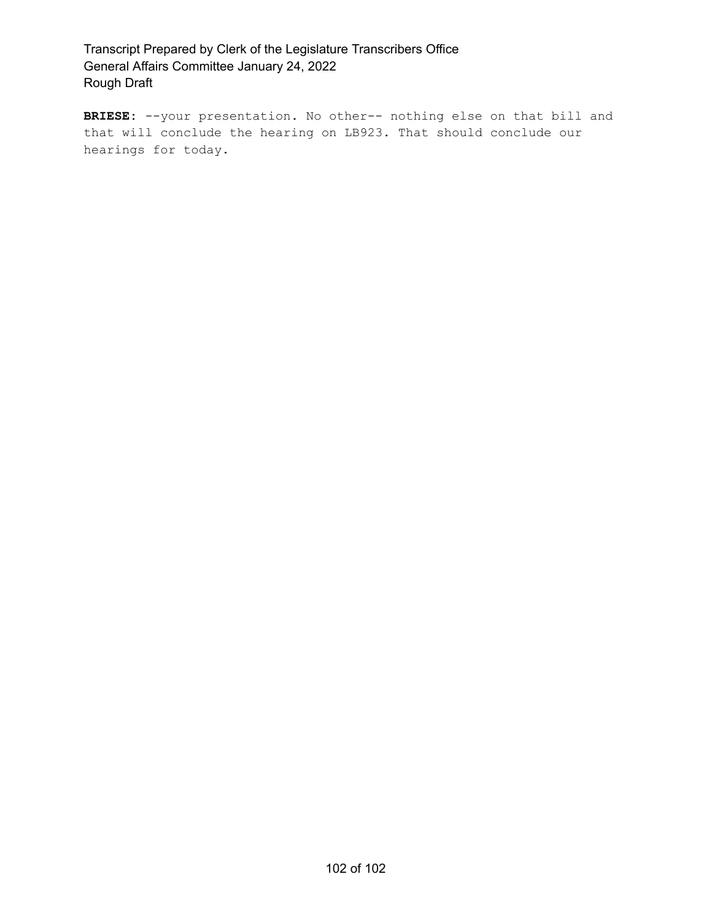**BRIESE:** --your presentation. No other-- nothing else on that bill and that will conclude the hearing on LB923. That should conclude our hearings for today.